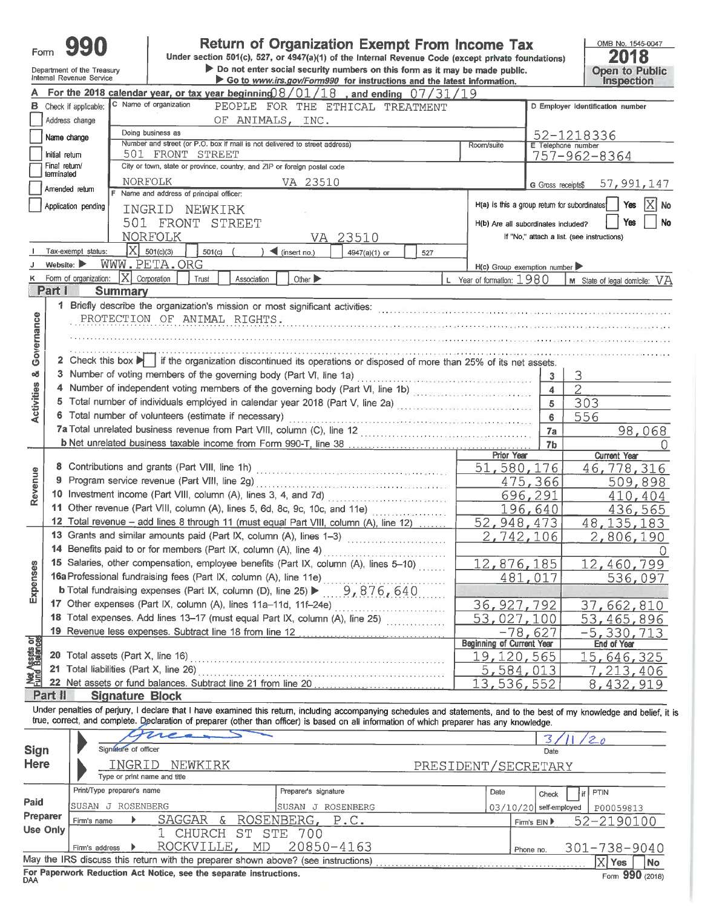Form **990**

Department of the Treasury
Internal Revenue Service

# Return of Organization Exempt From Income Tax

Under section 501(c), 527, or 4947(a)(1) of the Internal Revenue Code (except private foundations)

▶ Do not enter social security numbers on this form as it may be made public.

▶ Go to www.irs.gov/Form990 for instructions and the latest information.

OMB No. 1545-0047

**2018**

**Open to Public Inspection**

**A** For the 2018 calendar year, or tax year beginning 08/01/18 , and ending 07/31/19

| B Check if applicable: | C Name of organization | D Employer identification number |
|---|---|---|
| Address change | PEOPLE FOR THE ETHICAL TREATMENT OF ANIMALS, INC. | |
| Name change | Doing business as | 52-1218336 |
| Initial return | Number and street (or P.O. box if mail is not delivered to street address): 501 FRONT STREET — Room/suite | E Telephone number: 757-962-8364 |
| Final return/terminated | City or town, state or province, country, and ZIP or foreign postal code: NORFOLK VA 23510 | |
| Amended return | | G Gross receipts $ 57,991,147 |
| Application pending | F Name and address of principal officer: INGRID NEWKIRK, 501 FRONT STREET, NORFOLK VA 23510 | H(a) Is this a group return for subordinates? Yes [ ] No [X] |
| | | H(b) Are all subordinates included? Yes [ ] No [ ] If "No," attach a list. (see instructions) |

**I** Tax-exempt status: [X] 501(c)(3) [ ] 501(c) ( ) ◀ (insert no.) [ ] 4947(a)(1) or [ ] 527

**J** Website: ▶ WWW.PETA.ORG

**H(c)** Group exemption number ▶

**K** Form of organization: [X] Corporation [ ] Trust [ ] Association [ ] Other ▶

**L** Year of formation: 1980 **M** State of legal domicile: VA

## Part I Summary

**Activities & Governance**

1 Briefly describe the organization's mission or most significant activities:
PROTECTION OF ANIMAL RIGHTS.

2 Check this box ▶ [ ] if the organization discontinued its operations or disposed of more than 25% of its net assets.

| | | |
|---|---|---|
| 3 Number of voting members of the governing body (Part VI, line 1a) | 3 | 3 |
| 4 Number of independent voting members of the governing body (Part VI, line 1b) | 4 | 2 |
| 5 Total number of individuals employed in calendar year 2018 (Part V, line 2a) | 5 | 303 |
| 6 Total number of volunteers (estimate if necessary) | 6 | 556 |
| 7a Total unrelated business revenue from Part VIII, column (C), line 12 | 7a | 98,068 |
| b Net unrelated business taxable income from Form 990-T, line 38 | 7b | 0 |

| | Prior Year | Current Year |
|---|---|---|
| **Revenue** | | |
| 8 Contributions and grants (Part VIII, line 1h) | 51,580,176 | 46,778,316 |
| 9 Program service revenue (Part VIII, line 2g) | 475,366 | 509,898 |
| 10 Investment income (Part VIII, column (A), lines 3, 4, and 7d) | 696,291 | 410,404 |
| 11 Other revenue (Part VIII, column (A), lines 5, 6d, 8c, 9c, 10c, and 11e) | 196,640 | 436,565 |
| 12 Total revenue – add lines 8 through 11 (must equal Part VIII, column (A), line 12) | 52,948,473 | 48,135,183 |
| **Expenses** | | |
| 13 Grants and similar amounts paid (Part IX, column (A), lines 1–3) | 2,742,106 | 2,806,190 |
| 14 Benefits paid to or for members (Part IX, column (A), line 4) | | 0 |
| 15 Salaries, other compensation, employee benefits (Part IX, column (A), lines 5–10) | 12,876,185 | 12,460,799 |
| 16a Professional fundraising fees (Part IX, column (A), line 11e) | 481,017 | 536,097 |
| b Total fundraising expenses (Part IX, column (D), line 25) ▶ 9,876,640 | | |
| 17 Other expenses (Part IX, column (A), lines 11a–11d, 11f–24e) | 36,927,792 | 37,662,810 |
| 18 Total expenses. Add lines 13–17 (must equal Part IX, column (A), line 25) | 53,027,100 | 53,465,896 |
| 19 Revenue less expenses. Subtract line 18 from line 12 | -78,627 | -5,330,713 |

| **Net Assets or Fund Balances** | Beginning of Current Year | End of Year |
|---|---|---|
| 20 Total assets (Part X, line 16) | 19,120,565 | 15,646,325 |
| 21 Total liabilities (Part X, line 26) | 5,584,013 | 7,213,406 |
| 22 Net assets or fund balances. Subtract line 21 from line 20 | 13,536,552 | 8,432,919 |

## Part II Signature Block

Under penalties of perjury, I declare that I have examined this return, including accompanying schedules and statements, and to the best of my knowledge and belief, it is true, correct, and complete. Declaration of preparer (other than officer) is based on all information of which preparer has any knowledge.

**Sign Here**

Signature of officer — Date: 3/11/20

INGRID NEWKIRK — PRESIDENT/SECRETARY
Type or print name and title

**Paid Preparer Use Only**

| Print/Type preparer's name | Preparer's signature | Date | Check [ ] if self-employed | PTIN |
|---|---|---|---|---|
| SUSAN J ROSENBERG | SUSAN J ROSENBERG | 03/10/20 | | P00059813 |

Firm's name ▶ SAGGAR & ROSENBERG, P.C. — Firm's EIN ▶ 52-2190100

Firm's address ▶ 1 CHURCH ST STE 700, ROCKVILLE, MD 20850-4163 — Phone no. 301-738-9040

May the IRS discuss this return with the preparer shown above? (see instructions) [X] Yes [ ] No

For Paperwork Reduction Act Notice, see the separate instructions.

DAA Form **990** (2018)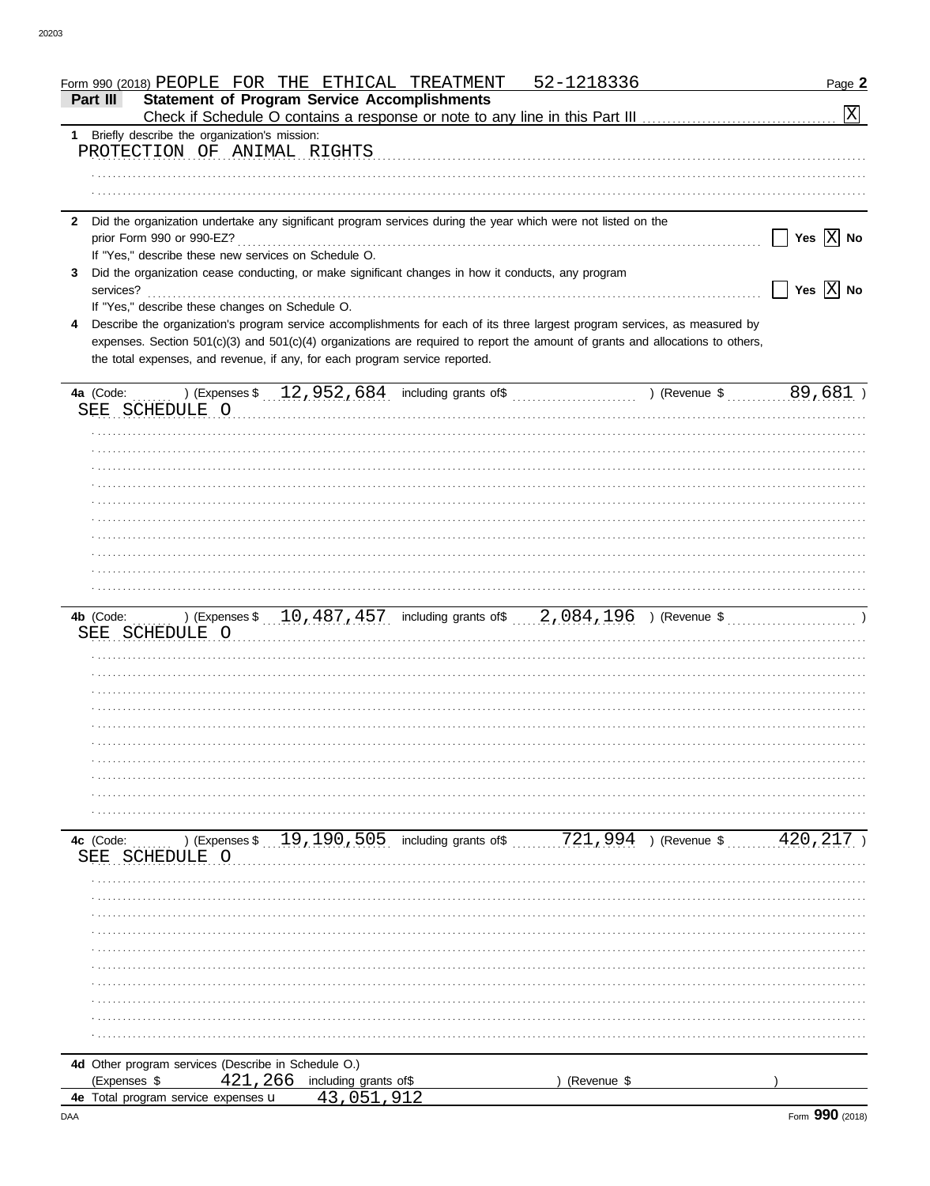Form 990 (2018) PEOPLE FOR THE ETHICAL TREATMENT 52-1218336 Page **2**

**Part III Statement of Program Service Accomplishments**

Check if Schedule O contains a response or note to any line in this Part III .................... [X]

**1** Briefly describe the organization's mission:

PROTECTION OF ANIMAL RIGHTS

**2** Did the organization undertake any significant program services during the year which were not listed on the prior Form 990 or 990-EZ? ..................... [ ] Yes [X] No

If "Yes," describe these new services on Schedule O.

**3** Did the organization cease conducting, or make significant changes in how it conducts, any program services? ..................... [ ] Yes [X] No

If "Yes," describe these changes on Schedule O.

**4** Describe the organization's program service accomplishments for each of its three largest program services, as measured by expenses. Section 501(c)(3) and 501(c)(4) organizations are required to report the amount of grants and allocations to others, the total expenses, and revenue, if any, for each program service reported.

**4a** (Code: ) (Expenses $ 12,952,684 including grants of$ ) (Revenue $ 89,681 )

SEE SCHEDULE O

**4b** (Code: ) (Expenses $ 10,487,457 including grants of$ 2,084,196 ) (Revenue $ )

SEE SCHEDULE O

**4c** (Code: ) (Expenses $ 19,190,505 including grants of$ 721,994 ) (Revenue $ 420,217 )

SEE SCHEDULE O

**4d** Other program services (Describe in Schedule O.)

(Expenses $ 421,266 including grants of$ ) (Revenue $ )

**4e** Total program service expenses 43,051,912

DAA Form **990** (2018)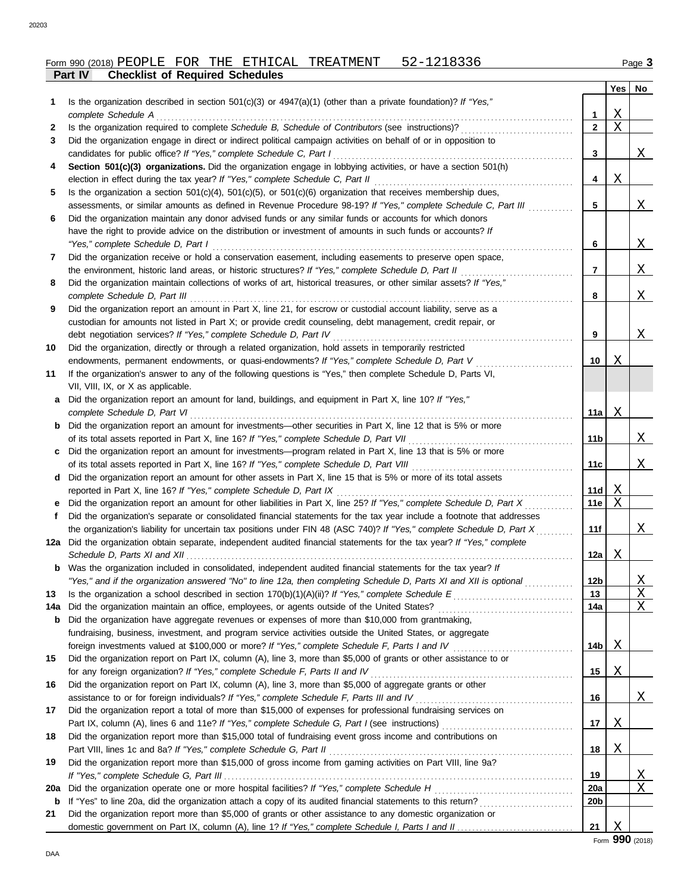Form 990 (2018) PEOPLE FOR THE ETHICAL TREATMENT 52-1218336

**Part IV Checklist of Required Schedules**

| | | | Yes | No |
|---|---|---|---|---|
| 1 | Is the organization described in section 501(c)(3) or 4947(a)(1) (other than a private foundation)? *If "Yes," complete Schedule A* | 1 | X | |
| 2 | Is the organization required to complete *Schedule B, Schedule of Contributors* (see instructions)? | 2 | X | |
| 3 | Did the organization engage in direct or indirect political campaign activities on behalf of or in opposition to candidates for public office? *If "Yes," complete Schedule C, Part I* | 3 | | X |
| 4 | **Section 501(c)(3) organizations.** Did the organization engage in lobbying activities, or have a section 501(h) election in effect during the tax year? *If "Yes," complete Schedule C, Part II* | 4 | X | |
| 5 | Is the organization a section 501(c)(4), 501(c)(5), or 501(c)(6) organization that receives membership dues, assessments, or similar amounts as defined in Revenue Procedure 98-19? *If "Yes," complete Schedule C, Part III* | 5 | | X |
| 6 | Did the organization maintain any donor advised funds or any similar funds or accounts for which donors have the right to provide advice on the distribution or investment of amounts in such funds or accounts? *If "Yes," complete Schedule D, Part I* | 6 | | X |
| 7 | Did the organization receive or hold a conservation easement, including easements to preserve open space, the environment, historic land areas, or historic structures? *If "Yes," complete Schedule D, Part II* | 7 | | X |
| 8 | Did the organization maintain collections of works of art, historical treasures, or other similar assets? *If "Yes," complete Schedule D, Part III* | 8 | | X |
| 9 | Did the organization report an amount in Part X, line 21, for escrow or custodial account liability, serve as a custodian for amounts not listed in Part X; or provide credit counseling, debt management, credit repair, or debt negotiation services? *If "Yes," complete Schedule D, Part IV* | 9 | | X |
| 10 | Did the organization, directly or through a related organization, hold assets in temporarily restricted endowments, permanent endowments, or quasi-endowments? *If "Yes," complete Schedule D, Part V* | 10 | X | |
| 11 | If the organization's answer to any of the following questions is "Yes," then complete Schedule D, Parts VI, VII, VIII, IX, or X as applicable. | | | |
| a | Did the organization report an amount for land, buildings, and equipment in Part X, line 10? *If "Yes," complete Schedule D, Part VI* | 11a | X | |
| b | Did the organization report an amount for investments—other securities in Part X, line 12 that is 5% or more of its total assets reported in Part X, line 16? *If "Yes," complete Schedule D, Part VII* | 11b | | X |
| c | Did the organization report an amount for investments—program related in Part X, line 13 that is 5% or more of its total assets reported in Part X, line 16? *If "Yes," complete Schedule D, Part VIII* | 11c | | X |
| d | Did the organization report an amount for other assets in Part X, line 15 that is 5% or more of its total assets reported in Part X, line 16? *If "Yes," complete Schedule D, Part IX* | 11d | X | |
| e | Did the organization report an amount for other liabilities in Part X, line 25? *If "Yes," complete Schedule D, Part X* | 11e | X | |
| f | Did the organization's separate or consolidated financial statements for the tax year include a footnote that addresses the organization's liability for uncertain tax positions under FIN 48 (ASC 740)? *If "Yes," complete Schedule D, Part X* | 11f | | X |
| 12a | Did the organization obtain separate, independent audited financial statements for the tax year? *If "Yes," complete Schedule D, Parts XI and XII* | 12a | X | |
| b | Was the organization included in consolidated, independent audited financial statements for the tax year? *If "Yes," and if the organization answered "No" to line 12a, then completing Schedule D, Parts XI and XII is optional* | 12b | | X |
| 13 | Is the organization a school described in section 170(b)(1)(A)(ii)? *If "Yes," complete Schedule E* | 13 | | X |
| 14a | Did the organization maintain an office, employees, or agents outside of the United States? | 14a | | X |
| b | Did the organization have aggregate revenues or expenses of more than $10,000 from grantmaking, fundraising, business, investment, and program service activities outside the United States, or aggregate foreign investments valued at $100,000 or more? *If "Yes," complete Schedule F, Parts I and IV* | 14b | X | |
| 15 | Did the organization report on Part IX, column (A), line 3, more than $5,000 of grants or other assistance to or for any foreign organization? *If "Yes," complete Schedule F, Parts II and IV* | 15 | X | |
| 16 | Did the organization report on Part IX, column (A), line 3, more than $5,000 of aggregate grants or other assistance to or for foreign individuals? *If "Yes," complete Schedule F, Parts III and IV* | 16 | | X |
| 17 | Did the organization report a total of more than $15,000 of expenses for professional fundraising services on Part IX, column (A), lines 6 and 11e? *If "Yes," complete Schedule G, Part I* (see instructions) | 17 | X | |
| 18 | Did the organization report more than $15,000 total of fundraising event gross income and contributions on Part VIII, lines 1c and 8a? *If "Yes," complete Schedule G, Part II* | 18 | X | |
| 19 | Did the organization report more than $15,000 of gross income from gaming activities on Part VIII, line 9a? *If "Yes," complete Schedule G, Part III* | 19 | | X |
| 20a | Did the organization operate one or more hospital facilities? *If "Yes," complete Schedule H* | 20a | | X |
| b | If "Yes" to line 20a, did the organization attach a copy of its audited financial statements to this return? | 20b | | |
| 21 | Did the organization report more than $5,000 of grants or other assistance to any domestic organization or domestic government on Part IX, column (A), line 1? *If "Yes," complete Schedule I, Parts I and II* | 21 | X | |

Form **990** (2018)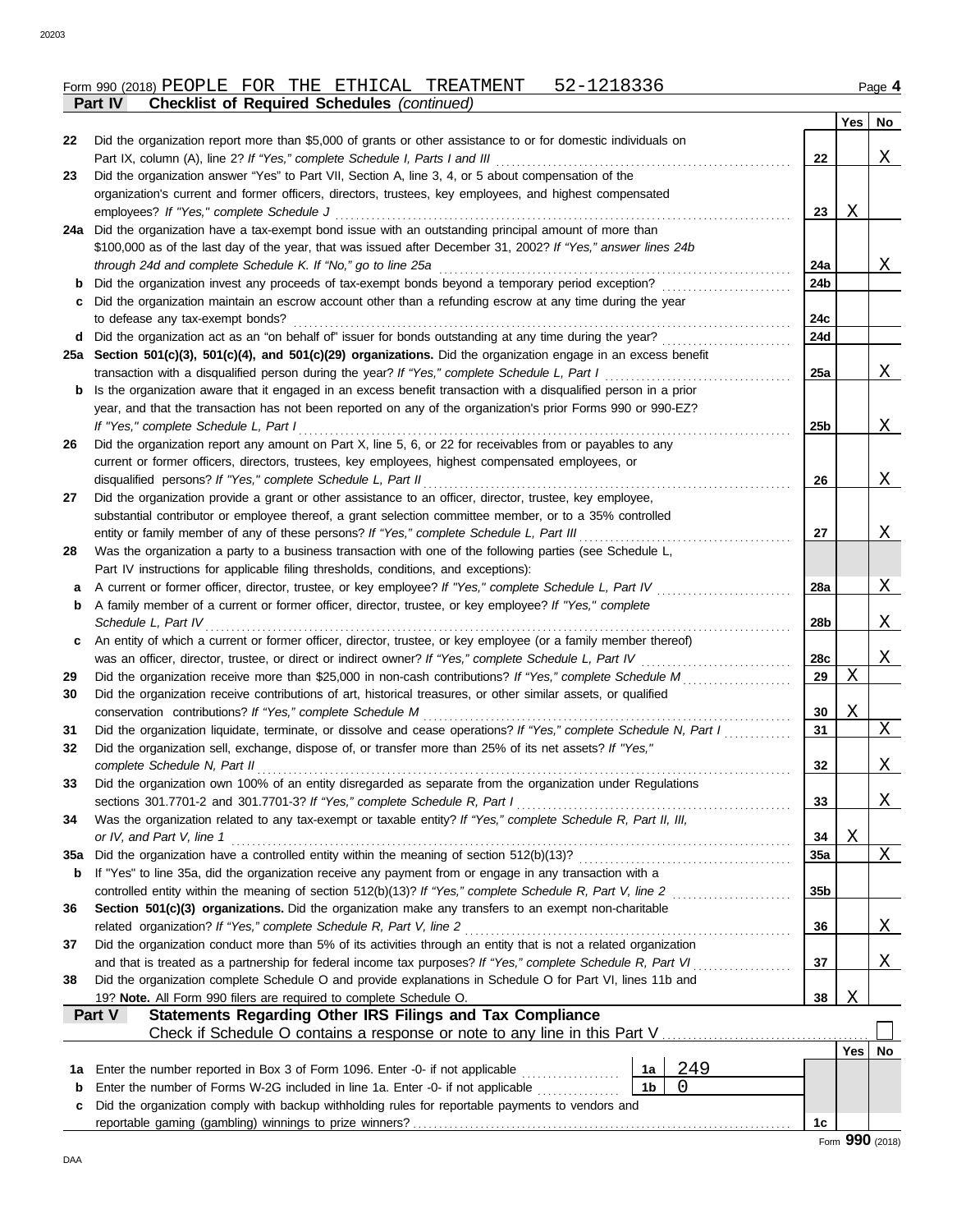Form 990 (2018) PEOPLE FOR THE ETHICAL TREATMENT 52-1218336 Page 4

**Part IV Checklist of Required Schedules** *(continued)*

| | | | Yes | No |
|---|---|---|---|---|
| 22 | Did the organization report more than $5,000 of grants or other assistance to or for domestic individuals on Part IX, column (A), line 2? *If "Yes," complete Schedule I, Parts I and III* | 22 | | X |
| 23 | Did the organization answer "Yes" to Part VII, Section A, line 3, 4, or 5 about compensation of the organization's current and former officers, directors, trustees, key employees, and highest compensated employees? *If "Yes," complete Schedule J* | 23 | X | |
| 24a | Did the organization have a tax-exempt bond issue with an outstanding principal amount of more than $100,000 as of the last day of the year, that was issued after December 31, 2002? *If "Yes," answer lines 24b through 24d and complete Schedule K. If "No," go to line 25a* | 24a | | X |
| b | Did the organization invest any proceeds of tax-exempt bonds beyond a temporary period exception? | 24b | | |
| c | Did the organization maintain an escrow account other than a refunding escrow at any time during the year to defease any tax-exempt bonds? | 24c | | |
| d | Did the organization act as an "on behalf of" issuer for bonds outstanding at any time during the year? | 24d | | |
| 25a | **Section 501(c)(3), 501(c)(4), and 501(c)(29) organizations.** Did the organization engage in an excess benefit transaction with a disqualified person during the year? *If "Yes," complete Schedule L, Part I* | 25a | | X |
| b | Is the organization aware that it engaged in an excess benefit transaction with a disqualified person in a prior year, and that the transaction has not been reported on any of the organization's prior Forms 990 or 990-EZ? *If "Yes," complete Schedule L, Part I* | 25b | | X |
| 26 | Did the organization report any amount on Part X, line 5, 6, or 22 for receivables from or payables to any current or former officers, directors, trustees, key employees, highest compensated employees, or disqualified persons? *If "Yes," complete Schedule L, Part II* | 26 | | X |
| 27 | Did the organization provide a grant or other assistance to an officer, director, trustee, key employee, substantial contributor or employee thereof, a grant selection committee member, or to a 35% controlled entity or family member of any of these persons? *If "Yes," complete Schedule L, Part III* | 27 | | X |
| 28 | Was the organization a party to a business transaction with one of the following parties (see Schedule L, Part IV instructions for applicable filing thresholds, conditions, and exceptions): | | | |
| a | A current or former officer, director, trustee, or key employee? *If "Yes," complete Schedule L, Part IV* | 28a | | X |
| b | A family member of a current or former officer, director, trustee, or key employee? *If "Yes," complete Schedule L, Part IV* | 28b | | X |
| c | An entity of which a current or former officer, director, trustee, or key employee (or a family member thereof) was an officer, director, trustee, or direct or indirect owner? *If "Yes," complete Schedule L, Part IV* | 28c | | X |
| 29 | Did the organization receive more than $25,000 in non-cash contributions? *If "Yes," complete Schedule M* | 29 | X | |
| 30 | Did the organization receive contributions of art, historical treasures, or other similar assets, or qualified conservation contributions? *If "Yes," complete Schedule M* | 30 | X | |
| 31 | Did the organization liquidate, terminate, or dissolve and cease operations? *If "Yes," complete Schedule N, Part I* | 31 | | X |
| 32 | Did the organization sell, exchange, dispose of, or transfer more than 25% of its net assets? *If "Yes," complete Schedule N, Part II* | 32 | | X |
| 33 | Did the organization own 100% of an entity disregarded as separate from the organization under Regulations sections 301.7701-2 and 301.7701-3? *If "Yes," complete Schedule R, Part I* | 33 | | X |
| 34 | Was the organization related to any tax-exempt or taxable entity? *If "Yes," complete Schedule R, Part II, III, or IV, and Part V, line 1* | 34 | X | |
| 35a | Did the organization have a controlled entity within the meaning of section 512(b)(13)? | 35a | | X |
| b | If "Yes" to line 35a, did the organization receive any payment from or engage in any transaction with a controlled entity within the meaning of section 512(b)(13)? *If "Yes," complete Schedule R, Part V, line 2* | 35b | | |
| 36 | **Section 501(c)(3) organizations.** Did the organization make any transfers to an exempt non-charitable related organization? *If "Yes," complete Schedule R, Part V, line 2* | 36 | | X |
| 37 | Did the organization conduct more than 5% of its activities through an entity that is not a related organization and that is treated as a partnership for federal income tax purposes? *If "Yes," complete Schedule R, Part VI* | 37 | | X |
| 38 | Did the organization complete Schedule O and provide explanations in Schedule O for Part VI, lines 11b and 19? **Note.** All Form 990 filers are required to complete Schedule O. | 38 | X | |

**Part V Statements Regarding Other IRS Filings and Tax Compliance**

Check if Schedule O contains a response or note to any line in this Part V ☐

| | | | | | Yes | No |
|---|---|---|---|---|---|---|
| 1a | Enter the number reported in Box 3 of Form 1096. Enter -0- if not applicable | 1a | 249 | | | |
| b | Enter the number of Forms W-2G included in line 1a. Enter -0- if not applicable | 1b | 0 | | | |
| c | Did the organization comply with backup withholding rules for reportable payments to vendors and reportable gaming (gambling) winnings to prize winners? | | | 1c | | |

Form **990** (2018)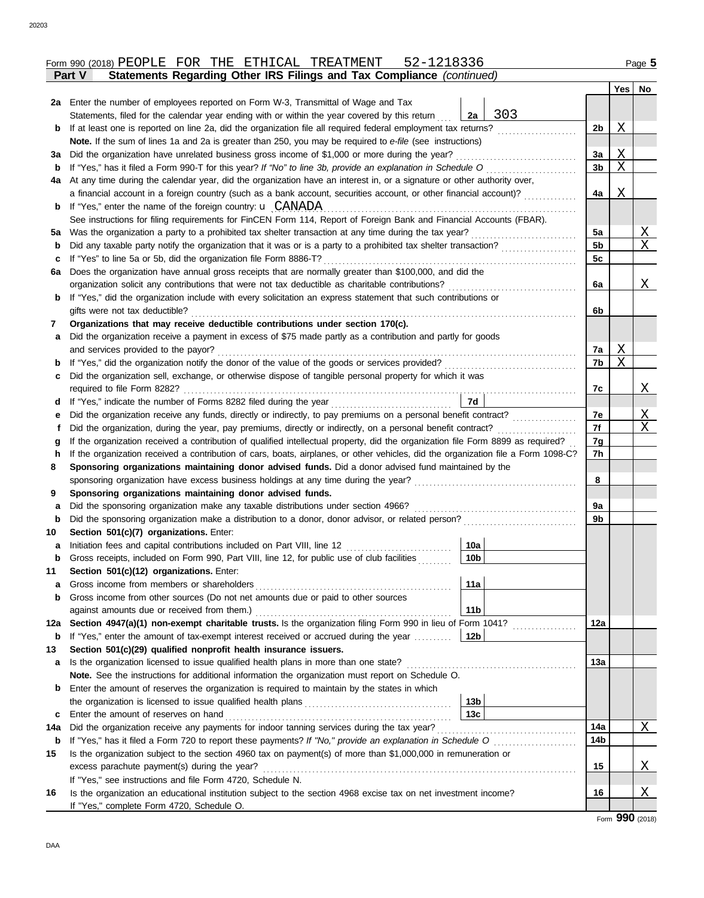Form 990 (2018) PEOPLE FOR THE ETHICAL TREATMENT 52-1218336

## Part V Statements Regarding Other IRS Filings and Tax Compliance *(continued)*

| | | | | Yes | No |
|---|---|---|---|---|---|
| **2a** | Enter the number of employees reported on Form W-3, Transmittal of Wage and Tax Statements, filed for the calendar year ending with or within the year covered by this return | 2a: 303 | | | |
| **b** | If at least one is reported on line 2a, did the organization file all required federal employment tax returns? | | 2b | X | |
| | **Note.** If the sum of lines 1a and 2a is greater than 250, you may be required to *e-file* (see instructions) | | | | |
| **3a** | Did the organization have unrelated business gross income of $1,000 or more during the year? | | 3a | X | |
| **b** | If "Yes," has it filed a Form 990-T for this year? *If "No" to line 3b, provide an explanation in Schedule O* | | 3b | X | |
| **4a** | At any time during the calendar year, did the organization have an interest in, or a signature or other authority over, a financial account in a foreign country (such as a bank account, securities account, or other financial account)? | | 4a | X | |
| **b** | If "Yes," enter the name of the foreign country: u CANADA | | | | |
| | See instructions for filing requirements for FinCEN Form 114, Report of Foreign Bank and Financial Accounts (FBAR). | | | | |
| **5a** | Was the organization a party to a prohibited tax shelter transaction at any time during the tax year? | | 5a | | X |
| **b** | Did any taxable party notify the organization that it was or is a party to a prohibited tax shelter transaction? | | 5b | | X |
| **c** | If "Yes" to line 5a or 5b, did the organization file Form 8886-T? | | 5c | | |
| **6a** | Does the organization have annual gross receipts that are normally greater than $100,000, and did the organization solicit any contributions that were not tax deductible as charitable contributions? | | 6a | | X |
| **b** | If "Yes," did the organization include with every solicitation an express statement that such contributions or gifts were not tax deductible? | | 6b | | |
| **7** | **Organizations that may receive deductible contributions under section 170(c).** | | | | |
| **a** | Did the organization receive a payment in excess of $75 made partly as a contribution and partly for goods and services provided to the payor? | | 7a | X | |
| **b** | If "Yes," did the organization notify the donor of the value of the goods or services provided? | | 7b | X | |
| **c** | Did the organization sell, exchange, or otherwise dispose of tangible personal property for which it was required to file Form 8282? | | 7c | | X |
| **d** | If "Yes," indicate the number of Forms 8282 filed during the year | 7d | | | |
| **e** | Did the organization receive any funds, directly or indirectly, to pay premiums on a personal benefit contract? | | 7e | | X |
| **f** | Did the organization, during the year, pay premiums, directly or indirectly, on a personal benefit contract? | | 7f | | X |
| **g** | If the organization received a contribution of qualified intellectual property, did the organization file Form 8899 as required? | | 7g | | |
| **h** | If the organization received a contribution of cars, boats, airplanes, or other vehicles, did the organization file a Form 1098-C? | | 7h | | |
| **8** | **Sponsoring organizations maintaining donor advised funds.** Did a donor advised fund maintained by the sponsoring organization have excess business holdings at any time during the year? | | 8 | | |
| **9** | **Sponsoring organizations maintaining donor advised funds.** | | | | |
| **a** | Did the sponsoring organization make any taxable distributions under section 4966? | | 9a | | |
| **b** | Did the sponsoring organization make a distribution to a donor, donor advisor, or related person? | | 9b | | |
| **10** | **Section 501(c)(7) organizations.** Enter: | | | | |
| **a** | Initiation fees and capital contributions included on Part VIII, line 12 | 10a | | | |
| **b** | Gross receipts, included on Form 990, Part VIII, line 12, for public use of club facilities | 10b | | | |
| **11** | **Section 501(c)(12) organizations.** Enter: | | | | |
| **a** | Gross income from members or shareholders | 11a | | | |
| **b** | Gross income from other sources (Do not net amounts due or paid to other sources against amounts due or received from them.) | 11b | | | |
| **12a** | **Section 4947(a)(1) non-exempt charitable trusts.** Is the organization filing Form 990 in lieu of Form 1041? | | 12a | | |
| **b** | If "Yes," enter the amount of tax-exempt interest received or accrued during the year | 12b | | | |
| **13** | **Section 501(c)(29) qualified nonprofit health insurance issuers.** | | | | |
| **a** | Is the organization licensed to issue qualified health plans in more than one state? | | 13a | | |
| | **Note.** See the instructions for additional information the organization must report on Schedule O. | | | | |
| **b** | Enter the amount of reserves the organization is required to maintain by the states in which the organization is licensed to issue qualified health plans | 13b | | | |
| **c** | Enter the amount of reserves on hand | 13c | | | |
| **14a** | Did the organization receive any payments for indoor tanning services during the tax year? | | 14a | | X |
| **b** | If "Yes," has it filed a Form 720 to report these payments? *If "No," provide an explanation in Schedule O* | | 14b | | |
| **15** | Is the organization subject to the section 4960 tax on payment(s) of more than $1,000,000 in remuneration or excess parachute payment(s) during the year? | | 15 | | X |
| | If "Yes," see instructions and file Form 4720, Schedule N. | | | | |
| **16** | Is the organization an educational institution subject to the section 4968 excise tax on net investment income? | | 16 | | X |
| | If "Yes," complete Form 4720, Schedule O. | | | | |

Form **990** (2018)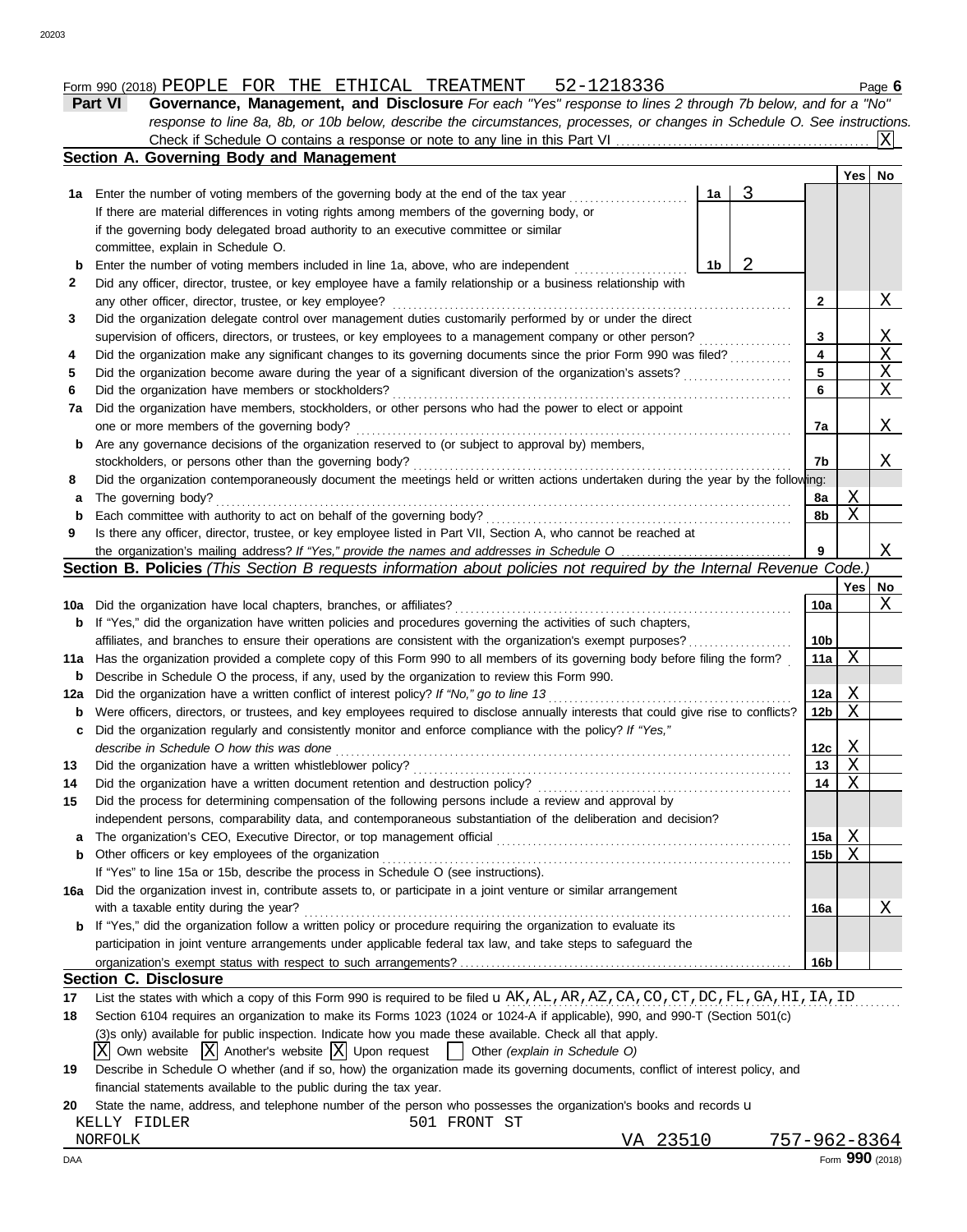Form 990 (2018) PEOPLE FOR THE ETHICAL TREATMENT 52-1218336

## Part VI Governance, Management, and Disclosure

*For each "Yes" response to lines 2 through 7b below, and for a "No" response to line 8a, 8b, or 10b below, describe the circumstances, processes, or changes in Schedule O. See instructions.*

Check if Schedule O contains a response or note to any line in this Part VI ... [X]

### Section A. Governing Body and Management

| | | | | Yes | No |
|---|---|---|---|---|---|
| 1a | Enter the number of voting members of the governing body at the end of the tax year | 1a | 3 | | |
| | If there are material differences in voting rights among members of the governing body, or if the governing body delegated broad authority to an executive committee or similar committee, explain in Schedule O. | | | | |
| b | Enter the number of voting members included in line 1a, above, who are independent | 1b | 2 | | |
| 2 | Did any officer, director, trustee, or key employee have a family relationship or a business relationship with any other officer, director, trustee, or key employee? | 2 | | | X |
| 3 | Did the organization delegate control over management duties customarily performed by or under the direct supervision of officers, directors, or trustees, or key employees to a management company or other person? | 3 | | | X |
| 4 | Did the organization make any significant changes to its governing documents since the prior Form 990 was filed? | 4 | | | X |
| 5 | Did the organization become aware during the year of a significant diversion of the organization's assets? | 5 | | | X |
| 6 | Did the organization have members or stockholders? | 6 | | | X |
| 7a | Did the organization have members, stockholders, or other persons who had the power to elect or appoint one or more members of the governing body? | 7a | | | X |
| b | Are any governance decisions of the organization reserved to (or subject to approval by) members, stockholders, or persons other than the governing body? | 7b | | | X |
| 8 | Did the organization contemporaneously document the meetings held or written actions undertaken during the year by the following: | | | | |
| a | The governing body? | 8a | | X | |
| b | Each committee with authority to act on behalf of the governing body? | 8b | | X | |
| 9 | Is there any officer, director, trustee, or key employee listed in Part VII, Section A, who cannot be reached at the organization's mailing address? *If "Yes," provide the names and addresses in Schedule O* | 9 | | | X |

### Section B. Policies *(This Section B requests information about policies not required by the Internal Revenue Code.)*

| | | | Yes | No |
|---|---|---|---|---|
| 10a | Did the organization have local chapters, branches, or affiliates? | 10a | | X |
| b | If "Yes," did the organization have written policies and procedures governing the activities of such chapters, affiliates, and branches to ensure their operations are consistent with the organization's exempt purposes? | 10b | | |
| 11a | Has the organization provided a complete copy of this Form 990 to all members of its governing body before filing the form? | 11a | X | |
| b | Describe in Schedule O the process, if any, used by the organization to review this Form 990. | | | |
| 12a | Did the organization have a written conflict of interest policy? *If "No," go to line 13* | 12a | X | |
| b | Were officers, directors, or trustees, and key employees required to disclose annually interests that could give rise to conflicts? | 12b | X | |
| c | Did the organization regularly and consistently monitor and enforce compliance with the policy? *If "Yes," describe in Schedule O how this was done* | 12c | X | |
| 13 | Did the organization have a written whistleblower policy? | 13 | X | |
| 14 | Did the organization have a written document retention and destruction policy? | 14 | X | |
| 15 | Did the process for determining compensation of the following persons include a review and approval by independent persons, comparability data, and contemporaneous substantiation of the deliberation and decision? | | | |
| a | The organization's CEO, Executive Director, or top management official | 15a | X | |
| b | Other officers or key employees of the organization | 15b | X | |
| | If "Yes" to line 15a or 15b, describe the process in Schedule O (see instructions). | | | |
| 16a | Did the organization invest in, contribute assets to, or participate in a joint venture or similar arrangement with a taxable entity during the year? | 16a | | X |
| b | If "Yes," did the organization follow a written policy or procedure requiring the organization to evaluate its participation in joint venture arrangements under applicable federal tax law, and take steps to safeguard the organization's exempt status with respect to such arrangements? | 16b | | |

### Section C. Disclosure

17 List the states with which a copy of this Form 990 is required to be filed u AK,AL,AR,AZ,CA,CO,CT,DC,FL,GA,HI,IA,ID

18 Section 6104 requires an organization to make its Forms 1023 (1024 or 1024-A if applicable), 990, and 990-T (Section 501(c)(3)s only) available for public inspection. Indicate how you made these available. Check all that apply.

[X] Own website [X] Another's website [X] Upon request [ ] Other *(explain in Schedule O)*

19 Describe in Schedule O whether (and if so, how) the organization made its governing documents, conflict of interest policy, and financial statements available to the public during the tax year.

20 State the name, address, and telephone number of the person who possesses the organization's books and records u

KELLY FIDLER 501 FRONT ST
NORFOLK VA 23510 757-962-8364

DAA Form **990** (2018)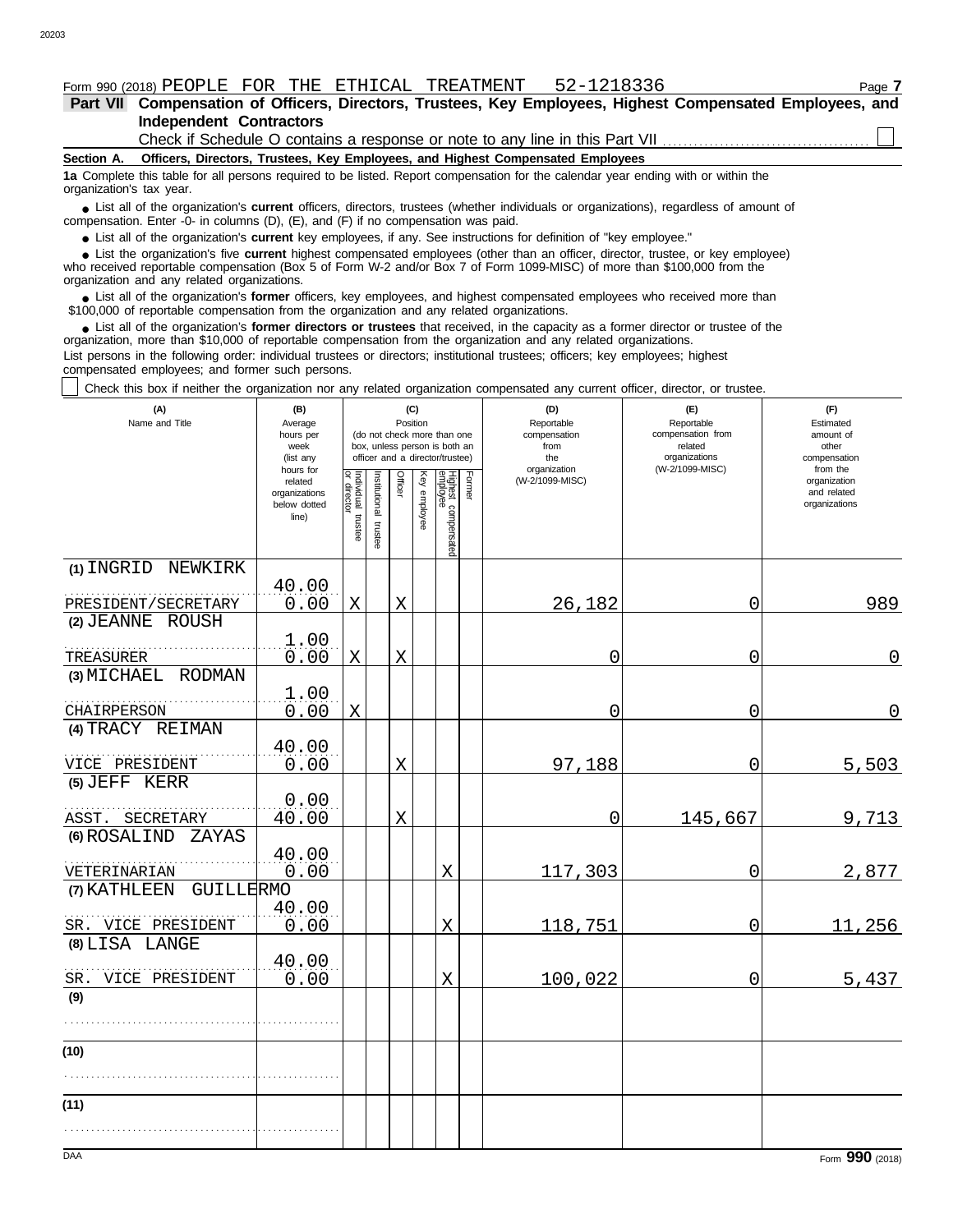Form 990 (2018) PEOPLE FOR THE ETHICAL TREATMENT 52-1218336

**Part VII Compensation of Officers, Directors, Trustees, Key Employees, Highest Compensated Employees, and Independent Contractors**

Check if Schedule O contains a response or note to any line in this Part VII ☐

**Section A. Officers, Directors, Trustees, Key Employees, and Highest Compensated Employees**

**1a** Complete this table for all persons required to be listed. Report compensation for the calendar year ending with or within the organization's tax year.

- List all of the organization's **current** officers, directors, trustees (whether individuals or organizations), regardless of amount of compensation. Enter -0- in columns (D), (E), and (F) if no compensation was paid.
- List all of the organization's **current** key employees, if any. See instructions for definition of "key employee."
- List the organization's five **current** highest compensated employees (other than an officer, director, trustee, or key employee) who received reportable compensation (Box 5 of Form W-2 and/or Box 7 of Form 1099-MISC) of more than $100,000 from the organization and any related organizations.
- List all of the organization's **former** officers, key employees, and highest compensated employees who received more than $100,000 of reportable compensation from the organization and any related organizations.
- List all of the organization's **former directors or trustees** that received, in the capacity as a former director or trustee of the organization, more than $10,000 of reportable compensation from the organization and any related organizations.

List persons in the following order: individual trustees or directors; institutional trustees; officers; key employees; highest compensated employees; and former such persons.

☐ Check this box if neither the organization nor any related organization compensated any current officer, director, or trustee.

| (A) Name and Title | (B) Average hours per week (list any hours for related organizations below dotted line) | (C) Position: Individual trustee or director | Institutional trustee | Officer | Key employee | Highest compensated employee | Former | (D) Reportable compensation from the organization (W-2/1099-MISC) | (E) Reportable compensation from related organizations (W-2/1099-MISC) | (F) Estimated amount of other compensation from the organization and related organizations |
|---|---|---|---|---|---|---|---|---|---|---|
| (1) INGRID NEWKIRK<br>PRESIDENT/SECRETARY | 40.00<br>0.00 | X | | X | | | | 26,182 | 0 | 989 |
| (2) JEANNE ROUSH<br>TREASURER | 1.00<br>0.00 | X | | X | | | | 0 | 0 | 0 |
| (3) MICHAEL RODMAN<br>CHAIRPERSON | 1.00<br>0.00 | X | | | | | | 0 | 0 | 0 |
| (4) TRACY REIMAN<br>VICE PRESIDENT | 40.00<br>0.00 | | | X | | | | 97,188 | 0 | 5,503 |
| (5) JEFF KERR<br>ASST. SECRETARY | 0.00<br>40.00 | | | X | | | | 0 | 145,667 | 9,713 |
| (6) ROSALIND ZAYAS<br>VETERINARIAN | 40.00<br>0.00 | | | | | X | | 117,303 | 0 | 2,877 |
| (7) KATHLEEN GUILLERMO<br>SR. VICE PRESIDENT | 40.00<br>0.00 | | | | | X | | 118,751 | 0 | 11,256 |
| (8) LISA LANGE<br>SR. VICE PRESIDENT | 40.00<br>0.00 | | | | | X | | 100,022 | 0 | 5,437 |
| (9) | | | | | | | | | | |
| (10) | | | | | | | | | | |
| (11) | | | | | | | | | | |

Form **990** (2018)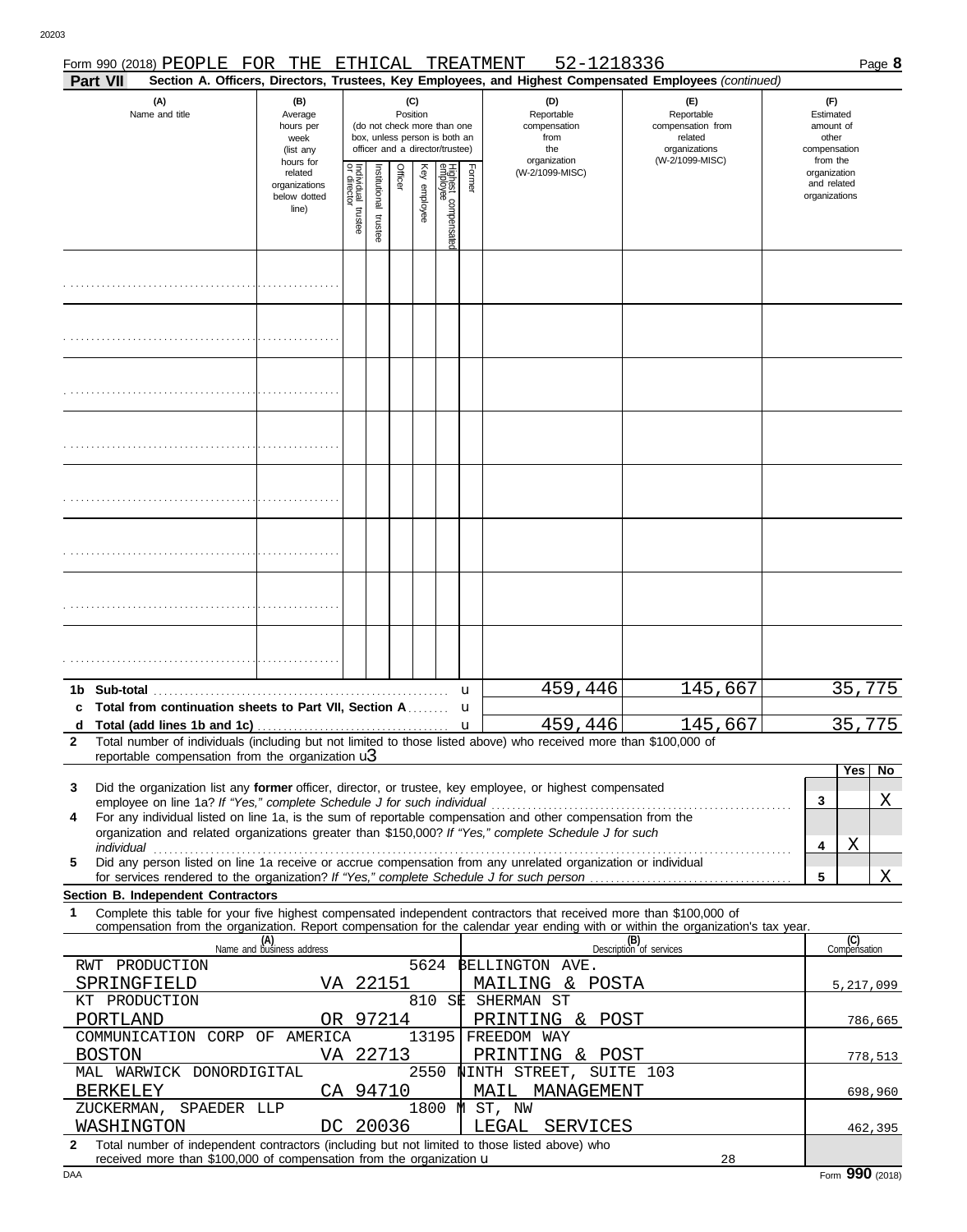Form 990 (2018) PEOPLE FOR THE ETHICAL TREATMENT 52-1218336

**Part VII** **Section A. Officers, Directors, Trustees, Key Employees, and Highest Compensated Employees** *(continued)*

| (A) Name and title | (B) Average hours per week (list any hours for related organizations below dotted line) | (C) Position (do not check more than one box, unless person is both an officer and a director/trustee): Individual trustee or director | Institutional trustee | Officer | Key employee | Highest compensated employee | Former | (D) Reportable compensation from the organization (W-2/1099-MISC) | (E) Reportable compensation from related organizations (W-2/1099-MISC) | (F) Estimated amount of other compensation from the organization and related organizations |
|---|---|---|---|---|---|---|---|---|---|---|
| | | | | | | | | | | |
| | | | | | | | | | | |
| | | | | | | | | | | |
| | | | | | | | | | | |
| | | | | | | | | | | |
| | | | | | | | | | | |
| | | | | | | | | | | |
| | | | | | | | | | | |
| **1b Sub-total** | | | | | | | | 459,446 | 145,667 | 35,775 |
| **c Total from continuation sheets to Part VII, Section A** | | | | | | | | | | |
| **d Total (add lines 1b and 1c)** | | | | | | | | 459,446 | 145,667 | 35,775 |

**2** Total number of individuals (including but not limited to those listed above) who received more than $100,000 of reportable compensation from the organization u 3

| | | Yes | No |
|---|---|---|---|
| **3** Did the organization list any **former** officer, director, or trustee, key employee, or highest compensated employee on line 1a? *If "Yes," complete Schedule J for such individual* | 3 | | X |
| **4** For any individual listed on line 1a, is the sum of reportable compensation and other compensation from the organization and related organizations greater than $150,000? *If "Yes," complete Schedule J for such individual* | 4 | X | |
| **5** Did any person listed on line 1a receive or accrue compensation from any unrelated organization or individual for services rendered to the organization? *If "Yes," complete Schedule J for such person* | 5 | | X |

**Section B. Independent Contractors**

**1** Complete this table for your five highest compensated independent contractors that received more than $100,000 of compensation from the organization. Report compensation for the calendar year ending with or within the organization's tax year.

| (A) Name and business address | (B) Description of services | (C) Compensation |
|---|---|---|
| RWT PRODUCTION 5624 BELLINGTON AVE. SPRINGFIELD VA 22151 | MAILING & POSTA | 5,217,099 |
| KT PRODUCTION 810 SE SHERMAN ST PORTLAND OR 97214 | PRINTING & POST | 786,665 |
| COMMUNICATION CORP OF AMERICA 13195 FREEDOM WAY BOSTON VA 22713 | PRINTING & POST | 778,513 |
| MAL WARWICK DONORDIGITAL 2550 NINTH STREET, SUITE 103 BERKELEY CA 94710 | MAIL MANAGEMENT | 698,960 |
| ZUCKERMAN, SPAEDER LLP 1800 M ST, NW WASHINGTON DC 20036 | LEGAL SERVICES | 462,395 |

**2** Total number of independent contractors (including but not limited to those listed above) who received more than $100,000 of compensation from the organization u 28

Form **990** (2018)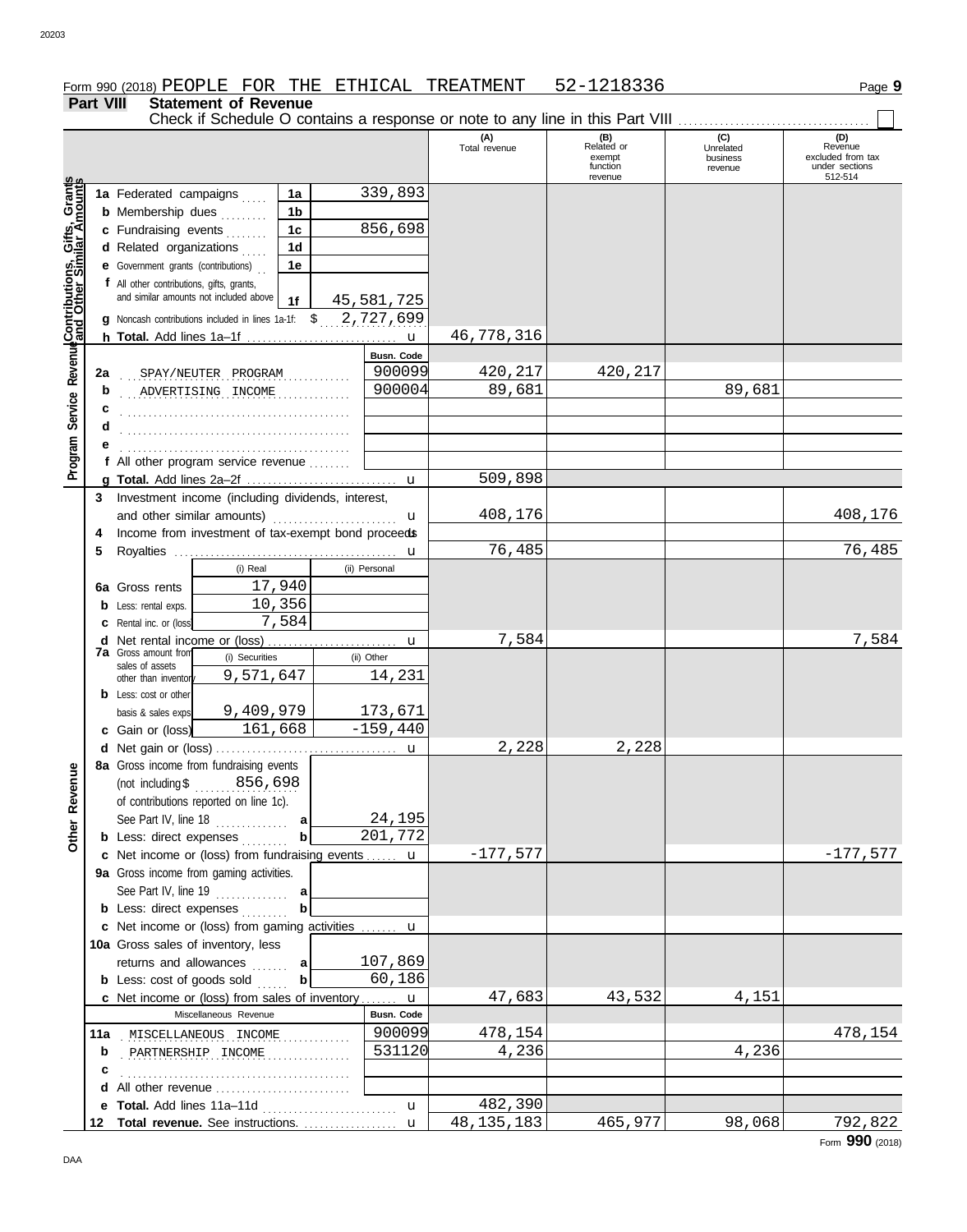Form 990 (2018) PEOPLE FOR THE ETHICAL TREATMENT 52-1218336

## Part VIII Statement of Revenue

Check if Schedule O contains a response or note to any line in this Part VIII

| | | | (A) Total revenue | (B) Related or exempt function revenue | (C) Unrelated business revenue | (D) Revenue excluded from tax under sections 512-514 |
|---|---|---|---|---|---|---|
| **Contributions, Gifts, Grants and Other Similar Amounts** | | | | | | |
| 1a | Federated campaigns | 1a 339,893 | | | | |
| b | Membership dues | 1b | | | | |
| c | Fundraising events | 1c 856,698 | | | | |
| d | Related organizations | 1d | | | | |
| e | Government grants (contributions) | 1e | | | | |
| f | All other contributions, gifts, grants, and similar amounts not included above | 1f 45,581,725 | | | | |
| g | Noncash contributions included in lines 1a-1f: $ 2,727,699 | | | | | |
| h | **Total.** Add lines 1a–1f | | 46,778,316 | | | |
| **Program Service Revenue** | | Busn. Code | | | | |
| 2a | SPAY/NEUTER PROGRAM | 900099 | 420,217 | 420,217 | | |
| b | ADVERTISING INCOME | 900004 | 89,681 | | 89,681 | |
| c | | | | | | |
| d | | | | | | |
| e | | | | | | |
| f | All other program service revenue | | | | | |
| g | **Total.** Add lines 2a–2f | | 509,898 | | | |
| **Other Revenue** | | | | | | |
| 3 | Investment income (including dividends, interest, and other similar amounts) | | 408,176 | | | 408,176 |
| 4 | Income from investment of tax-exempt bond proceeds | | | | | |
| 5 | Royalties | | 76,485 | | | 76,485 |
| | | (i) Real / (ii) Personal | | | | |
| 6a | Gross rents | 17,940 | | | | |
| b | Less: rental exps. | 10,356 | | | | |
| c | Rental inc. or (loss) | 7,584 | | | | |
| d | Net rental income or (loss) | | 7,584 | | | 7,584 |
| | | (i) Securities / (ii) Other | | | | |
| 7a | Gross amount from sales of assets other than inventory | 9,571,647 / 14,231 | | | | |
| b | Less: cost or other basis & sales exps. | 9,409,979 / 173,671 | | | | |
| c | Gain or (loss) | 161,668 / -159,440 | | | | |
| d | Net gain or (loss) | | 2,228 | 2,228 | | |
| 8a | Gross income from fundraising events (not including $ 856,698 of contributions reported on line 1c). See Part IV, line 18 | a 24,195 | | | | |
| b | Less: direct expenses | b 201,772 | | | | |
| c | Net income or (loss) from fundraising events | | -177,577 | | | -177,577 |
| 9a | Gross income from gaming activities. See Part IV, line 19 | a | | | | |
| b | Less: direct expenses | b | | | | |
| c | Net income or (loss) from gaming activities | | | | | |
| 10a | Gross sales of inventory, less returns and allowances | a 107,869 | | | | |
| b | Less: cost of goods sold | b 60,186 | | | | |
| c | Net income or (loss) from sales of inventory | | 47,683 | 43,532 | 4,151 | |
| | Miscellaneous Revenue | Busn. Code | | | | |
| 11a | MISCELLANEOUS INCOME | 900099 | 478,154 | | | 478,154 |
| b | PARTNERSHIP INCOME | 531120 | 4,236 | | 4,236 | |
| c | | | | | | |
| d | All other revenue | | | | | |
| e | **Total.** Add lines 11a–11d | | 482,390 | | | |
| 12 | **Total revenue.** See instructions. | | 48,135,183 | 465,977 | 98,068 | 792,822 |

Form **990** (2018)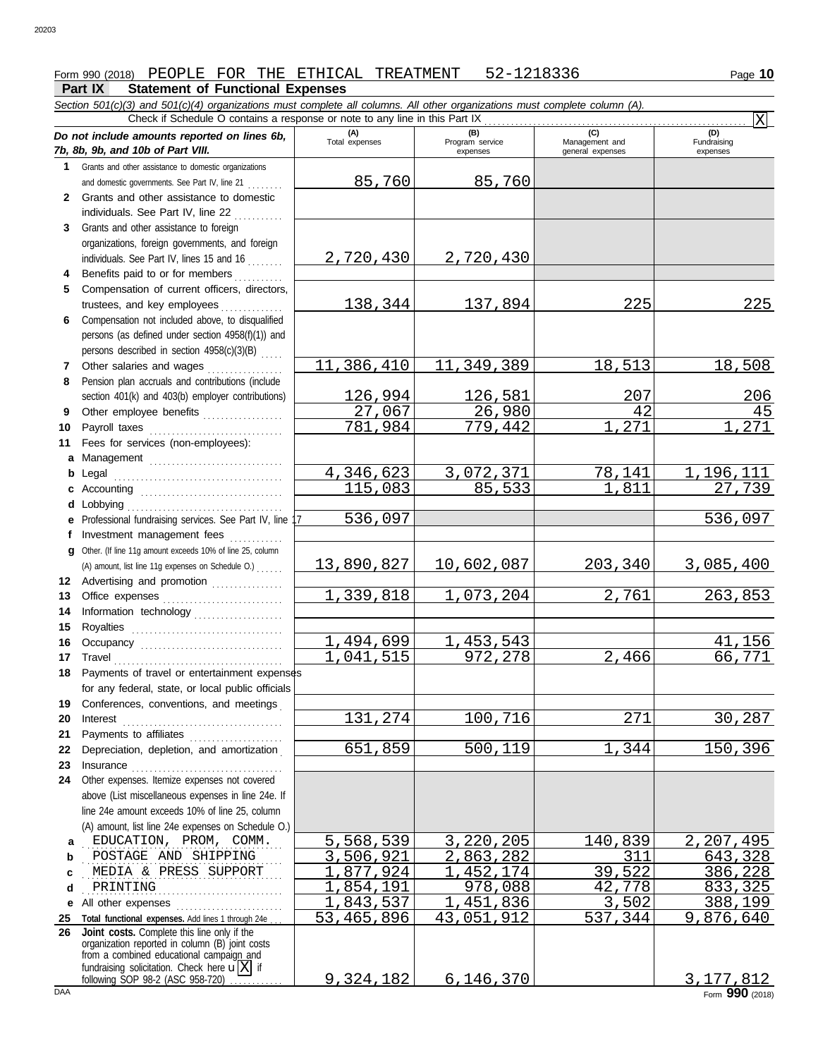Form 990 (2018) PEOPLE FOR THE ETHICAL TREATMENT 52-1218336

## Part IX Statement of Functional Expenses

*Section 501(c)(3) and 501(c)(4) organizations must complete all columns. All other organizations must complete column (A).*

Check if Schedule O contains a response or note to any line in this Part IX . . . [X]

| *Do not include amounts reported on lines 6b, 7b, 8b, 9b, and 10b of Part VIII.* | (A) Total expenses | (B) Program service expenses | (C) Management and general expenses | (D) Fundraising expenses |
|---|---|---|---|---|
| 1 Grants and other assistance to domestic organizations and domestic governments. See Part IV, line 21 | 85,760 | 85,760 | | |
| 2 Grants and other assistance to domestic individuals. See Part IV, line 22 | | | | |
| 3 Grants and other assistance to foreign organizations, foreign governments, and foreign individuals. See Part IV, lines 15 and 16 | 2,720,430 | 2,720,430 | | |
| 4 Benefits paid to or for members | | | | |
| 5 Compensation of current officers, directors, trustees, and key employees | 138,344 | 137,894 | 225 | 225 |
| 6 Compensation not included above, to disqualified persons (as defined under section 4958(f)(1)) and persons described in section 4958(c)(3)(B) | | | | |
| 7 Other salaries and wages | 11,386,410 | 11,349,389 | 18,513 | 18,508 |
| 8 Pension plan accruals and contributions (include section 401(k) and 403(b) employer contributions) | 126,994 | 126,581 | 207 | 206 |
| 9 Other employee benefits | 27,067 | 26,980 | 42 | 45 |
| 10 Payroll taxes | 781,984 | 779,442 | 1,271 | 1,271 |
| 11 Fees for services (non-employees): | | | | |
| a Management | | | | |
| b Legal | 4,346,623 | 3,072,371 | 78,141 | 1,196,111 |
| c Accounting | 115,083 | 85,533 | 1,811 | 27,739 |
| d Lobbying | | | | |
| e Professional fundraising services. See Part IV, line 17 | 536,097 | | | 536,097 |
| f Investment management fees | | | | |
| g Other. (If line 11g amount exceeds 10% of line 25, column (A) amount, list line 11g expenses on Schedule O.) | 13,890,827 | 10,602,087 | 203,340 | 3,085,400 |
| 12 Advertising and promotion | | | | |
| 13 Office expenses | 1,339,818 | 1,073,204 | 2,761 | 263,853 |
| 14 Information technology | | | | |
| 15 Royalties | | | | |
| 16 Occupancy | 1,494,699 | 1,453,543 | | 41,156 |
| 17 Travel | 1,041,515 | 972,278 | 2,466 | 66,771 |
| 18 Payments of travel or entertainment expenses for any federal, state, or local public officials | | | | |
| 19 Conferences, conventions, and meetings | | | | |
| 20 Interest | 131,274 | 100,716 | 271 | 30,287 |
| 21 Payments to affiliates | | | | |
| 22 Depreciation, depletion, and amortization | 651,859 | 500,119 | 1,344 | 150,396 |
| 23 Insurance | | | | |
| 24 Other expenses. Itemize expenses not covered above (List miscellaneous expenses in line 24e. If line 24e amount exceeds 10% of line 25, column (A) amount, list line 24e expenses on Schedule O.) | | | | |
| a EDUCATION, PROM, COMM. | 5,568,539 | 3,220,205 | 140,839 | 2,207,495 |
| b POSTAGE AND SHIPPING | 3,506,921 | 2,863,282 | 311 | 643,328 |
| c MEDIA & PRESS SUPPORT | 1,877,924 | 1,452,174 | 39,522 | 386,228 |
| d PRINTING | 1,854,191 | 978,088 | 42,778 | 833,325 |
| e All other expenses | 1,843,537 | 1,451,836 | 3,502 | 388,199 |
| 25 **Total functional expenses.** Add lines 1 through 24e | 53,465,896 | 43,051,912 | 537,344 | 9,876,640 |
| 26 **Joint costs.** Complete this line only if the organization reported in column (B) joint costs from a combined educational campaign and fundraising solicitation. Check here [X] if following SOP 98-2 (ASC 958-720) | 9,324,182 | 6,146,370 | | 3,177,812 |

Form **990** (2018)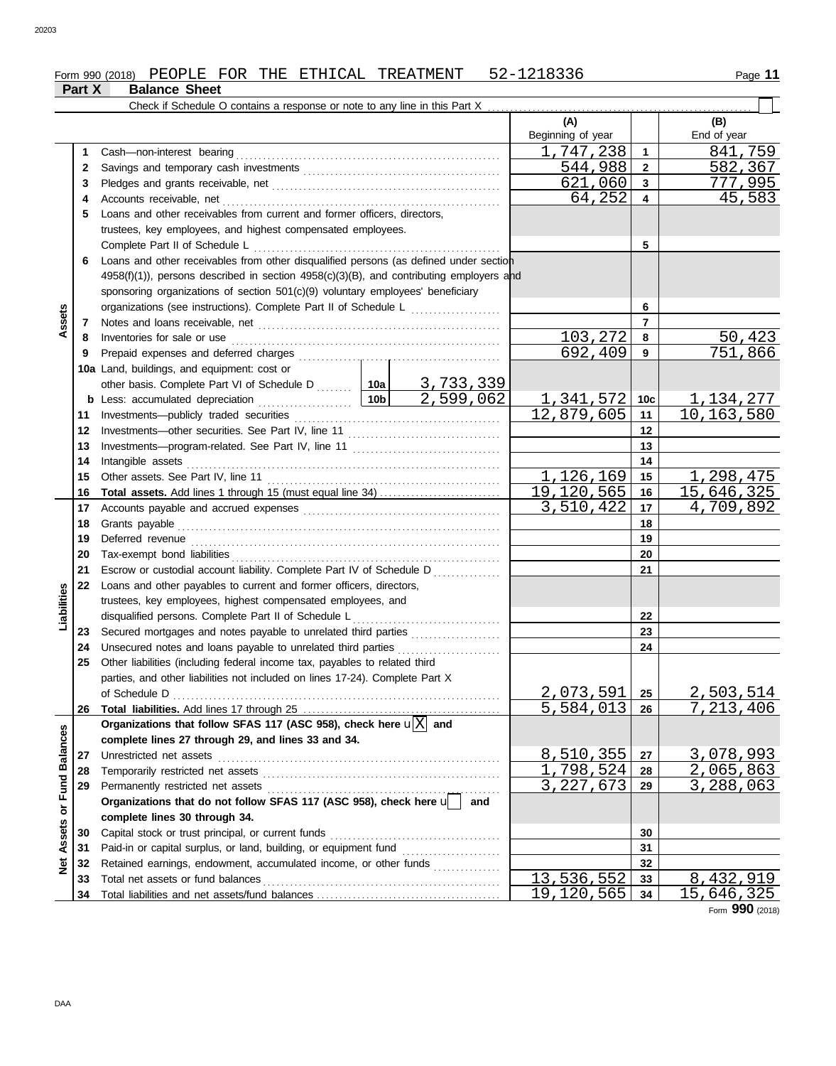Form 990 (2018) PEOPLE FOR THE ETHICAL TREATMENT 52-1218336

## Part X Balance Sheet

Check if Schedule O contains a response or note to any line in this Part X . . . . . . . . . . ☐

| | | | | (A) Beginning of year | | (B) End of year |
|---|---|---|---|---|---|---|
| **Assets** | 1 | Cash—non-interest bearing | | 1,747,238 | 1 | 841,759 |
| | 2 | Savings and temporary cash investments | | 544,988 | 2 | 582,367 |
| | 3 | Pledges and grants receivable, net | | 621,060 | 3 | 777,995 |
| | 4 | Accounts receivable, net | | 64,252 | 4 | 45,583 |
| | 5 | Loans and other receivables from current and former officers, directors, trustees, key employees, and highest compensated employees. Complete Part II of Schedule L | | | 5 | |
| | 6 | Loans and other receivables from other disqualified persons (as defined under section 4958(f)(1)), persons described in section 4958(c)(3)(B), and contributing employers and sponsoring organizations of section 501(c)(9) voluntary employees' beneficiary organizations (see instructions). Complete Part II of Schedule L | | | 6 | |
| | 7 | Notes and loans receivable, net | | | 7 | |
| | 8 | Inventories for sale or use | | 103,272 | 8 | 50,423 |
| | 9 | Prepaid expenses and deferred charges | | 692,409 | 9 | 751,866 |
| | 10a | Land, buildings, and equipment: cost or other basis. Complete Part VI of Schedule D | 10a 3,733,339 | | | |
| | b | Less: accumulated depreciation | 10b 2,599,062 | 1,341,572 | 10c | 1,134,277 |
| | 11 | Investments—publicly traded securities | | 12,879,605 | 11 | 10,163,580 |
| | 12 | Investments—other securities. See Part IV, line 11 | | | 12 | |
| | 13 | Investments—program-related. See Part IV, line 11 | | | 13 | |
| | 14 | Intangible assets | | | 14 | |
| | 15 | Other assets. See Part IV, line 11 | | 1,126,169 | 15 | 1,298,475 |
| | 16 | **Total assets.** Add lines 1 through 15 (must equal line 34) | | 19,120,565 | 16 | 15,646,325 |
| **Liabilities** | 17 | Accounts payable and accrued expenses | | 3,510,422 | 17 | 4,709,892 |
| | 18 | Grants payable | | | 18 | |
| | 19 | Deferred revenue | | | 19 | |
| | 20 | Tax-exempt bond liabilities | | | 20 | |
| | 21 | Escrow or custodial account liability. Complete Part IV of Schedule D | | | 21 | |
| | 22 | Loans and other payables to current and former officers, directors, trustees, key employees, highest compensated employees, and disqualified persons. Complete Part II of Schedule L | | | 22 | |
| | 23 | Secured mortgages and notes payable to unrelated third parties | | | 23 | |
| | 24 | Unsecured notes and loans payable to unrelated third parties | | | 24 | |
| | 25 | Other liabilities (including federal income tax, payables to related third parties, and other liabilities not included on lines 17-24). Complete Part X of Schedule D | | 2,073,591 | 25 | 2,503,514 |
| | 26 | **Total liabilities.** Add lines 17 through 25 | | 5,584,013 | 26 | 7,213,406 |
| **Net Assets or Fund Balances** | | **Organizations that follow SFAS 117 (ASC 958), check here** ☒ **and complete lines 27 through 29, and lines 33 and 34.** | | | | |
| | 27 | Unrestricted net assets | | 8,510,355 | 27 | 3,078,993 |
| | 28 | Temporarily restricted net assets | | 1,798,524 | 28 | 2,065,863 |
| | 29 | Permanently restricted net assets | | 3,227,673 | 29 | 3,288,063 |
| | | **Organizations that do not follow SFAS 117 (ASC 958), check here** ☐ **and complete lines 30 through 34.** | | | | |
| | 30 | Capital stock or trust principal, or current funds | | | 30 | |
| | 31 | Paid-in or capital surplus, or land, building, or equipment fund | | | 31 | |
| | 32 | Retained earnings, endowment, accumulated income, or other funds | | | 32 | |
| | 33 | Total net assets or fund balances | | 13,536,552 | 33 | 8,432,919 |
| | 34 | Total liabilities and net assets/fund balances | | 19,120,565 | 34 | 15,646,325 |

Form **990** (2018)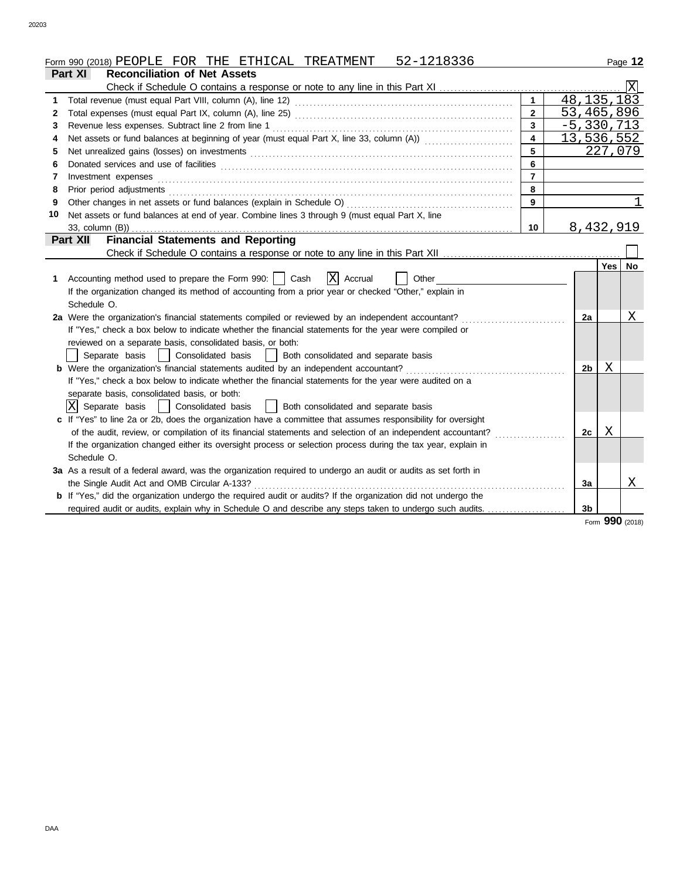Form 990 (2018) PEOPLE FOR THE ETHICAL TREATMENT 52-1218336

## Part XI Reconciliation of Net Assets

Check if Schedule O contains a response or note to any line in this Part XI ..... [X]

| | | | |
|---|---|---|---|
| 1 | Total revenue (must equal Part VIII, column (A), line 12) | 1 | 48,135,183 |
| 2 | Total expenses (must equal Part IX, column (A), line 25) | 2 | 53,465,896 |
| 3 | Revenue less expenses. Subtract line 2 from line 1 | 3 | -5,330,713 |
| 4 | Net assets or fund balances at beginning of year (must equal Part X, line 33, column (A)) | 4 | 13,536,552 |
| 5 | Net unrealized gains (losses) on investments | 5 | 227,079 |
| 6 | Donated services and use of facilities | 6 | |
| 7 | Investment expenses | 7 | |
| 8 | Prior period adjustments | 8 | |
| 9 | Other changes in net assets or fund balances (explain in Schedule O) | 9 | 1 |
| 10 | Net assets or fund balances at end of year. Combine lines 3 through 9 (must equal Part X, line 33, column (B)) | 10 | 8,432,919 |

## Part XII Financial Statements and Reporting

Check if Schedule O contains a response or note to any line in this Part XII ..... [ ]

| | | | Yes | No |
|---|---|---|---|---|
| **1** | Accounting method used to prepare the Form 990: [ ] Cash [X] Accrual [ ] Other<br>If the organization changed its method of accounting from a prior year or checked "Other," explain in Schedule O. | | | |
| **2a** | Were the organization's financial statements compiled or reviewed by an independent accountant?<br>If "Yes," check a box below to indicate whether the financial statements for the year were compiled or reviewed on a separate basis, consolidated basis, or both:<br>[ ] Separate basis [ ] Consolidated basis [ ] Both consolidated and separate basis | 2a | | X |
| **b** | Were the organization's financial statements audited by an independent accountant?<br>If "Yes," check a box below to indicate whether the financial statements for the year were audited on a separate basis, consolidated basis, or both:<br>[X] Separate basis [ ] Consolidated basis [ ] Both consolidated and separate basis | 2b | X | |
| **c** | If "Yes" to line 2a or 2b, does the organization have a committee that assumes responsibility for oversight of the audit, review, or compilation of its financial statements and selection of an independent accountant?<br>If the organization changed either its oversight process or selection process during the tax year, explain in Schedule O. | 2c | X | |
| **3a** | As a result of a federal award, was the organization required to undergo an audit or audits as set forth in the Single Audit Act and OMB Circular A-133? | 3a | | X |
| **b** | If "Yes," did the organization undergo the required audit or audits? If the organization did not undergo the required audit or audits, explain why in Schedule O and describe any steps taken to undergo such audits. | 3b | | |

Form **990** (2018)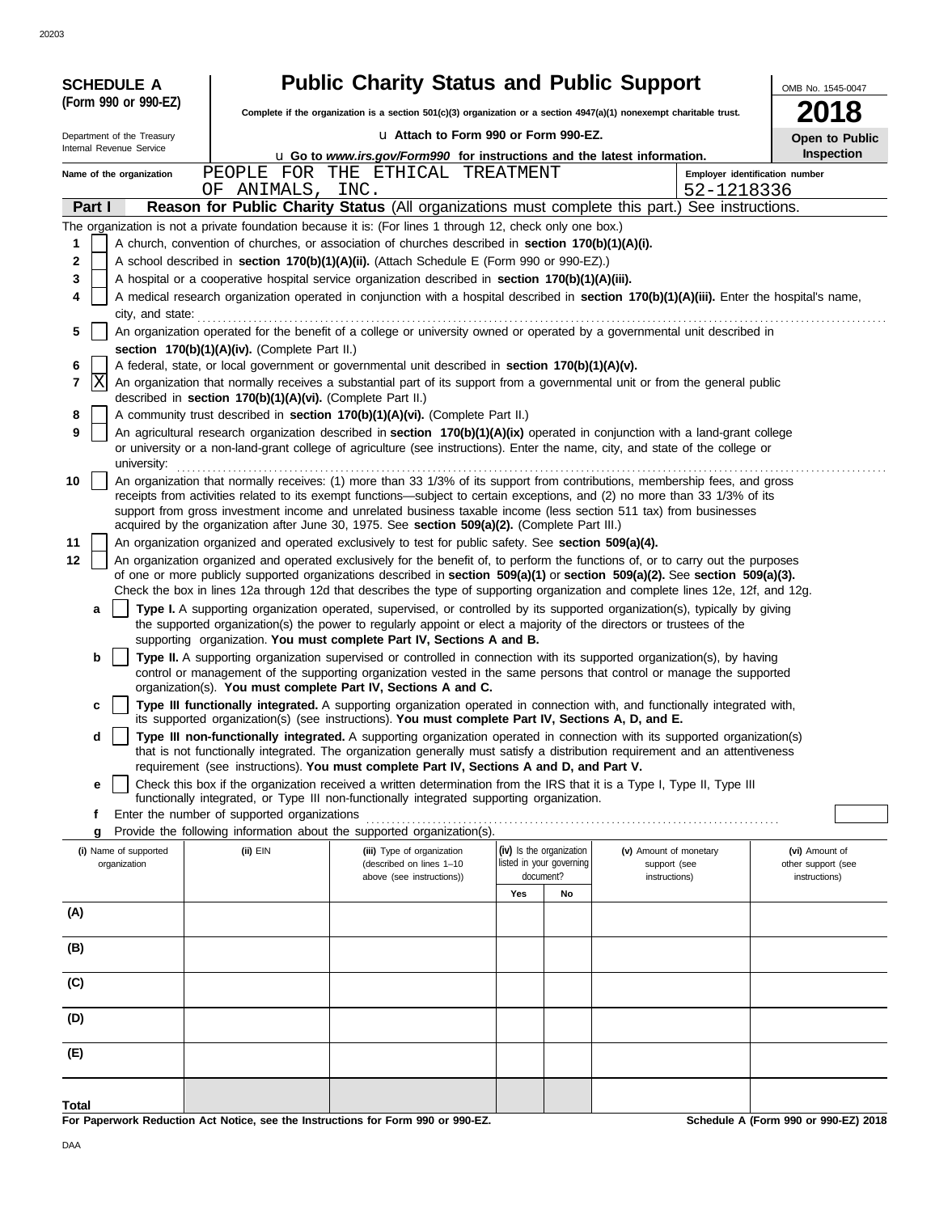**SCHEDULE A (Form 990 or 990-EZ)**

Department of the Treasury
Internal Revenue Service

# Public Charity Status and Public Support

**Complete if the organization is a section 501(c)(3) organization or a section 4947(a)(1) nonexempt charitable trust.**

u **Attach to Form 990 or Form 990-EZ.**

u **Go to *www.irs.gov/Form990* for instructions and the latest information.**

OMB No. 1545-0047

**2018**

**Open to Public Inspection**

**Name of the organization** PEOPLE FOR THE ETHICAL TREATMENT OF ANIMALS, INC.

**Employer identification number** 52-1218336

## Part I Reason for Public Charity Status (All organizations must complete this part.) See instructions.

The organization is not a private foundation because it is: (For lines 1 through 12, check only one box.)

1 [ ] A church, convention of churches, or association of churches described in **section 170(b)(1)(A)(i).**

2 [ ] A school described in **section 170(b)(1)(A)(ii).** (Attach Schedule E (Form 990 or 990-EZ).)

3 [ ] A hospital or a cooperative hospital service organization described in **section 170(b)(1)(A)(iii).**

4 [ ] A medical research organization operated in conjunction with a hospital described in **section 170(b)(1)(A)(iii).** Enter the hospital's name, city, and state:

5 [ ] An organization operated for the benefit of a college or university owned or operated by a governmental unit described in **section 170(b)(1)(A)(iv).** (Complete Part II.)

6 [ ] A federal, state, or local government or governmental unit described in **section 170(b)(1)(A)(v).**

7 [X] An organization that normally receives a substantial part of its support from a governmental unit or from the general public described in **section 170(b)(1)(A)(vi).** (Complete Part II.)

8 [ ] A community trust described in **section 170(b)(1)(A)(vi).** (Complete Part II.)

9 [ ] An agricultural research organization described in **section 170(b)(1)(A)(ix)** operated in conjunction with a land-grant college or university or a non-land-grant college of agriculture (see instructions). Enter the name, city, and state of the college or university:

10 [ ] An organization that normally receives: (1) more than 33 1/3% of its support from contributions, membership fees, and gross receipts from activities related to its exempt functions—subject to certain exceptions, and (2) no more than 33 1/3% of its support from gross investment income and unrelated business taxable income (less section 511 tax) from businesses acquired by the organization after June 30, 1975. See **section 509(a)(2).** (Complete Part III.)

11 [ ] An organization organized and operated exclusively to test for public safety. See **section 509(a)(4).**

12 [ ] An organization organized and operated exclusively for the benefit of, to perform the functions of, or to carry out the purposes of one or more publicly supported organizations described in **section 509(a)(1)** or **section 509(a)(2).** See **section 509(a)(3).** Check the box in lines 12a through 12d that describes the type of supporting organization and complete lines 12e, 12f, and 12g.

a [ ] **Type I.** A supporting organization operated, supervised, or controlled by its supported organization(s), typically by giving the supported organization(s) the power to regularly appoint or elect a majority of the directors or trustees of the supporting organization. **You must complete Part IV, Sections A and B.**

b [ ] **Type II.** A supporting organization supervised or controlled in connection with its supported organization(s), by having control or management of the supporting organization vested in the same persons that control or manage the supported organization(s). **You must complete Part IV, Sections A and C.**

c [ ] **Type III functionally integrated.** A supporting organization operated in connection with, and functionally integrated with, its supported organization(s) (see instructions). **You must complete Part IV, Sections A, D, and E.**

d [ ] **Type III non-functionally integrated.** A supporting organization operated in connection with its supported organization(s) that is not functionally integrated. The organization generally must satisfy a distribution requirement and an attentiveness requirement (see instructions). **You must complete Part IV, Sections A and D, and Part V.**

e [ ] Check this box if the organization received a written determination from the IRS that it is a Type I, Type II, Type III functionally integrated, or Type III non-functionally integrated supporting organization.

f Enter the number of supported organizations

g Provide the following information about the supported organization(s).

| (i) Name of supported organization | (ii) EIN | (iii) Type of organization (described on lines 1–10 above (see instructions)) | (iv) Is the organization listed in your governing document? | | (v) Amount of monetary support (see instructions) | (vi) Amount of other support (see instructions) |
|---|---|---|---|---|---|---|
| | | | Yes | No | | |
| (A) | | | | | | |
| (B) | | | | | | |
| (C) | | | | | | |
| (D) | | | | | | |
| (E) | | | | | | |
| Total | | | | | | |

**For Paperwork Reduction Act Notice, see the Instructions for Form 990 or 990-EZ.**

**Schedule A (Form 990 or 990-EZ) 2018**

DAA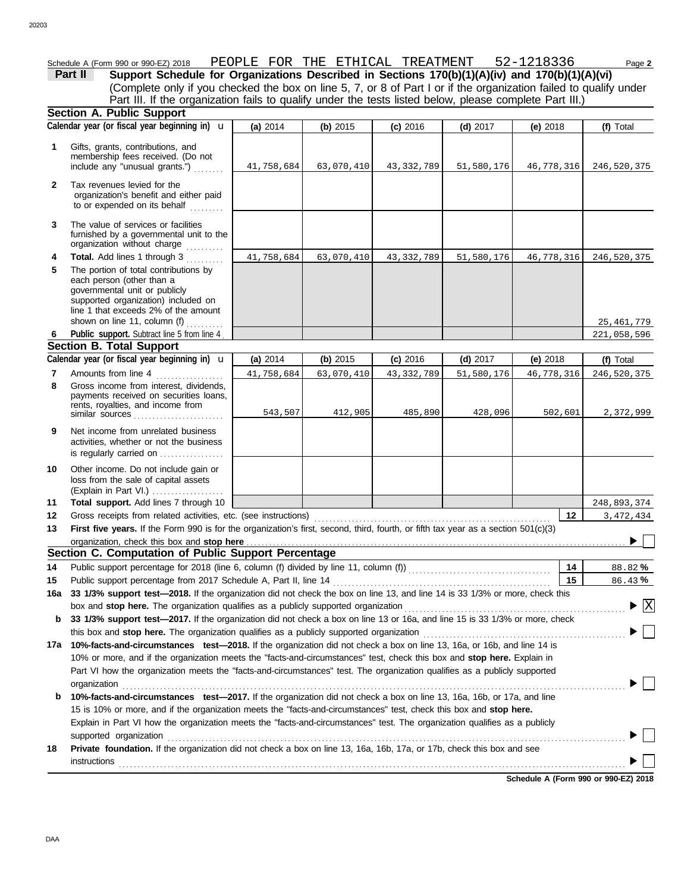Schedule A (Form 990 or 990-EZ) 2018 PEOPLE FOR THE ETHICAL TREATMENT 52-1218336 Page 2

**Part II** **Support Schedule for Organizations Described in Sections 170(b)(1)(A)(iv) and 170(b)(1)(A)(vi)**
(Complete only if you checked the box on line 5, 7, or 8 of Part I or if the organization failed to qualify under Part III. If the organization fails to qualify under the tests listed below, please complete Part III.)

**Section A. Public Support**

| Calendar year (or fiscal year beginning in) u | (a) 2014 | (b) 2015 | (c) 2016 | (d) 2017 | (e) 2018 | (f) Total |
|---|---|---|---|---|---|---|
| **1** Gifts, grants, contributions, and membership fees received. (Do not include any "unusual grants.") | 41,758,684 | 63,070,410 | 43,332,789 | 51,580,176 | 46,778,316 | 246,520,375 |
| **2** Tax revenues levied for the organization's benefit and either paid to or expended on its behalf | | | | | | |
| **3** The value of services or facilities furnished by a governmental unit to the organization without charge | | | | | | |
| **4** **Total.** Add lines 1 through 3 | 41,758,684 | 63,070,410 | 43,332,789 | 51,580,176 | 46,778,316 | 246,520,375 |
| **5** The portion of total contributions by each person (other than a governmental unit or publicly supported organization) included on line 1 that exceeds 2% of the amount shown on line 11, column (f) | | | | | | 25,461,779 |
| **6** **Public support.** Subtract line 5 from line 4 | | | | | | 221,058,596 |

**Section B. Total Support**

| Calendar year (or fiscal year beginning in) u | (a) 2014 | (b) 2015 | (c) 2016 | (d) 2017 | (e) 2018 | (f) Total |
|---|---|---|---|---|---|---|
| **7** Amounts from line 4 | 41,758,684 | 63,070,410 | 43,332,789 | 51,580,176 | 46,778,316 | 246,520,375 |
| **8** Gross income from interest, dividends, payments received on securities loans, rents, royalties, and income from similar sources | 543,507 | 412,905 | 485,890 | 428,096 | 502,601 | 2,372,999 |
| **9** Net income from unrelated business activities, whether or not the business is regularly carried on | | | | | | |
| **10** Other income. Do not include gain or loss from the sale of capital assets (Explain in Part VI.) | | | | | | |
| **11** **Total support.** Add lines 7 through 10 | | | | | | 248,893,374 |

**12** Gross receipts from related activities, etc. (see instructions) **12** 3,472,434

**13** **First five years.** If the Form 990 is for the organization's first, second, third, fourth, or fifth tax year as a section 501(c)(3) organization, check this box and **stop here** ☐

**Section C. Computation of Public Support Percentage**

**14** Public support percentage for 2018 (line 6, column (f) divided by line 11, column (f)) **14** 88.82 %

**15** Public support percentage from 2017 Schedule A, Part II, line 14 **15** 86.43 %

**16a** **33 1/3% support test—2018.** If the organization did not check the box on line 13, and line 14 is 33 1/3% or more, check this box and **stop here.** The organization qualifies as a publicly supported organization ☒

**b** **33 1/3% support test—2017.** If the organization did not check a box on line 13 or 16a, and line 15 is 33 1/3% or more, check this box and **stop here.** The organization qualifies as a publicly supported organization ☐

**17a** **10%-facts-and-circumstances test—2018.** If the organization did not check a box on line 13, 16a, or 16b, and line 14 is 10% or more, and if the organization meets the "facts-and-circumstances" test, check this box and **stop here.** Explain in Part VI how the organization meets the "facts-and-circumstances" test. The organization qualifies as a publicly supported organization ☐

**b** **10%-facts-and-circumstances test—2017.** If the organization did not check a box on line 13, 16a, 16b, or 17a, and line 15 is 10% or more, and if the organization meets the "facts-and-circumstances" test, check this box and **stop here.** Explain in Part VI how the organization meets the "facts-and-circumstances" test. The organization qualifies as a publicly supported organization ☐

**18** **Private foundation.** If the organization did not check a box on line 13, 16a, 16b, 17a, or 17b, check this box and see instructions ☐

**Schedule A (Form 990 or 990-EZ) 2018**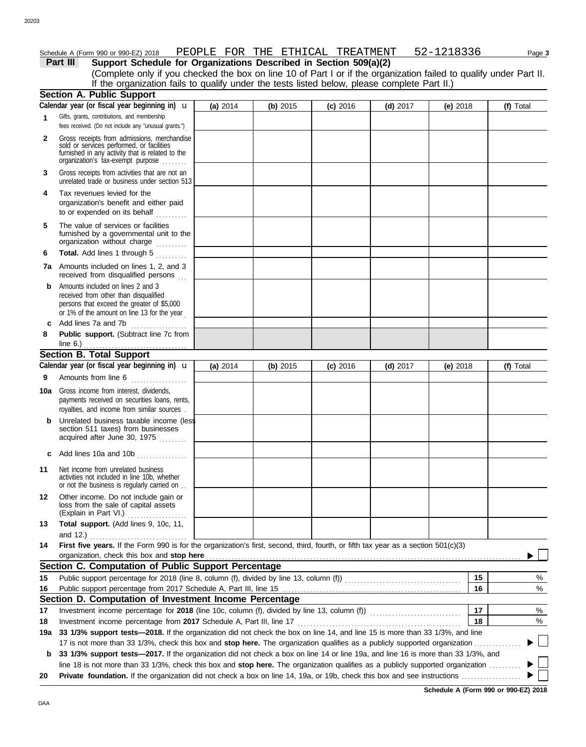Schedule A (Form 990 or 990-EZ) 2018 PEOPLE FOR THE ETHICAL TREATMENT 52-1218336

## Part III Support Schedule for Organizations Described in Section 509(a)(2)

(Complete only if you checked the box on line 10 of Part I or if the organization failed to qualify under Part II. If the organization fails to qualify under the tests listed below, please complete Part II.)

### Section A. Public Support

| Calendar year (or fiscal year beginning in) | (a) 2014 | (b) 2015 | (c) 2016 | (d) 2017 | (e) 2018 | (f) Total |
|---|---|---|---|---|---|---|
| **1** Gifts, grants, contributions, and membership fees received. (Do not include any "unusual grants.") | | | | | | |
| **2** Gross receipts from admissions, merchandise sold or services performed, or facilities furnished in any activity that is related to the organization's tax-exempt purpose | | | | | | |
| **3** Gross receipts from activities that are not an unrelated trade or business under section 513 | | | | | | |
| **4** Tax revenues levied for the organization's benefit and either paid to or expended on its behalf | | | | | | |
| **5** The value of services or facilities furnished by a governmental unit to the organization without charge | | | | | | |
| **6** **Total.** Add lines 1 through 5 | | | | | | |
| **7a** Amounts included on lines 1, 2, and 3 received from disqualified persons | | | | | | |
| **b** Amounts included on lines 2 and 3 received from other than disqualified persons that exceed the greater of $5,000 or 1% of the amount on line 13 for the year | | | | | | |
| **c** Add lines 7a and 7b | | | | | | |
| **8** **Public support.** (Subtract line 7c from line 6.) | | | | | | |

### Section B. Total Support

| Calendar year (or fiscal year beginning in) | (a) 2014 | (b) 2015 | (c) 2016 | (d) 2017 | (e) 2018 | (f) Total |
|---|---|---|---|---|---|---|
| **9** Amounts from line 6 | | | | | | |
| **10a** Gross income from interest, dividends, payments received on securities loans, rents, royalties, and income from similar sources | | | | | | |
| **b** Unrelated business taxable income (less section 511 taxes) from businesses acquired after June 30, 1975 | | | | | | |
| **c** Add lines 10a and 10b | | | | | | |
| **11** Net income from unrelated business activities not included in line 10b, whether or not the business is regularly carried on | | | | | | |
| **12** Other income. Do not include gain or loss from the sale of capital assets (Explain in Part VI.) | | | | | | |
| **13** **Total support.** (Add lines 9, 10c, 11, and 12.) | | | | | | |

**14** **First five years.** If the Form 990 is for the organization's first, second, third, fourth, or fifth tax year as a section 501(c)(3) organization, check this box and **stop here** ☐

### Section C. Computation of Public Support Percentage

| | | | |
|---|---|---|---|
| **15** | Public support percentage for 2018 (line 8, column (f), divided by line 13, column (f)) | 15 | % |
| **16** | Public support percentage from 2017 Schedule A, Part III, line 15 | 16 | % |

### Section D. Computation of Investment Income Percentage

| | | | |
|---|---|---|---|
| **17** | Investment income percentage for **2018** (line 10c, column (f), divided by line 13, column (f)) | 17 | % |
| **18** | Investment income percentage from **2017** Schedule A, Part III, line 17 | 18 | % |

**19a** **33 1/3% support tests—2018.** If the organization did not check the box on line 14, and line 15 is more than 33 1/3%, and line 17 is not more than 33 1/3%, check this box and **stop here.** The organization qualifies as a publicly supported organization ☐

**b** **33 1/3% support tests—2017.** If the organization did not check a box on line 14 or line 19a, and line 16 is more than 33 1/3%, and line 18 is not more than 33 1/3%, check this box and **stop here.** The organization qualifies as a publicly supported organization ☐

**20** **Private foundation.** If the organization did not check a box on line 14, 19a, or 19b, check this box and see instructions ☐

**Schedule A (Form 990 or 990-EZ) 2018**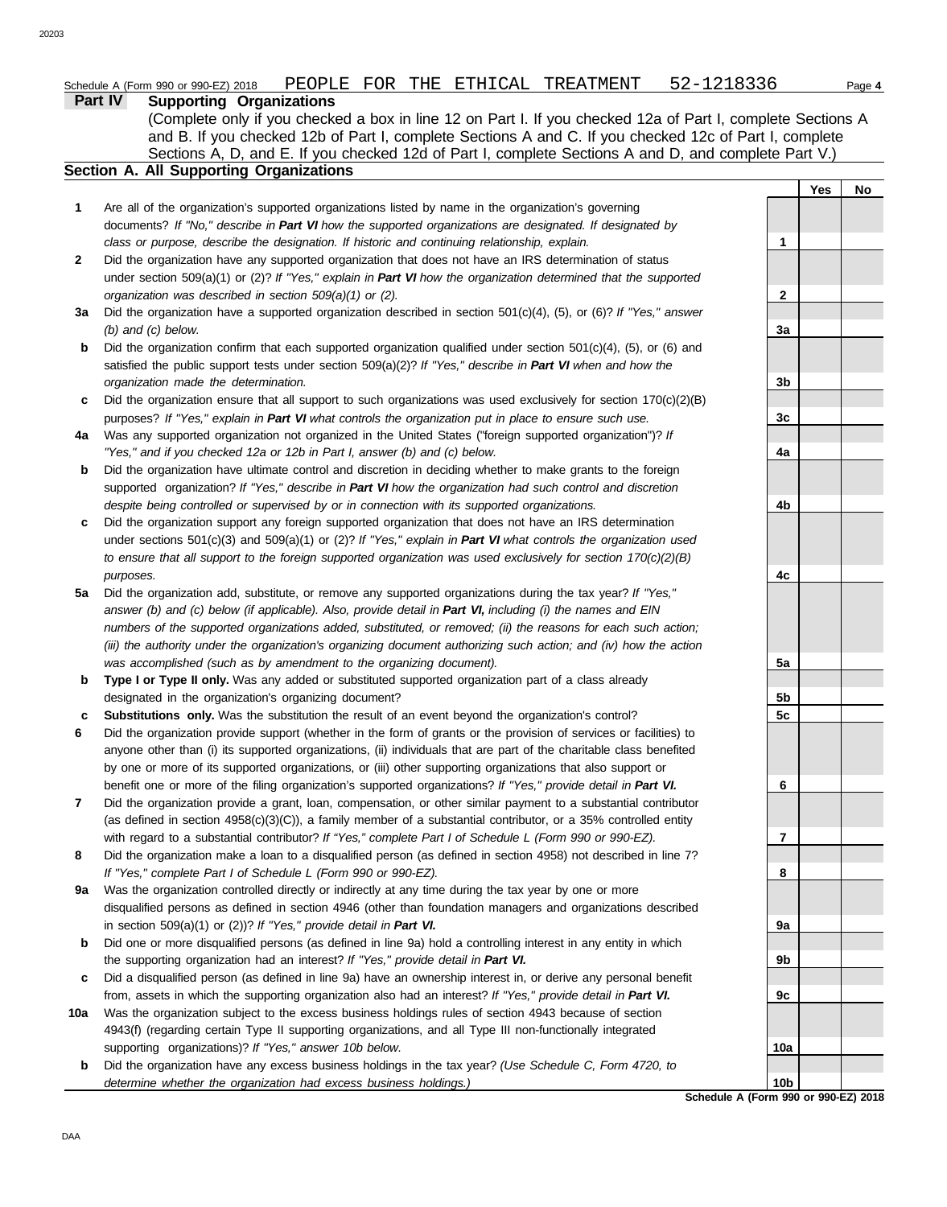Schedule A (Form 990 or 990-EZ) 2018 PEOPLE FOR THE ETHICAL TREATMENT 52-1218336

## Part IV Supporting Organizations

(Complete only if you checked a box in line 12 on Part I. If you checked 12a of Part I, complete Sections A and B. If you checked 12b of Part I, complete Sections A and C. If you checked 12c of Part I, complete Sections A, D, and E. If you checked 12d of Part I, complete Sections A and D, and complete Part V.)

### Section A. All Supporting Organizations

| | | | Yes | No |
|---|---|---|---|---|
| **1** | Are all of the organization's supported organizations listed by name in the organization's governing documents? *If "No," describe in **Part VI** how the supported organizations are designated. If designated by class or purpose, describe the designation. If historic and continuing relationship, explain.* | 1 | | |
| **2** | Did the organization have any supported organization that does not have an IRS determination of status under section 509(a)(1) or (2)? *If "Yes," explain in **Part VI** how the organization determined that the supported organization was described in section 509(a)(1) or (2).* | 2 | | |
| **3a** | Did the organization have a supported organization described in section 501(c)(4), (5), or (6)? *If "Yes," answer (b) and (c) below.* | 3a | | |
| **b** | Did the organization confirm that each supported organization qualified under section 501(c)(4), (5), or (6) and satisfied the public support tests under section 509(a)(2)? *If "Yes," describe in **Part VI** when and how the organization made the determination.* | 3b | | |
| **c** | Did the organization ensure that all support to such organizations was used exclusively for section 170(c)(2)(B) purposes? *If "Yes," explain in **Part VI** what controls the organization put in place to ensure such use.* | 3c | | |
| **4a** | Was any supported organization not organized in the United States ("foreign supported organization")? *If "Yes," and if you checked 12a or 12b in Part I, answer (b) and (c) below.* | 4a | | |
| **b** | Did the organization have ultimate control and discretion in deciding whether to make grants to the foreign supported organization? *If "Yes," describe in **Part VI** how the organization had such control and discretion despite being controlled or supervised by or in connection with its supported organizations.* | 4b | | |
| **c** | Did the organization support any foreign supported organization that does not have an IRS determination under sections 501(c)(3) and 509(a)(1) or (2)? *If "Yes," explain in **Part VI** what controls the organization used to ensure that all support to the foreign supported organization was used exclusively for section 170(c)(2)(B) purposes.* | 4c | | |
| **5a** | Did the organization add, substitute, or remove any supported organizations during the tax year? *If "Yes," answer (b) and (c) below (if applicable). Also, provide detail in **Part VI,** including (i) the names and EIN numbers of the supported organizations added, substituted, or removed; (ii) the reasons for each such action; (iii) the authority under the organization's organizing document authorizing such action; and (iv) how the action was accomplished (such as by amendment to the organizing document).* | 5a | | |
| **b** | **Type I or Type II only.** Was any added or substituted supported organization part of a class already designated in the organization's organizing document? | 5b | | |
| **c** | **Substitutions only.** Was the substitution the result of an event beyond the organization's control? | 5c | | |
| **6** | Did the organization provide support (whether in the form of grants or the provision of services or facilities) to anyone other than (i) its supported organizations, (ii) individuals that are part of the charitable class benefited by one or more of its supported organizations, or (iii) other supporting organizations that also support or benefit one or more of the filing organization's supported organizations? *If "Yes," provide detail in **Part VI.*** | 6 | | |
| **7** | Did the organization provide a grant, loan, compensation, or other similar payment to a substantial contributor (as defined in section 4958(c)(3)(C)), a family member of a substantial contributor, or a 35% controlled entity with regard to a substantial contributor? *If "Yes," complete Part I of Schedule L (Form 990 or 990-EZ).* | 7 | | |
| **8** | Did the organization make a loan to a disqualified person (as defined in section 4958) not described in line 7? *If "Yes," complete Part I of Schedule L (Form 990 or 990-EZ).* | 8 | | |
| **9a** | Was the organization controlled directly or indirectly at any time during the tax year by one or more disqualified persons as defined in section 4946 (other than foundation managers and organizations described in section 509(a)(1) or (2))? *If "Yes," provide detail in **Part VI.*** | 9a | | |
| **b** | Did one or more disqualified persons (as defined in line 9a) hold a controlling interest in any entity in which the supporting organization had an interest? *If "Yes," provide detail in **Part VI.*** | 9b | | |
| **c** | Did a disqualified person (as defined in line 9a) have an ownership interest in, or derive any personal benefit from, assets in which the supporting organization also had an interest? *If "Yes," provide detail in **Part VI.*** | 9c | | |
| **10a** | Was the organization subject to the excess business holdings rules of section 4943 because of section 4943(f) (regarding certain Type II supporting organizations, and all Type III non-functionally integrated supporting organizations)? *If "Yes," answer 10b below.* | 10a | | |
| **b** | Did the organization have any excess business holdings in the tax year? *(Use Schedule C, Form 4720, to determine whether the organization had excess business holdings.)* | 10b | | |

**Schedule A (Form 990 or 990-EZ) 2018**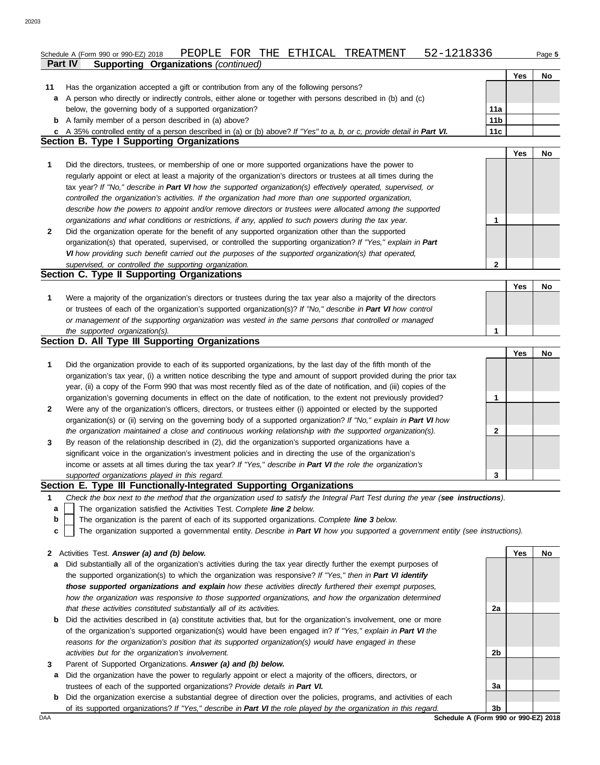Schedule A (Form 990 or 990-EZ) 2018 PEOPLE FOR THE ETHICAL TREATMENT 52-1218336

**Part IV Supporting Organizations** *(continued)*

| | | | Yes | No |
|---|---|---|---|---|
| **11** | Has the organization accepted a gift or contribution from any of the following persons? | | | |
| **a** | A person who directly or indirectly controls, either alone or together with persons described in (b) and (c) below, the governing body of a supported organization? | 11a | | |
| **b** | A family member of a person described in (a) above? | 11b | | |
| **c** | A 35% controlled entity of a person described in (a) or (b) above? *If "Yes" to a, b, or c, provide detail in* ***Part VI.*** | 11c | | |

## Section B. Type I Supporting Organizations

| | | | Yes | No |
|---|---|---|---|---|
| **1** | Did the directors, trustees, or membership of one or more supported organizations have the power to regularly appoint or elect at least a majority of the organization's directors or trustees at all times during the tax year? *If "No," describe in* ***Part VI*** *how the supported organization(s) effectively operated, supervised, or controlled the organization's activities. If the organization had more than one supported organization, describe how the powers to appoint and/or remove directors or trustees were allocated among the supported organizations and what conditions or restrictions, if any, applied to such powers during the tax year.* | 1 | | |
| **2** | Did the organization operate for the benefit of any supported organization other than the supported organization(s) that operated, supervised, or controlled the supporting organization? *If "Yes," explain in* ***Part VI*** *how providing such benefit carried out the purposes of the supported organization(s) that operated, supervised, or controlled the supporting organization.* | 2 | | |

## Section C. Type II Supporting Organizations

| | | | Yes | No |
|---|---|---|---|---|
| **1** | Were a majority of the organization's directors or trustees during the tax year also a majority of the directors or trustees of each of the organization's supported organization(s)? *If "No," describe in* ***Part VI*** *how control or management of the supporting organization was vested in the same persons that controlled or managed the supported organization(s).* | 1 | | |

## Section D. All Type III Supporting Organizations

| | | | Yes | No |
|---|---|---|---|---|
| **1** | Did the organization provide to each of its supported organizations, by the last day of the fifth month of the organization's tax year, (i) a written notice describing the type and amount of support provided during the prior tax year, (ii) a copy of the Form 990 that was most recently filed as of the date of notification, and (iii) copies of the organization's governing documents in effect on the date of notification, to the extent not previously provided? | 1 | | |
| **2** | Were any of the organization's officers, directors, or trustees either (i) appointed or elected by the supported organization(s) or (ii) serving on the governing body of a supported organization? *If "No," explain in* ***Part VI*** *how the organization maintained a close and continuous working relationship with the supported organization(s).* | 2 | | |
| **3** | By reason of the relationship described in (2), did the organization's supported organizations have a significant voice in the organization's investment policies and in directing the use of the organization's income or assets at all times during the tax year? *If "Yes," describe in* ***Part VI*** *the role the organization's supported organizations played in this regard.* | 3 | | |

## Section E. Type III Functionally-Integrated Supporting Organizations

**1** *Check the box next to the method that the organization used to satisfy the Integral Part Test during the year (****see instructions****).*

- **a** ☐ The organization satisfied the Activities Test. *Complete* ***line 2*** *below.*
- **b** ☐ The organization is the parent of each of its supported organizations. *Complete* ***line 3*** *below.*
- **c** ☐ The organization supported a governmental entity. *Describe in* ***Part VI*** *how you supported a government entity (see instructions).*

| | | | Yes | No |
|---|---|---|---|---|
| **2** | Activities Test. ***Answer (a) and (b) below.*** | | | |
| **a** | Did substantially all of the organization's activities during the tax year directly further the exempt purposes of the supported organization(s) to which the organization was responsive? *If "Yes," then in* ***Part VI identify those supported organizations and explain*** *how these activities directly furthered their exempt purposes, how the organization was responsive to those supported organizations, and how the organization determined that these activities constituted substantially all of its activities.* | 2a | | |
| **b** | Did the activities described in (a) constitute activities that, but for the organization's involvement, one or more of the organization's supported organization(s) would have been engaged in? *If "Yes," explain in* ***Part VI*** *the reasons for the organization's position that its supported organization(s) would have engaged in these activities but for the organization's involvement.* | 2b | | |
| **3** | Parent of Supported Organizations. ***Answer (a) and (b) below.*** | | | |
| **a** | Did the organization have the power to regularly appoint or elect a majority of the officers, directors, or trustees of each of the supported organizations? *Provide details in* ***Part VI.*** | 3a | | |
| **b** | Did the organization exercise a substantial degree of direction over the policies, programs, and activities of each of its supported organizations? *If "Yes," describe in* ***Part VI*** *the role played by the organization in this regard.* | 3b | | |

DAA **Schedule A (Form 990 or 990-EZ) 2018**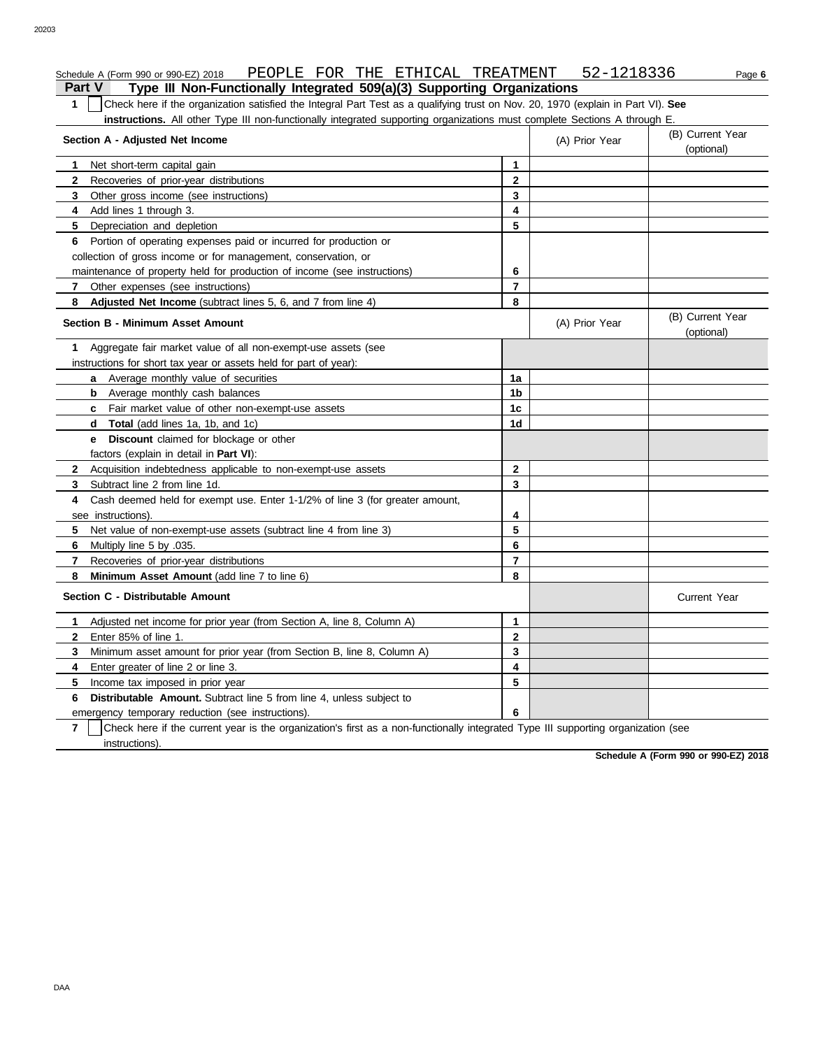Schedule A (Form 990 or 990-EZ) 2018 PEOPLE FOR THE ETHICAL TREATMENT 52-1218336 Page 6

## Part V Type III Non-Functionally Integrated 509(a)(3) Supporting Organizations

**1** ☐ Check here if the organization satisfied the Integral Part Test as a qualifying trust on Nov. 20, 1970 (explain in Part VI). **See instructions.** All other Type III non-functionally integrated supporting organizations must complete Sections A through E.

| Section A - Adjusted Net Income | | (A) Prior Year | (B) Current Year (optional) |
|---|---|---|---|
| **1** Net short-term capital gain | 1 | | |
| **2** Recoveries of prior-year distributions | 2 | | |
| **3** Other gross income (see instructions) | 3 | | |
| **4** Add lines 1 through 3. | 4 | | |
| **5** Depreciation and depletion | 5 | | |
| **6** Portion of operating expenses paid or incurred for production or collection of gross income or for management, conservation, or maintenance of property held for production of income (see instructions) | 6 | | |
| **7** Other expenses (see instructions) | 7 | | |
| **8** **Adjusted Net Income** (subtract lines 5, 6, and 7 from line 4) | 8 | | |

| Section B - Minimum Asset Amount | | (A) Prior Year | (B) Current Year (optional) |
|---|---|---|---|
| **1** Aggregate fair market value of all non-exempt-use assets (see instructions for short tax year or assets held for part of year): | | | |
| **a** Average monthly value of securities | 1a | | |
| **b** Average monthly cash balances | 1b | | |
| **c** Fair market value of other non-exempt-use assets | 1c | | |
| **d** **Total** (add lines 1a, 1b, and 1c) | 1d | | |
| **e** **Discount** claimed for blockage or other factors (explain in detail in **Part VI**): | | | |
| **2** Acquisition indebtedness applicable to non-exempt-use assets | 2 | | |
| **3** Subtract line 2 from line 1d. | 3 | | |
| **4** Cash deemed held for exempt use. Enter 1-1/2% of line 3 (for greater amount, see instructions). | 4 | | |
| **5** Net value of non-exempt-use assets (subtract line 4 from line 3) | 5 | | |
| **6** Multiply line 5 by .035. | 6 | | |
| **7** Recoveries of prior-year distributions | 7 | | |
| **8** **Minimum Asset Amount** (add line 7 to line 6) | 8 | | |

| Section C - Distributable Amount | | | Current Year |
|---|---|---|---|
| **1** Adjusted net income for prior year (from Section A, line 8, Column A) | 1 | | |
| **2** Enter 85% of line 1. | 2 | | |
| **3** Minimum asset amount for prior year (from Section B, line 8, Column A) | 3 | | |
| **4** Enter greater of line 2 or line 3. | 4 | | |
| **5** Income tax imposed in prior year | 5 | | |
| **6** **Distributable Amount.** Subtract line 5 from line 4, unless subject to emergency temporary reduction (see instructions). | 6 | | |

**7** ☐ Check here if the current year is the organization's first as a non-functionally integrated Type III supporting organization (see instructions).

**Schedule A (Form 990 or 990-EZ) 2018**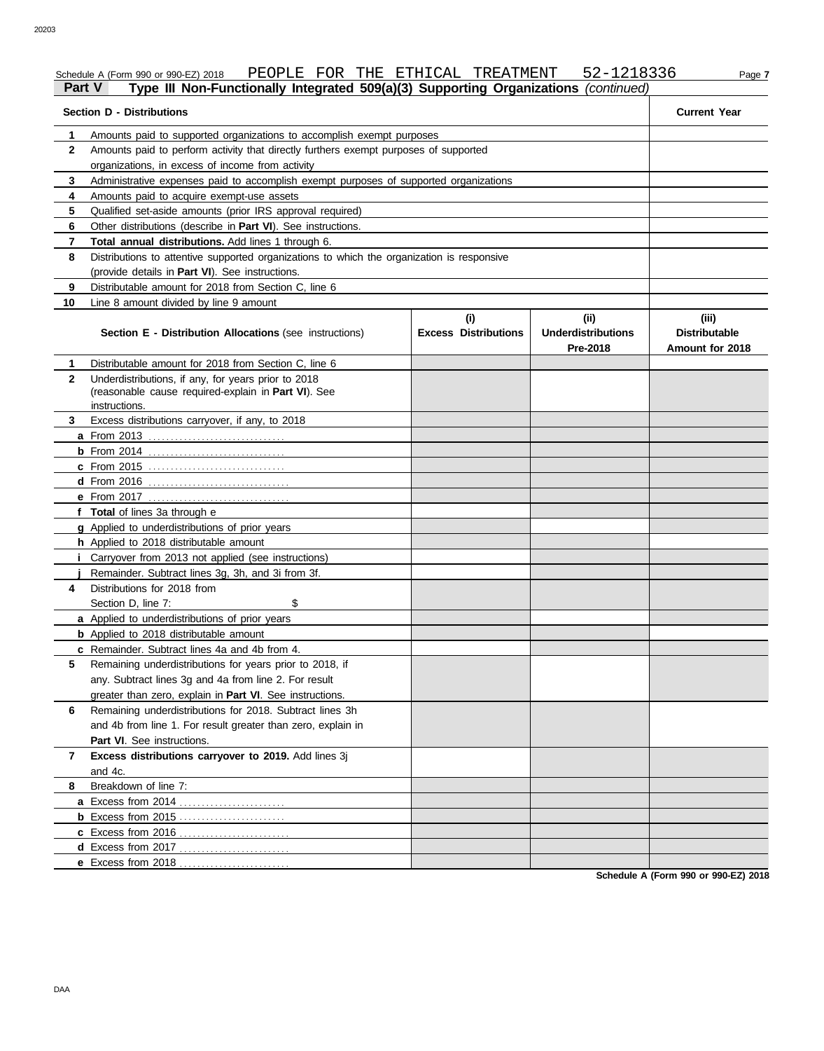Schedule A (Form 990 or 990-EZ) 2018 PEOPLE FOR THE ETHICAL TREATMENT 52-1218336

## Part V Type III Non-Functionally Integrated 509(a)(3) Supporting Organizations *(continued)*

| Section D - Distributions | | Current Year |
|---|---|---|
| 1 | Amounts paid to supported organizations to accomplish exempt purposes | |
| 2 | Amounts paid to perform activity that directly furthers exempt purposes of supported organizations, in excess of income from activity | |
| 3 | Administrative expenses paid to accomplish exempt purposes of supported organizations | |
| 4 | Amounts paid to acquire exempt-use assets | |
| 5 | Qualified set-aside amounts (prior IRS approval required) | |
| 6 | Other distributions (describe in **Part VI**). See instructions. | |
| 7 | **Total annual distributions.** Add lines 1 through 6. | |
| 8 | Distributions to attentive supported organizations to which the organization is responsive (provide details in **Part VI**). See instructions. | |
| 9 | Distributable amount for 2018 from Section C, line 6 | |
| 10 | Line 8 amount divided by line 9 amount | |

| | **Section E - Distribution Allocations** (see instructions) | (i) Excess Distributions | (ii) Underdistributions Pre-2018 | (iii) Distributable Amount for 2018 |
|---|---|---|---|---|
| 1 | Distributable amount for 2018 from Section C, line 6 | | | |
| 2 | Underdistributions, if any, for years prior to 2018 (reasonable cause required-explain in **Part VI**). See instructions. | | | |
| 3 | Excess distributions carryover, if any, to 2018 | | | |
| a | From 2013 | | | |
| b | From 2014 | | | |
| c | From 2015 | | | |
| d | From 2016 | | | |
| e | From 2017 | | | |
| f | **Total** of lines 3a through e | | | |
| g | Applied to underdistributions of prior years | | | |
| h | Applied to 2018 distributable amount | | | |
| i | Carryover from 2013 not applied (see instructions) | | | |
| j | Remainder. Subtract lines 3g, 3h, and 3i from 3f. | | | |
| 4 | Distributions for 2018 from Section D, line 7: $ | | | |
| a | Applied to underdistributions of prior years | | | |
| b | Applied to 2018 distributable amount | | | |
| c | Remainder. Subtract lines 4a and 4b from 4. | | | |
| 5 | Remaining underdistributions for years prior to 2018, if any. Subtract lines 3g and 4a from line 2. For result greater than zero, explain in **Part VI**. See instructions. | | | |
| 6 | Remaining underdistributions for 2018. Subtract lines 3h and 4b from line 1. For result greater than zero, explain in **Part VI**. See instructions. | | | |
| 7 | **Excess distributions carryover to 2019.** Add lines 3j and 4c. | | | |
| 8 | Breakdown of line 7: | | | |
| a | Excess from 2014 | | | |
| b | Excess from 2015 | | | |
| c | Excess from 2016 | | | |
| d | Excess from 2017 | | | |
| e | Excess from 2018 | | | |

**Schedule A (Form 990 or 990-EZ) 2018**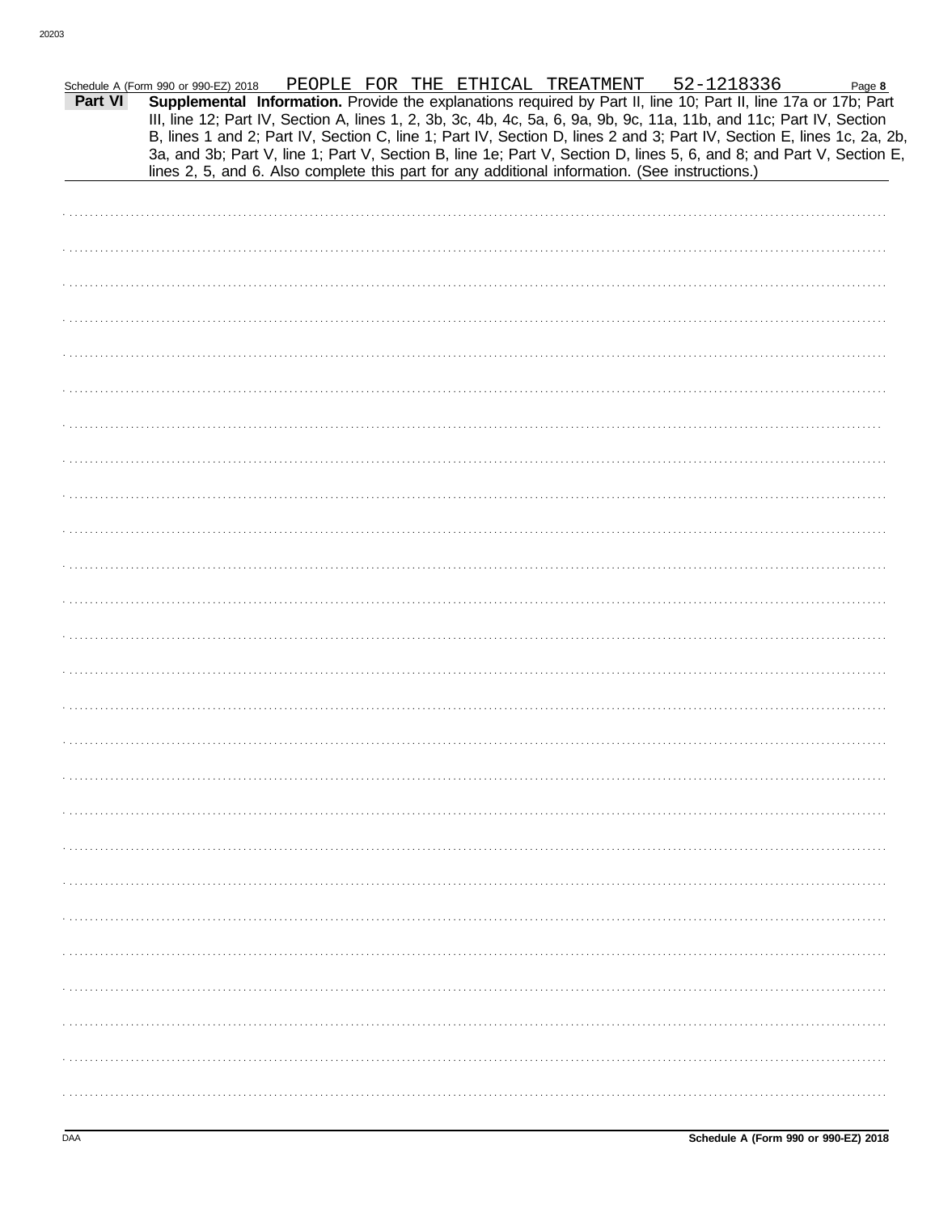Schedule A (Form 990 or 990-EZ) 2018 PEOPLE FOR THE ETHICAL TREATMENT 52-1218336

**Part VI** **Supplemental Information.** Provide the explanations required by Part II, line 10; Part II, line 17a or 17b; Part III, line 12; Part IV, Section A, lines 1, 2, 3b, 3c, 4b, 4c, 5a, 6, 9a, 9b, 9c, 11a, 11b, and 11c; Part IV, Section B, lines 1 and 2; Part IV, Section C, line 1; Part IV, Section D, lines 2 and 3; Part IV, Section E, lines 1c, 2a, 2b, 3a, and 3b; Part V, line 1; Part V, Section B, line 1e; Part V, Section D, lines 5, 6, and 8; and Part V, Section E, lines 2, 5, and 6. Also complete this part for any additional information. (See instructions.)

**Schedule A (Form 990 or 990-EZ) 2018**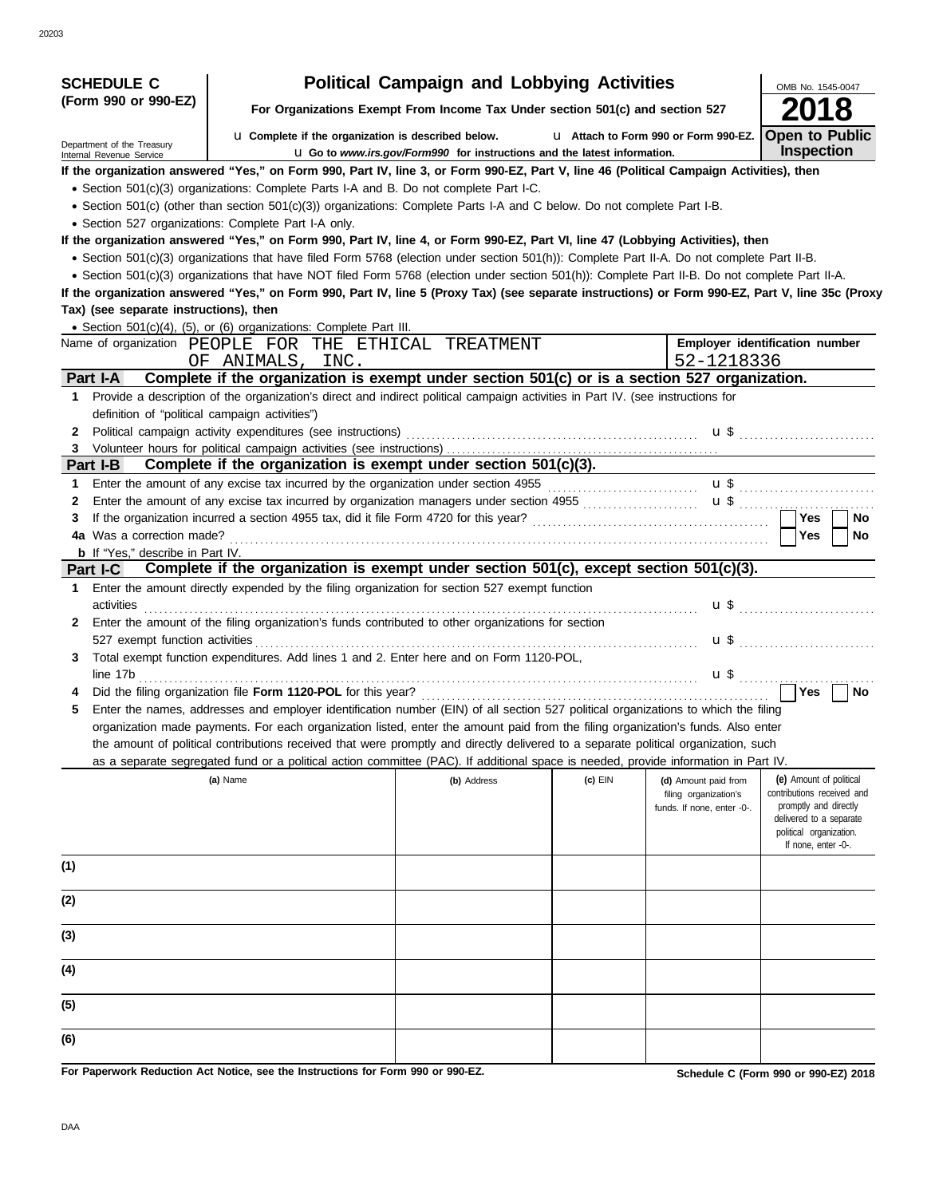**SCHEDULE C (Form 990 or 990-EZ)**

Department of the Treasury
Internal Revenue Service

# Political Campaign and Lobbying Activities

**For Organizations Exempt From Income Tax Under section 501(c) and section 527**

u Complete if the organization is described below. u Attach to Form 990 or Form 990-EZ.
u Go to *www.irs.gov/Form990* for instructions and the latest information.

OMB No. 1545-0047

**2018**

**Open to Public Inspection**

**If the organization answered "Yes," on Form 990, Part IV, line 3, or Form 990-EZ, Part V, line 46 (Political Campaign Activities), then**

- Section 501(c)(3) organizations: Complete Parts I-A and B. Do not complete Part I-C.
- Section 501(c) (other than section 501(c)(3)) organizations: Complete Parts I-A and C below. Do not complete Part I-B.
- Section 527 organizations: Complete Part I-A only.

**If the organization answered "Yes," on Form 990, Part IV, line 4, or Form 990-EZ, Part VI, line 47 (Lobbying Activities), then**

- Section 501(c)(3) organizations that have filed Form 5768 (election under section 501(h)): Complete Part II-A. Do not complete Part II-B.
- Section 501(c)(3) organizations that have NOT filed Form 5768 (election under section 501(h)): Complete Part II-B. Do not complete Part II-A.

**If the organization answered "Yes," on Form 990, Part IV, line 5 (Proxy Tax) (see separate instructions) or Form 990-EZ, Part V, line 35c (Proxy Tax) (see separate instructions), then**

- Section 501(c)(4), (5), or (6) organizations: Complete Part III.

Name of organization: PEOPLE FOR THE ETHICAL TREATMENT OF ANIMALS, INC.

**Employer identification number:** 52-1218336

## Part I-A Complete if the organization is exempt under section 501(c) or is a section 527 organization.

1 Provide a description of the organization's direct and indirect political campaign activities in Part IV. (see instructions for definition of "political campaign activities")

2 Political campaign activity expenditures (see instructions) u $

3 Volunteer hours for political campaign activities (see instructions)

## Part I-B Complete if the organization is exempt under section 501(c)(3).

1 Enter the amount of any excise tax incurred by the organization under section 4955 u $

2 Enter the amount of any excise tax incurred by organization managers under section 4955 u $

3 If the organization incurred a section 4955 tax, did it file Form 4720 for this year? Yes No

4a Was a correction made? Yes No

b If "Yes," describe in Part IV.

## Part I-C Complete if the organization is exempt under section 501(c), except section 501(c)(3).

1 Enter the amount directly expended by the filing organization for section 527 exempt function activities u $

2 Enter the amount of the filing organization's funds contributed to other organizations for section 527 exempt function activities u $

3 Total exempt function expenditures. Add lines 1 and 2. Enter here and on Form 1120-POL, line 17b u $

4 Did the filing organization file **Form 1120-POL** for this year? Yes No

5 Enter the names, addresses and employer identification number (EIN) of all section 527 political organizations to which the filing organization made payments. For each organization listed, enter the amount paid from the filing organization's funds. Also enter the amount of political contributions received that were promptly and directly delivered to a separate political organization, such as a separate segregated fund or a political action committee (PAC). If additional space is needed, provide information in Part IV.

| | (a) Name | (b) Address | (c) EIN | (d) Amount paid from filing organization's funds. If none, enter -0-. | (e) Amount of political contributions received and promptly and directly delivered to a separate political organization. If none, enter -0-. |
|---|---|---|---|---|---|
| (1) | | | | | |
| (2) | | | | | |
| (3) | | | | | |
| (4) | | | | | |
| (5) | | | | | |
| (6) | | | | | |

**For Paperwork Reduction Act Notice, see the Instructions for Form 990 or 990-EZ.**

**Schedule C (Form 990 or 990-EZ) 2018**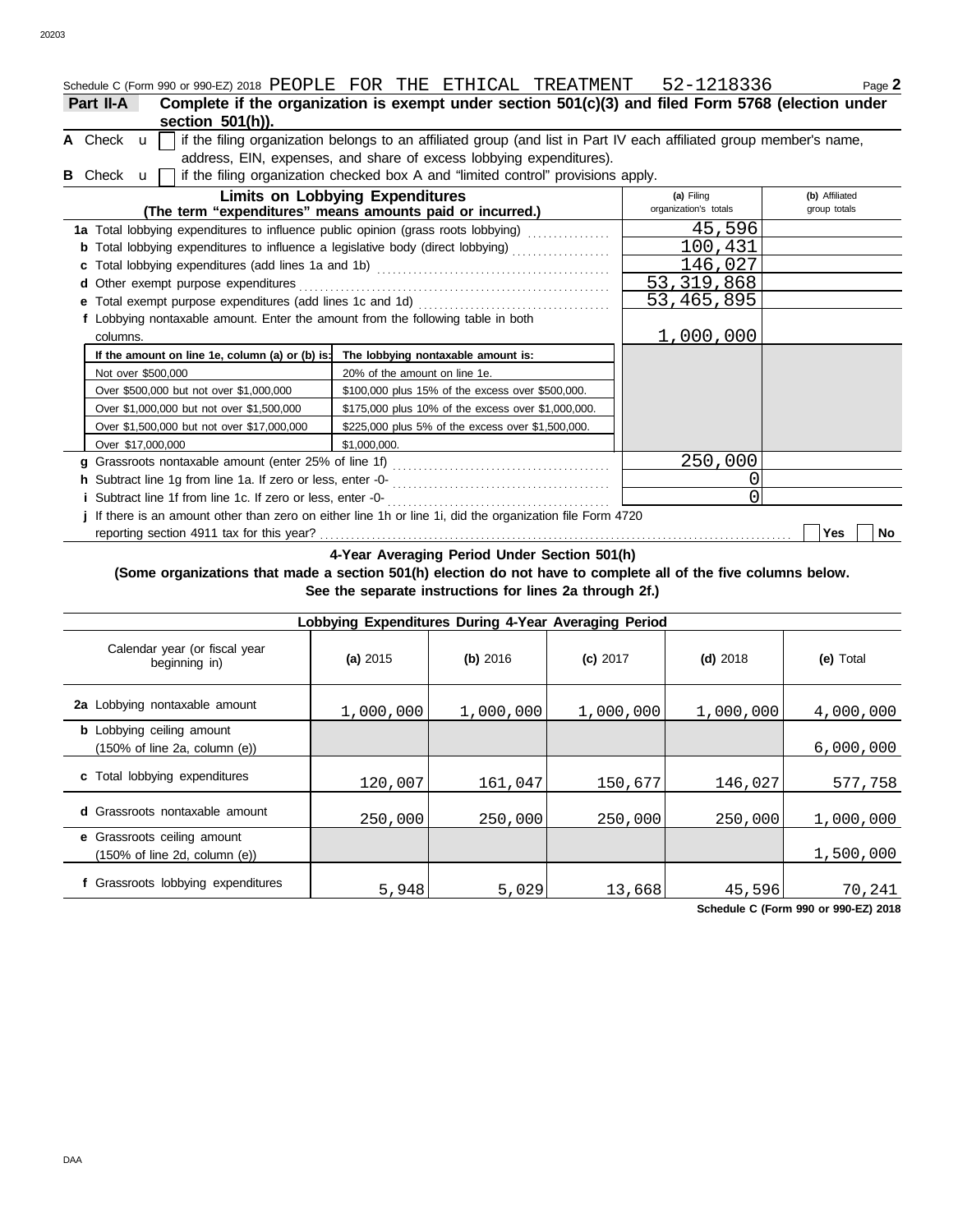Schedule C (Form 990 or 990-EZ) 2018 PEOPLE FOR THE ETHICAL TREATMENT 52-1218336 Page **2**

**Part II-A** **Complete if the organization is exempt under section 501(c)(3) and filed Form 5768 (election under section 501(h)).**

**A** Check ☐ if the filing organization belongs to an affiliated group (and list in Part IV each affiliated group member's name, address, EIN, expenses, and share of excess lobbying expenditures).

**B** Check ☐ if the filing organization checked box A and "limited control" provisions apply.

| **Limits on Lobbying Expenditures** (The term "expenditures" means amounts paid or incurred.) | (a) Filing organization's totals | (b) Affiliated group totals |
|---|---|---|
| **1a** Total lobbying expenditures to influence public opinion (grass roots lobbying) | 45,596 | |
| **b** Total lobbying expenditures to influence a legislative body (direct lobbying) | 100,431 | |
| **c** Total lobbying expenditures (add lines 1a and 1b) | 146,027 | |
| **d** Other exempt purpose expenditures | 53,319,868 | |
| **e** Total exempt purpose expenditures (add lines 1c and 1d) | 53,465,895 | |
| **f** Lobbying nontaxable amount. Enter the amount from the following table in both columns. | 1,000,000 | |

| If the amount on line 1e, column (a) or (b) is: | The lobbying nontaxable amount is: |
|---|---|
| Not over $500,000 | 20% of the amount on line 1e. |
| Over $500,000 but not over $1,000,000 | $100,000 plus 15% of the excess over $500,000. |
| Over $1,000,000 but not over $1,500,000 | $175,000 plus 10% of the excess over $1,000,000. |
| Over $1,500,000 but not over $17,000,000 | $225,000 plus 5% of the excess over $1,500,000. |
| Over $17,000,000 | $1,000,000. |

| | (a) | (b) |
|---|---|---|
| **g** Grassroots nontaxable amount (enter 25% of line 1f) | 250,000 | |
| **h** Subtract line 1g from line 1a. If zero or less, enter -0- | 0 | |
| **i** Subtract line 1f from line 1c. If zero or less, enter -0- | 0 | |

**j** If there is an amount other than zero on either line 1h or line 1i, did the organization file Form 4720 reporting section 4911 tax for this year? ☐ Yes ☐ No

**4-Year Averaging Period Under Section 501(h)**
**(Some organizations that made a section 501(h) election do not have to complete all of the five columns below. See the separate instructions for lines 2a through 2f.)**

| Lobbying Expenditures During 4-Year Averaging Period | | | | | |
|---|---|---|---|---|---|
| Calendar year (or fiscal year beginning in) | (a) 2015 | (b) 2016 | (c) 2017 | (d) 2018 | (e) Total |
| **2a** Lobbying nontaxable amount | 1,000,000 | 1,000,000 | 1,000,000 | 1,000,000 | 4,000,000 |
| **b** Lobbying ceiling amount (150% of line 2a, column (e)) | | | | | 6,000,000 |
| **c** Total lobbying expenditures | 120,007 | 161,047 | 150,677 | 146,027 | 577,758 |
| **d** Grassroots nontaxable amount | 250,000 | 250,000 | 250,000 | 250,000 | 1,000,000 |
| **e** Grassroots ceiling amount (150% of line 2d, column (e)) | | | | | 1,500,000 |
| **f** Grassroots lobbying expenditures | 5,948 | 5,029 | 13,668 | 45,596 | 70,241 |

**Schedule C (Form 990 or 990-EZ) 2018**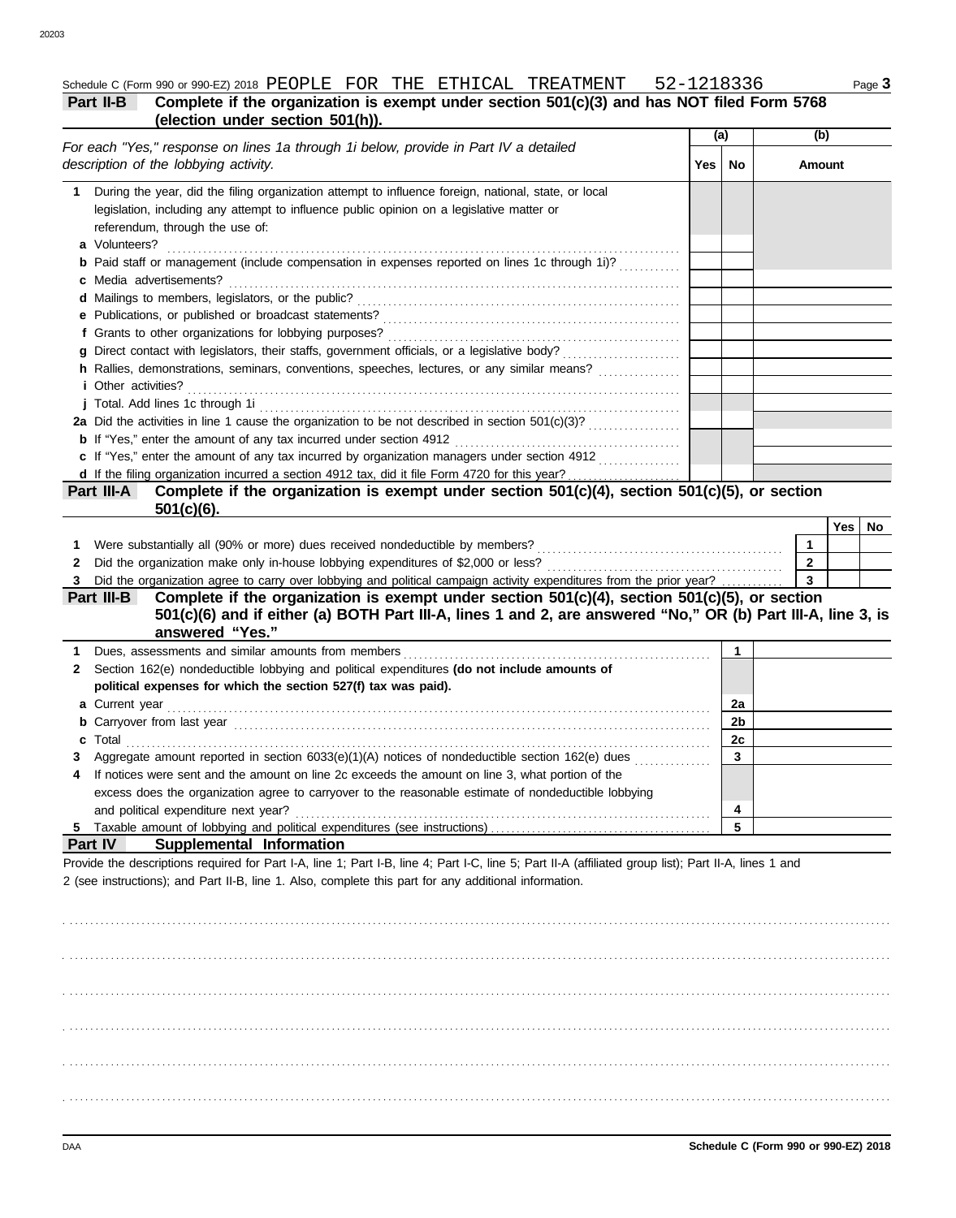Schedule C (Form 990 or 990-EZ) 2018 PEOPLE FOR THE ETHICAL TREATMENT 52-1218336

## Part II-B Complete if the organization is exempt under section 501(c)(3) and has NOT filed Form 5768 (election under section 501(h)).

| *For each "Yes," response on lines 1a through 1i below, provide in Part IV a detailed description of the lobbying activity.* | (a) Yes | (a) No | (b) Amount |
|---|---|---|---|
| **1** During the year, did the filing organization attempt to influence foreign, national, state, or local legislation, including any attempt to influence public opinion on a legislative matter or referendum, through the use of: | | | |
| **a** Volunteers? | | | |
| **b** Paid staff or management (include compensation in expenses reported on lines 1c through 1i)? | | | |
| **c** Media advertisements? | | | |
| **d** Mailings to members, legislators, or the public? | | | |
| **e** Publications, or published or broadcast statements? | | | |
| **f** Grants to other organizations for lobbying purposes? | | | |
| **g** Direct contact with legislators, their staffs, government officials, or a legislative body? | | | |
| **h** Rallies, demonstrations, seminars, conventions, speeches, lectures, or any similar means? | | | |
| **i** Other activities? | | | |
| **j** Total. Add lines 1c through 1i | | | |
| **2a** Did the activities in line 1 cause the organization to be not described in section 501(c)(3)? | | | |
| **b** If "Yes," enter the amount of any tax incurred under section 4912 | | | |
| **c** If "Yes," enter the amount of any tax incurred by organization managers under section 4912 | | | |
| **d** If the filing organization incurred a section 4912 tax, did it file Form 4720 for this year? | | | |

## Part III-A Complete if the organization is exempt under section 501(c)(4), section 501(c)(5), or section 501(c)(6).

| | | Yes | No |
|---|---|---|---|
| **1** Were substantially all (90% or more) dues received nondeductible by members? | 1 | | |
| **2** Did the organization make only in-house lobbying expenditures of $2,000 or less? | 2 | | |
| **3** Did the organization agree to carry over lobbying and political campaign activity expenditures from the prior year? | 3 | | |

## Part III-B Complete if the organization is exempt under section 501(c)(4), section 501(c)(5), or section 501(c)(6) and if either (a) BOTH Part III-A, lines 1 and 2, are answered "No," OR (b) Part III-A, line 3, is answered "Yes."

| | | |
|---|---|---|
| **1** Dues, assessments and similar amounts from members | 1 | |
| **2** Section 162(e) nondeductible lobbying and political expenditures **(do not include amounts of political expenses for which the section 527(f) tax was paid).** | | |
| **a** Current year | 2a | |
| **b** Carryover from last year | 2b | |
| **c** Total | 2c | |
| **3** Aggregate amount reported in section 6033(e)(1)(A) notices of nondeductible section 162(e) dues | 3 | |
| **4** If notices were sent and the amount on line 2c exceeds the amount on line 3, what portion of the excess does the organization agree to carryover to the reasonable estimate of nondeductible lobbying and political expenditure next year? | 4 | |
| **5** Taxable amount of lobbying and political expenditures (see instructions) | 5 | |

## Part IV Supplemental Information

Provide the descriptions required for Part I-A, line 1; Part I-B, line 4; Part I-C, line 5; Part II-A (affiliated group list); Part II-A, lines 1 and 2 (see instructions); and Part II-B, line 1. Also, complete this part for any additional information.

Schedule C (Form 990 or 990-EZ) 2018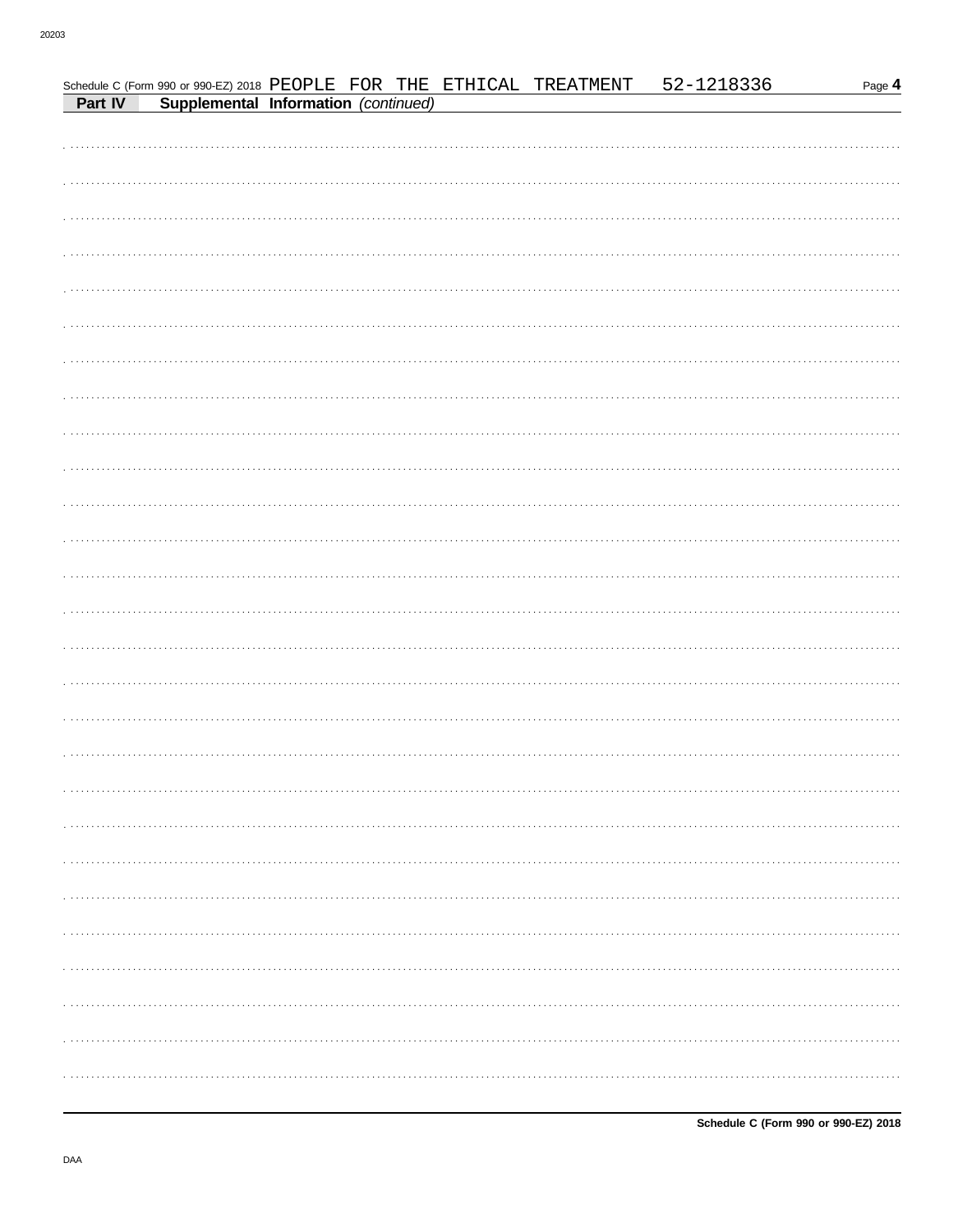Schedule C (Form 990 or 990-EZ) 2018 PEOPLE FOR THE ETHICAL TREATMENT 52-1218336

**Part IV** **Supplemental Information** *(continued)*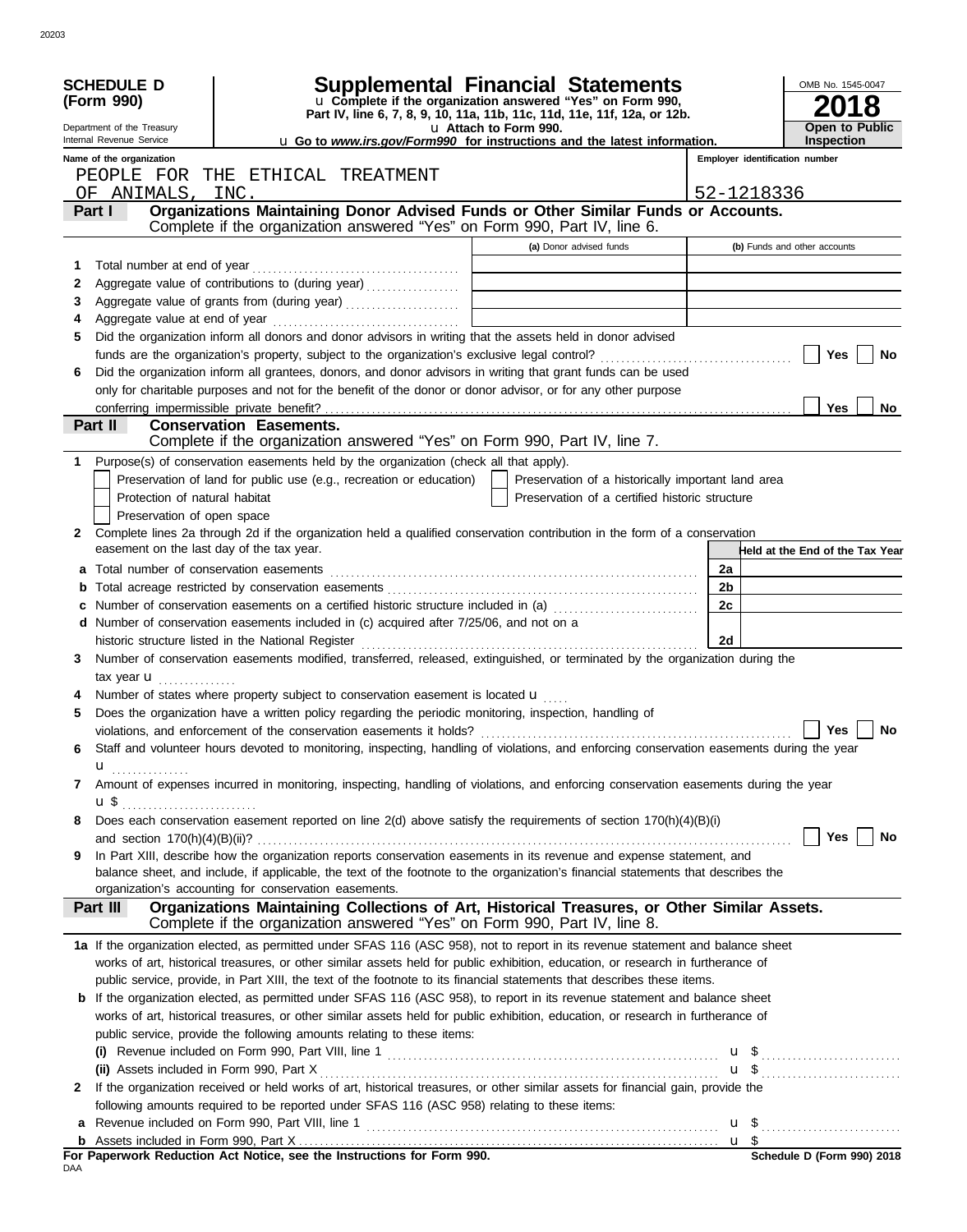20203

**SCHEDULE D (Form 990)**

Department of the Treasury
Internal Revenue Service

# Supplemental Financial Statements

u Complete if the organization answered "Yes" on Form 990, Part IV, line 6, 7, 8, 9, 10, 11a, 11b, 11c, 11d, 11e, 11f, 12a, or 12b.
u Attach to Form 990.
u Go to *www.irs.gov/Form990* for instructions and the latest information.

OMB No. 1545-0047

**2018**

**Open to Public Inspection**

Name of the organization: PEOPLE FOR THE ETHICAL TREATMENT OF ANIMALS, INC.

Employer identification number: 52-1218336

## Part I Organizations Maintaining Donor Advised Funds or Other Similar Funds or Accounts.

Complete if the organization answered "Yes" on Form 990, Part IV, line 6.

| | | (a) Donor advised funds | (b) Funds and other accounts |
|---|---|---|---|
| 1 | Total number at end of year | | |
| 2 | Aggregate value of contributions to (during year) | | |
| 3 | Aggregate value of grants from (during year) | | |
| 4 | Aggregate value at end of year | | |

5 Did the organization inform all donors and donor advisors in writing that the assets held in donor advised funds are the organization's property, subject to the organization's exclusive legal control? ☐ Yes ☐ No

6 Did the organization inform all grantees, donors, and donor advisors in writing that grant funds can be used only for charitable purposes and not for the benefit of the donor or donor advisor, or for any other purpose conferring impermissible private benefit? ☐ Yes ☐ No

## Part II Conservation Easements.

Complete if the organization answered "Yes" on Form 990, Part IV, line 7.

1 Purpose(s) of conservation easements held by the organization (check all that apply).

- ☐ Preservation of land for public use (e.g., recreation or education)
- ☐ Protection of natural habitat
- ☐ Preservation of open space
- ☐ Preservation of a historically important land area
- ☐ Preservation of a certified historic structure

2 Complete lines 2a through 2d if the organization held a qualified conservation contribution in the form of a conservation easement on the last day of the tax year.

| | | | Held at the End of the Tax Year |
|---|---|---|---|
| a | Total number of conservation easements | 2a | |
| b | Total acreage restricted by conservation easements | 2b | |
| c | Number of conservation easements on a certified historic structure included in (a) | 2c | |
| d | Number of conservation easements included in (c) acquired after 7/25/06, and not on a historic structure listed in the National Register | 2d | |

3 Number of conservation easements modified, transferred, released, extinguished, or terminated by the organization during the tax year u

4 Number of states where property subject to conservation easement is located u

5 Does the organization have a written policy regarding the periodic monitoring, inspection, handling of violations, and enforcement of the conservation easements it holds? ☐ Yes ☐ No

6 Staff and volunteer hours devoted to monitoring, inspecting, handling of violations, and enforcing conservation easements during the year u

7 Amount of expenses incurred in monitoring, inspecting, handling of violations, and enforcing conservation easements during the year u $

8 Does each conservation easement reported on line 2(d) above satisfy the requirements of section 170(h)(4)(B)(i) and section 170(h)(4)(B)(ii)? ☐ Yes ☐ No

9 In Part XIII, describe how the organization reports conservation easements in its revenue and expense statement, and balance sheet, and include, if applicable, the text of the footnote to the organization's financial statements that describes the organization's accounting for conservation easements.

## Part III Organizations Maintaining Collections of Art, Historical Treasures, or Other Similar Assets.

Complete if the organization answered "Yes" on Form 990, Part IV, line 8.

1a If the organization elected, as permitted under SFAS 116 (ASC 958), not to report in its revenue statement and balance sheet works of art, historical treasures, or other similar assets held for public exhibition, education, or research in furtherance of public service, provide, in Part XIII, the text of the footnote to its financial statements that describes these items.

b If the organization elected, as permitted under SFAS 116 (ASC 958), to report in its revenue statement and balance sheet works of art, historical treasures, or other similar assets held for public exhibition, education, or research in furtherance of public service, provide the following amounts relating to these items:

(i) Revenue included on Form 990, Part VIII, line 1 u $

(ii) Assets included in Form 990, Part X u $

2 If the organization received or held works of art, historical treasures, or other similar assets for financial gain, provide the following amounts required to be reported under SFAS 116 (ASC 958) relating to these items:

a Revenue included on Form 990, Part VIII, line 1 u $

b Assets included in Form 990, Part X u $

**For Paperwork Reduction Act Notice, see the Instructions for Form 990.**

DAA

**Schedule D (Form 990) 2018**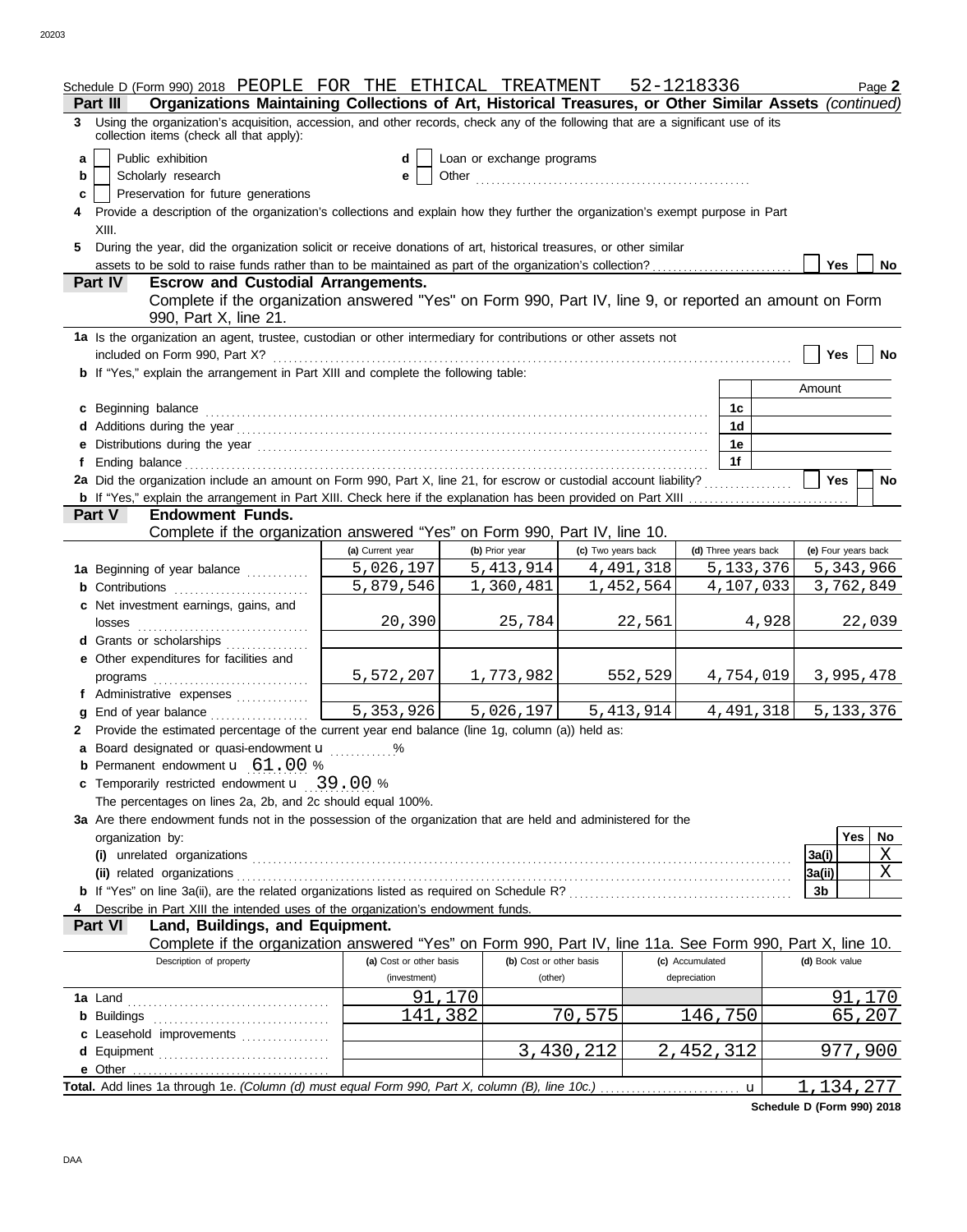Schedule D (Form 990) 2018 PEOPLE FOR THE ETHICAL TREATMENT 52-1218336 Page **2**

**Part III** **Organizations Maintaining Collections of Art, Historical Treasures, or Other Similar Assets** *(continued)*

**3** Using the organization's acquisition, accession, and other records, check any of the following that are a significant use of its collection items (check all that apply):

- **a** ☐ Public exhibition
- **b** ☐ Scholarly research
- **c** ☐ Preservation for future generations
- **d** ☐ Loan or exchange programs
- **e** ☐ Other

**4** Provide a description of the organization's collections and explain how they further the organization's exempt purpose in Part XIII.

**5** During the year, did the organization solicit or receive donations of art, historical treasures, or other similar assets to be sold to raise funds rather than to be maintained as part of the organization's collection? ☐ Yes ☐ No

**Part IV** **Escrow and Custodial Arrangements.**

Complete if the organization answered "Yes" on Form 990, Part IV, line 9, or reported an amount on Form 990, Part X, line 21.

**1a** Is the organization an agent, trustee, custodian or other intermediary for contributions or other assets not included on Form 990, Part X? ☐ Yes ☐ No

**b** If "Yes," explain the arrangement in Part XIII and complete the following table:

| | | Amount |
|---|---|---|
| **c** Beginning balance | **1c** | |
| **d** Additions during the year | **1d** | |
| **e** Distributions during the year | **1e** | |
| **f** Ending balance | **1f** | |

**2a** Did the organization include an amount on Form 990, Part X, line 21, for escrow or custodial account liability? ☐ Yes ☐ No

**b** If "Yes," explain the arrangement in Part XIII. Check here if the explanation has been provided on Part XIII ☐

**Part V** **Endowment Funds.**

Complete if the organization answered "Yes" on Form 990, Part IV, line 10.

| | (a) Current year | (b) Prior year | (c) Two years back | (d) Three years back | (e) Four years back |
|---|---|---|---|---|---|
| **1a** Beginning of year balance | 5,026,197 | 5,413,914 | 4,491,318 | 5,133,376 | 5,343,966 |
| **b** Contributions | 5,879,546 | 1,360,481 | 1,452,564 | 4,107,033 | 3,762,849 |
| **c** Net investment earnings, gains, and losses | 20,390 | 25,784 | 22,561 | 4,928 | 22,039 |
| **d** Grants or scholarships | | | | | |
| **e** Other expenditures for facilities and programs | 5,572,207 | 1,773,982 | 552,529 | 4,754,019 | 3,995,478 |
| **f** Administrative expenses | | | | | |
| **g** End of year balance | 5,353,926 | 5,026,197 | 5,413,914 | 4,491,318 | 5,133,376 |

**2** Provide the estimated percentage of the current year end balance (line 1g, column (a)) held as:

- **a** Board designated or quasi-endowment u %
- **b** Permanent endowment u 61.00 %
- **c** Temporarily restricted endowment u 39.00 %

The percentages on lines 2a, 2b, and 2c should equal 100%.

**3a** Are there endowment funds not in the possession of the organization that are held and administered for the organization by:

| | | Yes | No |
|---|---|---|---|
| **(i)** unrelated organizations | **3a(i)** | | X |
| **(ii)** related organizations | **3a(ii)** | | X |
| **b** If "Yes" on line 3a(ii), are the related organizations listed as required on Schedule R? | **3b** | | |

**4** Describe in Part XIII the intended uses of the organization's endowment funds.

**Part VI** **Land, Buildings, and Equipment.**

Complete if the organization answered "Yes" on Form 990, Part IV, line 11a. See Form 990, Part X, line 10.

| Description of property | (a) Cost or other basis (investment) | (b) Cost or other basis (other) | (c) Accumulated depreciation | (d) Book value |
|---|---|---|---|---|
| **1a** Land | 91,170 | | | 91,170 |
| **b** Buildings | 141,382 | 70,575 | 146,750 | 65,207 |
| **c** Leasehold improvements | | | | |
| **d** Equipment | | 3,430,212 | 2,452,312 | 977,900 |
| **e** Other | | | | |
| **Total.** Add lines 1a through 1e. *(Column (d) must equal Form 990, Part X, column (B), line 10c.)* u | | | | 1,134,277 |

**Schedule D (Form 990) 2018**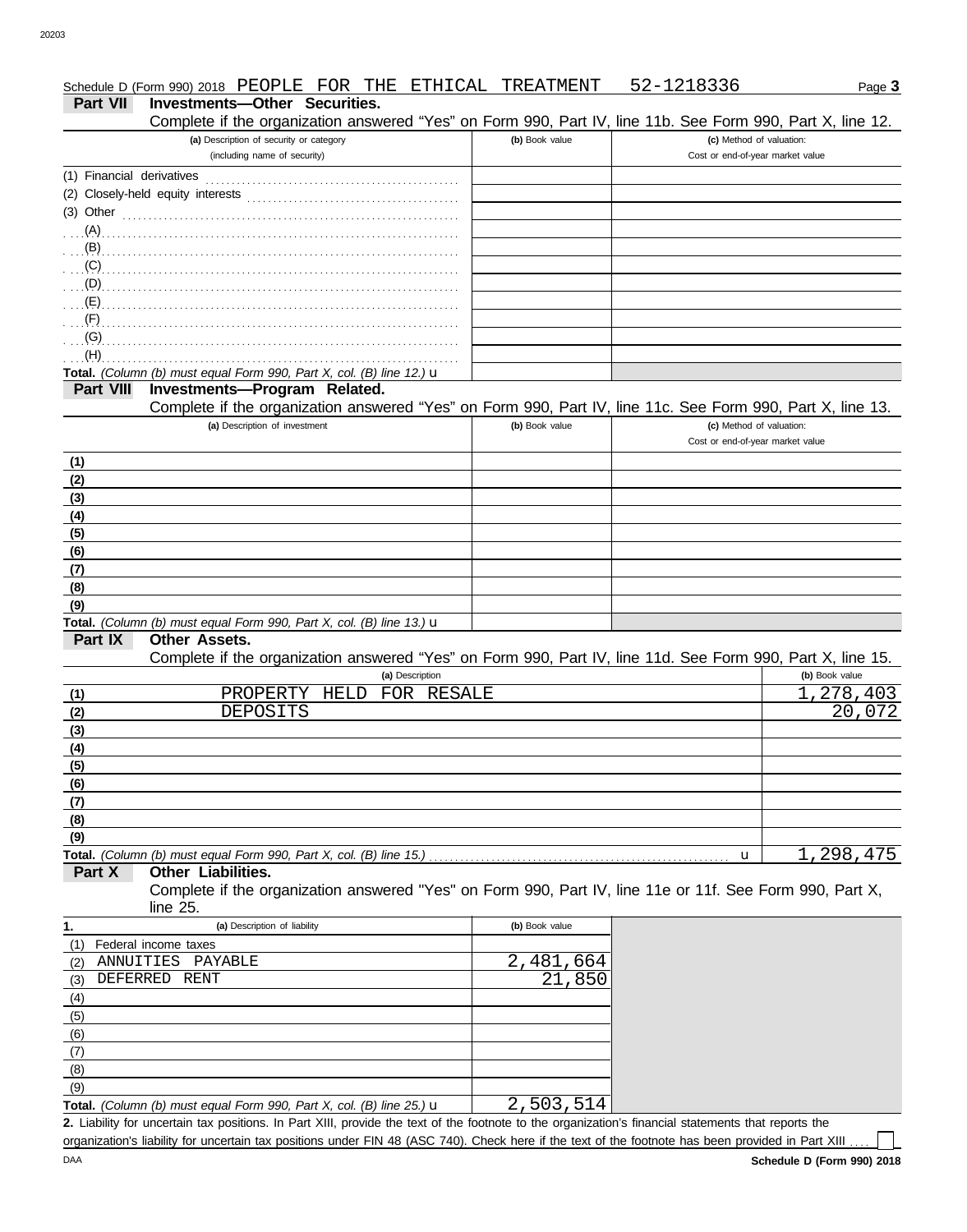Schedule D (Form 990) 2018 PEOPLE FOR THE ETHICAL TREATMENT 52-1218336

## Part VII Investments—Other Securities.

Complete if the organization answered "Yes" on Form 990, Part IV, line 11b. See Form 990, Part X, line 12.

| (a) Description of security or category (including name of security) | (b) Book value | (c) Method of valuation: Cost or end-of-year market value |
|---|---|---|
| (1) Financial derivatives | | |
| (2) Closely-held equity interests | | |
| (3) Other | | |
| (A) | | |
| (B) | | |
| (C) | | |
| (D) | | |
| (E) | | |
| (F) | | |
| (G) | | |
| (H) | | |
| **Total.** *(Column (b) must equal Form 990, Part X, col. (B) line 12.)* u | | |

## Part VIII Investments—Program Related.

Complete if the organization answered "Yes" on Form 990, Part IV, line 11c. See Form 990, Part X, line 13.

| (a) Description of investment | (b) Book value | (c) Method of valuation: Cost or end-of-year market value |
|---|---|---|
| (1) | | |
| (2) | | |
| (3) | | |
| (4) | | |
| (5) | | |
| (6) | | |
| (7) | | |
| (8) | | |
| (9) | | |
| **Total.** *(Column (b) must equal Form 990, Part X, col. (B) line 13.)* u | | |

## Part IX Other Assets.

Complete if the organization answered "Yes" on Form 990, Part IV, line 11d. See Form 990, Part X, line 15.

| | (a) Description | (b) Book value |
|---|---|---|
| (1) | PROPERTY HELD FOR RESALE | 1,278,403 |
| (2) | DEPOSITS | 20,072 |
| (3) | | |
| (4) | | |
| (5) | | |
| (6) | | |
| (7) | | |
| (8) | | |
| (9) | | |
| **Total.** *(Column (b) must equal Form 990, Part X, col. (B) line 15.)* | u | 1,298,475 |

## Part X Other Liabilities.

Complete if the organization answered "Yes" on Form 990, Part IV, line 11e or 11f. See Form 990, Part X, line 25.

| 1. (a) Description of liability | (b) Book value |
|---|---|
| (1) Federal income taxes | |
| (2) ANNUITIES PAYABLE | 2,481,664 |
| (3) DEFERRED RENT | 21,850 |
| (4) | |
| (5) | |
| (6) | |
| (7) | |
| (8) | |
| (9) | |
| **Total.** *(Column (b) must equal Form 990, Part X, col. (B) line 25.)* u | 2,503,514 |

**2.** Liability for uncertain tax positions. In Part XIII, provide the text of the footnote to the organization's financial statements that reports the organization's liability for uncertain tax positions under FIN 48 (ASC 740). Check here if the text of the footnote has been provided in Part XIII ☐

DAA **Schedule D (Form 990) 2018**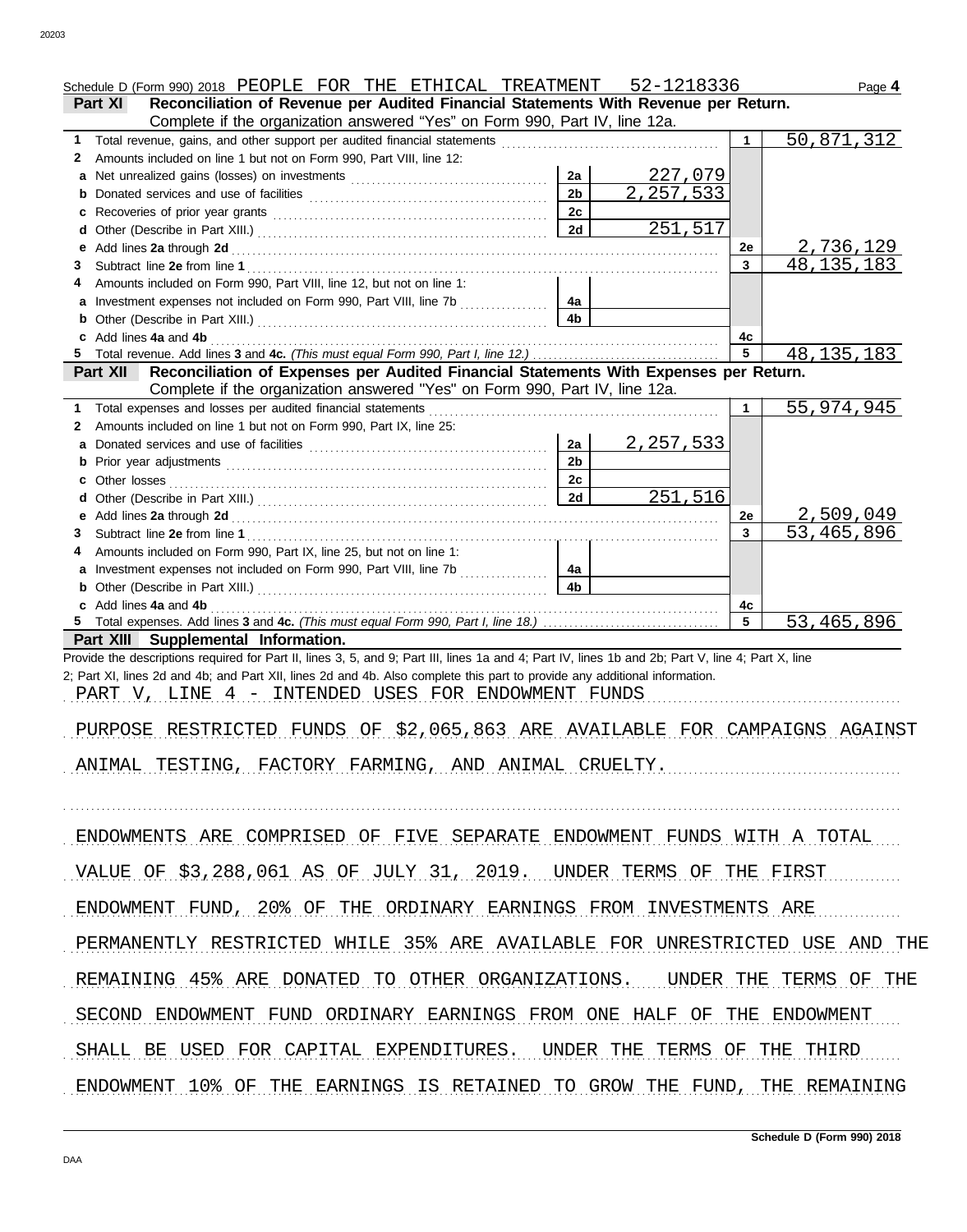Schedule D (Form 990) 2018 PEOPLE FOR THE ETHICAL TREATMENT 52-1218336 Page **4**

**Part XI — Reconciliation of Revenue per Audited Financial Statements With Revenue per Return.**
Complete if the organization answered "Yes" on Form 990, Part IV, line 12a.

| | | | | | |
|---|---|---|---|---|---|
| **1** | Total revenue, gains, and other support per audited financial statements | | | 1 | 50,871,312 |
| **2** | Amounts included on line 1 but not on Form 990, Part VIII, line 12: | | | | |
| **a** | Net unrealized gains (losses) on investments | 2a | 227,079 | | |
| **b** | Donated services and use of facilities | 2b | 2,257,533 | | |
| **c** | Recoveries of prior year grants | 2c | | | |
| **d** | Other (Describe in Part XIII.) | 2d | 251,517 | | |
| **e** | Add lines **2a** through **2d** | | | 2e | 2,736,129 |
| **3** | Subtract line **2e** from line **1** | | | 3 | 48,135,183 |
| **4** | Amounts included on Form 990, Part VIII, line 12, but not on line 1: | | | | |
| **a** | Investment expenses not included on Form 990, Part VIII, line 7b | 4a | | | |
| **b** | Other (Describe in Part XIII.) | 4b | | | |
| **c** | Add lines **4a** and **4b** | | | 4c | |
| **5** | Total revenue. Add lines **3** and **4c.** *(This must equal Form 990, Part I, line 12.)* | | | 5 | 48,135,183 |

**Part XII — Reconciliation of Expenses per Audited Financial Statements With Expenses per Return.**
Complete if the organization answered "Yes" on Form 990, Part IV, line 12a.

| | | | | | |
|---|---|---|---|---|---|
| **1** | Total expenses and losses per audited financial statements | | | 1 | 55,974,945 |
| **2** | Amounts included on line 1 but not on Form 990, Part IX, line 25: | | | | |
| **a** | Donated services and use of facilities | 2a | 2,257,533 | | |
| **b** | Prior year adjustments | 2b | | | |
| **c** | Other losses | 2c | | | |
| **d** | Other (Describe in Part XIII.) | 2d | 251,516 | | |
| **e** | Add lines **2a** through **2d** | | | 2e | 2,509,049 |
| **3** | Subtract line **2e** from line **1** | | | 3 | 53,465,896 |
| **4** | Amounts included on Form 990, Part IX, line 25, but not on line 1: | | | | |
| **a** | Investment expenses not included on Form 990, Part VIII, line 7b | 4a | | | |
| **b** | Other (Describe in Part XIII.) | 4b | | | |
| **c** | Add lines **4a** and **4b** | | | 4c | |
| **5** | Total expenses. Add lines **3** and **4c.** *(This must equal Form 990, Part I, line 18.)* | | | 5 | 53,465,896 |

**Part XIII — Supplemental Information.**

Provide the descriptions required for Part II, lines 3, 5, and 9; Part III, lines 1a and 4; Part IV, lines 1b and 2b; Part V, line 4; Part X, line 2; Part XI, lines 2d and 4b; and Part XII, lines 2d and 4b. Also complete this part to provide any additional information.

PART V, LINE 4 - INTENDED USES FOR ENDOWMENT FUNDS

PURPOSE RESTRICTED FUNDS OF $2,065,863 ARE AVAILABLE FOR CAMPAIGNS AGAINST ANIMAL TESTING, FACTORY FARMING, AND ANIMAL CRUELTY.

ENDOWMENTS ARE COMPRISED OF FIVE SEPARATE ENDOWMENT FUNDS WITH A TOTAL VALUE OF $3,288,061 AS OF JULY 31, 2019. UNDER TERMS OF THE FIRST ENDOWMENT FUND, 20% OF THE ORDINARY EARNINGS FROM INVESTMENTS ARE PERMANENTLY RESTRICTED WHILE 35% ARE AVAILABLE FOR UNRESTRICTED USE AND THE REMAINING 45% ARE DONATED TO OTHER ORGANIZATIONS. UNDER THE TERMS OF THE SECOND ENDOWMENT FUND ORDINARY EARNINGS FROM ONE HALF OF THE ENDOWMENT SHALL BE USED FOR CAPITAL EXPENDITURES. UNDER THE TERMS OF THE THIRD ENDOWMENT 10% OF THE EARNINGS IS RETAINED TO GROW THE FUND, THE REMAINING

Schedule D (Form 990) 2018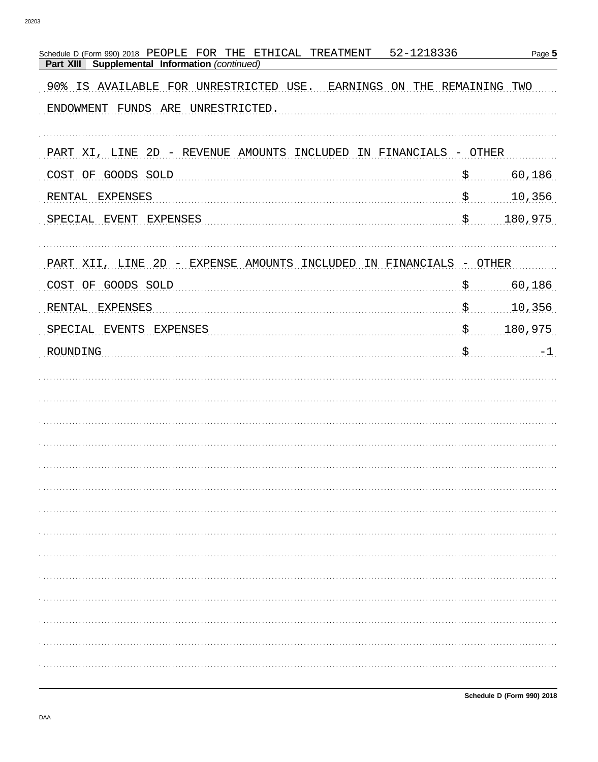Schedule D (Form 990) 2018 PEOPLE FOR THE ETHICAL TREATMENT 52-1218336

**Part XIII Supplemental Information** *(continued)*

90% IS AVAILABLE FOR UNRESTRICTED USE. EARNINGS ON THE REMAINING TWO ENDOWMENT FUNDS ARE UNRESTRICTED.

PART XI, LINE 2D - REVENUE AMOUNTS INCLUDED IN FINANCIALS - OTHER

| | |
|---|---|
| COST OF GOODS SOLD | $ 60,186 |
| RENTAL EXPENSES | $ 10,356 |
| SPECIAL EVENT EXPENSES | $ 180,975 |

PART XII, LINE 2D - EXPENSE AMOUNTS INCLUDED IN FINANCIALS - OTHER

| | |
|---|---|
| COST OF GOODS SOLD | $ 60,186 |
| RENTAL EXPENSES | $ 10,356 |
| SPECIAL EVENTS EXPENSES | $ 180,975 |
| ROUNDING | $ -1 |

Schedule D (Form 990) 2018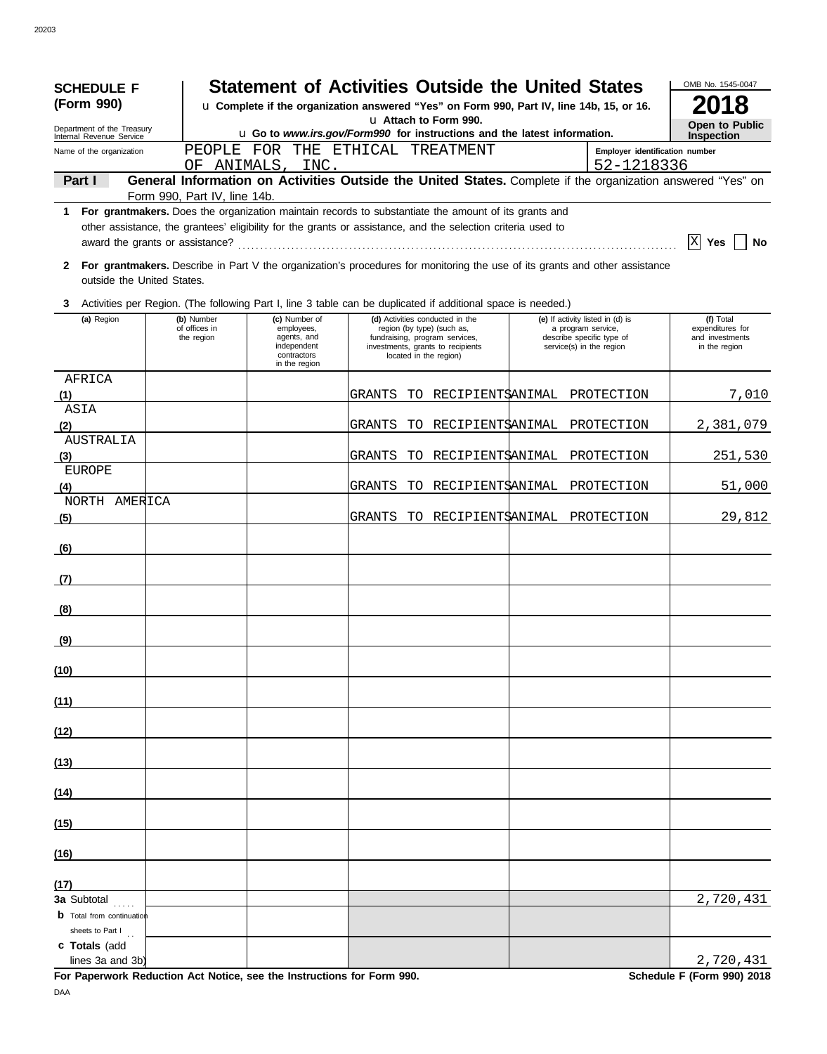**SCHEDULE F (Form 990)**

Department of the Treasury
Internal Revenue Service

# Statement of Activities Outside the United States

u Complete if the organization answered "Yes" on Form 990, Part IV, line 14b, 15, or 16.
u Attach to Form 990.
u Go to *www.irs.gov/Form990* for instructions and the latest information.

OMB No. 1545-0047

**2018**

**Open to Public Inspection**

Name of the organization: PEOPLE FOR THE ETHICAL TREATMENT OF ANIMALS, INC.

Employer identification number: 52-1218336

**Part I** **General Information on Activities Outside the United States.** Complete if the organization answered "Yes" on Form 990, Part IV, line 14b.

**1** **For grantmakers.** Does the organization maintain records to substantiate the amount of its grants and other assistance, the grantees' eligibility for the grants or assistance, and the selection criteria used to award the grants or assistance? ☒ Yes ☐ No

**2** **For grantmakers.** Describe in Part V the organization's procedures for monitoring the use of its grants and other assistance outside the United States.

**3** Activities per Region. (The following Part I, line 3 table can be duplicated if additional space is needed.)

| (a) Region | (b) Number of offices in the region | (c) Number of employees, agents, and independent contractors in the region | (d) Activities conducted in the region (by type) (such as, fundraising, program services, investments, grants to recipients located in the region) | (e) If activity listed in (d) is a program service, describe specific type of service(s) in the region | (f) Total expenditures for and investments in the region |
|---|---|---|---|---|---|
| (1) AFRICA | | | GRANTS TO RECIPIENTS | ANIMAL PROTECTION | 7,010 |
| (2) ASIA | | | GRANTS TO RECIPIENTS | ANIMAL PROTECTION | 2,381,079 |
| (3) AUSTRALIA | | | GRANTS TO RECIPIENTS | ANIMAL PROTECTION | 251,530 |
| (4) EUROPE | | | GRANTS TO RECIPIENTS | ANIMAL PROTECTION | 51,000 |
| (5) NORTH AMERICA | | | GRANTS TO RECIPIENTS | ANIMAL PROTECTION | 29,812 |
| (6) | | | | | |
| (7) | | | | | |
| (8) | | | | | |
| (9) | | | | | |
| (10) | | | | | |
| (11) | | | | | |
| (12) | | | | | |
| (13) | | | | | |
| (14) | | | | | |
| (15) | | | | | |
| (16) | | | | | |
| (17) | | | | | |
| **3a** Subtotal | | | | | 2,720,431 |
| **b** Total from continuation sheets to Part I | | | | | |
| **c Totals** (add lines 3a and 3b) | | | | | 2,720,431 |

**For Paperwork Reduction Act Notice, see the Instructions for Form 990.** **Schedule F (Form 990) 2018**

DAA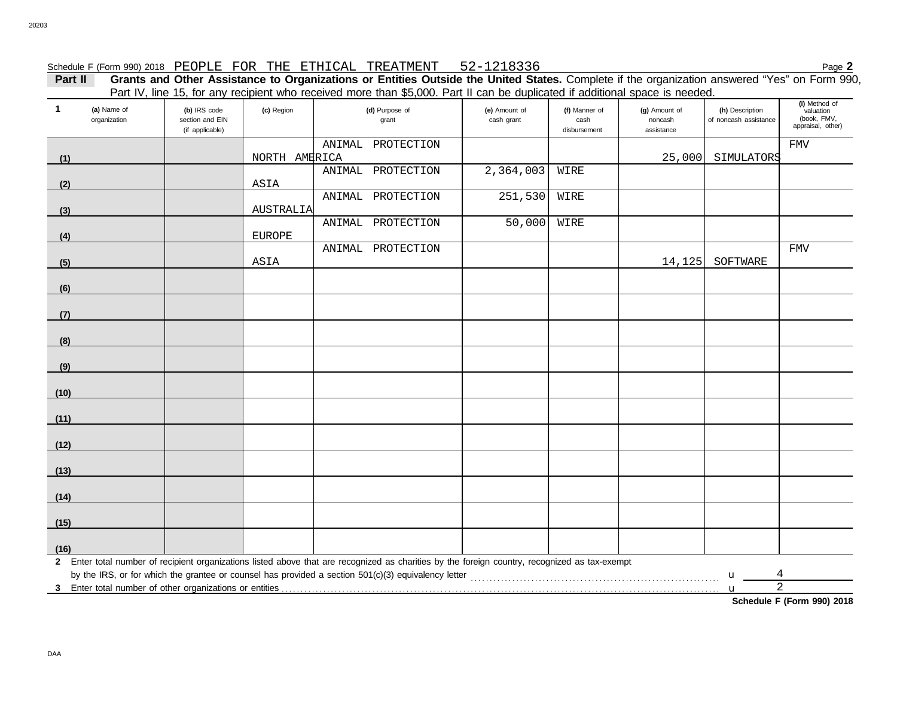Schedule F (Form 990) 2018 PEOPLE FOR THE ETHICAL TREATMENT 52-1218336 Page **2**

**Part II** **Grants and Other Assistance to Organizations or Entities Outside the United States.** Complete if the organization answered "Yes" on Form 990, Part IV, line 15, for any recipient who received more than $5,000. Part II can be duplicated if additional space is needed.

| 1 (a) Name of organization | (b) IRS code section and EIN (if applicable) | (c) Region | (d) Purpose of grant | (e) Amount of cash grant | (f) Manner of cash disbursement | (g) Amount of noncash assistance | (h) Description of noncash assistance | (i) Method of valuation (book, FMV, appraisal, other) |
|---|---|---|---|---|---|---|---|---|
| (1) | | NORTH AMERICA | ANIMAL PROTECTION | | | 25,000 | SIMULATORS | FMV |
| (2) | | ASIA | ANIMAL PROTECTION | 2,364,003 | WIRE | | | |
| (3) | | AUSTRALIA | ANIMAL PROTECTION | 251,530 | WIRE | | | |
| (4) | | EUROPE | ANIMAL PROTECTION | 50,000 | WIRE | | | |
| (5) | | ASIA | ANIMAL PROTECTION | | | 14,125 | SOFTWARE | FMV |
| (6) | | | | | | | | |
| (7) | | | | | | | | |
| (8) | | | | | | | | |
| (9) | | | | | | | | |
| (10) | | | | | | | | |
| (11) | | | | | | | | |
| (12) | | | | | | | | |
| (13) | | | | | | | | |
| (14) | | | | | | | | |
| (15) | | | | | | | | |
| (16) | | | | | | | | |

**2** Enter total number of recipient organizations listed above that are recognized as charities by the foreign country, recognized as tax-exempt by the IRS, or for which the grantee or counsel has provided a section 501(c)(3) equivalency letter ........ u 4

**3** Enter total number of other organizations or entities ........ u 2

**Schedule F (Form 990) 2018**

DAA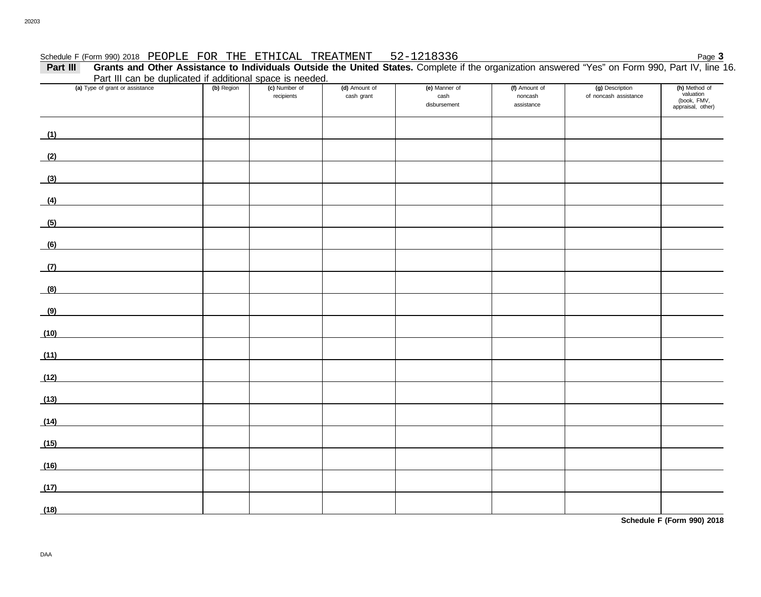Schedule F (Form 990) 2018 PEOPLE FOR THE ETHICAL TREATMENT 52-1218336

**Part III** **Grants and Other Assistance to Individuals Outside the United States.** Complete if the organization answered "Yes" on Form 990, Part IV, line 16. Part III can be duplicated if additional space is needed.

| (a) Type of grant or assistance | (b) Region | (c) Number of recipients | (d) Amount of cash grant | (e) Manner of cash disbursement | (f) Amount of noncash assistance | (g) Description of noncash assistance | (h) Method of valuation (book, FMV, appraisal, other) |
|---|---|---|---|---|---|---|---|
| (1) | | | | | | | |
| (2) | | | | | | | |
| (3) | | | | | | | |
| (4) | | | | | | | |
| (5) | | | | | | | |
| (6) | | | | | | | |
| (7) | | | | | | | |
| (8) | | | | | | | |
| (9) | | | | | | | |
| (10) | | | | | | | |
| (11) | | | | | | | |
| (12) | | | | | | | |
| (13) | | | | | | | |
| (14) | | | | | | | |
| (15) | | | | | | | |
| (16) | | | | | | | |
| (17) | | | | | | | |
| (18) | | | | | | | |

**Schedule F (Form 990) 2018**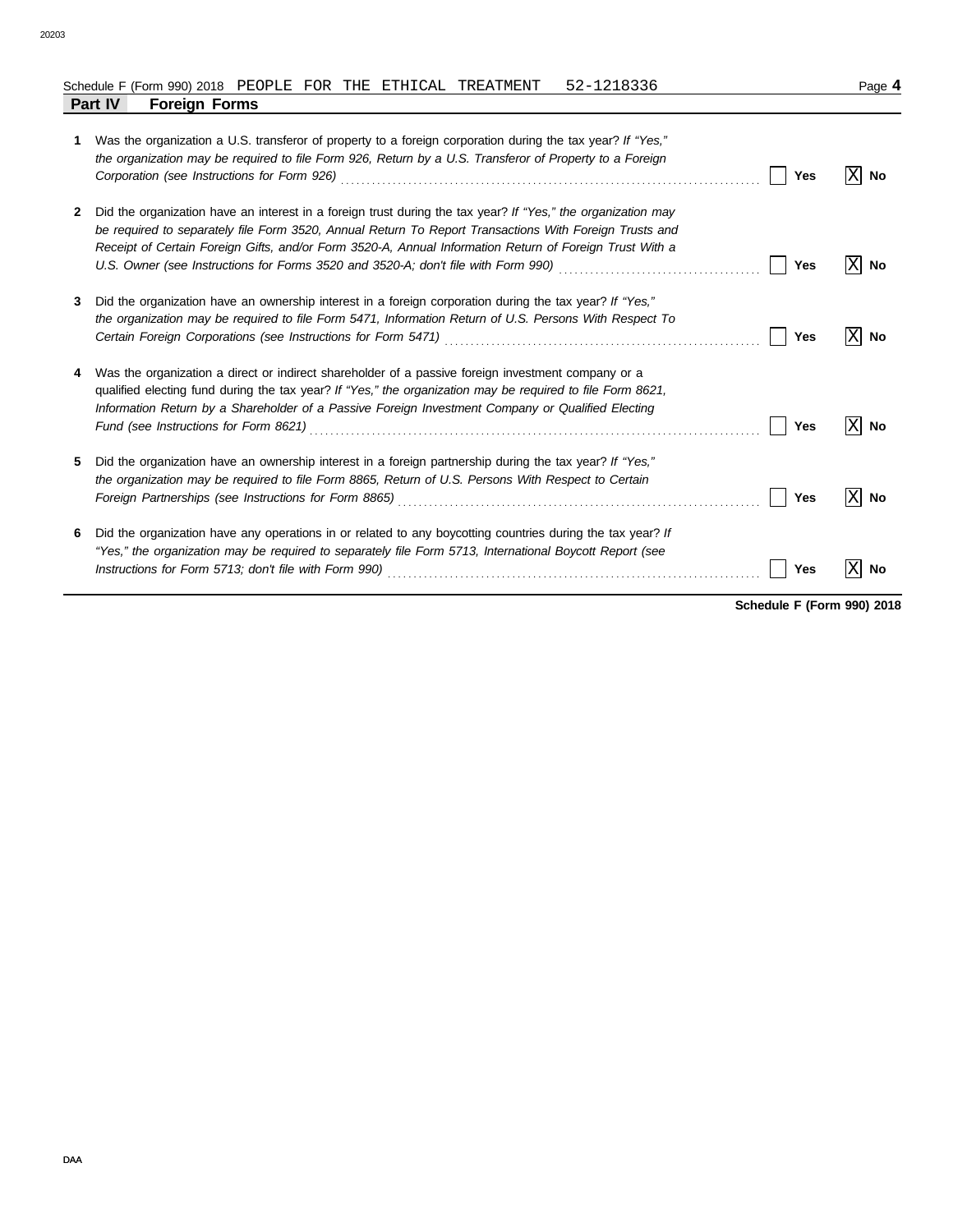Schedule F (Form 990) 2018 PEOPLE FOR THE ETHICAL TREATMENT 52-1218336

## Part IV Foreign Forms

| | | Yes | No |
|---|---|---|---|
| **1** | Was the organization a U.S. transferor of property to a foreign corporation during the tax year? *If "Yes," the organization may be required to file Form 926, Return by a U.S. Transferor of Property to a Foreign Corporation (see Instructions for Form 926)* | [ ] | [X] |
| **2** | Did the organization have an interest in a foreign trust during the tax year? *If "Yes," the organization may be required to separately file Form 3520, Annual Return To Report Transactions With Foreign Trusts and Receipt of Certain Foreign Gifts, and/or Form 3520-A, Annual Information Return of Foreign Trust With a U.S. Owner (see Instructions for Forms 3520 and 3520-A; don't file with Form 990)* | [ ] | [X] |
| **3** | Did the organization have an ownership interest in a foreign corporation during the tax year? *If "Yes," the organization may be required to file Form 5471, Information Return of U.S. Persons With Respect To Certain Foreign Corporations (see Instructions for Form 5471)* | [ ] | [X] |
| **4** | Was the organization a direct or indirect shareholder of a passive foreign investment company or a qualified electing fund during the tax year? *If "Yes," the organization may be required to file Form 8621, Information Return by a Shareholder of a Passive Foreign Investment Company or Qualified Electing Fund (see Instructions for Form 8621)* | [ ] | [X] |
| **5** | Did the organization have an ownership interest in a foreign partnership during the tax year? *If "Yes," the organization may be required to file Form 8865, Return of U.S. Persons With Respect to Certain Foreign Partnerships (see Instructions for Form 8865)* | [ ] | [X] |
| **6** | Did the organization have any operations in or related to any boycotting countries during the tax year? *If "Yes," the organization may be required to separately file Form 5713, International Boycott Report (see Instructions for Form 5713; don't file with Form 990)* | [ ] | [X] |

**Schedule F (Form 990) 2018**

DAA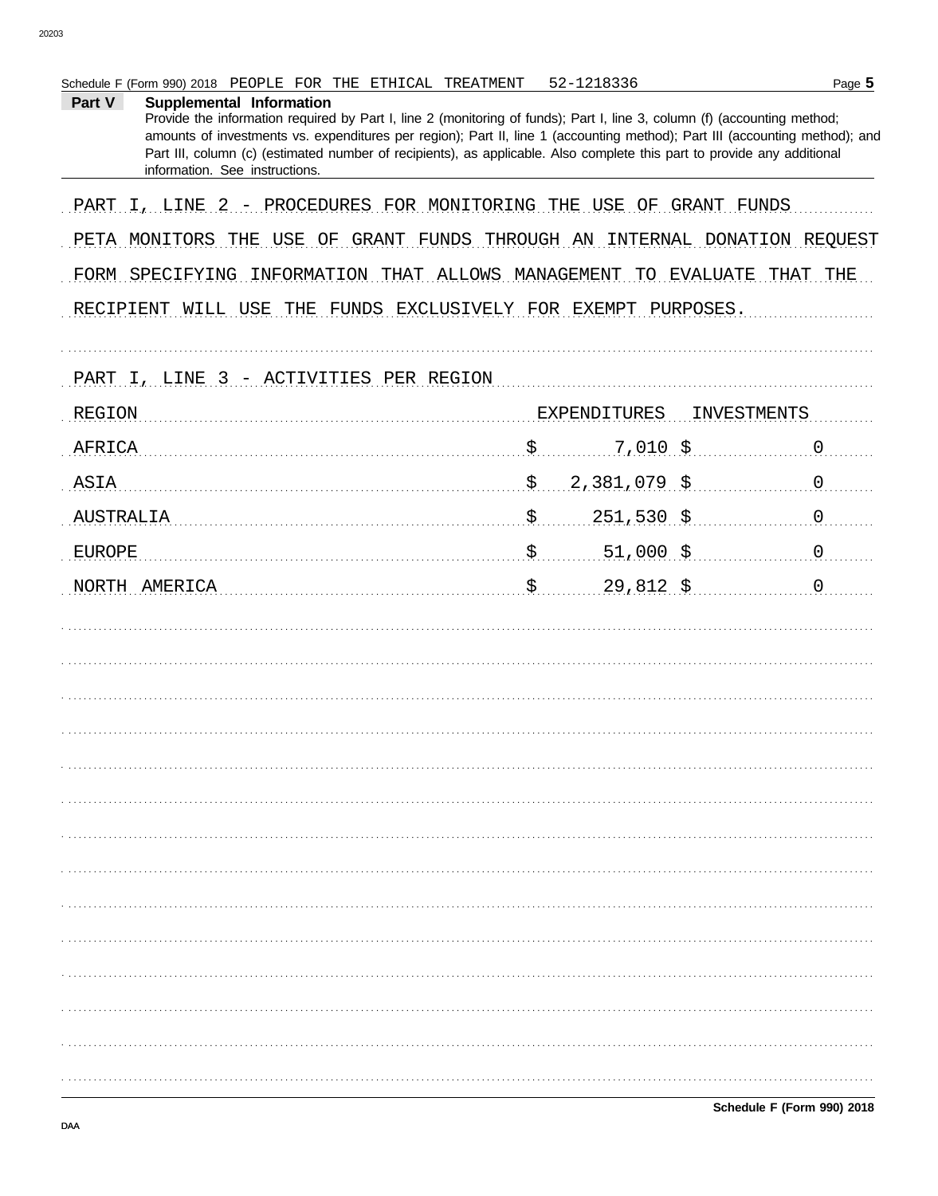Schedule F (Form 990) 2018 PEOPLE FOR THE ETHICAL TREATMENT 52-1218336

**Part V Supplemental Information**

Provide the information required by Part I, line 2 (monitoring of funds); Part I, line 3, column (f) (accounting method; amounts of investments vs. expenditures per region); Part II, line 1 (accounting method); Part III (accounting method); and Part III, column (c) (estimated number of recipients), as applicable. Also complete this part to provide any additional information. See instructions.

PART I, LINE 2 - PROCEDURES FOR MONITORING THE USE OF GRANT FUNDS

PETA MONITORS THE USE OF GRANT FUNDS THROUGH AN INTERNAL DONATION REQUEST FORM SPECIFYING INFORMATION THAT ALLOWS MANAGEMENT TO EVALUATE THAT THE RECIPIENT WILL USE THE FUNDS EXCLUSIVELY FOR EXEMPT PURPOSES.

PART I, LINE 3 - ACTIVITIES PER REGION

| REGION | EXPENDITURES | INVESTMENTS |
|---|---|---|
| AFRICA | $ 7,010 | $ 0 |
| ASIA | $ 2,381,079 | $ 0 |
| AUSTRALIA | $ 251,530 | $ 0 |
| EUROPE | $ 51,000 | $ 0 |
| NORTH AMERICA | $ 29,812 | $ 0 |

Schedule F (Form 990) 2018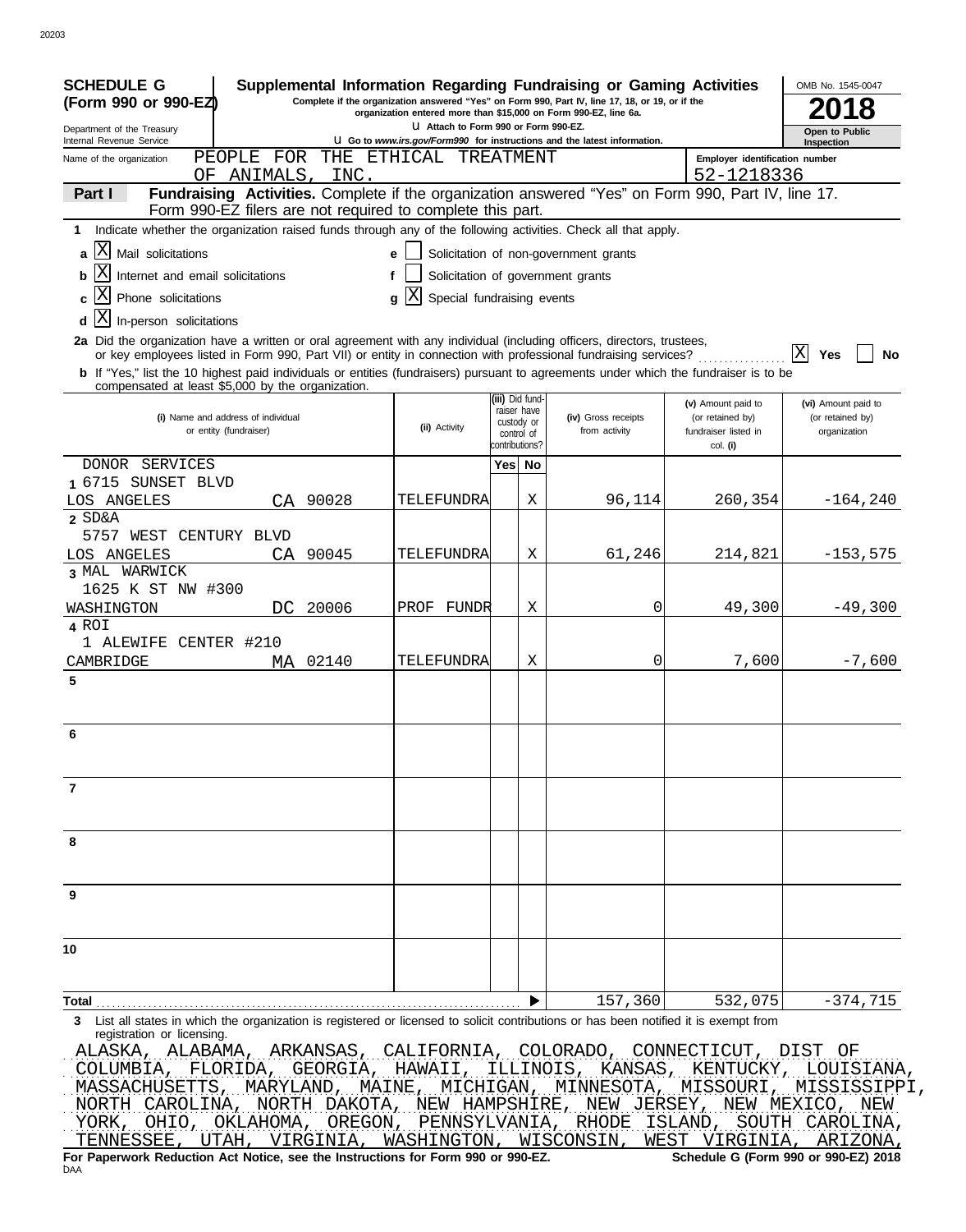**SCHEDULE G (Form 990 or 990-EZ)**

Department of the Treasury
Internal Revenue Service

# Supplemental Information Regarding Fundraising or Gaming Activities

Complete if the organization answered "Yes" on Form 990, Part IV, line 17, 18, or 19, or if the organization entered more than $15,000 on Form 990-EZ, line 6a.

Attach to Form 990 or Form 990-EZ.

Go to *www.irs.gov/Form990* for instructions and the latest information.

OMB No. 1545-0047

**2018**

**Open to Public Inspection**

Name of the organization: PEOPLE FOR THE ETHICAL TREATMENT OF ANIMALS, INC.

Employer identification number: 52-1218336

## Part I Fundraising Activities.

Complete if the organization answered "Yes" on Form 990, Part IV, line 17. Form 990-EZ filers are not required to complete this part.

**1** Indicate whether the organization raised funds through any of the following activities. Check all that apply.

- **a** [X] Mail solicitations
- **b** [X] Internet and email solicitations
- **c** [X] Phone solicitations
- **d** [X] In-person solicitations
- **e** [ ] Solicitation of non-government grants
- **f** [ ] Solicitation of government grants
- **g** [X] Special fundraising events

**2a** Did the organization have a written or oral agreement with any individual (including officers, directors, trustees, or key employees listed in Form 990, Part VII) or entity in connection with professional fundraising services? [X] Yes [ ] No

**b** If "Yes," list the 10 highest paid individuals or entities (fundraisers) pursuant to agreements under which the fundraiser is to be compensated at least $5,000 by the organization.

| | (i) Name and address of individual or entity (fundraiser) | (ii) Activity | (iii) Did fundraiser have custody or control of contributions? Yes | No | (iv) Gross receipts from activity | (v) Amount paid to (or retained by) fundraiser listed in col. (i) | (vi) Amount paid to (or retained by) organization |
|---|---|---|---|---|---|---|---|
| 1 | DONOR SERVICES 6715 SUNSET BLVD LOS ANGELES CA 90028 | TELEFUNDRA | | X | 96,114 | 260,354 | -164,240 |
| 2 | SD&A 5757 WEST CENTURY BLVD LOS ANGELES CA 90045 | TELEFUNDRA | | X | 61,246 | 214,821 | -153,575 |
| 3 | MAL WARWICK 1625 K ST NW #300 WASHINGTON DC 20006 | PROF FUNDR | | X | 0 | 49,300 | -49,300 |
| 4 | ROI 1 ALEWIFE CENTER #210 CAMBRIDGE MA 02140 | TELEFUNDRA | | X | 0 | 7,600 | -7,600 |
| 5 | | | | | | | |
| 6 | | | | | | | |
| 7 | | | | | | | |
| 8 | | | | | | | |
| 9 | | | | | | | |
| 10 | | | | | | | |
| **Total** | | | | | 157,360 | 532,075 | -374,715 |

**3** List all states in which the organization is registered or licensed to solicit contributions or has been notified it is exempt from registration or licensing.

ALASKA, ALABAMA, ARKANSAS, CALIFORNIA, COLORADO, CONNECTICUT, DIST OF COLUMBIA, FLORIDA, GEORGIA, HAWAII, ILLINOIS, KANSAS, KENTUCKY, LOUISIANA, MASSACHUSETTS, MARYLAND, MAINE, MICHIGAN, MINNESOTA, MISSOURI, MISSISSIPPI, NORTH CAROLINA, NORTH DAKOTA, NEW HAMPSHIRE, NEW JERSEY, NEW MEXICO, NEW YORK, OHIO, OKLAHOMA, OREGON, PENNSYLVANIA, RHODE ISLAND, SOUTH CAROLINA, TENNESSEE, UTAH, VIRGINIA, WASHINGTON, WISCONSIN, WEST VIRGINIA, ARIZONA,

**For Paperwork Reduction Act Notice, see the Instructions for Form 990 or 990-EZ.** **Schedule G (Form 990 or 990-EZ) 2018**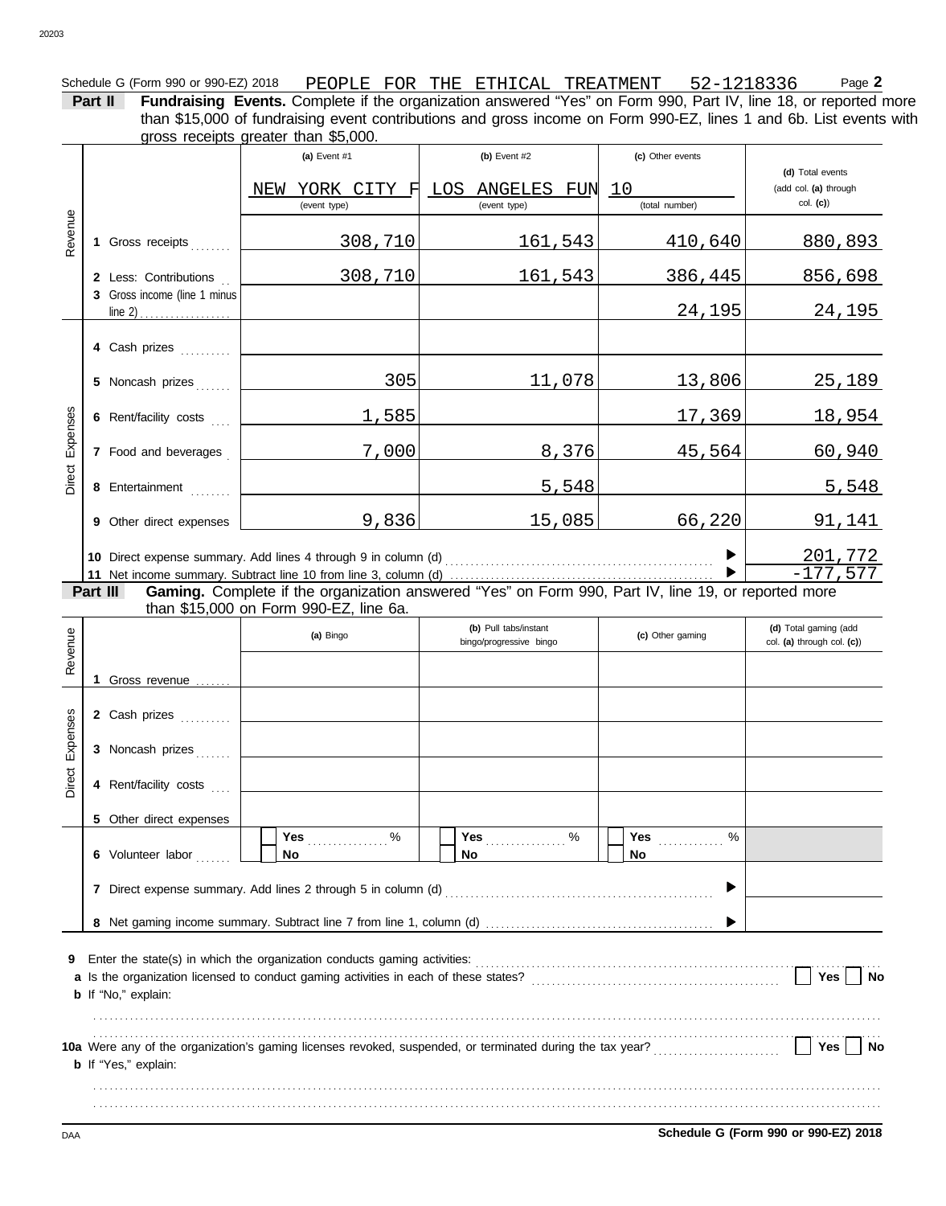Schedule G (Form 990 or 990-EZ) 2018 PEOPLE FOR THE ETHICAL TREATMENT 52-1218336 Page **2**

**Part II** **Fundraising Events.** Complete if the organization answered "Yes" on Form 990, Part IV, line 18, or reported more than $15,000 of fundraising event contributions and gross income on Form 990-EZ, lines 1 and 6b. List events with gross receipts greater than $5,000.

| | | (a) Event #1 | (b) Event #2 | (c) Other events | (d) Total events (add col. (a) through col. (c)) |
|---|---|---|---|---|---|
| | | NEW YORK CITY F (event type) | LOS ANGELES FUN (event type) | 10 (total number) | |
| Revenue | 1 Gross receipts | 308,710 | 161,543 | 410,640 | 880,893 |
| | 2 Less: Contributions | 308,710 | 161,543 | 386,445 | 856,698 |
| | 3 Gross income (line 1 minus line 2) | | | 24,195 | 24,195 |
| Direct Expenses | 4 Cash prizes | | | | |
| | 5 Noncash prizes | 305 | 11,078 | 13,806 | 25,189 |
| | 6 Rent/facility costs | 1,585 | | 17,369 | 18,954 |
| | 7 Food and beverages | 7,000 | 8,376 | 45,564 | 60,940 |
| | 8 Entertainment | | 5,548 | | 5,548 |
| | 9 Other direct expenses | 9,836 | 15,085 | 66,220 | 91,141 |
| | 10 Direct expense summary. Add lines 4 through 9 in column (d) | | | | 201,772 |
| | 11 Net income summary. Subtract line 10 from line 3, column (d) | | | | -177,577 |

**Part III** **Gaming.** Complete if the organization answered "Yes" on Form 990, Part IV, line 19, or reported more than $15,000 on Form 990-EZ, line 6a.

| | | (a) Bingo | (b) Pull tabs/instant bingo/progressive bingo | (c) Other gaming | (d) Total gaming (add col. (a) through col. (c)) |
|---|---|---|---|---|---|
| Revenue | 1 Gross revenue | | | | |
| Direct Expenses | 2 Cash prizes | | | | |
| | 3 Noncash prizes | | | | |
| | 4 Rent/facility costs | | | | |
| | 5 Other direct expenses | | | | |
| | 6 Volunteer labor | Yes ____ % / No | Yes ____ % / No | Yes ____ % / No | |
| | 7 Direct expense summary. Add lines 2 through 5 in column (d) | | | | |
| | 8 Net gaming income summary. Subtract line 7 from line 1, column (d) | | | | |

**9** Enter the state(s) in which the organization conducts gaming activities:

**a** Is the organization licensed to conduct gaming activities in each of these states? ☐ Yes ☐ No

**b** If "No," explain:

**10a** Were any of the organization's gaming licenses revoked, suspended, or terminated during the tax year? ☐ Yes ☐ No

**b** If "Yes," explain:

Schedule G (Form 990 or 990-EZ) 2018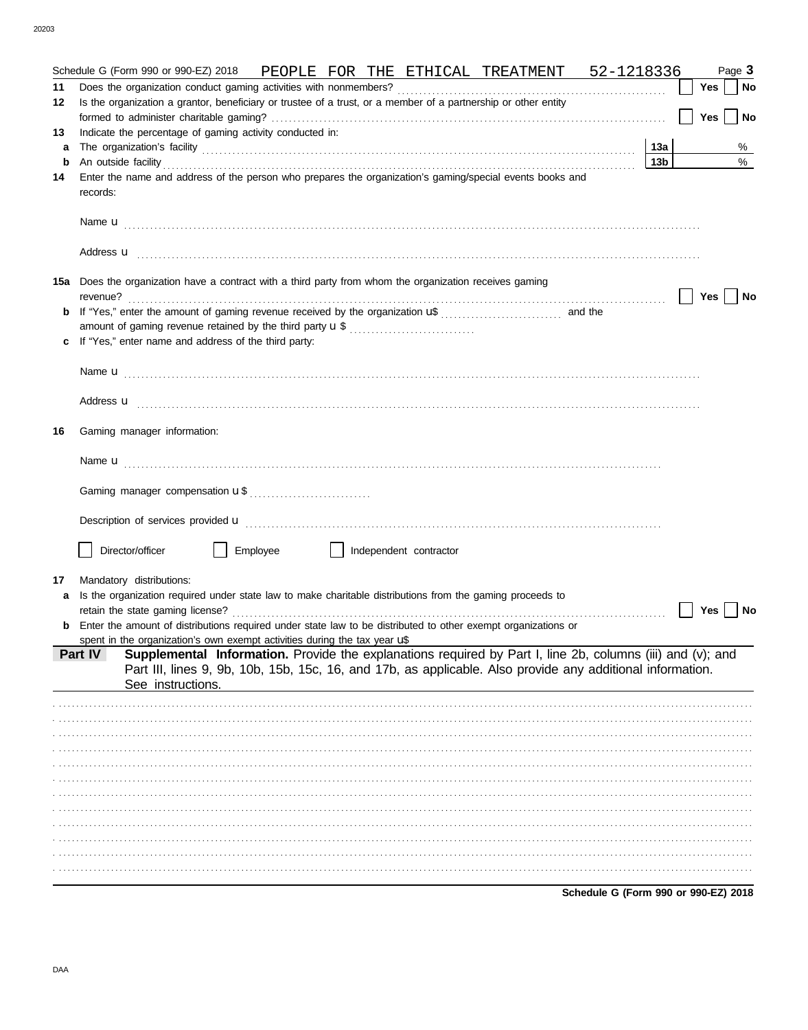Schedule G (Form 990 or 990-EZ) 2018 PEOPLE FOR THE ETHICAL TREATMENT 52-1218336 Page **3**

**11** Does the organization conduct gaming activities with nonmembers? ☐ **Yes** ☐ **No**

**12** Is the organization a grantor, beneficiary or trustee of a trust, or a member of a partnership or other entity formed to administer charitable gaming? ☐ **Yes** ☐ **No**

**13** Indicate the percentage of gaming activity conducted in:

**a** The organization's facility **13a** %

**b** An outside facility **13b** %

**14** Enter the name and address of the person who prepares the organization's gaming/special events books and records:

Name u

Address u

**15a** Does the organization have a contract with a third party from whom the organization receives gaming revenue? ☐ **Yes** ☐ **No**

**b** If "Yes," enter the amount of gaming revenue received by the organization u$ and the amount of gaming revenue retained by the third party u $

**c** If "Yes," enter name and address of the third party:

Name u

Address u

**16** Gaming manager information:

Name u

Gaming manager compensation u $

Description of services provided u

☐ Director/officer ☐ Employee ☐ Independent contractor

**17** Mandatory distributions:

**a** Is the organization required under state law to make charitable distributions from the gaming proceeds to retain the state gaming license? ☐ **Yes** ☐ **No**

**b** Enter the amount of distributions required under state law to be distributed to other exempt organizations or spent in the organization's own exempt activities during the tax year u$

**Part IV** **Supplemental Information.** Provide the explanations required by Part I, line 2b, columns (iii) and (v); and Part III, lines 9, 9b, 10b, 15b, 15c, 16, and 17b, as applicable. Also provide any additional information. See instructions.

**Schedule G (Form 990 or 990-EZ) 2018**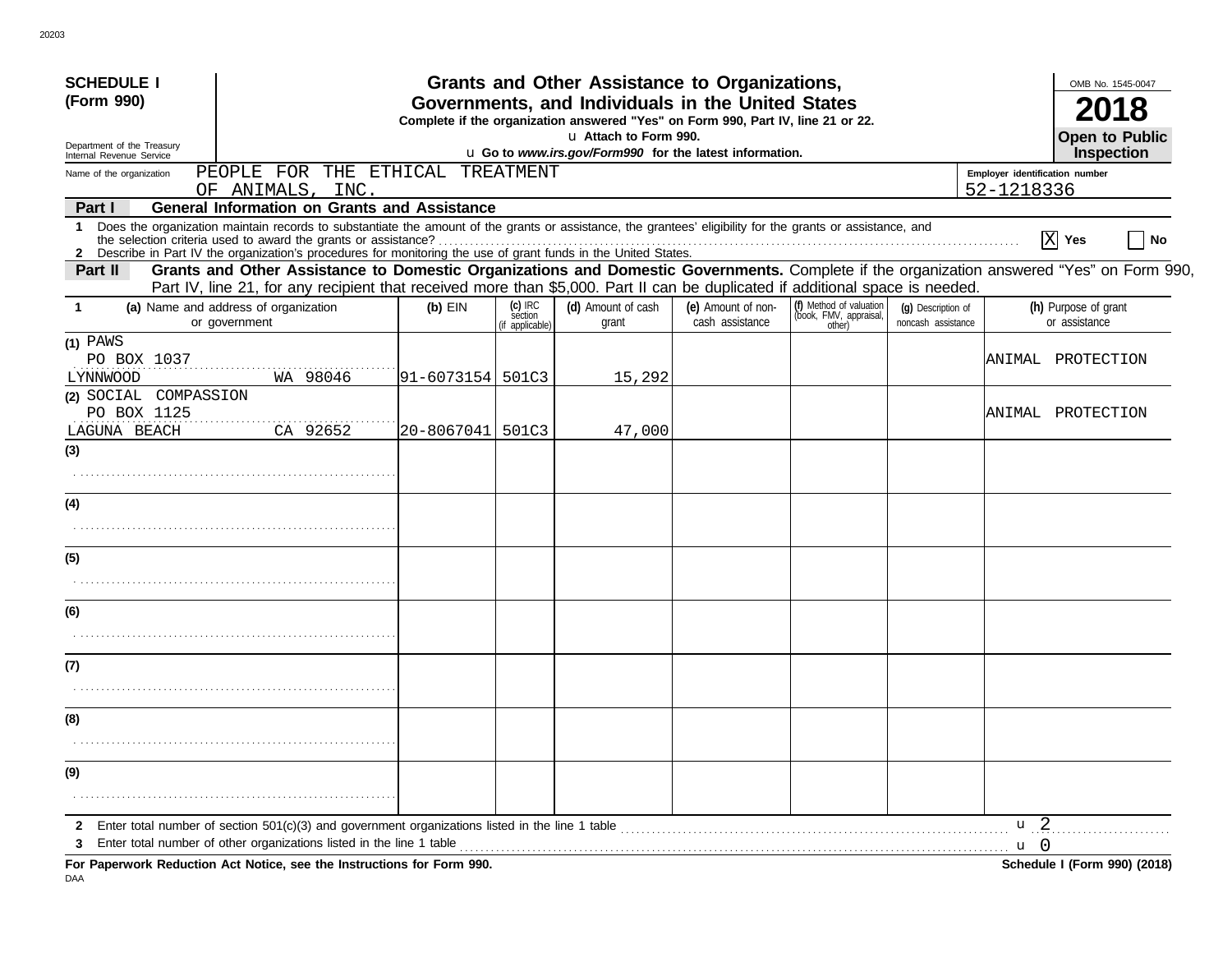**SCHEDULE I (Form 990)**

Department of the Treasury
Internal Revenue Service

# Grants and Other Assistance to Organizations, Governments, and Individuals in the United States

**Complete if the organization answered "Yes" on Form 990, Part IV, line 21 or 22.**

u **Attach to Form 990.**

u **Go to *www.irs.gov/Form990* for the latest information.**

OMB No. 1545-0047

**2018**

**Open to Public Inspection**

Name of the organization: PEOPLE FOR THE ETHICAL TREATMENT OF ANIMALS, INC.

Employer identification number: 52-1218336

**Part I — General Information on Grants and Assistance**

1 Does the organization maintain records to substantiate the amount of the grants or assistance, the grantees' eligibility for the grants or assistance, and the selection criteria used to award the grants or assistance? [X] Yes [ ] No

2 Describe in Part IV the organization's procedures for monitoring the use of grant funds in the United States.

**Part II — Grants and Other Assistance to Domestic Organizations and Domestic Governments.** Complete if the organization answered "Yes" on Form 990, Part IV, line 21, for any recipient that received more than $5,000. Part II can be duplicated if additional space is needed.

| 1 (a) Name and address of organization or government | (b) EIN | (c) IRC section (if applicable) | (d) Amount of cash grant | (e) Amount of non-cash assistance | (f) Method of valuation (book, FMV, appraisal, other) | (g) Description of noncash assistance | (h) Purpose of grant or assistance |
|---|---|---|---|---|---|---|---|
| (1) PAWS<br>PO BOX 1037<br>LYNNWOOD WA 98046 | 91-6073154 | 501C3 | 15,292 | | | | ANIMAL PROTECTION |
| (2) SOCIAL COMPASSION<br>PO BOX 1125<br>LAGUNA BEACH CA 92652 | 20-8067041 | 501C3 | 47,000 | | | | ANIMAL PROTECTION |
| (3) | | | | | | | |
| (4) | | | | | | | |
| (5) | | | | | | | |
| (6) | | | | | | | |
| (7) | | | | | | | |
| (8) | | | | | | | |
| (9) | | | | | | | |

2 Enter total number of section 501(c)(3) and government organizations listed in the line 1 table ........ u 2

3 Enter total number of other organizations listed in the line 1 table ........ u 0

**For Paperwork Reduction Act Notice, see the Instructions for Form 990.**

**Schedule I (Form 990) (2018)**

DAA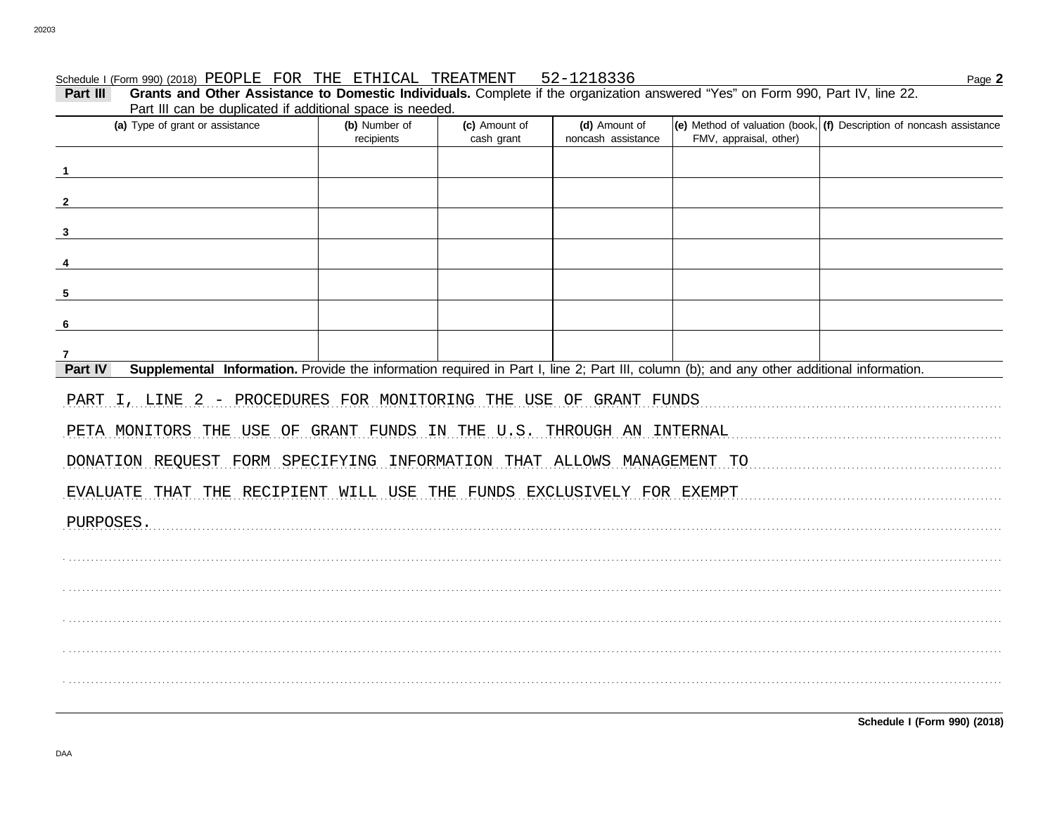Schedule I (Form 990) (2018) PEOPLE FOR THE ETHICAL TREATMENT 52-1218336

**Part III** **Grants and Other Assistance to Domestic Individuals.** Complete if the organization answered "Yes" on Form 990, Part IV, line 22. Part III can be duplicated if additional space is needed.

| (a) Type of grant or assistance | (b) Number of recipients | (c) Amount of cash grant | (d) Amount of noncash assistance | (e) Method of valuation (book, FMV, appraisal, other) | (f) Description of noncash assistance |
|---|---|---|---|---|---|
| 1 | | | | | |
| 2 | | | | | |
| 3 | | | | | |
| 4 | | | | | |
| 5 | | | | | |
| 6 | | | | | |
| 7 | | | | | |

**Part IV** **Supplemental Information.** Provide the information required in Part I, line 2; Part III, column (b); and any other additional information.

PART I, LINE 2 - PROCEDURES FOR MONITORING THE USE OF GRANT FUNDS

PETA MONITORS THE USE OF GRANT FUNDS IN THE U.S. THROUGH AN INTERNAL DONATION REQUEST FORM SPECIFYING INFORMATION THAT ALLOWS MANAGEMENT TO EVALUATE THAT THE RECIPIENT WILL USE THE FUNDS EXCLUSIVELY FOR EXEMPT PURPOSES.

Schedule I (Form 990) (2018)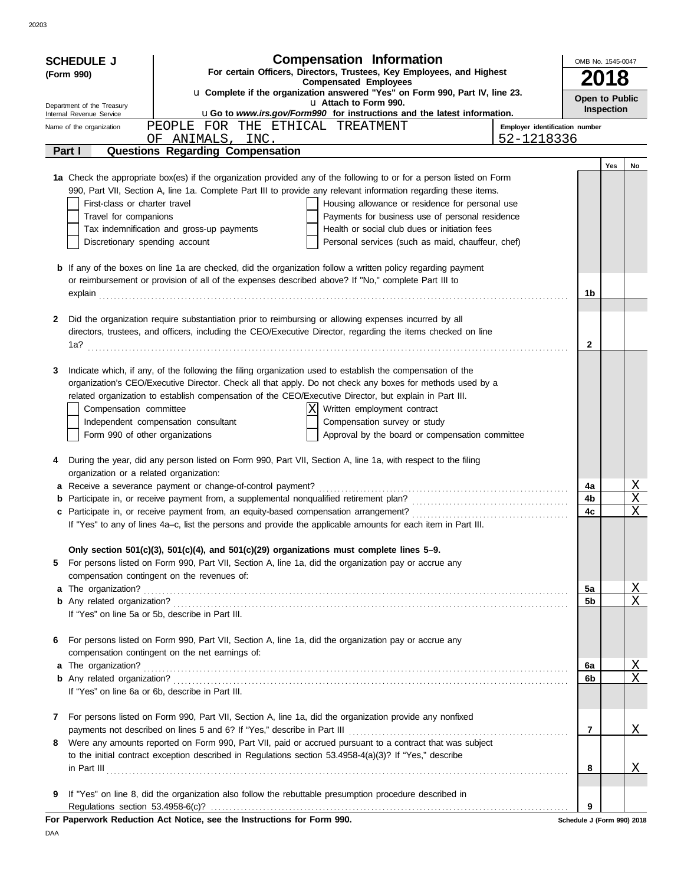# SCHEDULE J (Form 990)

## Compensation Information

**For certain Officers, Directors, Trustees, Key Employees, and Highest Compensated Employees**

u Complete if the organization answered "Yes" on Form 990, Part IV, line 23.

u Attach to Form 990.

u Go to *www.irs.gov/Form990* for instructions and the latest information.

OMB No. 1545-0047

**2018**

**Open to Public Inspection**

Department of the Treasury
Internal Revenue Service

Name of the organization: PEOPLE FOR THE ETHICAL TREATMENT OF ANIMALS, INC.

Employer identification number: 52-1218336

## Part I — Questions Regarding Compensation

| | | Yes | No |
|---|---|---|---|
| **1a** Check the appropriate box(es) if the organization provided any of the following to or for a person listed on Form 990, Part VII, Section A, line 1a. Complete Part III to provide any relevant information regarding these items.<br>☐ First-class or charter travel ☐ Housing allowance or residence for personal use<br>☐ Travel for companions ☐ Payments for business use of personal residence<br>☐ Tax indemnification and gross-up payments ☐ Health or social club dues or initiation fees<br>☐ Discretionary spending account ☐ Personal services (such as maid, chauffeur, chef) | | | |
| **b** If any of the boxes on line 1a are checked, did the organization follow a written policy regarding payment or reimbursement or provision of all of the expenses described above? If "No," complete Part III to explain | 1b | | |
| **2** Did the organization require substantiation prior to reimbursing or allowing expenses incurred by all directors, trustees, and officers, including the CEO/Executive Director, regarding the items checked on line 1a? | 2 | | |
| **3** Indicate which, if any, of the following the filing organization used to establish the compensation of the organization's CEO/Executive Director. Check all that apply. Do not check any boxes for methods used by a related organization to establish compensation of the CEO/Executive Director, but explain in Part III.<br>☐ Compensation committee ☒ Written employment contract<br>☐ Independent compensation consultant ☐ Compensation survey or study<br>☐ Form 990 of other organizations ☐ Approval by the board or compensation committee | | | |
| **4** During the year, did any person listed on Form 990, Part VII, Section A, line 1a, with respect to the filing organization or a related organization: | | | |
| **a** Receive a severance payment or change-of-control payment? | 4a | | X |
| **b** Participate in, or receive payment from, a supplemental nonqualified retirement plan? | 4b | | X |
| **c** Participate in, or receive payment from, an equity-based compensation arrangement? | 4c | | X |
| If "Yes" to any of lines 4a–c, list the persons and provide the applicable amounts for each item in Part III. | | | |
| **Only section 501(c)(3), 501(c)(4), and 501(c)(29) organizations must complete lines 5–9.** | | | |
| **5** For persons listed on Form 990, Part VII, Section A, line 1a, did the organization pay or accrue any compensation contingent on the revenues of: | | | |
| **a** The organization? | 5a | | X |
| **b** Any related organization? | 5b | | X |
| If "Yes" on line 5a or 5b, describe in Part III. | | | |
| **6** For persons listed on Form 990, Part VII, Section A, line 1a, did the organization pay or accrue any compensation contingent on the net earnings of: | | | |
| **a** The organization? | 6a | | X |
| **b** Any related organization? | 6b | | X |
| If "Yes" on line 6a or 6b, describe in Part III. | | | |
| **7** For persons listed on Form 990, Part VII, Section A, line 1a, did the organization provide any nonfixed payments not described on lines 5 and 6? If "Yes," describe in Part III | 7 | | X |
| **8** Were any amounts reported on Form 990, Part VII, paid or accrued pursuant to a contract that was subject to the initial contract exception described in Regulations section 53.4958-4(a)(3)? If "Yes," describe in Part III | 8 | | X |
| **9** If "Yes" on line 8, did the organization also follow the rebuttable presumption procedure described in Regulations section 53.4958-6(c)? | 9 | | |

**For Paperwork Reduction Act Notice, see the Instructions for Form 990.**

Schedule J (Form 990) 2018

DAA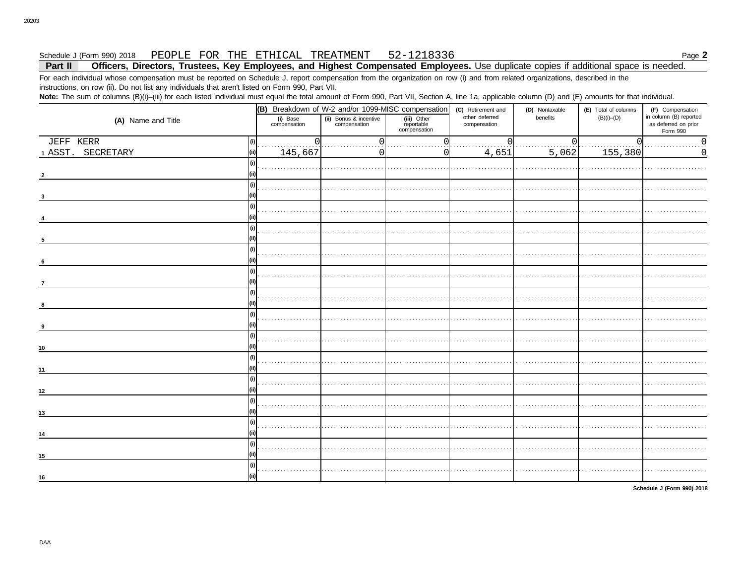Schedule J (Form 990) 2018 PEOPLE FOR THE ETHICAL TREATMENT 52-1218336 Page **2**

**Part II Officers, Directors, Trustees, Key Employees, and Highest Compensated Employees.** Use duplicate copies if additional space is needed.

For each individual whose compensation must be reported on Schedule J, report compensation from the organization on row (i) and from related organizations, described in the instructions, on row (ii). Do not list any individuals that aren't listed on Form 990, Part VII.

**Note:** The sum of columns (B)(i)–(iii) for each listed individual must equal the total amount of Form 990, Part VII, Section A, line 1a, applicable column (D) and (E) amounts for that individual.

| (A) Name and Title | | (B) Breakdown of W-2 and/or 1099-MISC compensation | | | (C) Retirement and other deferred compensation | (D) Nontaxable benefits | (E) Total of columns (B)(i)–(D) | (F) Compensation in column (B) reported as deferred on prior Form 990 |
|---|---|---|---|---|---|---|---|---|
| | | (i) Base compensation | (ii) Bonus & incentive compensation | (iii) Other reportable compensation | | | | |
| JEFF KERR | (i) | 0 | 0 | 0 | 0 | 0 | 0 | 0 |
| 1 ASST. SECRETARY | (ii) | 145,667 | 0 | 0 | 4,651 | 5,062 | 155,380 | 0 |
| | (i) | | | | | | | |
| 2 | (ii) | | | | | | | |
| | (i) | | | | | | | |
| 3 | (ii) | | | | | | | |
| | (i) | | | | | | | |
| 4 | (ii) | | | | | | | |
| | (i) | | | | | | | |
| 5 | (ii) | | | | | | | |
| | (i) | | | | | | | |
| 6 | (ii) | | | | | | | |
| | (i) | | | | | | | |
| 7 | (ii) | | | | | | | |
| | (i) | | | | | | | |
| 8 | (ii) | | | | | | | |
| | (i) | | | | | | | |
| 9 | (ii) | | | | | | | |
| | (i) | | | | | | | |
| 10 | (ii) | | | | | | | |
| | (i) | | | | | | | |
| 11 | (ii) | | | | | | | |
| | (i) | | | | | | | |
| 12 | (ii) | | | | | | | |
| | (i) | | | | | | | |
| 13 | (ii) | | | | | | | |
| | (i) | | | | | | | |
| 14 | (ii) | | | | | | | |
| | (i) | | | | | | | |
| 15 | (ii) | | | | | | | |
| | (i) | | | | | | | |
| 16 | (ii) | | | | | | | |

**Schedule J (Form 990) 2018**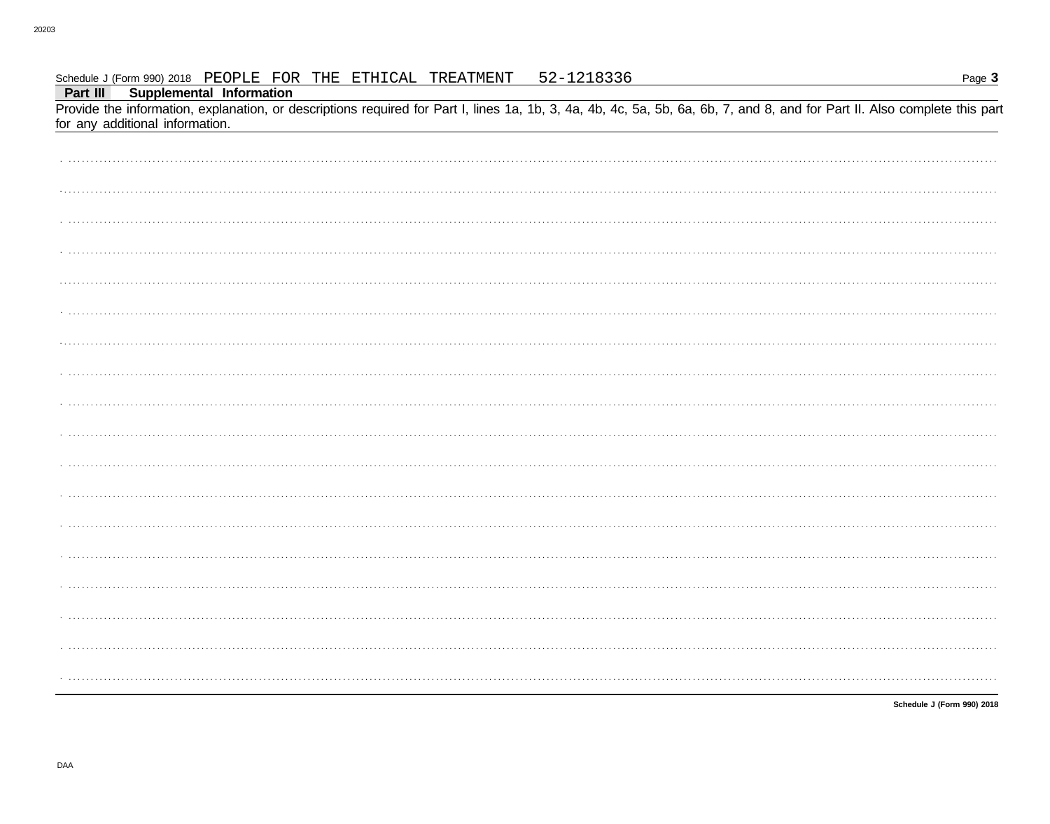Schedule J (Form 990) 2018 PEOPLE FOR THE ETHICAL TREATMENT 52-1218336

**Part III** **Supplemental Information**

Provide the information, explanation, or descriptions required for Part I, lines 1a, 1b, 3, 4a, 4b, 4c, 5a, 5b, 6a, 6b, 7, and 8, and for Part II. Also complete this part for any additional information.

**Schedule J (Form 990) 2018**

DAA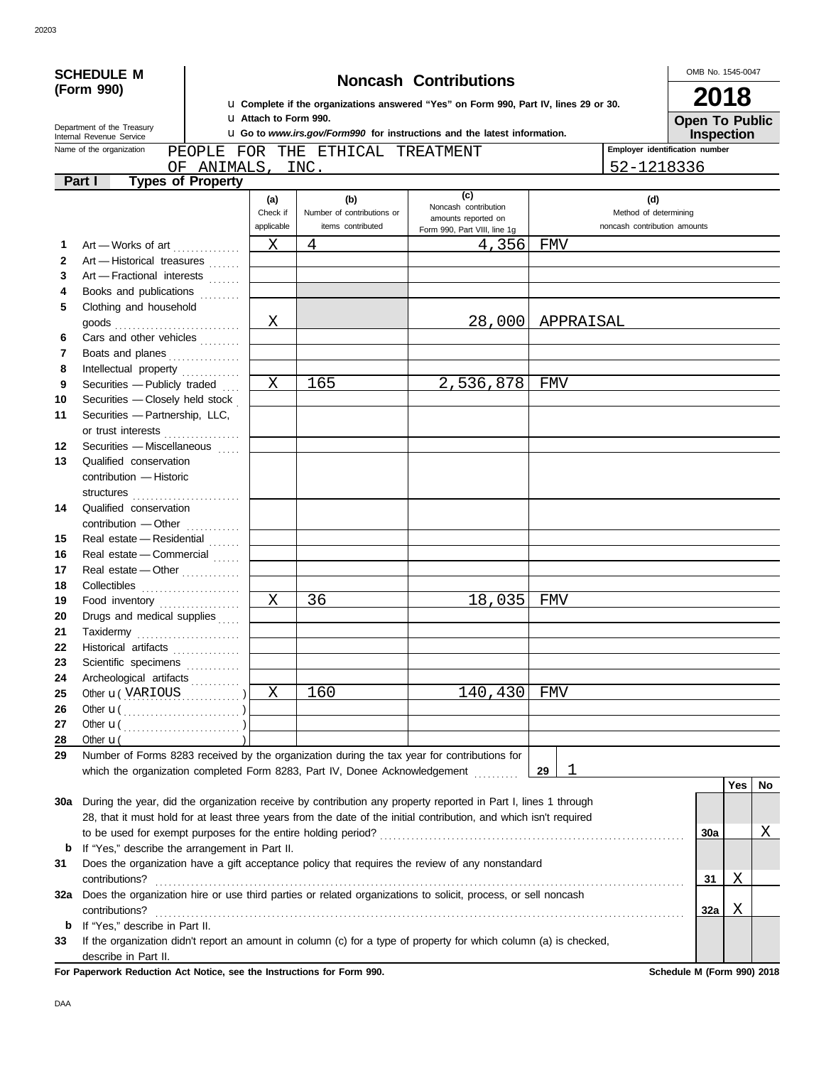# SCHEDULE M (Form 990)

Department of the Treasury
Internal Revenue Service

## Noncash Contributions

u Complete if the organizations answered "Yes" on Form 990, Part IV, lines 29 or 30.
u Attach to Form 990.
u Go to *www.irs.gov/Form990* for instructions and the latest information.

OMB No. 1545-0047

**2018**

**Open To Public Inspection**

Name of the organization: PEOPLE FOR THE ETHICAL TREATMENT OF ANIMALS, INC.

Employer identification number: 52-1218336

**Part I — Types of Property**

| | | (a) Check if applicable | (b) Number of contributions or items contributed | (c) Noncash contribution amounts reported on Form 990, Part VIII, line 1g | (d) Method of determining noncash contribution amounts |
|---|---|---|---|---|---|
| 1 | Art — Works of art | X | 4 | 4,356 | FMV |
| 2 | Art — Historical treasures | | | | |
| 3 | Art — Fractional interests | | | | |
| 4 | Books and publications | | | | |
| 5 | Clothing and household goods | X | | 28,000 | APPRAISAL |
| 6 | Cars and other vehicles | | | | |
| 7 | Boats and planes | | | | |
| 8 | Intellectual property | | | | |
| 9 | Securities — Publicly traded | X | 165 | 2,536,878 | FMV |
| 10 | Securities — Closely held stock | | | | |
| 11 | Securities — Partnership, LLC, or trust interests | | | | |
| 12 | Securities — Miscellaneous | | | | |
| 13 | Qualified conservation contribution — Historic structures | | | | |
| 14 | Qualified conservation contribution — Other | | | | |
| 15 | Real estate — Residential | | | | |
| 16 | Real estate — Commercial | | | | |
| 17 | Real estate — Other | | | | |
| 18 | Collectibles | | | | |
| 19 | Food inventory | X | 36 | 18,035 | FMV |
| 20 | Drugs and medical supplies | | | | |
| 21 | Taxidermy | | | | |
| 22 | Historical artifacts | | | | |
| 23 | Scientific specimens | | | | |
| 24 | Archeological artifacts | | | | |
| 25 | Other u ( VARIOUS ) | X | 160 | 140,430 | FMV |
| 26 | Other u ( ) | | | | |
| 27 | Other u ( ) | | | | |
| 28 | Other u ( ) | | | | |

**29** Number of Forms 8283 received by the organization during the tax year for contributions for which the organization completed Form 8283, Part IV, Donee Acknowledgement ..... **29** 1

| | | | Yes | No |
|---|---|---|---|---|
| 30a | During the year, did the organization receive by contribution any property reported in Part I, lines 1 through 28, that it must hold for at least three years from the date of the initial contribution, and which isn't required to be used for exempt purposes for the entire holding period? | 30a | | X |
| b | If "Yes," describe the arrangement in Part II. | | | |
| 31 | Does the organization have a gift acceptance policy that requires the review of any nonstandard contributions? | 31 | X | |
| 32a | Does the organization hire or use third parties or related organizations to solicit, process, or sell noncash contributions? | 32a | X | |
| b | If "Yes," describe in Part II. | | | |
| 33 | If the organization didn't report an amount in column (c) for a type of property for which column (a) is checked, describe in Part II. | | | |

**For Paperwork Reduction Act Notice, see the Instructions for Form 990.** **Schedule M (Form 990) 2018**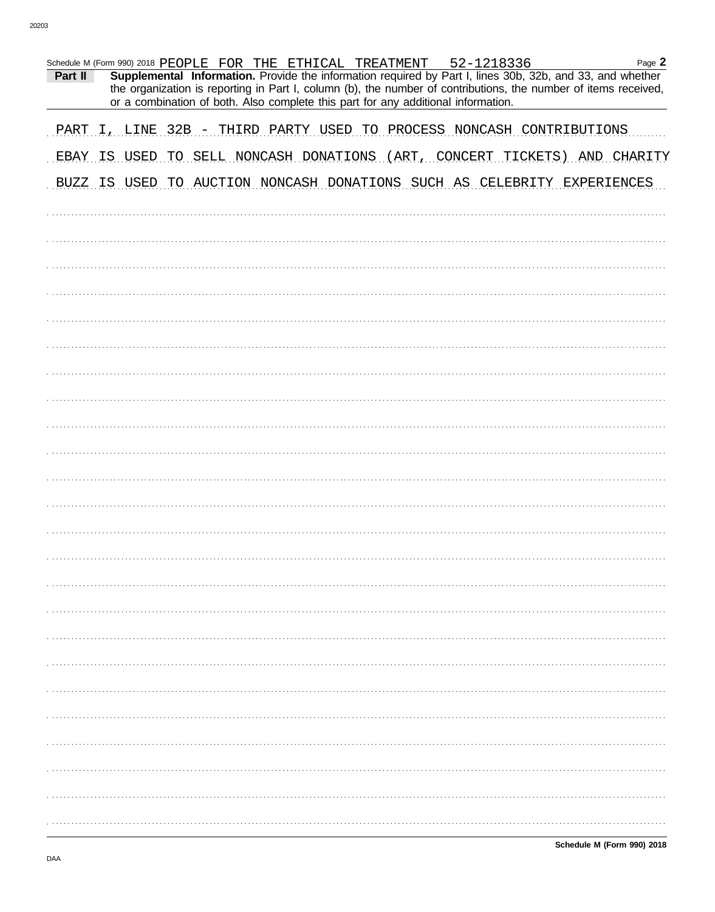Schedule M (Form 990) 2018 PEOPLE FOR THE ETHICAL TREATMENT 52-1218336

**Part II** **Supplemental Information.** Provide the information required by Part I, lines 30b, 32b, and 33, and whether the organization is reporting in Part I, column (b), the number of contributions, the number of items received, or a combination of both. Also complete this part for any additional information.

PART I, LINE 32B - THIRD PARTY USED TO PROCESS NONCASH CONTRIBUTIONS

EBAY IS USED TO SELL NONCASH DONATIONS (ART, CONCERT TICKETS) AND CHARITY BUZZ IS USED TO AUCTION NONCASH DONATIONS SUCH AS CELEBRITY EXPERIENCES

Schedule M (Form 990) 2018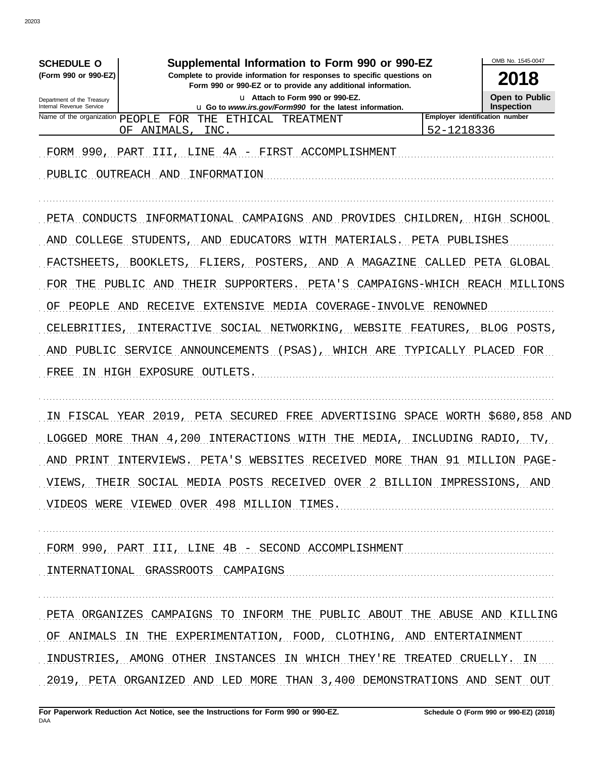**SCHEDULE O (Form 990 or 990-EZ)**

Department of the Treasury
Internal Revenue Service

# Supplemental Information to Form 990 or 990-EZ

**Complete to provide information for responses to specific questions on Form 990 or 990-EZ or to provide any additional information.**

u Attach to Form 990 or 990-EZ.
u Go to *www.irs.gov/Form990* for the latest information.

OMB No. 1545-0047

**2018**

**Open to Public Inspection**

| Name of the organization | Employer identification number |
|---|---|
| PEOPLE FOR THE ETHICAL TREATMENT OF ANIMALS, INC. | 52-1218336 |

FORM 990, PART III, LINE 4A - FIRST ACCOMPLISHMENT

PUBLIC OUTREACH AND INFORMATION

PETA CONDUCTS INFORMATIONAL CAMPAIGNS AND PROVIDES CHILDREN, HIGH SCHOOL AND COLLEGE STUDENTS, AND EDUCATORS WITH MATERIALS. PETA PUBLISHES FACTSHEETS, BOOKLETS, FLIERS, POSTERS, AND A MAGAZINE CALLED PETA GLOBAL FOR THE PUBLIC AND THEIR SUPPORTERS. PETA'S CAMPAIGNS-WHICH REACH MILLIONS OF PEOPLE AND RECEIVE EXTENSIVE MEDIA COVERAGE-INVOLVE RENOWNED CELEBRITIES, INTERACTIVE SOCIAL NETWORKING, WEBSITE FEATURES, BLOG POSTS, AND PUBLIC SERVICE ANNOUNCEMENTS (PSAS), WHICH ARE TYPICALLY PLACED FOR FREE IN HIGH EXPOSURE OUTLETS.

IN FISCAL YEAR 2019, PETA SECURED FREE ADVERTISING SPACE WORTH $680,858 AND LOGGED MORE THAN 4,200 INTERACTIONS WITH THE MEDIA, INCLUDING RADIO, TV, AND PRINT INTERVIEWS. PETA'S WEBSITES RECEIVED MORE THAN 91 MILLION PAGE-VIEWS, THEIR SOCIAL MEDIA POSTS RECEIVED OVER 2 BILLION IMPRESSIONS, AND VIDEOS WERE VIEWED OVER 498 MILLION TIMES.

FORM 990, PART III, LINE 4B - SECOND ACCOMPLISHMENT

INTERNATIONAL GRASSROOTS CAMPAIGNS

PETA ORGANIZES CAMPAIGNS TO INFORM THE PUBLIC ABOUT THE ABUSE AND KILLING OF ANIMALS IN THE EXPERIMENTATION, FOOD, CLOTHING, AND ENTERTAINMENT INDUSTRIES, AMONG OTHER INSTANCES IN WHICH THEY'RE TREATED CRUELLY. IN 2019, PETA ORGANIZED AND LED MORE THAN 3,400 DEMONSTRATIONS AND SENT OUT

**For Paperwork Reduction Act Notice, see the Instructions for Form 990 or 990-EZ.** **Schedule O (Form 990 or 990-EZ) (2018)**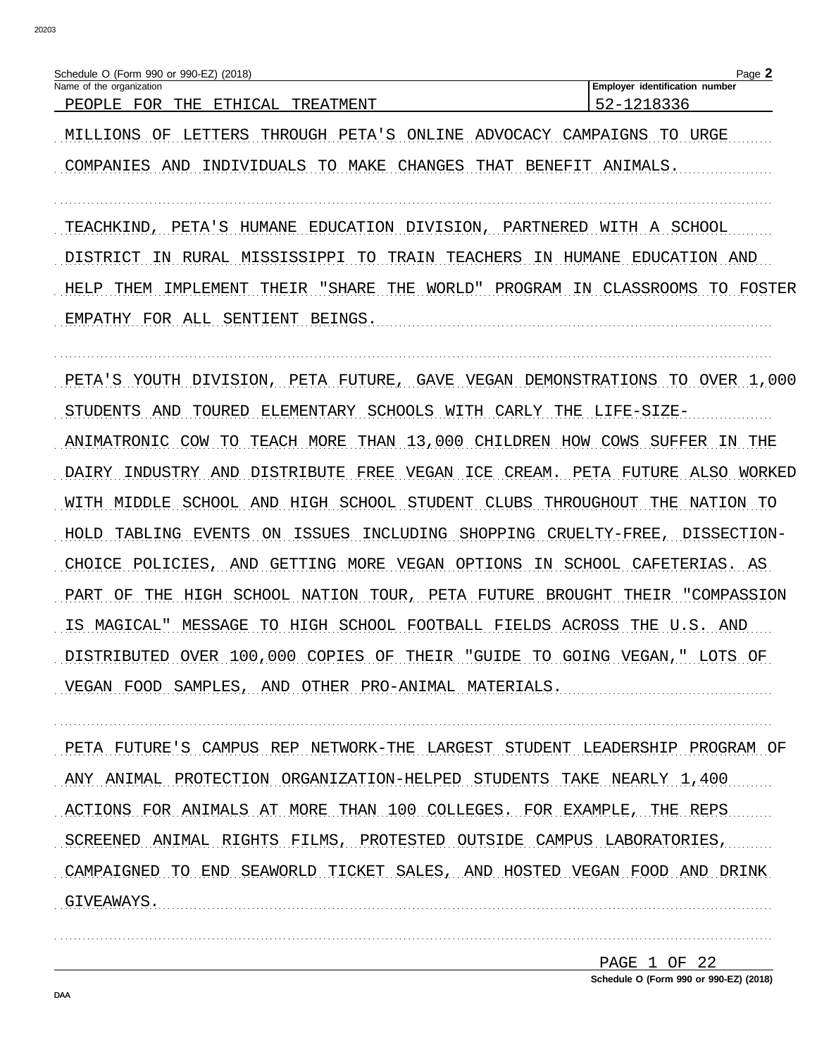Schedule O (Form 990 or 990-EZ) (2018)

| Name of the organization | Employer identification number |
| --- | --- |
| PEOPLE FOR THE ETHICAL TREATMENT | 52-1218336 |

MILLIONS OF LETTERS THROUGH PETA'S ONLINE ADVOCACY CAMPAIGNS TO URGE COMPANIES AND INDIVIDUALS TO MAKE CHANGES THAT BENEFIT ANIMALS.

TEACHKIND, PETA'S HUMANE EDUCATION DIVISION, PARTNERED WITH A SCHOOL DISTRICT IN RURAL MISSISSIPPI TO TRAIN TEACHERS IN HUMANE EDUCATION AND HELP THEM IMPLEMENT THEIR "SHARE THE WORLD" PROGRAM IN CLASSROOMS TO FOSTER EMPATHY FOR ALL SENTIENT BEINGS.

PETA'S YOUTH DIVISION, PETA FUTURE, GAVE VEGAN DEMONSTRATIONS TO OVER 1,000 STUDENTS AND TOURED ELEMENTARY SCHOOLS WITH CARLY THE LIFE-SIZE-ANIMATRONIC COW TO TEACH MORE THAN 13,000 CHILDREN HOW COWS SUFFER IN THE DAIRY INDUSTRY AND DISTRIBUTE FREE VEGAN ICE CREAM. PETA FUTURE ALSO WORKED WITH MIDDLE SCHOOL AND HIGH SCHOOL STUDENT CLUBS THROUGHOUT THE NATION TO HOLD TABLING EVENTS ON ISSUES INCLUDING SHOPPING CRUELTY-FREE, DISSECTION-CHOICE POLICIES, AND GETTING MORE VEGAN OPTIONS IN SCHOOL CAFETERIAS. AS PART OF THE HIGH SCHOOL NATION TOUR, PETA FUTURE BROUGHT THEIR "COMPASSION IS MAGICAL" MESSAGE TO HIGH SCHOOL FOOTBALL FIELDS ACROSS THE U.S. AND DISTRIBUTED OVER 100,000 COPIES OF THEIR "GUIDE TO GOING VEGAN," LOTS OF VEGAN FOOD SAMPLES, AND OTHER PRO-ANIMAL MATERIALS.

PETA FUTURE'S CAMPUS REP NETWORK-THE LARGEST STUDENT LEADERSHIP PROGRAM OF ANY ANIMAL PROTECTION ORGANIZATION-HELPED STUDENTS TAKE NEARLY 1,400 ACTIONS FOR ANIMALS AT MORE THAN 100 COLLEGES. FOR EXAMPLE, THE REPS SCREENED ANIMAL RIGHTS FILMS, PROTESTED OUTSIDE CAMPUS LABORATORIES, CAMPAIGNED TO END SEAWORLD TICKET SALES, AND HOSTED VEGAN FOOD AND DRINK GIVEAWAYS.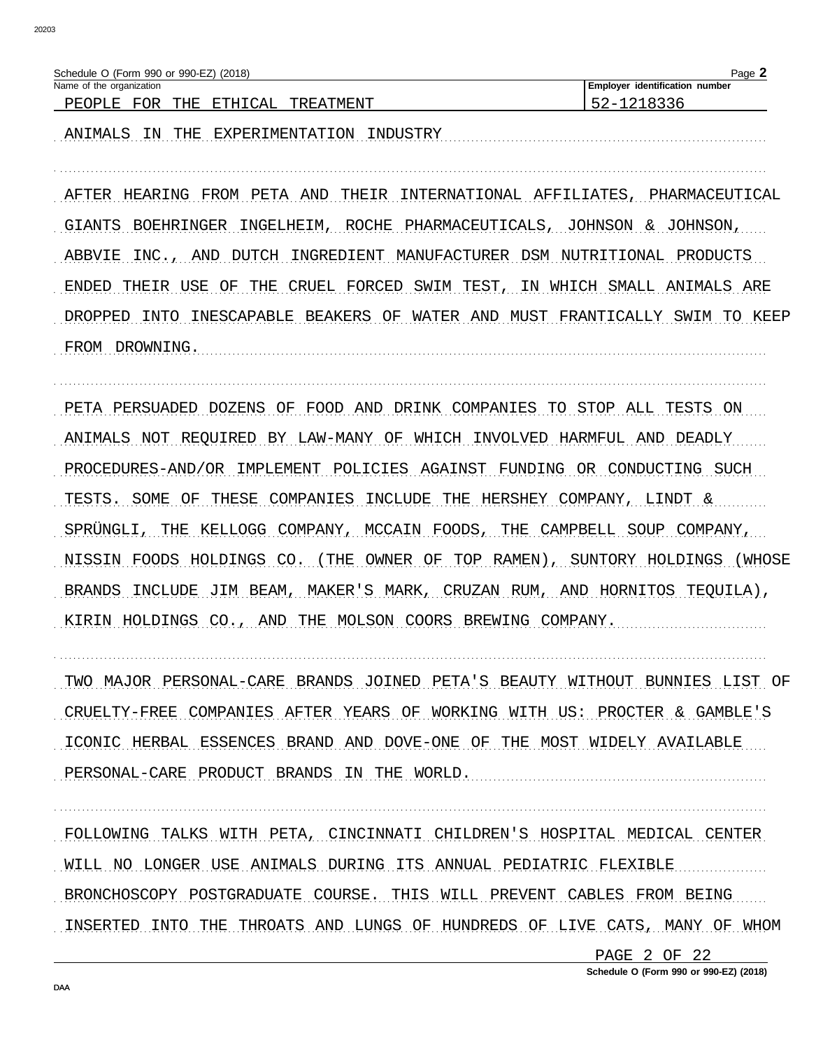Schedule O (Form 990 or 990-EZ) (2018)

Name of the organization: PEOPLE FOR THE ETHICAL TREATMENT

Employer identification number: 52-1218336

ANIMALS IN THE EXPERIMENTATION INDUSTRY

AFTER HEARING FROM PETA AND THEIR INTERNATIONAL AFFILIATES, PHARMACEUTICAL GIANTS BOEHRINGER INGELHEIM, ROCHE PHARMACEUTICALS, JOHNSON & JOHNSON, ABBVIE INC., AND DUTCH INGREDIENT MANUFACTURER DSM NUTRITIONAL PRODUCTS ENDED THEIR USE OF THE CRUEL FORCED SWIM TEST, IN WHICH SMALL ANIMALS ARE DROPPED INTO INESCAPABLE BEAKERS OF WATER AND MUST FRANTICALLY SWIM TO KEEP FROM DROWNING.

PETA PERSUADED DOZENS OF FOOD AND DRINK COMPANIES TO STOP ALL TESTS ON ANIMALS NOT REQUIRED BY LAW-MANY OF WHICH INVOLVED HARMFUL AND DEADLY PROCEDURES-AND/OR IMPLEMENT POLICIES AGAINST FUNDING OR CONDUCTING SUCH TESTS. SOME OF THESE COMPANIES INCLUDE THE HERSHEY COMPANY, LINDT & SPRÜNGLI, THE KELLOGG COMPANY, MCCAIN FOODS, THE CAMPBELL SOUP COMPANY, NISSIN FOODS HOLDINGS CO. (THE OWNER OF TOP RAMEN), SUNTORY HOLDINGS (WHOSE BRANDS INCLUDE JIM BEAM, MAKER'S MARK, CRUZAN RUM, AND HORNITOS TEQUILA), KIRIN HOLDINGS CO., AND THE MOLSON COORS BREWING COMPANY.

TWO MAJOR PERSONAL-CARE BRANDS JOINED PETA'S BEAUTY WITHOUT BUNNIES LIST OF CRUELTY-FREE COMPANIES AFTER YEARS OF WORKING WITH US: PROCTER & GAMBLE'S ICONIC HERBAL ESSENCES BRAND AND DOVE-ONE OF THE MOST WIDELY AVAILABLE PERSONAL-CARE PRODUCT BRANDS IN THE WORLD.

FOLLOWING TALKS WITH PETA, CINCINNATI CHILDREN'S HOSPITAL MEDICAL CENTER WILL NO LONGER USE ANIMALS DURING ITS ANNUAL PEDIATRIC FLEXIBLE BRONCHOSCOPY POSTGRADUATE COURSE. THIS WILL PREVENT CABLES FROM BEING INSERTED INTO THE THROATS AND LUNGS OF HUNDREDS OF LIVE CATS, MANY OF WHOM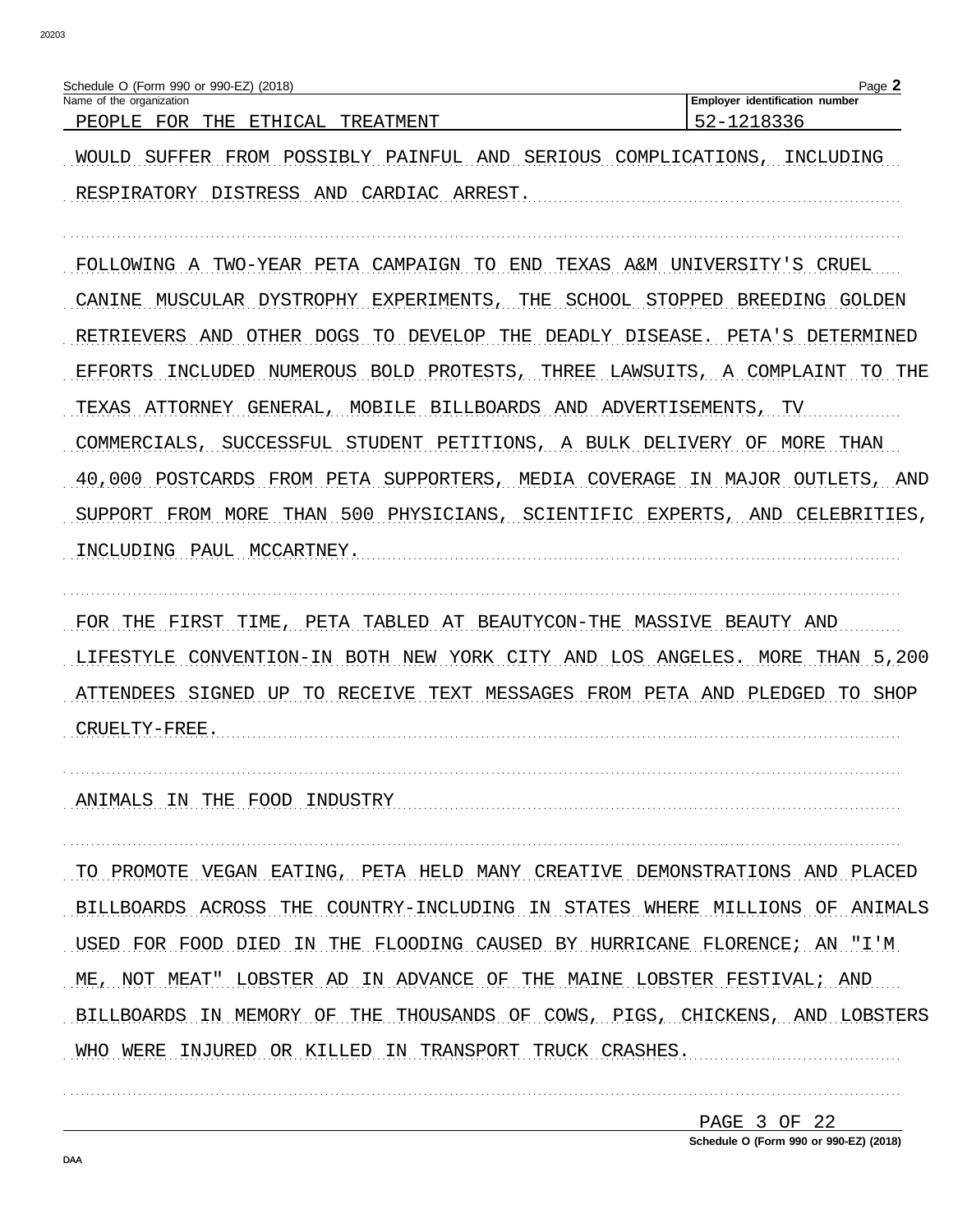Schedule O (Form 990 or 990-EZ) (2018)

| Name of the organization | Employer identification number |
| --- | --- |
| PEOPLE FOR THE ETHICAL TREATMENT | 52-1218336 |

WOULD SUFFER FROM POSSIBLY PAINFUL AND SERIOUS COMPLICATIONS, INCLUDING RESPIRATORY DISTRESS AND CARDIAC ARREST.

FOLLOWING A TWO-YEAR PETA CAMPAIGN TO END TEXAS A&M UNIVERSITY'S CRUEL CANINE MUSCULAR DYSTROPHY EXPERIMENTS, THE SCHOOL STOPPED BREEDING GOLDEN RETRIEVERS AND OTHER DOGS TO DEVELOP THE DEADLY DISEASE. PETA'S DETERMINED EFFORTS INCLUDED NUMEROUS BOLD PROTESTS, THREE LAWSUITS, A COMPLAINT TO THE TEXAS ATTORNEY GENERAL, MOBILE BILLBOARDS AND ADVERTISEMENTS, TV COMMERCIALS, SUCCESSFUL STUDENT PETITIONS, A BULK DELIVERY OF MORE THAN 40,000 POSTCARDS FROM PETA SUPPORTERS, MEDIA COVERAGE IN MAJOR OUTLETS, AND SUPPORT FROM MORE THAN 500 PHYSICIANS, SCIENTIFIC EXPERTS, AND CELEBRITIES, INCLUDING PAUL MCCARTNEY.

FOR THE FIRST TIME, PETA TABLED AT BEAUTYCON-THE MASSIVE BEAUTY AND LIFESTYLE CONVENTION-IN BOTH NEW YORK CITY AND LOS ANGELES. MORE THAN 5,200 ATTENDEES SIGNED UP TO RECEIVE TEXT MESSAGES FROM PETA AND PLEDGED TO SHOP CRUELTY-FREE.

ANIMALS IN THE FOOD INDUSTRY

TO PROMOTE VEGAN EATING, PETA HELD MANY CREATIVE DEMONSTRATIONS AND PLACED BILLBOARDS ACROSS THE COUNTRY-INCLUDING IN STATES WHERE MILLIONS OF ANIMALS USED FOR FOOD DIED IN THE FLOODING CAUSED BY HURRICANE FLORENCE; AN "I'M ME, NOT MEAT" LOBSTER AD IN ADVANCE OF THE MAINE LOBSTER FESTIVAL; AND BILLBOARDS IN MEMORY OF THE THOUSANDS OF COWS, PIGS, CHICKENS, AND LOBSTERS WHO WERE INJURED OR KILLED IN TRANSPORT TRUCK CRASHES.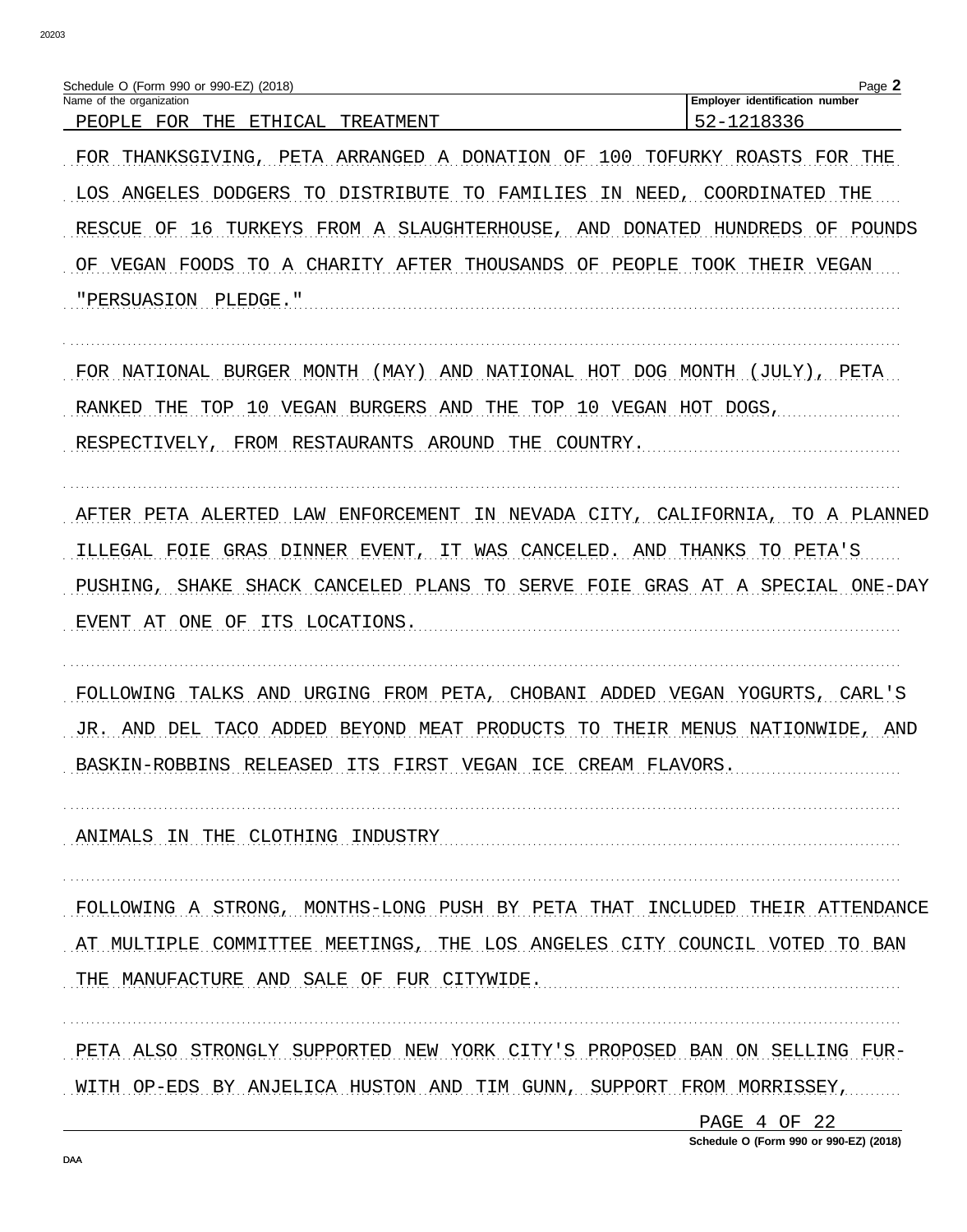Schedule O (Form 990 or 990-EZ) (2018)

| Name of the organization | Employer identification number |
| --- | --- |
| PEOPLE FOR THE ETHICAL TREATMENT | 52-1218336 |

FOR THANKSGIVING, PETA ARRANGED A DONATION OF 100 TOFURKY ROASTS FOR THE LOS ANGELES DODGERS TO DISTRIBUTE TO FAMILIES IN NEED, COORDINATED THE RESCUE OF 16 TURKEYS FROM A SLAUGHTERHOUSE, AND DONATED HUNDREDS OF POUNDS OF VEGAN FOODS TO A CHARITY AFTER THOUSANDS OF PEOPLE TOOK THEIR VEGAN "PERSUASION PLEDGE."

FOR NATIONAL BURGER MONTH (MAY) AND NATIONAL HOT DOG MONTH (JULY), PETA RANKED THE TOP 10 VEGAN BURGERS AND THE TOP 10 VEGAN HOT DOGS, RESPECTIVELY, FROM RESTAURANTS AROUND THE COUNTRY.

AFTER PETA ALERTED LAW ENFORCEMENT IN NEVADA CITY, CALIFORNIA, TO A PLANNED ILLEGAL FOIE GRAS DINNER EVENT, IT WAS CANCELED. AND THANKS TO PETA'S PUSHING, SHAKE SHACK CANCELED PLANS TO SERVE FOIE GRAS AT A SPECIAL ONE-DAY EVENT AT ONE OF ITS LOCATIONS.

FOLLOWING TALKS AND URGING FROM PETA, CHOBANI ADDED VEGAN YOGURTS, CARL'S JR. AND DEL TACO ADDED BEYOND MEAT PRODUCTS TO THEIR MENUS NATIONWIDE, AND BASKIN-ROBBINS RELEASED ITS FIRST VEGAN ICE CREAM FLAVORS.

ANIMALS IN THE CLOTHING INDUSTRY

FOLLOWING A STRONG, MONTHS-LONG PUSH BY PETA THAT INCLUDED THEIR ATTENDANCE AT MULTIPLE COMMITTEE MEETINGS, THE LOS ANGELES CITY COUNCIL VOTED TO BAN THE MANUFACTURE AND SALE OF FUR CITYWIDE.

PETA ALSO STRONGLY SUPPORTED NEW YORK CITY'S PROPOSED BAN ON SELLING FUR-WITH OP-EDS BY ANJELICA HUSTON AND TIM GUNN, SUPPORT FROM MORRISSEY,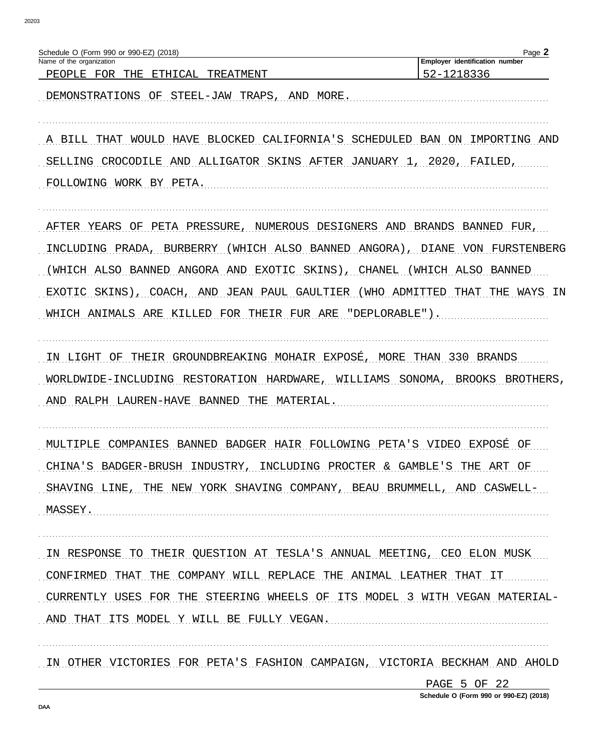Schedule O (Form 990 or 990-EZ) (2018)

Name of the organization: PEOPLE FOR THE ETHICAL TREATMENT

Employer identification number: 52-1218336

DEMONSTRATIONS OF STEEL-JAW TRAPS, AND MORE.

A BILL THAT WOULD HAVE BLOCKED CALIFORNIA'S SCHEDULED BAN ON IMPORTING AND SELLING CROCODILE AND ALLIGATOR SKINS AFTER JANUARY 1, 2020, FAILED, FOLLOWING WORK BY PETA.

AFTER YEARS OF PETA PRESSURE, NUMEROUS DESIGNERS AND BRANDS BANNED FUR, INCLUDING PRADA, BURBERRY (WHICH ALSO BANNED ANGORA), DIANE VON FURSTENBERG (WHICH ALSO BANNED ANGORA AND EXOTIC SKINS), CHANEL (WHICH ALSO BANNED EXOTIC SKINS), COACH, AND JEAN PAUL GAULTIER (WHO ADMITTED THAT THE WAYS IN WHICH ANIMALS ARE KILLED FOR THEIR FUR ARE "DEPLORABLE").

IN LIGHT OF THEIR GROUNDBREAKING MOHAIR EXPOSÉ, MORE THAN 330 BRANDS WORLDWIDE-INCLUDING RESTORATION HARDWARE, WILLIAMS SONOMA, BROOKS BROTHERS, AND RALPH LAUREN-HAVE BANNED THE MATERIAL.

MULTIPLE COMPANIES BANNED BADGER HAIR FOLLOWING PETA'S VIDEO EXPOSÉ OF CHINA'S BADGER-BRUSH INDUSTRY, INCLUDING PROCTER & GAMBLE'S THE ART OF SHAVING LINE, THE NEW YORK SHAVING COMPANY, BEAU BRUMMELL, AND CASWELL-MASSEY.

IN RESPONSE TO THEIR QUESTION AT TESLA'S ANNUAL MEETING, CEO ELON MUSK CONFIRMED THAT THE COMPANY WILL REPLACE THE ANIMAL LEATHER THAT IT CURRENTLY USES FOR THE STEERING WHEELS OF ITS MODEL 3 WITH VEGAN MATERIAL-AND THAT ITS MODEL Y WILL BE FULLY VEGAN.

IN OTHER VICTORIES FOR PETA'S FASHION CAMPAIGN, VICTORIA BECKHAM AND AHOLD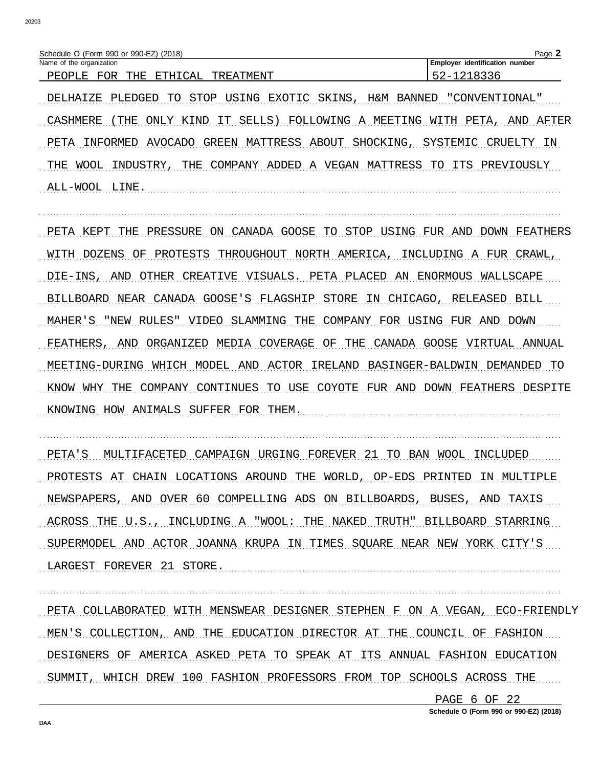Schedule O (Form 990 or 990-EZ) (2018)

| Name of the organization | Employer identification number |
| --- | --- |
| PEOPLE FOR THE ETHICAL TREATMENT | 52-1218336 |

DELHAIZE PLEDGED TO STOP USING EXOTIC SKINS, H&M BANNED "CONVENTIONAL" CASHMERE (THE ONLY KIND IT SELLS) FOLLOWING A MEETING WITH PETA, AND AFTER PETA INFORMED AVOCADO GREEN MATTRESS ABOUT SHOCKING, SYSTEMIC CRUELTY IN THE WOOL INDUSTRY, THE COMPANY ADDED A VEGAN MATTRESS TO ITS PREVIOUSLY ALL-WOOL LINE.

PETA KEPT THE PRESSURE ON CANADA GOOSE TO STOP USING FUR AND DOWN FEATHERS WITH DOZENS OF PROTESTS THROUGHOUT NORTH AMERICA, INCLUDING A FUR CRAWL, DIE-INS, AND OTHER CREATIVE VISUALS. PETA PLACED AN ENORMOUS WALLSCAPE BILLBOARD NEAR CANADA GOOSE'S FLAGSHIP STORE IN CHICAGO, RELEASED BILL MAHER'S "NEW RULES" VIDEO SLAMMING THE COMPANY FOR USING FUR AND DOWN FEATHERS, AND ORGANIZED MEDIA COVERAGE OF THE CANADA GOOSE VIRTUAL ANNUAL MEETING-DURING WHICH MODEL AND ACTOR IRELAND BASINGER-BALDWIN DEMANDED TO KNOW WHY THE COMPANY CONTINUES TO USE COYOTE FUR AND DOWN FEATHERS DESPITE KNOWING HOW ANIMALS SUFFER FOR THEM.

PETA'S MULTIFACETED CAMPAIGN URGING FOREVER 21 TO BAN WOOL INCLUDED PROTESTS AT CHAIN LOCATIONS AROUND THE WORLD, OP-EDS PRINTED IN MULTIPLE NEWSPAPERS, AND OVER 60 COMPELLING ADS ON BILLBOARDS, BUSES, AND TAXIS ACROSS THE U.S., INCLUDING A "WOOL: THE NAKED TRUTH" BILLBOARD STARRING SUPERMODEL AND ACTOR JOANNA KRUPA IN TIMES SQUARE NEAR NEW YORK CITY'S LARGEST FOREVER 21 STORE.

PETA COLLABORATED WITH MENSWEAR DESIGNER STEPHEN F ON A VEGAN, ECO-FRIENDLY MEN'S COLLECTION, AND THE EDUCATION DIRECTOR AT THE COUNCIL OF FASHION DESIGNERS OF AMERICA ASKED PETA TO SPEAK AT ITS ANNUAL FASHION EDUCATION SUMMIT, WHICH DREW 100 FASHION PROFESSORS FROM TOP SCHOOLS ACROSS THE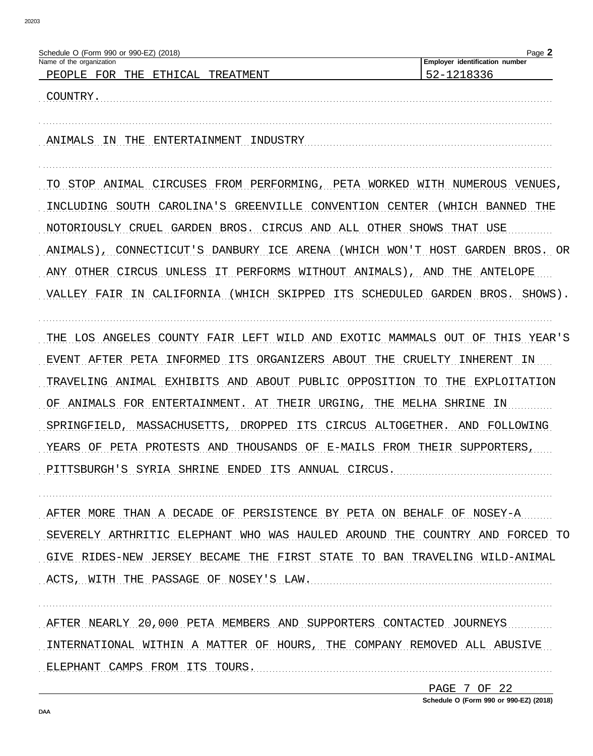Schedule O (Form 990 or 990-EZ) (2018)

| Name of the organization | Employer identification number |
| --- | --- |
| PEOPLE FOR THE ETHICAL TREATMENT | 52-1218336 |

COUNTRY.

ANIMALS IN THE ENTERTAINMENT INDUSTRY

TO STOP ANIMAL CIRCUSES FROM PERFORMING, PETA WORKED WITH NUMEROUS VENUES, INCLUDING SOUTH CAROLINA'S GREENVILLE CONVENTION CENTER (WHICH BANNED THE NOTORIOUSLY CRUEL GARDEN BROS. CIRCUS AND ALL OTHER SHOWS THAT USE ANIMALS), CONNECTICUT'S DANBURY ICE ARENA (WHICH WON'T HOST GARDEN BROS. OR ANY OTHER CIRCUS UNLESS IT PERFORMS WITHOUT ANIMALS), AND THE ANTELOPE VALLEY FAIR IN CALIFORNIA (WHICH SKIPPED ITS SCHEDULED GARDEN BROS. SHOWS).

THE LOS ANGELES COUNTY FAIR LEFT WILD AND EXOTIC MAMMALS OUT OF THIS YEAR'S EVENT AFTER PETA INFORMED ITS ORGANIZERS ABOUT THE CRUELTY INHERENT IN TRAVELING ANIMAL EXHIBITS AND ABOUT PUBLIC OPPOSITION TO THE EXPLOITATION OF ANIMALS FOR ENTERTAINMENT. AT THEIR URGING, THE MELHA SHRINE IN SPRINGFIELD, MASSACHUSETTS, DROPPED ITS CIRCUS ALTOGETHER. AND FOLLOWING YEARS OF PETA PROTESTS AND THOUSANDS OF E-MAILS FROM THEIR SUPPORTERS, PITTSBURGH'S SYRIA SHRINE ENDED ITS ANNUAL CIRCUS.

AFTER MORE THAN A DECADE OF PERSISTENCE BY PETA ON BEHALF OF NOSEY-A SEVERELY ARTHRITIC ELEPHANT WHO WAS HAULED AROUND THE COUNTRY AND FORCED TO GIVE RIDES-NEW JERSEY BECAME THE FIRST STATE TO BAN TRAVELING WILD-ANIMAL ACTS, WITH THE PASSAGE OF NOSEY'S LAW.

AFTER NEARLY 20,000 PETA MEMBERS AND SUPPORTERS CONTACTED JOURNEYS INTERNATIONAL WITHIN A MATTER OF HOURS, THE COMPANY REMOVED ALL ABUSIVE ELEPHANT CAMPS FROM ITS TOURS.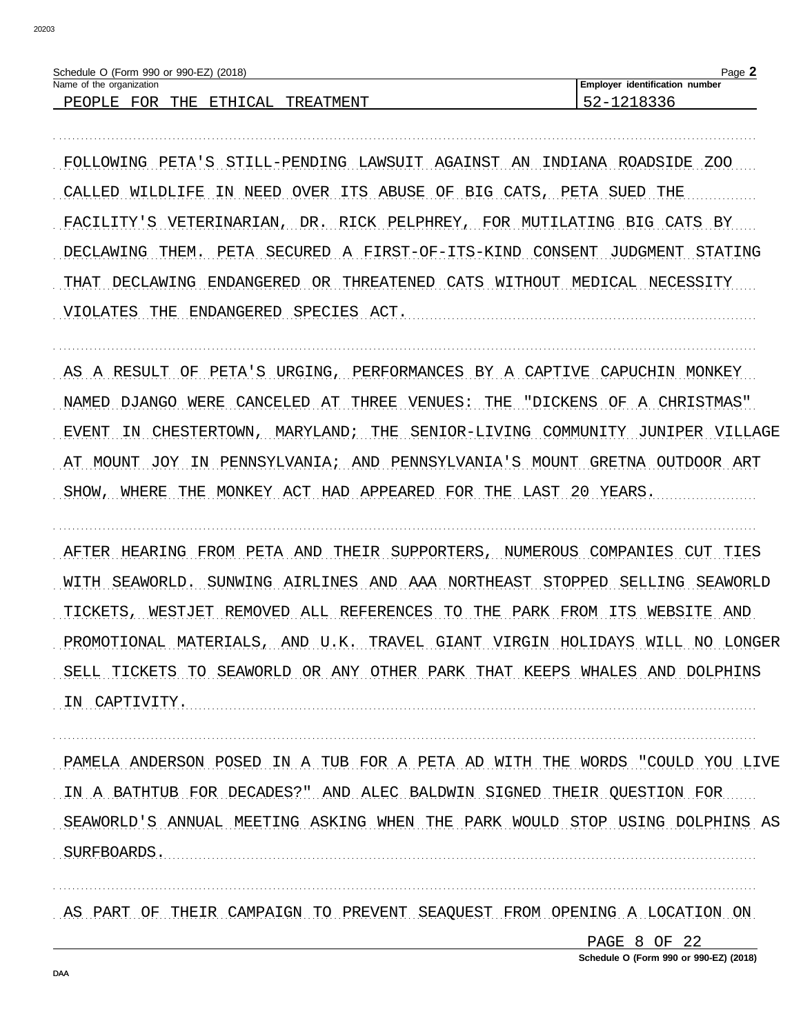Schedule O (Form 990 or 990-EZ) (2018)

Name of the organization: PEOPLE FOR THE ETHICAL TREATMENT

Employer identification number: 52-1218336

FOLLOWING PETA'S STILL-PENDING LAWSUIT AGAINST AN INDIANA ROADSIDE ZOO CALLED WILDLIFE IN NEED OVER ITS ABUSE OF BIG CATS, PETA SUED THE FACILITY'S VETERINARIAN, DR. RICK PELPHREY, FOR MUTILATING BIG CATS BY DECLAWING THEM. PETA SECURED A FIRST-OF-ITS-KIND CONSENT JUDGMENT STATING THAT DECLAWING ENDANGERED OR THREATENED CATS WITHOUT MEDICAL NECESSITY VIOLATES THE ENDANGERED SPECIES ACT.

AS A RESULT OF PETA'S URGING, PERFORMANCES BY A CAPTIVE CAPUCHIN MONKEY NAMED DJANGO WERE CANCELED AT THREE VENUES: THE "DICKENS OF A CHRISTMAS" EVENT IN CHESTERTOWN, MARYLAND; THE SENIOR-LIVING COMMUNITY JUNIPER VILLAGE AT MOUNT JOY IN PENNSYLVANIA; AND PENNSYLVANIA'S MOUNT GRETNA OUTDOOR ART SHOW, WHERE THE MONKEY ACT HAD APPEARED FOR THE LAST 20 YEARS.

AFTER HEARING FROM PETA AND THEIR SUPPORTERS, NUMEROUS COMPANIES CUT TIES WITH SEAWORLD. SUNWING AIRLINES AND AAA NORTHEAST STOPPED SELLING SEAWORLD TICKETS, WESTJET REMOVED ALL REFERENCES TO THE PARK FROM ITS WEBSITE AND PROMOTIONAL MATERIALS, AND U.K. TRAVEL GIANT VIRGIN HOLIDAYS WILL NO LONGER SELL TICKETS TO SEAWORLD OR ANY OTHER PARK THAT KEEPS WHALES AND DOLPHINS IN CAPTIVITY.

PAMELA ANDERSON POSED IN A TUB FOR A PETA AD WITH THE WORDS "COULD YOU LIVE IN A BATHTUB FOR DECADES?" AND ALEC BALDWIN SIGNED THEIR QUESTION FOR SEAWORLD'S ANNUAL MEETING ASKING WHEN THE PARK WOULD STOP USING DOLPHINS AS SURFBOARDS.

AS PART OF THEIR CAMPAIGN TO PREVENT SEAQUEST FROM OPENING A LOCATION ON

PAGE 8 OF 22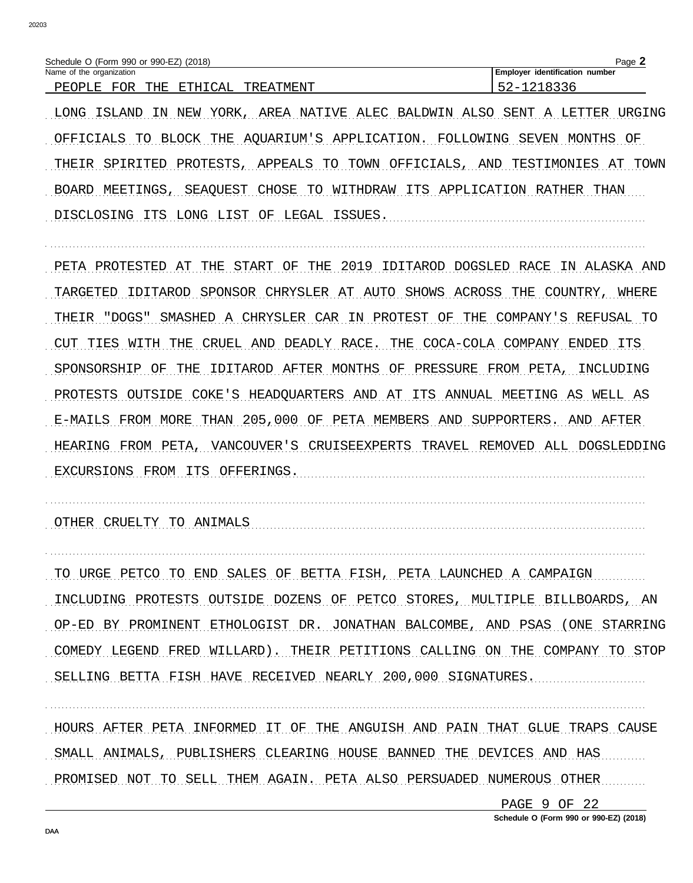Schedule O (Form 990 or 990-EZ) (2018)

| Name of the organization | Employer identification number |
| --- | --- |
| PEOPLE FOR THE ETHICAL TREATMENT | 52-1218336 |

LONG ISLAND IN NEW YORK, AREA NATIVE ALEC BALDWIN ALSO SENT A LETTER URGING OFFICIALS TO BLOCK THE AQUARIUM'S APPLICATION. FOLLOWING SEVEN MONTHS OF THEIR SPIRITED PROTESTS, APPEALS TO TOWN OFFICIALS, AND TESTIMONIES AT TOWN BOARD MEETINGS, SEAQUEST CHOSE TO WITHDRAW ITS APPLICATION RATHER THAN DISCLOSING ITS LONG LIST OF LEGAL ISSUES.

PETA PROTESTED AT THE START OF THE 2019 IDITAROD DOGSLED RACE IN ALASKA AND TARGETED IDITAROD SPONSOR CHRYSLER AT AUTO SHOWS ACROSS THE COUNTRY, WHERE THEIR "DOGS" SMASHED A CHRYSLER CAR IN PROTEST OF THE COMPANY'S REFUSAL TO CUT TIES WITH THE CRUEL AND DEADLY RACE. THE COCA-COLA COMPANY ENDED ITS SPONSORSHIP OF THE IDITAROD AFTER MONTHS OF PRESSURE FROM PETA, INCLUDING PROTESTS OUTSIDE COKE'S HEADQUARTERS AND AT ITS ANNUAL MEETING AS WELL AS E-MAILS FROM MORE THAN 205,000 OF PETA MEMBERS AND SUPPORTERS. AND AFTER HEARING FROM PETA, VANCOUVER'S CRUISEEXPERTS TRAVEL REMOVED ALL DOGSLEDDING EXCURSIONS FROM ITS OFFERINGS.

OTHER CRUELTY TO ANIMALS

TO URGE PETCO TO END SALES OF BETTA FISH, PETA LAUNCHED A CAMPAIGN INCLUDING PROTESTS OUTSIDE DOZENS OF PETCO STORES, MULTIPLE BILLBOARDS, AN OP-ED BY PROMINENT ETHOLOGIST DR. JONATHAN BALCOMBE, AND PSAS (ONE STARRING COMEDY LEGEND FRED WILLARD). THEIR PETITIONS CALLING ON THE COMPANY TO STOP SELLING BETTA FISH HAVE RECEIVED NEARLY 200,000 SIGNATURES.

HOURS AFTER PETA INFORMED IT OF THE ANGUISH AND PAIN THAT GLUE TRAPS CAUSE SMALL ANIMALS, PUBLISHERS CLEARING HOUSE BANNED THE DEVICES AND HAS PROMISED NOT TO SELL THEM AGAIN. PETA ALSO PERSUADED NUMEROUS OTHER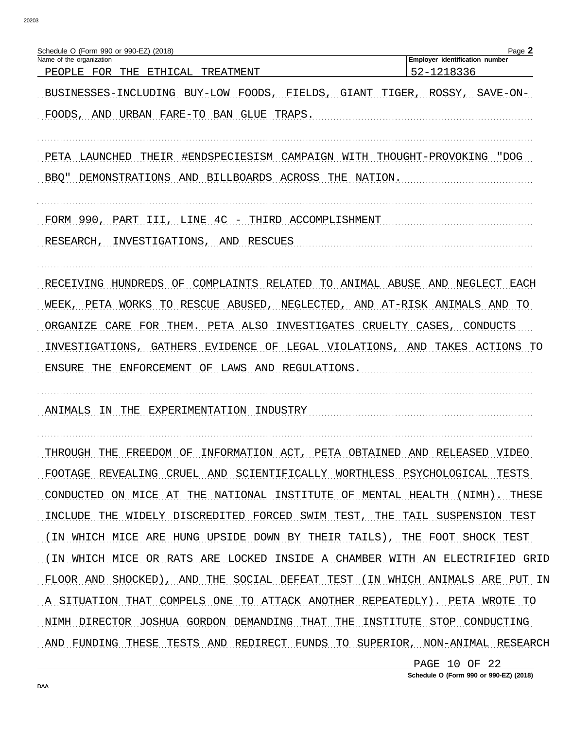| Name of the organization | Employer identification number |
| --- | --- |
| PEOPLE FOR THE ETHICAL TREATMENT | 52-1218336 |

BUSINESSES-INCLUDING BUY-LOW FOODS, FIELDS, GIANT TIGER, ROSSY, SAVE-ON-FOODS, AND URBAN FARE-TO BAN GLUE TRAPS.

PETA LAUNCHED THEIR #ENDSPECIESISM CAMPAIGN WITH THOUGHT-PROVOKING "DOG BBQ" DEMONSTRATIONS AND BILLBOARDS ACROSS THE NATION.

FORM 990, PART III, LINE 4C - THIRD ACCOMPLISHMENT

RESEARCH, INVESTIGATIONS, AND RESCUES

RECEIVING HUNDREDS OF COMPLAINTS RELATED TO ANIMAL ABUSE AND NEGLECT EACH WEEK, PETA WORKS TO RESCUE ABUSED, NEGLECTED, AND AT-RISK ANIMALS AND TO ORGANIZE CARE FOR THEM. PETA ALSO INVESTIGATES CRUELTY CASES, CONDUCTS INVESTIGATIONS, GATHERS EVIDENCE OF LEGAL VIOLATIONS, AND TAKES ACTIONS TO ENSURE THE ENFORCEMENT OF LAWS AND REGULATIONS.

ANIMALS IN THE EXPERIMENTATION INDUSTRY

THROUGH THE FREEDOM OF INFORMATION ACT, PETA OBTAINED AND RELEASED VIDEO FOOTAGE REVEALING CRUEL AND SCIENTIFICALLY WORTHLESS PSYCHOLOGICAL TESTS CONDUCTED ON MICE AT THE NATIONAL INSTITUTE OF MENTAL HEALTH (NIMH). THESE INCLUDE THE WIDELY DISCREDITED FORCED SWIM TEST, THE TAIL SUSPENSION TEST (IN WHICH MICE ARE HUNG UPSIDE DOWN BY THEIR TAILS), THE FOOT SHOCK TEST (IN WHICH MICE OR RATS ARE LOCKED INSIDE A CHAMBER WITH AN ELECTRIFIED GRID FLOOR AND SHOCKED), AND THE SOCIAL DEFEAT TEST (IN WHICH ANIMALS ARE PUT IN A SITUATION THAT COMPELS ONE TO ATTACK ANOTHER REPEATEDLY). PETA WROTE TO NIMH DIRECTOR JOSHUA GORDON DEMANDING THAT THE INSTITUTE STOP CONDUCTING AND FUNDING THESE TESTS AND REDIRECT FUNDS TO SUPERIOR, NON-ANIMAL RESEARCH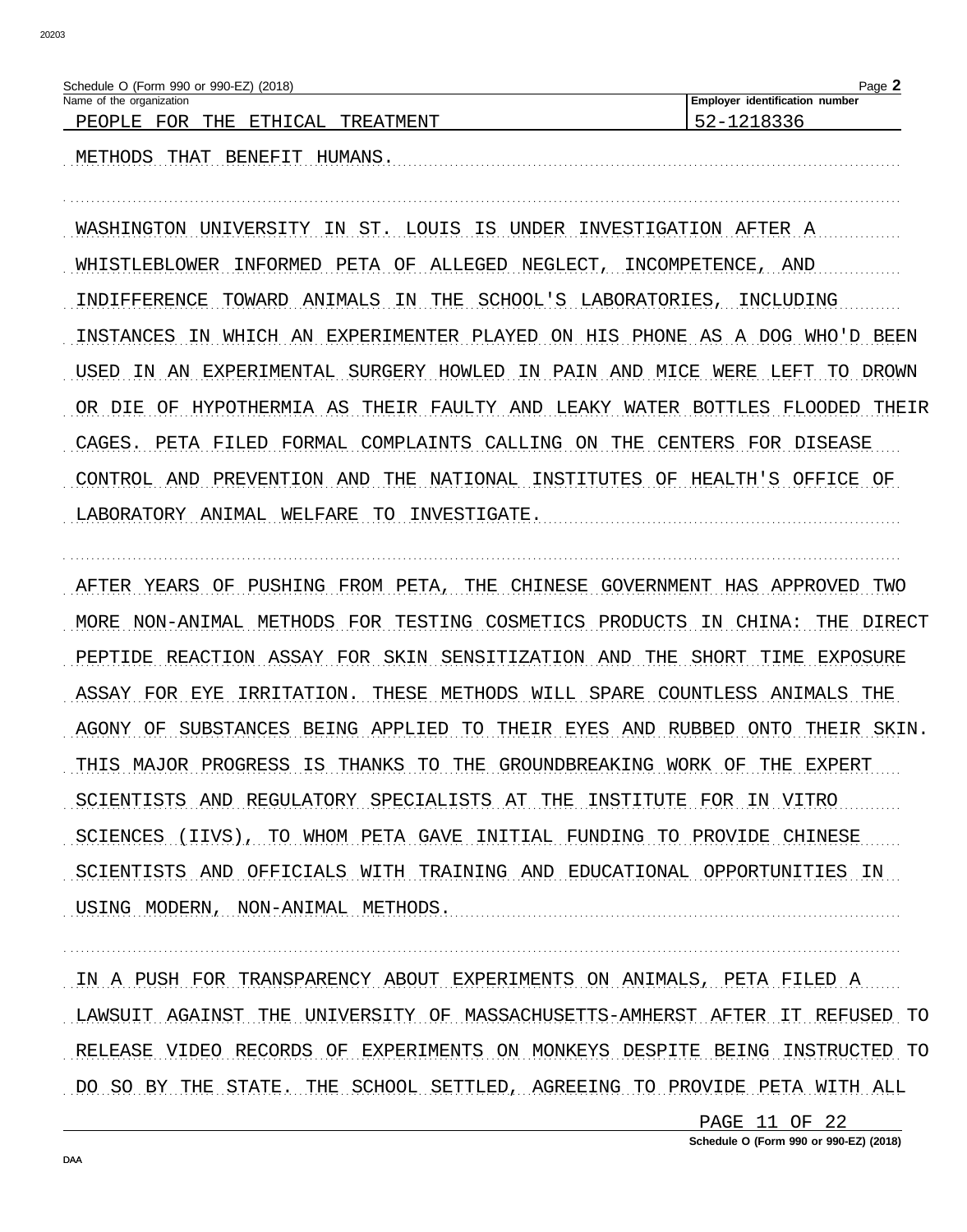Schedule O (Form 990 or 990-EZ) (2018)

Name of the organization: PEOPLE FOR THE ETHICAL TREATMENT

Employer identification number: 52-1218336

METHODS THAT BENEFIT HUMANS.

WASHINGTON UNIVERSITY IN ST. LOUIS IS UNDER INVESTIGATION AFTER A WHISTLEBLOWER INFORMED PETA OF ALLEGED NEGLECT, INCOMPETENCE, AND INDIFFERENCE TOWARD ANIMALS IN THE SCHOOL'S LABORATORIES, INCLUDING INSTANCES IN WHICH AN EXPERIMENTER PLAYED ON HIS PHONE AS A DOG WHO'D BEEN USED IN AN EXPERIMENTAL SURGERY HOWLED IN PAIN AND MICE WERE LEFT TO DROWN OR DIE OF HYPOTHERMIA AS THEIR FAULTY AND LEAKY WATER BOTTLES FLOODED THEIR CAGES. PETA FILED FORMAL COMPLAINTS CALLING ON THE CENTERS FOR DISEASE CONTROL AND PREVENTION AND THE NATIONAL INSTITUTES OF HEALTH'S OFFICE OF LABORATORY ANIMAL WELFARE TO INVESTIGATE.

AFTER YEARS OF PUSHING FROM PETA, THE CHINESE GOVERNMENT HAS APPROVED TWO MORE NON-ANIMAL METHODS FOR TESTING COSMETICS PRODUCTS IN CHINA: THE DIRECT PEPTIDE REACTION ASSAY FOR SKIN SENSITIZATION AND THE SHORT TIME EXPOSURE ASSAY FOR EYE IRRITATION. THESE METHODS WILL SPARE COUNTLESS ANIMALS THE AGONY OF SUBSTANCES BEING APPLIED TO THEIR EYES AND RUBBED ONTO THEIR SKIN. THIS MAJOR PROGRESS IS THANKS TO THE GROUNDBREAKING WORK OF THE EXPERT SCIENTISTS AND REGULATORY SPECIALISTS AT THE INSTITUTE FOR IN VITRO SCIENCES (IIVS), TO WHOM PETA GAVE INITIAL FUNDING TO PROVIDE CHINESE SCIENTISTS AND OFFICIALS WITH TRAINING AND EDUCATIONAL OPPORTUNITIES IN USING MODERN, NON-ANIMAL METHODS.

IN A PUSH FOR TRANSPARENCY ABOUT EXPERIMENTS ON ANIMALS, PETA FILED A LAWSUIT AGAINST THE UNIVERSITY OF MASSACHUSETTS-AMHERST AFTER IT REFUSED TO RELEASE VIDEO RECORDS OF EXPERIMENTS ON MONKEYS DESPITE BEING INSTRUCTED TO DO SO BY THE STATE. THE SCHOOL SETTLED, AGREEING TO PROVIDE PETA WITH ALL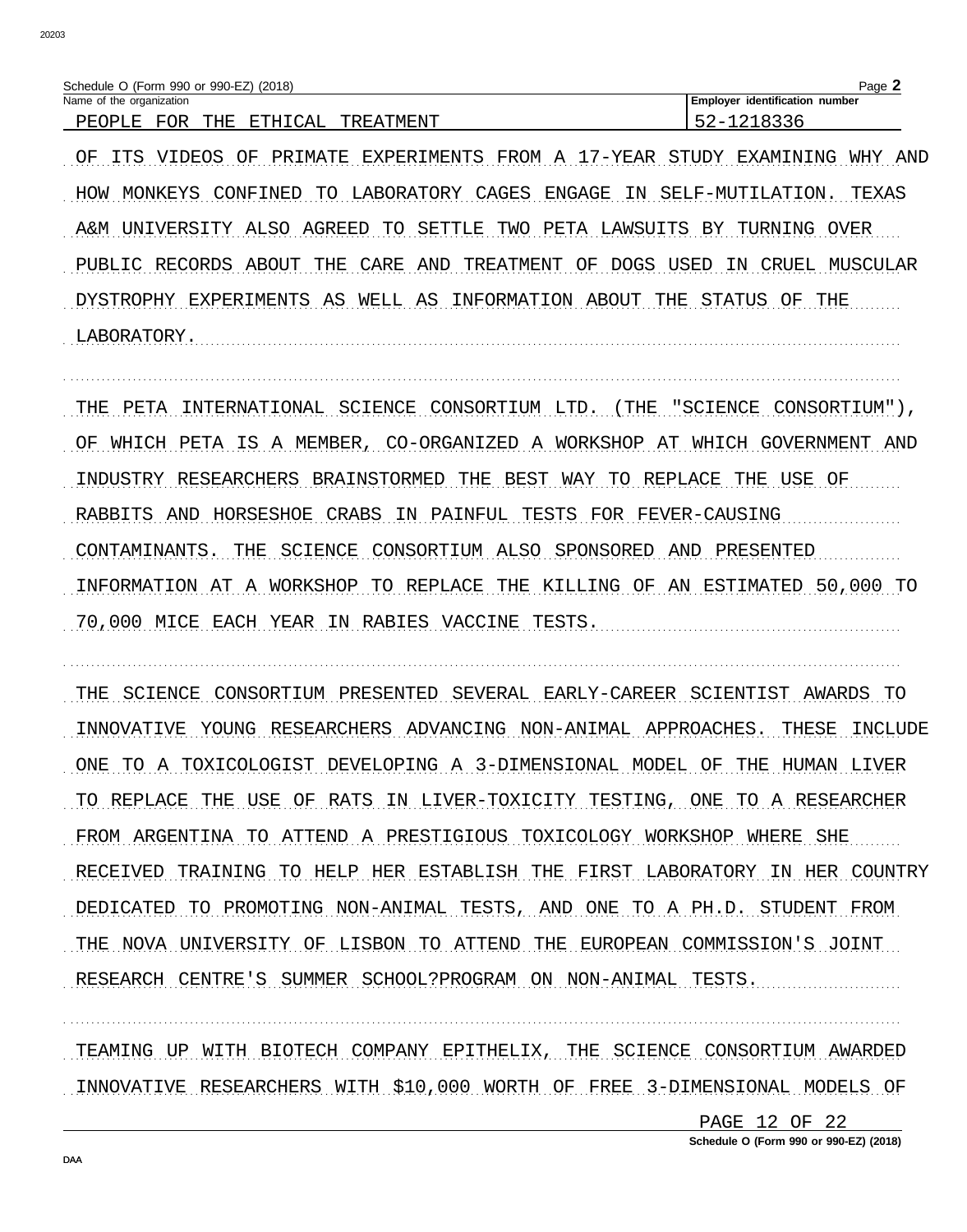OF ITS VIDEOS OF PRIMATE EXPERIMENTS FROM A 17-YEAR STUDY EXAMINING WHY AND HOW MONKEYS CONFINED TO LABORATORY CAGES ENGAGE IN SELF-MUTILATION. TEXAS A&M UNIVERSITY ALSO AGREED TO SETTLE TWO PETA LAWSUITS BY TURNING OVER PUBLIC RECORDS ABOUT THE CARE AND TREATMENT OF DOGS USED IN CRUEL MUSCULAR DYSTROPHY EXPERIMENTS AS WELL AS INFORMATION ABOUT THE STATUS OF THE LABORATORY.

THE PETA INTERNATIONAL SCIENCE CONSORTIUM LTD. (THE "SCIENCE CONSORTIUM"), OF WHICH PETA IS A MEMBER, CO-ORGANIZED A WORKSHOP AT WHICH GOVERNMENT AND INDUSTRY RESEARCHERS BRAINSTORMED THE BEST WAY TO REPLACE THE USE OF RABBITS AND HORSESHOE CRABS IN PAINFUL TESTS FOR FEVER-CAUSING CONTAMINANTS. THE SCIENCE CONSORTIUM ALSO SPONSORED AND PRESENTED INFORMATION AT A WORKSHOP TO REPLACE THE KILLING OF AN ESTIMATED 50,000 TO 70,000 MICE EACH YEAR IN RABIES VACCINE TESTS.

THE SCIENCE CONSORTIUM PRESENTED SEVERAL EARLY-CAREER SCIENTIST AWARDS TO INNOVATIVE YOUNG RESEARCHERS ADVANCING NON-ANIMAL APPROACHES. THESE INCLUDE ONE TO A TOXICOLOGIST DEVELOPING A 3-DIMENSIONAL MODEL OF THE HUMAN LIVER TO REPLACE THE USE OF RATS IN LIVER-TOXICITY TESTING, ONE TO A RESEARCHER FROM ARGENTINA TO ATTEND A PRESTIGIOUS TOXICOLOGY WORKSHOP WHERE SHE RECEIVED TRAINING TO HELP HER ESTABLISH THE FIRST LABORATORY IN HER COUNTRY DEDICATED TO PROMOTING NON-ANIMAL TESTS, AND ONE TO A PH.D. STUDENT FROM THE NOVA UNIVERSITY OF LISBON TO ATTEND THE EUROPEAN COMMISSION'S JOINT RESEARCH CENTRE'S SUMMER SCHOOL?PROGRAM ON NON-ANIMAL TESTS.

TEAMING UP WITH BIOTECH COMPANY EPITHELIX, THE SCIENCE CONSORTIUM AWARDED INNOVATIVE RESEARCHERS WITH $10,000 WORTH OF FREE 3-DIMENSIONAL MODELS OF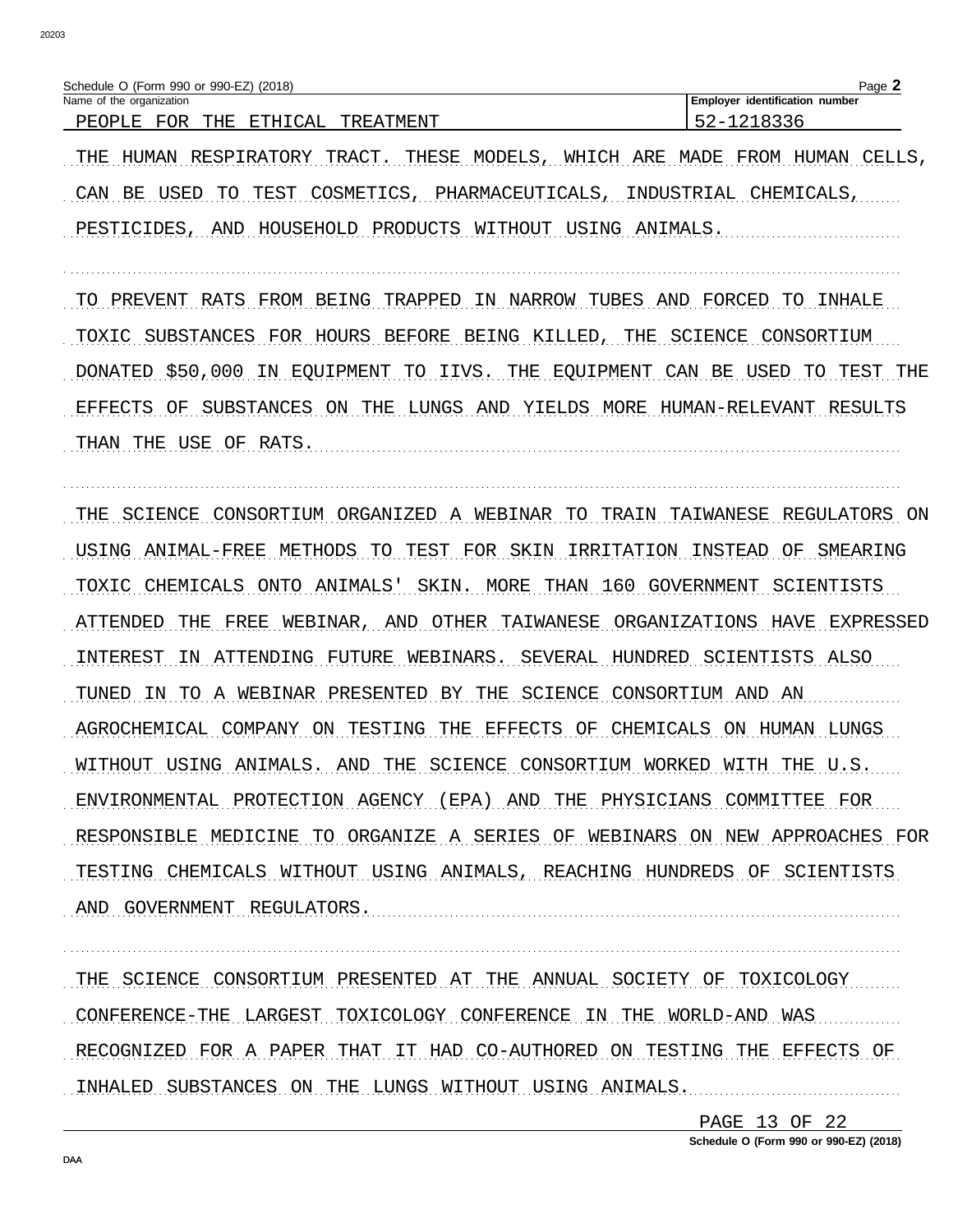Name of the organization: PEOPLE FOR THE ETHICAL TREATMENT

Employer identification number: 52-1218336

THE HUMAN RESPIRATORY TRACT. THESE MODELS, WHICH ARE MADE FROM HUMAN CELLS, CAN BE USED TO TEST COSMETICS, PHARMACEUTICALS, INDUSTRIAL CHEMICALS, PESTICIDES, AND HOUSEHOLD PRODUCTS WITHOUT USING ANIMALS.

TO PREVENT RATS FROM BEING TRAPPED IN NARROW TUBES AND FORCED TO INHALE TOXIC SUBSTANCES FOR HOURS BEFORE BEING KILLED, THE SCIENCE CONSORTIUM DONATED $50,000 IN EQUIPMENT TO IIVS. THE EQUIPMENT CAN BE USED TO TEST THE EFFECTS OF SUBSTANCES ON THE LUNGS AND YIELDS MORE HUMAN-RELEVANT RESULTS THAN THE USE OF RATS.

THE SCIENCE CONSORTIUM ORGANIZED A WEBINAR TO TRAIN TAIWANESE REGULATORS ON USING ANIMAL-FREE METHODS TO TEST FOR SKIN IRRITATION INSTEAD OF SMEARING TOXIC CHEMICALS ONTO ANIMALS' SKIN. MORE THAN 160 GOVERNMENT SCIENTISTS ATTENDED THE FREE WEBINAR, AND OTHER TAIWANESE ORGANIZATIONS HAVE EXPRESSED INTEREST IN ATTENDING FUTURE WEBINARS. SEVERAL HUNDRED SCIENTISTS ALSO TUNED IN TO A WEBINAR PRESENTED BY THE SCIENCE CONSORTIUM AND AN AGROCHEMICAL COMPANY ON TESTING THE EFFECTS OF CHEMICALS ON HUMAN LUNGS WITHOUT USING ANIMALS. AND THE SCIENCE CONSORTIUM WORKED WITH THE U.S. ENVIRONMENTAL PROTECTION AGENCY (EPA) AND THE PHYSICIANS COMMITTEE FOR RESPONSIBLE MEDICINE TO ORGANIZE A SERIES OF WEBINARS ON NEW APPROACHES FOR TESTING CHEMICALS WITHOUT USING ANIMALS, REACHING HUNDREDS OF SCIENTISTS AND GOVERNMENT REGULATORS.

THE SCIENCE CONSORTIUM PRESENTED AT THE ANNUAL SOCIETY OF TOXICOLOGY CONFERENCE-THE LARGEST TOXICOLOGY CONFERENCE IN THE WORLD-AND WAS RECOGNIZED FOR A PAPER THAT IT HAD CO-AUTHORED ON TESTING THE EFFECTS OF INHALED SUBSTANCES ON THE LUNGS WITHOUT USING ANIMALS.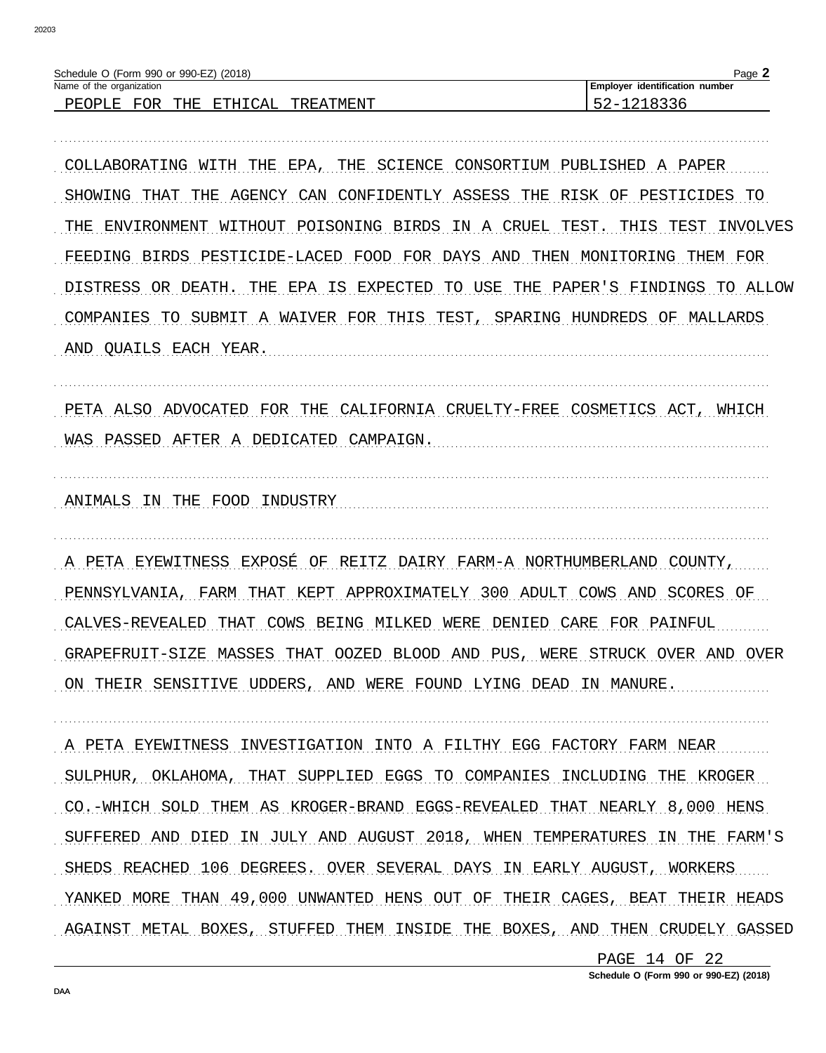Schedule O (Form 990 or 990-EZ) (2018)

Name of the organization: PEOPLE FOR THE ETHICAL TREATMENT

Employer identification number: 52-1218336

COLLABORATING WITH THE EPA, THE SCIENCE CONSORTIUM PUBLISHED A PAPER SHOWING THAT THE AGENCY CAN CONFIDENTLY ASSESS THE RISK OF PESTICIDES TO THE ENVIRONMENT WITHOUT POISONING BIRDS IN A CRUEL TEST. THIS TEST INVOLVES FEEDING BIRDS PESTICIDE-LACED FOOD FOR DAYS AND THEN MONITORING THEM FOR DISTRESS OR DEATH. THE EPA IS EXPECTED TO USE THE PAPER'S FINDINGS TO ALLOW COMPANIES TO SUBMIT A WAIVER FOR THIS TEST, SPARING HUNDREDS OF MALLARDS AND QUAILS EACH YEAR.

PETA ALSO ADVOCATED FOR THE CALIFORNIA CRUELTY-FREE COSMETICS ACT, WHICH WAS PASSED AFTER A DEDICATED CAMPAIGN.

ANIMALS IN THE FOOD INDUSTRY

A PETA EYEWITNESS EXPOSÉ OF REITZ DAIRY FARM-A NORTHUMBERLAND COUNTY, PENNSYLVANIA, FARM THAT KEPT APPROXIMATELY 300 ADULT COWS AND SCORES OF CALVES-REVEALED THAT COWS BEING MILKED WERE DENIED CARE FOR PAINFUL GRAPEFRUIT-SIZE MASSES THAT OOZED BLOOD AND PUS, WERE STRUCK OVER AND OVER ON THEIR SENSITIVE UDDERS, AND WERE FOUND LYING DEAD IN MANURE.

A PETA EYEWITNESS INVESTIGATION INTO A FILTHY EGG FACTORY FARM NEAR SULPHUR, OKLAHOMA, THAT SUPPLIED EGGS TO COMPANIES INCLUDING THE KROGER CO.-WHICH SOLD THEM AS KROGER-BRAND EGGS-REVEALED THAT NEARLY 8,000 HENS SUFFERED AND DIED IN JULY AND AUGUST 2018, WHEN TEMPERATURES IN THE FARM'S SHEDS REACHED 106 DEGREES. OVER SEVERAL DAYS IN EARLY AUGUST, WORKERS YANKED MORE THAN 49,000 UNWANTED HENS OUT OF THEIR CAGES, BEAT THEIR HEADS AGAINST METAL BOXES, STUFFED THEM INSIDE THE BOXES, AND THEN CRUDELY GASSED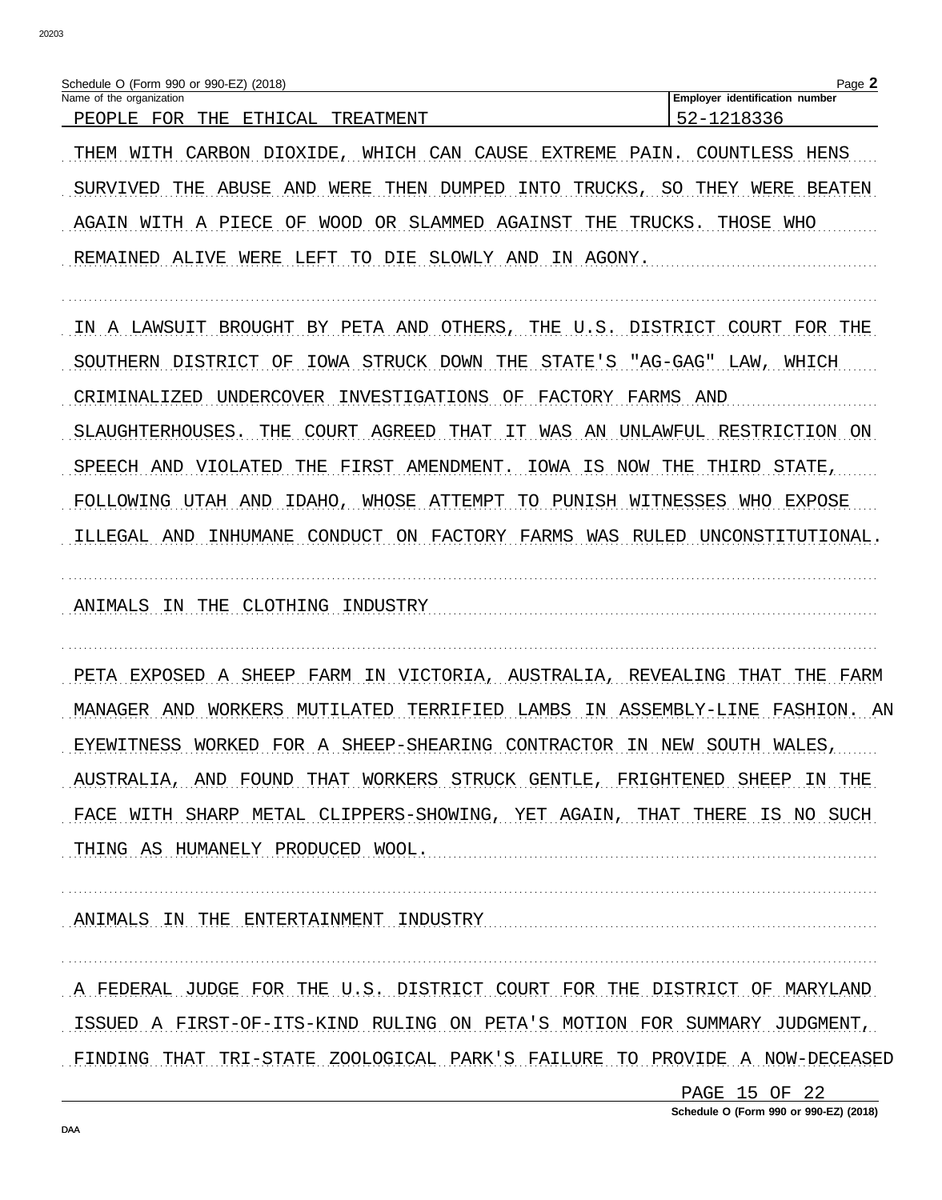Schedule O (Form 990 or 990-EZ) (2018)

| Name of the organization | Employer identification number |
| --- | --- |
| PEOPLE FOR THE ETHICAL TREATMENT | 52-1218336 |

THEM WITH CARBON DIOXIDE, WHICH CAN CAUSE EXTREME PAIN. COUNTLESS HENS SURVIVED THE ABUSE AND WERE THEN DUMPED INTO TRUCKS, SO THEY WERE BEATEN AGAIN WITH A PIECE OF WOOD OR SLAMMED AGAINST THE TRUCKS. THOSE WHO REMAINED ALIVE WERE LEFT TO DIE SLOWLY AND IN AGONY.

IN A LAWSUIT BROUGHT BY PETA AND OTHERS, THE U.S. DISTRICT COURT FOR THE SOUTHERN DISTRICT OF IOWA STRUCK DOWN THE STATE'S "AG-GAG" LAW, WHICH CRIMINALIZED UNDERCOVER INVESTIGATIONS OF FACTORY FARMS AND SLAUGHTERHOUSES. THE COURT AGREED THAT IT WAS AN UNLAWFUL RESTRICTION ON SPEECH AND VIOLATED THE FIRST AMENDMENT. IOWA IS NOW THE THIRD STATE, FOLLOWING UTAH AND IDAHO, WHOSE ATTEMPT TO PUNISH WITNESSES WHO EXPOSE ILLEGAL AND INHUMANE CONDUCT ON FACTORY FARMS WAS RULED UNCONSTITUTIONAL.

ANIMALS IN THE CLOTHING INDUSTRY

PETA EXPOSED A SHEEP FARM IN VICTORIA, AUSTRALIA, REVEALING THAT THE FARM MANAGER AND WORKERS MUTILATED TERRIFIED LAMBS IN ASSEMBLY-LINE FASHION. AN EYEWITNESS WORKED FOR A SHEEP-SHEARING CONTRACTOR IN NEW SOUTH WALES, AUSTRALIA, AND FOUND THAT WORKERS STRUCK GENTLE, FRIGHTENED SHEEP IN THE FACE WITH SHARP METAL CLIPPERS-SHOWING, YET AGAIN, THAT THERE IS NO SUCH THING AS HUMANELY PRODUCED WOOL.

ANIMALS IN THE ENTERTAINMENT INDUSTRY

A FEDERAL JUDGE FOR THE U.S. DISTRICT COURT FOR THE DISTRICT OF MARYLAND ISSUED A FIRST-OF-ITS-KIND RULING ON PETA'S MOTION FOR SUMMARY JUDGMENT, FINDING THAT TRI-STATE ZOOLOGICAL PARK'S FAILURE TO PROVIDE A NOW-DECEASED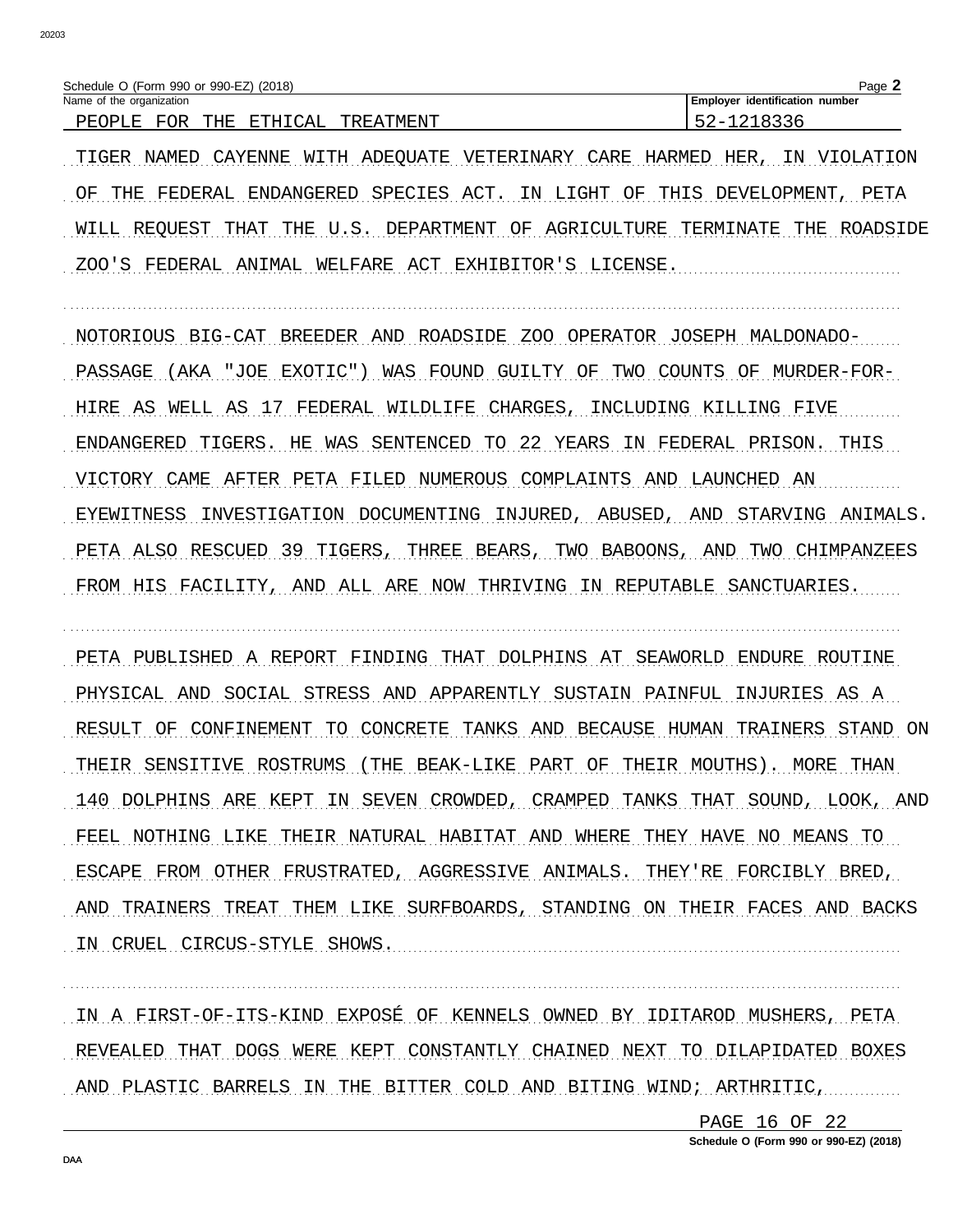Schedule O (Form 990 or 990-EZ) (2018)

| Name of the organization | Employer identification number |
| --- | --- |
| PEOPLE FOR THE ETHICAL TREATMENT | 52-1218336 |

TIGER NAMED CAYENNE WITH ADEQUATE VETERINARY CARE HARMED HER, IN VIOLATION OF THE FEDERAL ENDANGERED SPECIES ACT. IN LIGHT OF THIS DEVELOPMENT, PETA WILL REQUEST THAT THE U.S. DEPARTMENT OF AGRICULTURE TERMINATE THE ROADSIDE ZOO'S FEDERAL ANIMAL WELFARE ACT EXHIBITOR'S LICENSE.

NOTORIOUS BIG-CAT BREEDER AND ROADSIDE ZOO OPERATOR JOSEPH MALDONADO-PASSAGE (AKA "JOE EXOTIC") WAS FOUND GUILTY OF TWO COUNTS OF MURDER-FOR-HIRE AS WELL AS 17 FEDERAL WILDLIFE CHARGES, INCLUDING KILLING FIVE ENDANGERED TIGERS. HE WAS SENTENCED TO 22 YEARS IN FEDERAL PRISON. THIS VICTORY CAME AFTER PETA FILED NUMEROUS COMPLAINTS AND LAUNCHED AN EYEWITNESS INVESTIGATION DOCUMENTING INJURED, ABUSED, AND STARVING ANIMALS. PETA ALSO RESCUED 39 TIGERS, THREE BEARS, TWO BABOONS, AND TWO CHIMPANZEES FROM HIS FACILITY, AND ALL ARE NOW THRIVING IN REPUTABLE SANCTUARIES.

PETA PUBLISHED A REPORT FINDING THAT DOLPHINS AT SEAWORLD ENDURE ROUTINE PHYSICAL AND SOCIAL STRESS AND APPARENTLY SUSTAIN PAINFUL INJURIES AS A RESULT OF CONFINEMENT TO CONCRETE TANKS AND BECAUSE HUMAN TRAINERS STAND ON THEIR SENSITIVE ROSTRUMS (THE BEAK-LIKE PART OF THEIR MOUTHS). MORE THAN 140 DOLPHINS ARE KEPT IN SEVEN CROWDED, CRAMPED TANKS THAT SOUND, LOOK, AND FEEL NOTHING LIKE THEIR NATURAL HABITAT AND WHERE THEY HAVE NO MEANS TO ESCAPE FROM OTHER FRUSTRATED, AGGRESSIVE ANIMALS. THEY'RE FORCIBLY BRED, AND TRAINERS TREAT THEM LIKE SURFBOARDS, STANDING ON THEIR FACES AND BACKS IN CRUEL CIRCUS-STYLE SHOWS.

IN A FIRST-OF-ITS-KIND EXPOSÉ OF KENNELS OWNED BY IDITAROD MUSHERS, PETA REVEALED THAT DOGS WERE KEPT CONSTANTLY CHAINED NEXT TO DILAPIDATED BOXES AND PLASTIC BARRELS IN THE BITTER COLD AND BITING WIND; ARTHRITIC,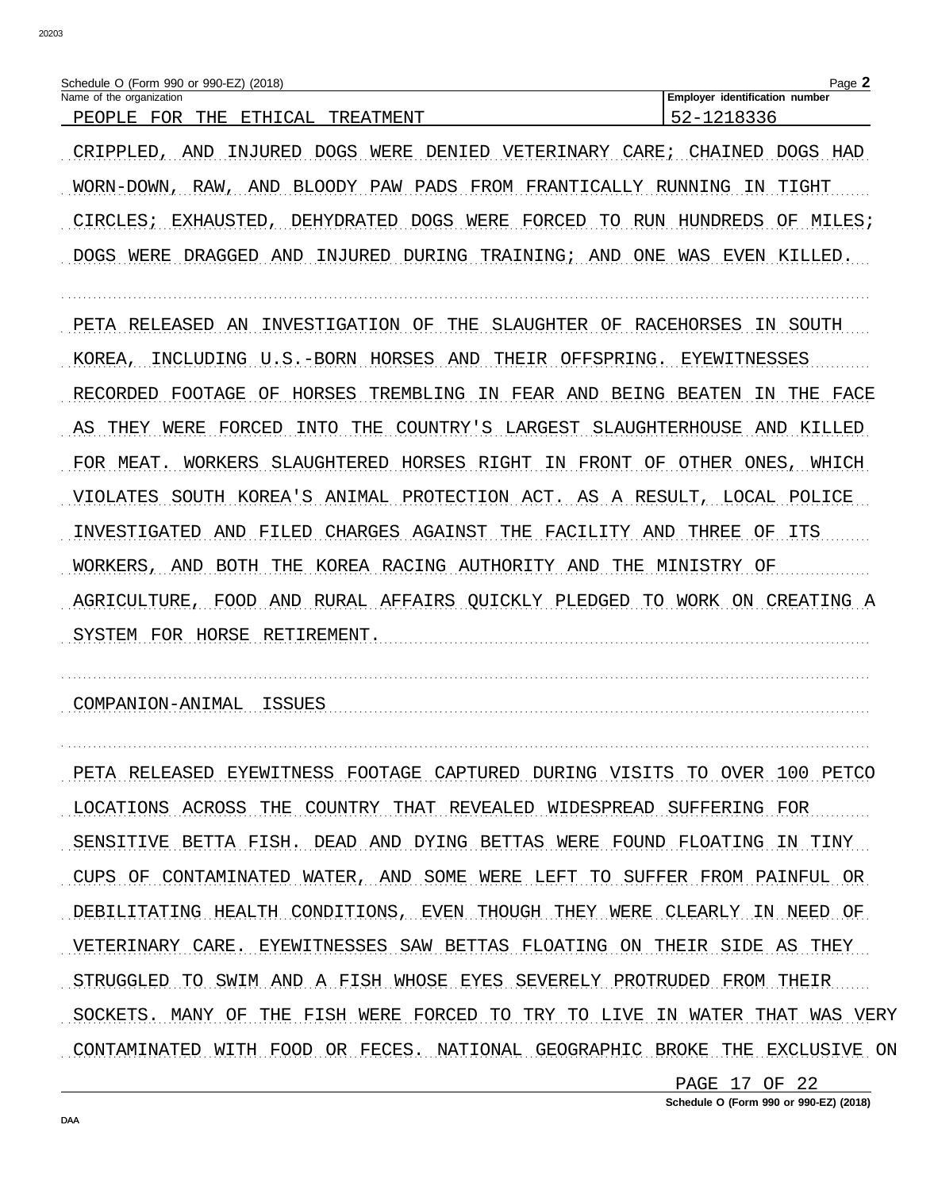Schedule O (Form 990 or 990-EZ) (2018)

| Name of the organization | Employer identification number |
| --- | --- |
| PEOPLE FOR THE ETHICAL TREATMENT | 52-1218336 |

CRIPPLED, AND INJURED DOGS WERE DENIED VETERINARY CARE; CHAINED DOGS HAD WORN-DOWN, RAW, AND BLOODY PAW PADS FROM FRANTICALLY RUNNING IN TIGHT CIRCLES; EXHAUSTED, DEHYDRATED DOGS WERE FORCED TO RUN HUNDREDS OF MILES; DOGS WERE DRAGGED AND INJURED DURING TRAINING; AND ONE WAS EVEN KILLED.

PETA RELEASED AN INVESTIGATION OF THE SLAUGHTER OF RACEHORSES IN SOUTH KOREA, INCLUDING U.S.-BORN HORSES AND THEIR OFFSPRING. EYEWITNESSES RECORDED FOOTAGE OF HORSES TREMBLING IN FEAR AND BEING BEATEN IN THE FACE AS THEY WERE FORCED INTO THE COUNTRY'S LARGEST SLAUGHTERHOUSE AND KILLED FOR MEAT. WORKERS SLAUGHTERED HORSES RIGHT IN FRONT OF OTHER ONES, WHICH VIOLATES SOUTH KOREA'S ANIMAL PROTECTION ACT. AS A RESULT, LOCAL POLICE INVESTIGATED AND FILED CHARGES AGAINST THE FACILITY AND THREE OF ITS WORKERS, AND BOTH THE KOREA RACING AUTHORITY AND THE MINISTRY OF AGRICULTURE, FOOD AND RURAL AFFAIRS QUICKLY PLEDGED TO WORK ON CREATING A SYSTEM FOR HORSE RETIREMENT.

COMPANION-ANIMAL ISSUES

PETA RELEASED EYEWITNESS FOOTAGE CAPTURED DURING VISITS TO OVER 100 PETCO LOCATIONS ACROSS THE COUNTRY THAT REVEALED WIDESPREAD SUFFERING FOR SENSITIVE BETTA FISH. DEAD AND DYING BETTAS WERE FOUND FLOATING IN TINY CUPS OF CONTAMINATED WATER, AND SOME WERE LEFT TO SUFFER FROM PAINFUL OR DEBILITATING HEALTH CONDITIONS, EVEN THOUGH THEY WERE CLEARLY IN NEED OF VETERINARY CARE. EYEWITNESSES SAW BETTAS FLOATING ON THEIR SIDE AS THEY STRUGGLED TO SWIM AND A FISH WHOSE EYES SEVERELY PROTRUDED FROM THEIR SOCKETS. MANY OF THE FISH WERE FORCED TO TRY TO LIVE IN WATER THAT WAS VERY CONTAMINATED WITH FOOD OR FECES. NATIONAL GEOGRAPHIC BROKE THE EXCLUSIVE ON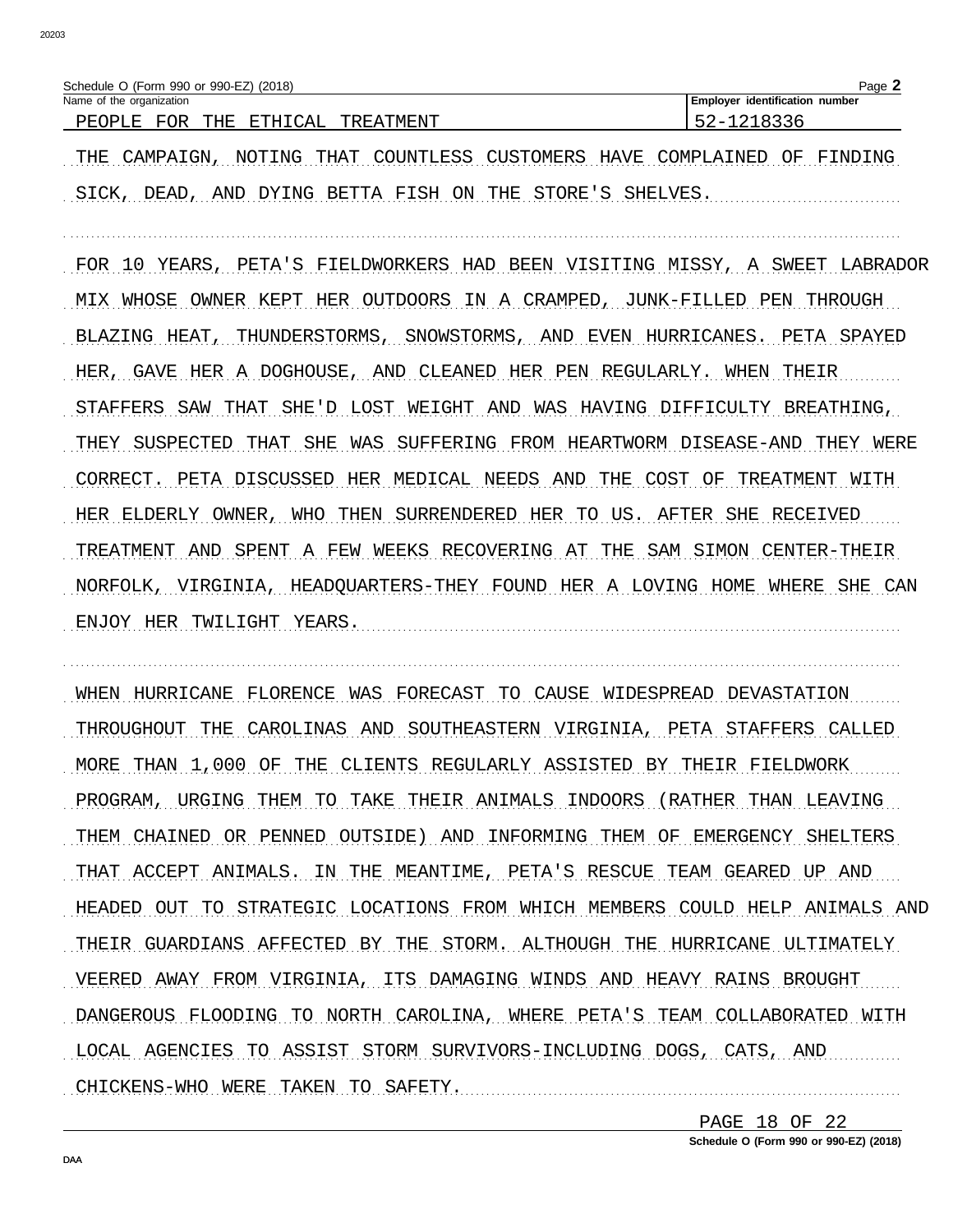THE CAMPAIGN, NOTING THAT COUNTLESS CUSTOMERS HAVE COMPLAINED OF FINDING SICK, DEAD, AND DYING BETTA FISH ON THE STORE'S SHELVES.

FOR 10 YEARS, PETA'S FIELDWORKERS HAD BEEN VISITING MISSY, A SWEET LABRADOR MIX WHOSE OWNER KEPT HER OUTDOORS IN A CRAMPED, JUNK-FILLED PEN THROUGH BLAZING HEAT, THUNDERSTORMS, SNOWSTORMS, AND EVEN HURRICANES. PETA SPAYED HER, GAVE HER A DOGHOUSE, AND CLEANED HER PEN REGULARLY. WHEN THEIR STAFFERS SAW THAT SHE'D LOST WEIGHT AND WAS HAVING DIFFICULTY BREATHING, THEY SUSPECTED THAT SHE WAS SUFFERING FROM HEARTWORM DISEASE-AND THEY WERE CORRECT. PETA DISCUSSED HER MEDICAL NEEDS AND THE COST OF TREATMENT WITH HER ELDERLY OWNER, WHO THEN SURRENDERED HER TO US. AFTER SHE RECEIVED TREATMENT AND SPENT A FEW WEEKS RECOVERING AT THE SAM SIMON CENTER-THEIR NORFOLK, VIRGINIA, HEADQUARTERS-THEY FOUND HER A LOVING HOME WHERE SHE CAN ENJOY HER TWILIGHT YEARS.

WHEN HURRICANE FLORENCE WAS FORECAST TO CAUSE WIDESPREAD DEVASTATION THROUGHOUT THE CAROLINAS AND SOUTHEASTERN VIRGINIA, PETA STAFFERS CALLED MORE THAN 1,000 OF THE CLIENTS REGULARLY ASSISTED BY THEIR FIELDWORK PROGRAM, URGING THEM TO TAKE THEIR ANIMALS INDOORS (RATHER THAN LEAVING THEM CHAINED OR PENNED OUTSIDE) AND INFORMING THEM OF EMERGENCY SHELTERS THAT ACCEPT ANIMALS. IN THE MEANTIME, PETA'S RESCUE TEAM GEARED UP AND HEADED OUT TO STRATEGIC LOCATIONS FROM WHICH MEMBERS COULD HELP ANIMALS AND THEIR GUARDIANS AFFECTED BY THE STORM. ALTHOUGH THE HURRICANE ULTIMATELY VEERED AWAY FROM VIRGINIA, ITS DAMAGING WINDS AND HEAVY RAINS BROUGHT DANGEROUS FLOODING TO NORTH CAROLINA, WHERE PETA'S TEAM COLLABORATED WITH LOCAL AGENCIES TO ASSIST STORM SURVIVORS-INCLUDING DOGS, CATS, AND CHICKENS-WHO WERE TAKEN TO SAFETY.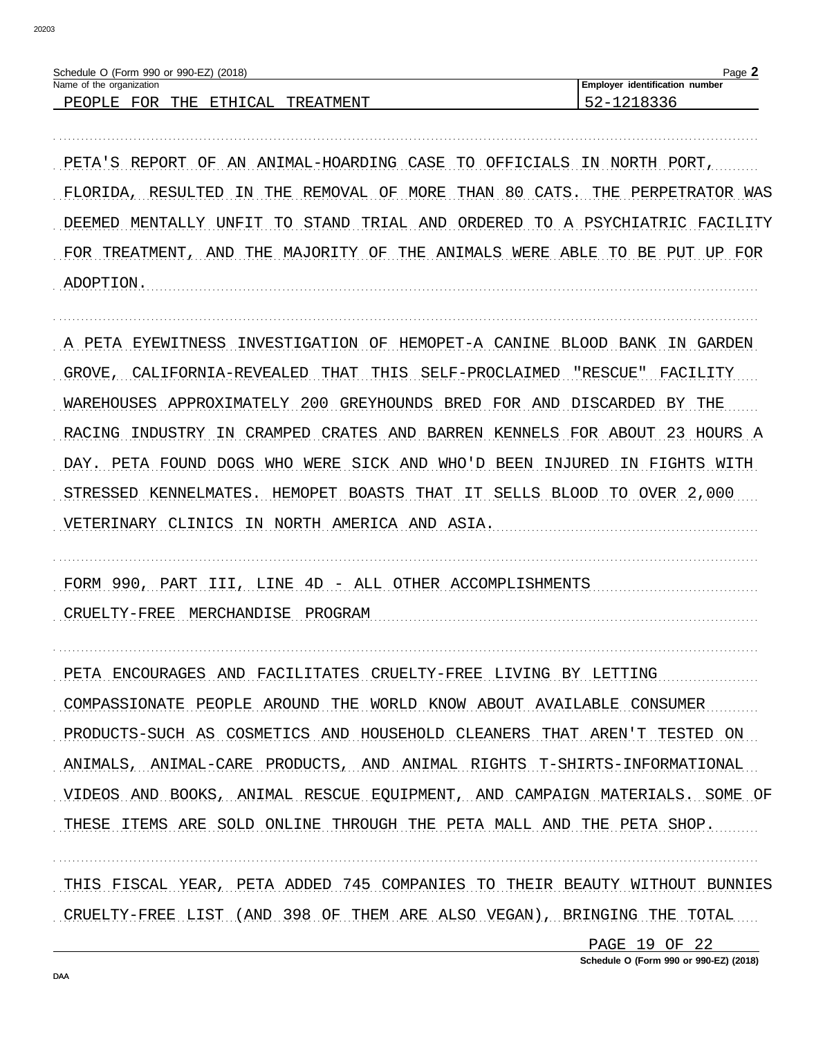PETA'S REPORT OF AN ANIMAL-HOARDING CASE TO OFFICIALS IN NORTH PORT, FLORIDA, RESULTED IN THE REMOVAL OF MORE THAN 80 CATS. THE PERPETRATOR WAS DEEMED MENTALLY UNFIT TO STAND TRIAL AND ORDERED TO A PSYCHIATRIC FACILITY FOR TREATMENT, AND THE MAJORITY OF THE ANIMALS WERE ABLE TO BE PUT UP FOR ADOPTION.

A PETA EYEWITNESS INVESTIGATION OF HEMOPET-A CANINE BLOOD BANK IN GARDEN GROVE, CALIFORNIA-REVEALED THAT THIS SELF-PROCLAIMED "RESCUE" FACILITY WAREHOUSES APPROXIMATELY 200 GREYHOUNDS BRED FOR AND DISCARDED BY THE RACING INDUSTRY IN CRAMPED CRATES AND BARREN KENNELS FOR ABOUT 23 HOURS A DAY. PETA FOUND DOGS WHO WERE SICK AND WHO'D BEEN INJURED IN FIGHTS WITH STRESSED KENNELMATES. HEMOPET BOASTS THAT IT SELLS BLOOD TO OVER 2,000 VETERINARY CLINICS IN NORTH AMERICA AND ASIA.

FORM 990, PART III, LINE 4D - ALL OTHER ACCOMPLISHMENTS

CRUELTY-FREE MERCHANDISE PROGRAM

PETA ENCOURAGES AND FACILITATES CRUELTY-FREE LIVING BY LETTING COMPASSIONATE PEOPLE AROUND THE WORLD KNOW ABOUT AVAILABLE CONSUMER PRODUCTS-SUCH AS COSMETICS AND HOUSEHOLD CLEANERS THAT AREN'T TESTED ON ANIMALS, ANIMAL-CARE PRODUCTS, AND ANIMAL RIGHTS T-SHIRTS-INFORMATIONAL VIDEOS AND BOOKS, ANIMAL RESCUE EQUIPMENT, AND CAMPAIGN MATERIALS. SOME OF THESE ITEMS ARE SOLD ONLINE THROUGH THE PETA MALL AND THE PETA SHOP.

THIS FISCAL YEAR, PETA ADDED 745 COMPANIES TO THEIR BEAUTY WITHOUT BUNNIES CRUELTY-FREE LIST (AND 398 OF THEM ARE ALSO VEGAN), BRINGING THE TOTAL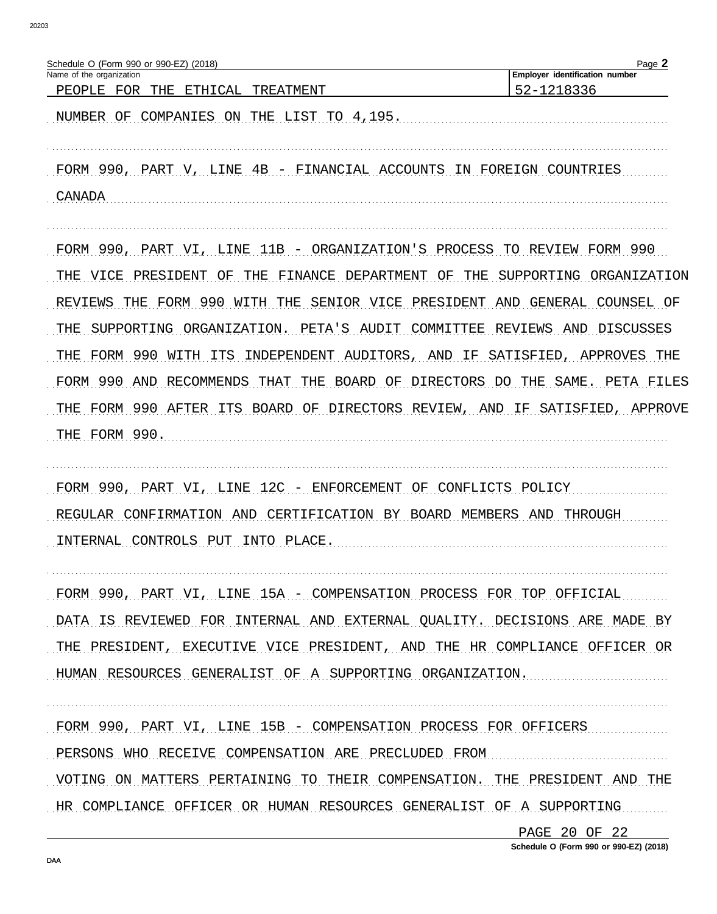Schedule O (Form 990 or 990-EZ) (2018)

| Name of the organization | Employer identification number |
| --- | --- |
| PEOPLE FOR THE ETHICAL TREATMENT | 52-1218336 |

NUMBER OF COMPANIES ON THE LIST TO 4,195.

FORM 990, PART V, LINE 4B - FINANCIAL ACCOUNTS IN FOREIGN COUNTRIES

CANADA

FORM 990, PART VI, LINE 11B - ORGANIZATION'S PROCESS TO REVIEW FORM 990

THE VICE PRESIDENT OF THE FINANCE DEPARTMENT OF THE SUPPORTING ORGANIZATION REVIEWS THE FORM 990 WITH THE SENIOR VICE PRESIDENT AND GENERAL COUNSEL OF THE SUPPORTING ORGANIZATION. PETA'S AUDIT COMMITTEE REVIEWS AND DISCUSSES THE FORM 990 WITH ITS INDEPENDENT AUDITORS, AND IF SATISFIED, APPROVES THE FORM 990 AND RECOMMENDS THAT THE BOARD OF DIRECTORS DO THE SAME. PETA FILES THE FORM 990 AFTER ITS BOARD OF DIRECTORS REVIEW, AND IF SATISFIED, APPROVE THE FORM 990.

FORM 990, PART VI, LINE 12C - ENFORCEMENT OF CONFLICTS POLICY

REGULAR CONFIRMATION AND CERTIFICATION BY BOARD MEMBERS AND THROUGH INTERNAL CONTROLS PUT INTO PLACE.

FORM 990, PART VI, LINE 15A - COMPENSATION PROCESS FOR TOP OFFICIAL

DATA IS REVIEWED FOR INTERNAL AND EXTERNAL QUALITY. DECISIONS ARE MADE BY THE PRESIDENT, EXECUTIVE VICE PRESIDENT, AND THE HR COMPLIANCE OFFICER OR HUMAN RESOURCES GENERALIST OF A SUPPORTING ORGANIZATION.

FORM 990, PART VI, LINE 15B - COMPENSATION PROCESS FOR OFFICERS

PERSONS WHO RECEIVE COMPENSATION ARE PRECLUDED FROM VOTING ON MATTERS PERTAINING TO THEIR COMPENSATION. THE PRESIDENT AND THE HR COMPLIANCE OFFICER OR HUMAN RESOURCES GENERALIST OF A SUPPORTING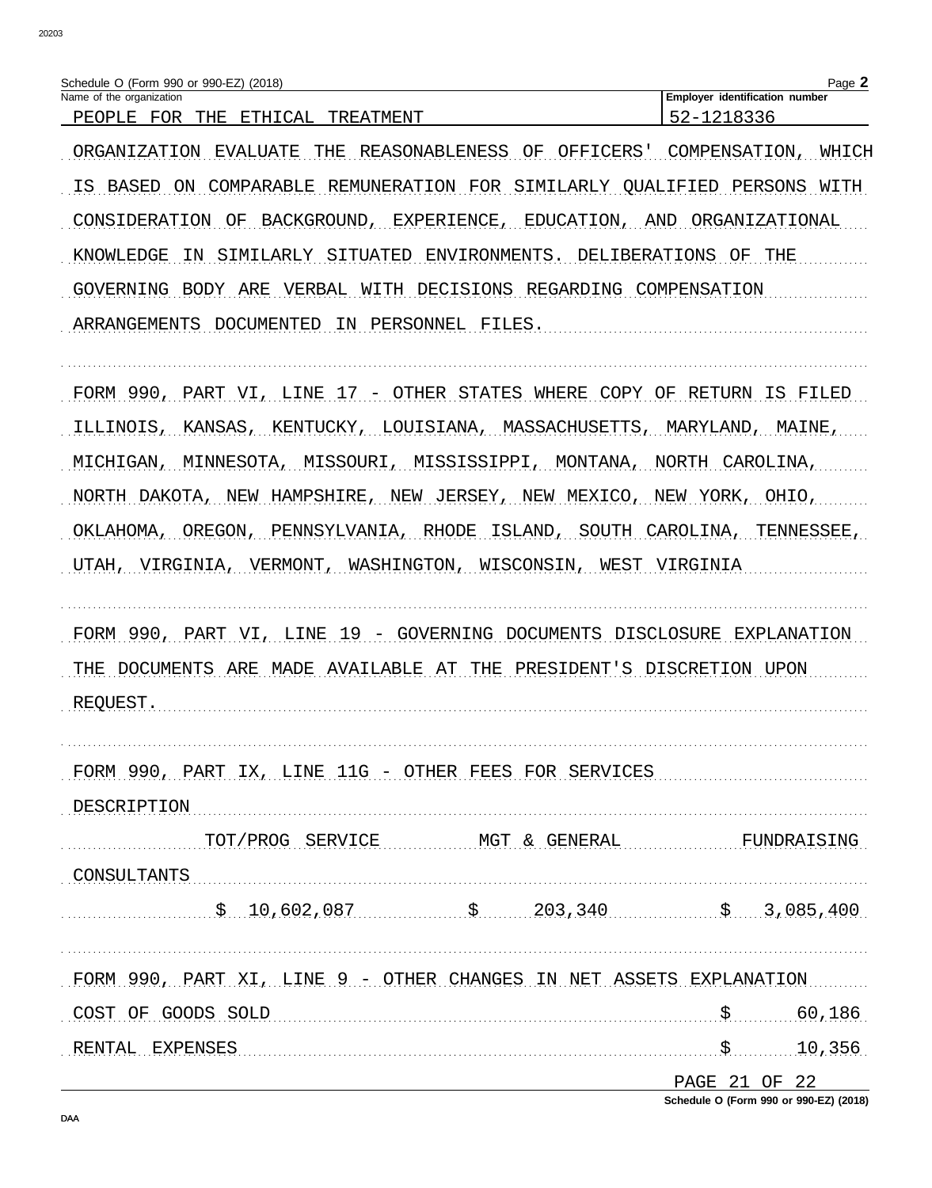Schedule O (Form 990 or 990-EZ) (2018)

| Name of the organization | Employer identification number |
| --- | --- |
| PEOPLE FOR THE ETHICAL TREATMENT | 52-1218336 |

ORGANIZATION EVALUATE THE REASONABLENESS OF OFFICERS' COMPENSATION, WHICH IS BASED ON COMPARABLE REMUNERATION FOR SIMILARLY QUALIFIED PERSONS WITH CONSIDERATION OF BACKGROUND, EXPERIENCE, EDUCATION, AND ORGANIZATIONAL KNOWLEDGE IN SIMILARLY SITUATED ENVIRONMENTS. DELIBERATIONS OF THE GOVERNING BODY ARE VERBAL WITH DECISIONS REGARDING COMPENSATION ARRANGEMENTS DOCUMENTED IN PERSONNEL FILES.

FORM 990, PART VI, LINE 17 - OTHER STATES WHERE COPY OF RETURN IS FILED

ILLINOIS, KANSAS, KENTUCKY, LOUISIANA, MASSACHUSETTS, MARYLAND, MAINE, MICHIGAN, MINNESOTA, MISSOURI, MISSISSIPPI, MONTANA, NORTH CAROLINA, NORTH DAKOTA, NEW HAMPSHIRE, NEW JERSEY, NEW MEXICO, NEW YORK, OHIO, OKLAHOMA, OREGON, PENNSYLVANIA, RHODE ISLAND, SOUTH CAROLINA, TENNESSEE, UTAH, VIRGINIA, VERMONT, WASHINGTON, WISCONSIN, WEST VIRGINIA

FORM 990, PART VI, LINE 19 - GOVERNING DOCUMENTS DISCLOSURE EXPLANATION

THE DOCUMENTS ARE MADE AVAILABLE AT THE PRESIDENT'S DISCRETION UPON REQUEST.

FORM 990, PART IX, LINE 11G - OTHER FEES FOR SERVICES

| DESCRIPTION | TOT/PROG SERVICE | MGT & GENERAL | FUNDRAISING |
| --- | --- | --- | --- |
| CONSULTANTS | $ 10,602,087 | $ 203,340 | $ 3,085,400 |

FORM 990, PART XI, LINE 9 - OTHER CHANGES IN NET ASSETS EXPLANATION

| | |
| --- | --- |
| COST OF GOODS SOLD | $ 60,186 |
| RENTAL EXPENSES | $ 10,356 |

Schedule O (Form 990 or 990-EZ) (2018)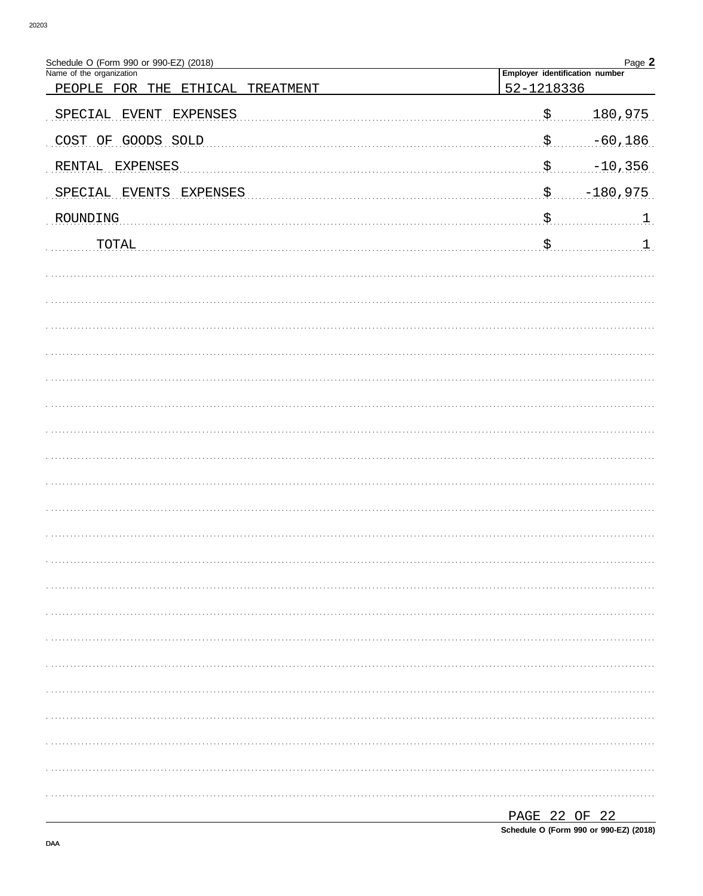Schedule O (Form 990 or 990-EZ) (2018) Page **2**

| Name of the organization | Employer identification number |
|---|---|
| PEOPLE FOR THE ETHICAL TREATMENT | 52-1218336 |

| | | |
|---|---|---|
| SPECIAL EVENT EXPENSES | $ | 180,975 |
| COST OF GOODS SOLD | $ | -60,186 |
| RENTAL EXPENSES | $ | -10,356 |
| SPECIAL EVENTS EXPENSES | $ | -180,975 |
| ROUNDING | $ | 1 |
| TOTAL | $ | 1 |

PAGE 22 OF 22

Schedule O (Form 990 or 990-EZ) (2018)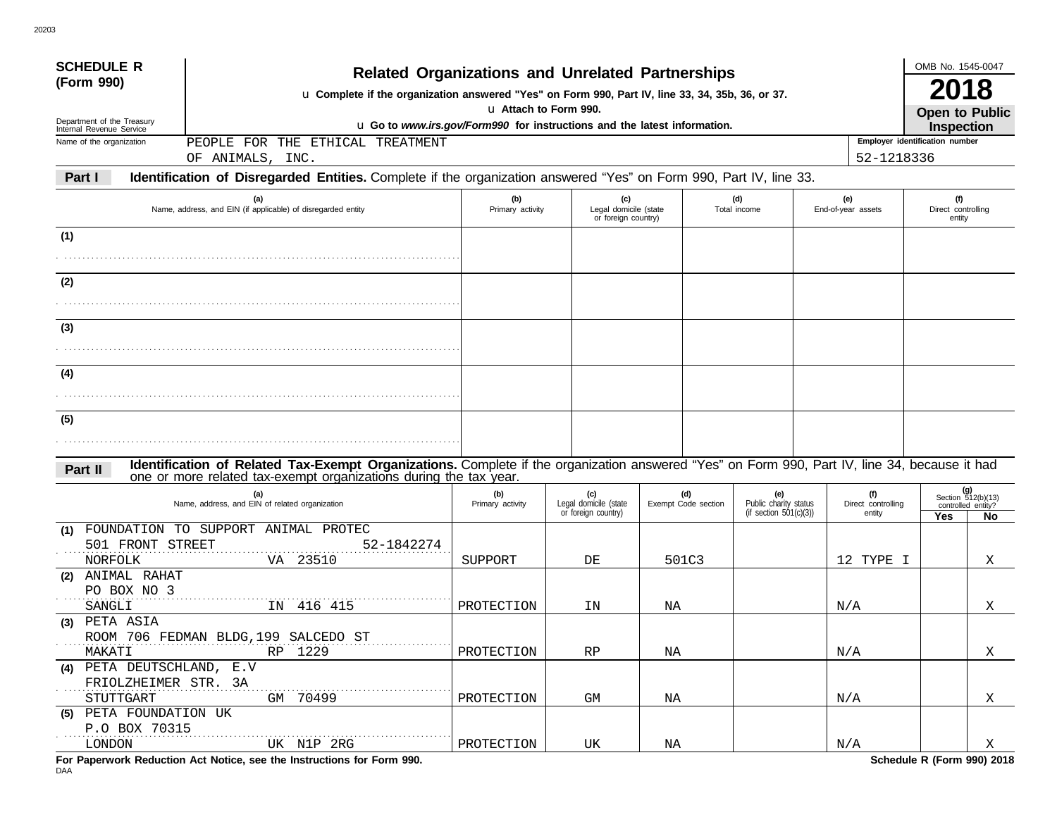**SCHEDULE R (Form 990)**

Department of the Treasury
Internal Revenue Service

# Related Organizations and Unrelated Partnerships

u Complete if the organization answered "Yes" on Form 990, Part IV, line 33, 34, 35b, 36, or 37.

u Attach to Form 990.

u Go to *www.irs.gov/Form990* for instructions and the latest information.

OMB No. 1545-0047

**2018**

**Open to Public Inspection**

Name of the organization: PEOPLE FOR THE ETHICAL TREATMENT OF ANIMALS, INC.

Employer identification number: 52-1218336

**Part I** **Identification of Disregarded Entities.** Complete if the organization answered "Yes" on Form 990, Part IV, line 33.

| | (a) Name, address, and EIN (if applicable) of disregarded entity | (b) Primary activity | (c) Legal domicile (state or foreign country) | (d) Total income | (e) End-of-year assets | (f) Direct controlling entity |
|---|---|---|---|---|---|---|
| (1) | | | | | | |
| (2) | | | | | | |
| (3) | | | | | | |
| (4) | | | | | | |
| (5) | | | | | | |

**Part II** **Identification of Related Tax-Exempt Organizations.** Complete if the organization answered "Yes" on Form 990, Part IV, line 34, because it had one or more related tax-exempt organizations during the tax year.

| | (a) Name, address, and EIN of related organization | (b) Primary activity | (c) Legal domicile (state or foreign country) | (d) Exempt Code section | (e) Public charity status (if section 501(c)(3)) | (f) Direct controlling entity | (g) Section 512(b)(13) controlled entity? Yes | No |
|---|---|---|---|---|---|---|---|---|
| (1) | FOUNDATION TO SUPPORT ANIMAL PROTEC<br>501 FRONT STREET 52-1842274<br>NORFOLK VA 23510 | SUPPORT | DE | 501C3 | | 12 TYPE I | | X |
| (2) | ANIMAL RAHAT<br>PO BOX NO 3<br>SANGLI IN 416 415 | PROTECTION | IN | NA | | N/A | | X |
| (3) | PETA ASIA<br>ROOM 706 FEDMAN BLDG,199 SALCEDO ST<br>MAKATI RP 1229 | PROTECTION | RP | NA | | N/A | | X |
| (4) | PETA DEUTSCHLAND, E.V<br>FRIOLZHEIMER STR. 3A<br>STUTTGART GM 70499 | PROTECTION | GM | NA | | N/A | | X |
| (5) | PETA FOUNDATION UK<br>P.O BOX 70315<br>LONDON UK N1P 2RG | PROTECTION | UK | NA | | N/A | | X |

**For Paperwork Reduction Act Notice, see the Instructions for Form 990.**

**Schedule R (Form 990) 2018**

DAA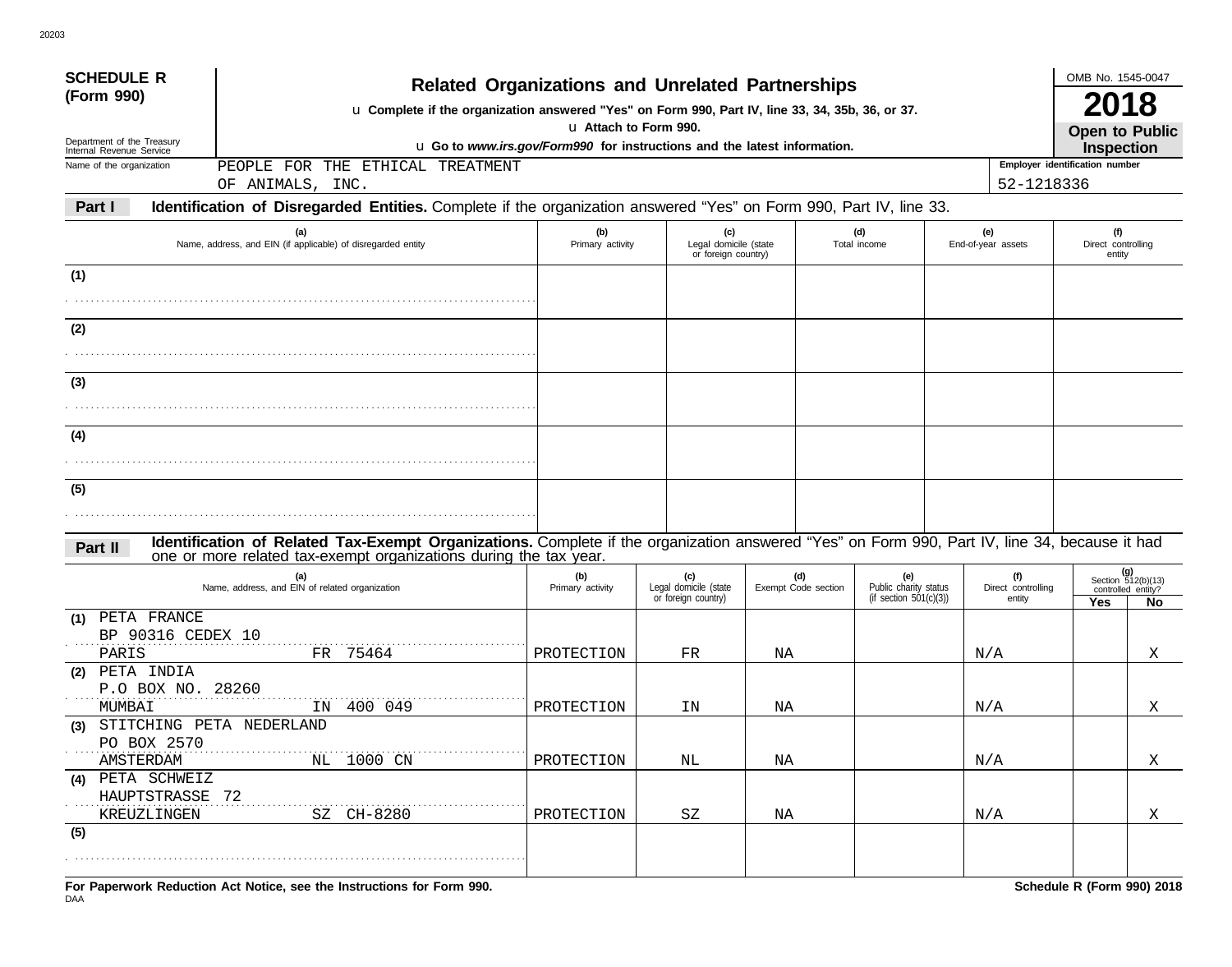**SCHEDULE R (Form 990)**

Department of the Treasury
Internal Revenue Service

# Related Organizations and Unrelated Partnerships

u Complete if the organization answered "Yes" on Form 990, Part IV, line 33, 34, 35b, 36, or 37.

u Attach to Form 990.

u Go to *www.irs.gov/Form990* for instructions and the latest information.

OMB No. 1545-0047

**2018**

**Open to Public Inspection**

Name of the organization: PEOPLE FOR THE ETHICAL TREATMENT OF ANIMALS, INC.

Employer identification number: 52-1218336

**Part I — Identification of Disregarded Entities.** Complete if the organization answered "Yes" on Form 990, Part IV, line 33.

| | (a) Name, address, and EIN (if applicable) of disregarded entity | (b) Primary activity | (c) Legal domicile (state or foreign country) | (d) Total income | (e) End-of-year assets | (f) Direct controlling entity |
|---|---|---|---|---|---|---|
| (1) | | | | | | |
| (2) | | | | | | |
| (3) | | | | | | |
| (4) | | | | | | |
| (5) | | | | | | |

**Part II — Identification of Related Tax-Exempt Organizations.** Complete if the organization answered "Yes" on Form 990, Part IV, line 34, because it had one or more related tax-exempt organizations during the tax year.

| | (a) Name, address, and EIN of related organization | (b) Primary activity | (c) Legal domicile (state or foreign country) | (d) Exempt Code section | (e) Public charity status (if section 501(c)(3)) | (f) Direct controlling entity | (g) Section 512(b)(13) controlled entity? Yes | No |
|---|---|---|---|---|---|---|---|---|
| (1) | PETA FRANCE<br>BP 90316 CEDEX 10<br>PARIS FR 75464 | PROTECTION | FR | NA | | N/A | | X |
| (2) | PETA INDIA<br>P.O BOX NO. 28260<br>MUMBAI IN 400 049 | PROTECTION | IN | NA | | N/A | | X |
| (3) | STITCHING PETA NEDERLAND<br>PO BOX 2570<br>AMSTERDAM NL 1000 CN | PROTECTION | NL | NA | | N/A | | X |
| (4) | PETA SCHWEIZ<br>HAUPTSTRASSE 72<br>KREUZLINGEN SZ CH-8280 | PROTECTION | SZ | NA | | N/A | | X |
| (5) | | | | | | | | |

**For Paperwork Reduction Act Notice, see the Instructions for Form 990.**

**Schedule R (Form 990) 2018**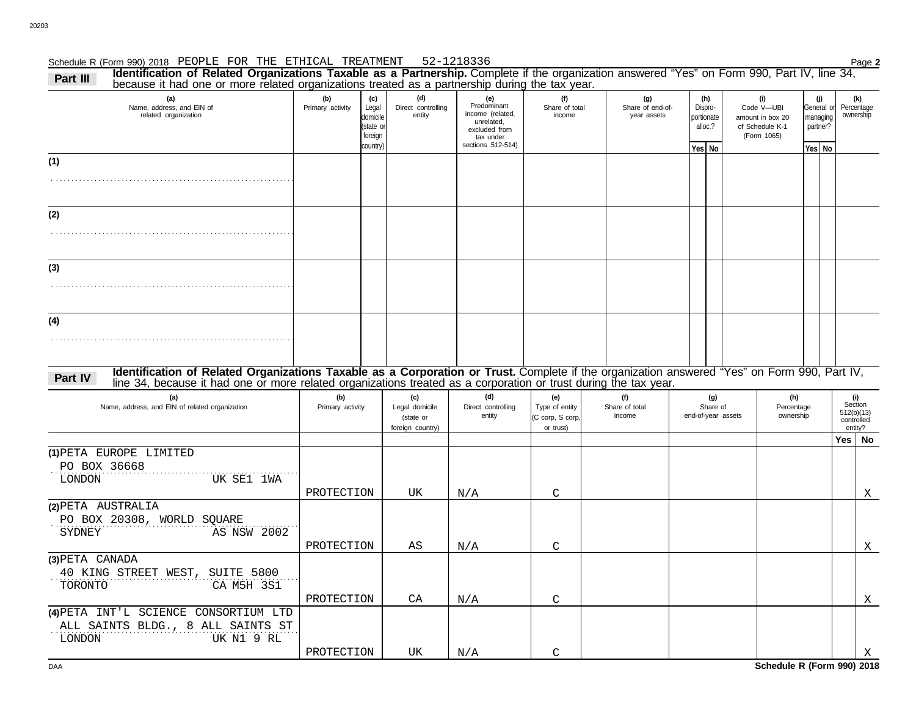Schedule R (Form 990) 2018 PEOPLE FOR THE ETHICAL TREATMENT 52-1218336 Page **2**

## Part III Identification of Related Organizations Taxable as a Partnership.

Complete if the organization answered "Yes" on Form 990, Part IV, line 34, because it had one or more related organizations treated as a partnership during the tax year.

| (a) Name, address, and EIN of related organization | (b) Primary activity | (c) Legal domicile (state or foreign country) | (d) Direct controlling entity | (e) Predominant income (related, unrelated, excluded from tax under sections 512-514) | (f) Share of total income | (g) Share of end-of-year assets | (h) Dispro-portionate alloc.? Yes | (h) No | (i) Code V—UBI amount in box 20 of Schedule K-1 (Form 1065) | (j) General or managing partner? Yes | (j) No | (k) Percentage ownership |
|---|---|---|---|---|---|---|---|---|---|---|---|---|
| (1) | | | | | | | | | | | | |
| (2) | | | | | | | | | | | | |
| (3) | | | | | | | | | | | | |
| (4) | | | | | | | | | | | | |

## Part IV Identification of Related Organizations Taxable as a Corporation or Trust.

Complete if the organization answered "Yes" on Form 990, Part IV, line 34, because it had one or more related organizations treated as a corporation or trust during the tax year.

| (a) Name, address, and EIN of related organization | (b) Primary activity | (c) Legal domicile (state or foreign country) | (d) Direct controlling entity | (e) Type of entity (C corp, S corp, or trust) | (f) Share of total income | (g) Share of end-of-year assets | (h) Percentage ownership | (i) Section 512(b)(13) controlled entity? Yes | (i) No |
|---|---|---|---|---|---|---|---|---|---|
| (1) PETA EUROPE LIMITED<br>PO BOX 36668<br>LONDON UK SE1 1WA | PROTECTION | UK | N/A | C | | | | | X |
| (2) PETA AUSTRALIA<br>PO BOX 20308, WORLD SQUARE<br>SYDNEY AS NSW 2002 | PROTECTION | AS | N/A | C | | | | | X |
| (3) PETA CANADA<br>40 KING STREET WEST, SUITE 5800<br>TORONTO CA M5H 3S1 | PROTECTION | CA | N/A | C | | | | | X |
| (4) PETA INT'L SCIENCE CONSORTIUM LTD<br>ALL SAINTS BLDG., 8 ALL SAINTS ST<br>LONDON UK N1 9 RL | PROTECTION | UK | N/A | C | | | | | X |

Schedule R (Form 990) 2018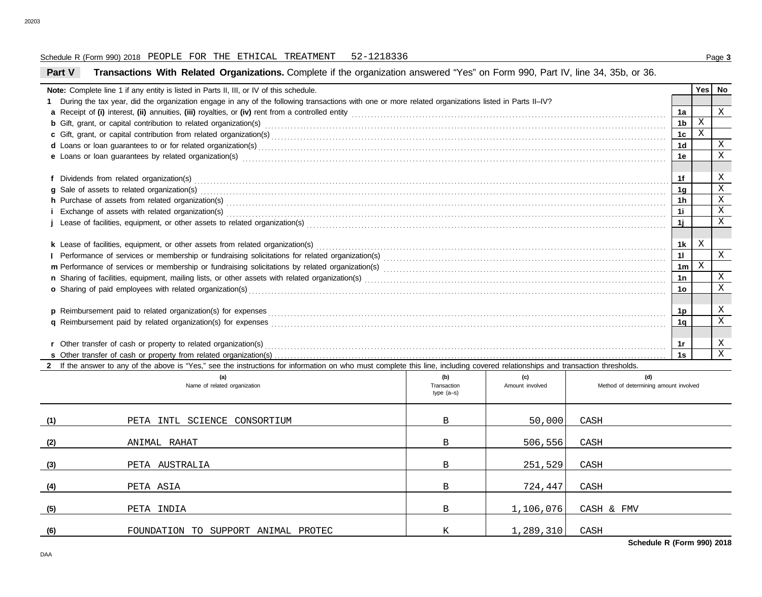Schedule R (Form 990) 2018 PEOPLE FOR THE ETHICAL TREATMENT 52-1218336

## Part V Transactions With Related Organizations. Complete if the organization answered "Yes" on Form 990, Part IV, line 34, 35b, or 36.

| **Note:** Complete line 1 if any entity is listed in Parts II, III, or IV of this schedule. | | Yes | No |
|---|---|---|---|
| **1** During the tax year, did the organization engage in any of the following transactions with one or more related organizations listed in Parts II–IV? | | | |
| **a** Receipt of **(i)** interest, **(ii)** annuities, **(iii)** royalties, or **(iv)** rent from a controlled entity | 1a | | X |
| **b** Gift, grant, or capital contribution to related organization(s) | 1b | X | |
| **c** Gift, grant, or capital contribution from related organization(s) | 1c | X | |
| **d** Loans or loan guarantees to or for related organization(s) | 1d | | X |
| **e** Loans or loan guarantees by related organization(s) | 1e | | X |
| **f** Dividends from related organization(s) | 1f | | X |
| **g** Sale of assets to related organization(s) | 1g | | X |
| **h** Purchase of assets from related organization(s) | 1h | | X |
| **i** Exchange of assets with related organization(s) | 1i | | X |
| **j** Lease of facilities, equipment, or other assets to related organization(s) | 1j | | X |
| **k** Lease of facilities, equipment, or other assets from related organization(s) | 1k | X | |
| **l** Performance of services or membership or fundraising solicitations for related organization(s) | 1l | | X |
| **m** Performance of services or membership or fundraising solicitations by related organization(s) | 1m | X | |
| **n** Sharing of facilities, equipment, mailing lists, or other assets with related organization(s) | 1n | | X |
| **o** Sharing of paid employees with related organization(s) | 1o | | X |
| **p** Reimbursement paid to related organization(s) for expenses | 1p | | X |
| **q** Reimbursement paid by related organization(s) for expenses | 1q | | X |
| **r** Other transfer of cash or property to related organization(s) | 1r | | X |
| **s** Other transfer of cash or property from related organization(s) | 1s | | X |

**2** If the answer to any of the above is "Yes," see the instructions for information on who must complete this line, including covered relationships and transaction thresholds.

| | (a) Name of related organization | (b) Transaction type (a–s) | (c) Amount involved | (d) Method of determining amount involved |
|---|---|---|---|---|
| (1) | PETA INTL SCIENCE CONSORTIUM | B | 50,000 | CASH |
| (2) | ANIMAL RAHAT | B | 506,556 | CASH |
| (3) | PETA AUSTRALIA | B | 251,529 | CASH |
| (4) | PETA ASIA | B | 724,447 | CASH |
| (5) | PETA INDIA | B | 1,106,076 | CASH & FMV |
| (6) | FOUNDATION TO SUPPORT ANIMAL PROTEC | K | 1,289,310 | CASH |

Schedule R (Form 990) 2018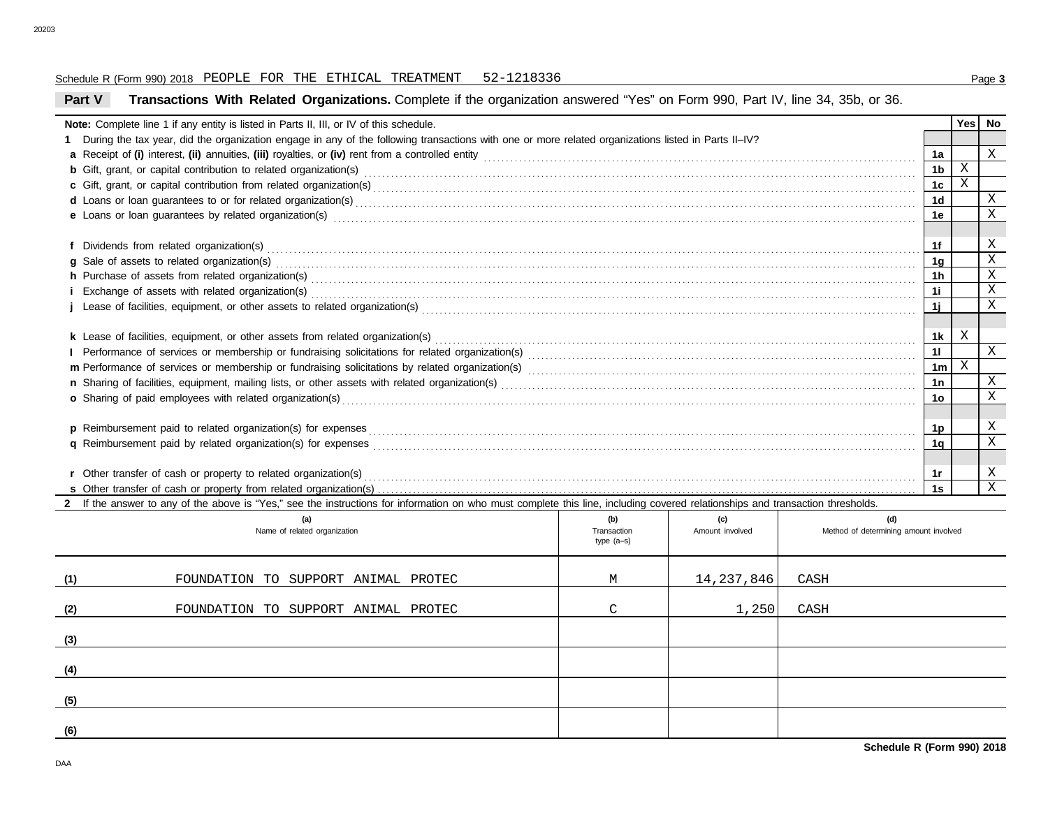Schedule R (Form 990) 2018 PEOPLE FOR THE ETHICAL TREATMENT 52-1218336

## Part V Transactions With Related Organizations. Complete if the organization answered "Yes" on Form 990, Part IV, line 34, 35b, or 36.

| **Note:** Complete line 1 if any entity is listed in Parts II, III, or IV of this schedule. | | Yes | No |
|---|---|---|---|
| **1** During the tax year, did the organization engage in any of the following transactions with one or more related organizations listed in Parts II–IV? | | | |
| **a** Receipt of **(i)** interest, **(ii)** annuities, **(iii)** royalties, or **(iv)** rent from a controlled entity | 1a | | X |
| **b** Gift, grant, or capital contribution to related organization(s) | 1b | X | |
| **c** Gift, grant, or capital contribution from related organization(s) | 1c | X | |
| **d** Loans or loan guarantees to or for related organization(s) | 1d | | X |
| **e** Loans or loan guarantees by related organization(s) | 1e | | X |
| **f** Dividends from related organization(s) | 1f | | X |
| **g** Sale of assets to related organization(s) | 1g | | X |
| **h** Purchase of assets from related organization(s) | 1h | | X |
| **i** Exchange of assets with related organization(s) | 1i | | X |
| **j** Lease of facilities, equipment, or other assets to related organization(s) | 1j | | X |
| **k** Lease of facilities, equipment, or other assets from related organization(s) | 1k | X | |
| **l** Performance of services or membership or fundraising solicitations for related organization(s) | 1l | | X |
| **m** Performance of services or membership or fundraising solicitations by related organization(s) | 1m | X | |
| **n** Sharing of facilities, equipment, mailing lists, or other assets with related organization(s) | 1n | | X |
| **o** Sharing of paid employees with related organization(s) | 1o | | X |
| **p** Reimbursement paid to related organization(s) for expenses | 1p | | X |
| **q** Reimbursement paid by related organization(s) for expenses | 1q | | X |
| **r** Other transfer of cash or property to related organization(s) | 1r | | X |
| **s** Other transfer of cash or property from related organization(s) | 1s | | X |

**2** If the answer to any of the above is "Yes," see the instructions for information on who must complete this line, including covered relationships and transaction thresholds.

| | (a) Name of related organization | (b) Transaction type (a–s) | (c) Amount involved | (d) Method of determining amount involved |
|---|---|---|---|---|
| (1) | FOUNDATION TO SUPPORT ANIMAL PROTEC | M | 14,237,846 | CASH |
| (2) | FOUNDATION TO SUPPORT ANIMAL PROTEC | C | 1,250 | CASH |
| (3) | | | | |
| (4) | | | | |
| (5) | | | | |
| (6) | | | | |

**Schedule R (Form 990) 2018**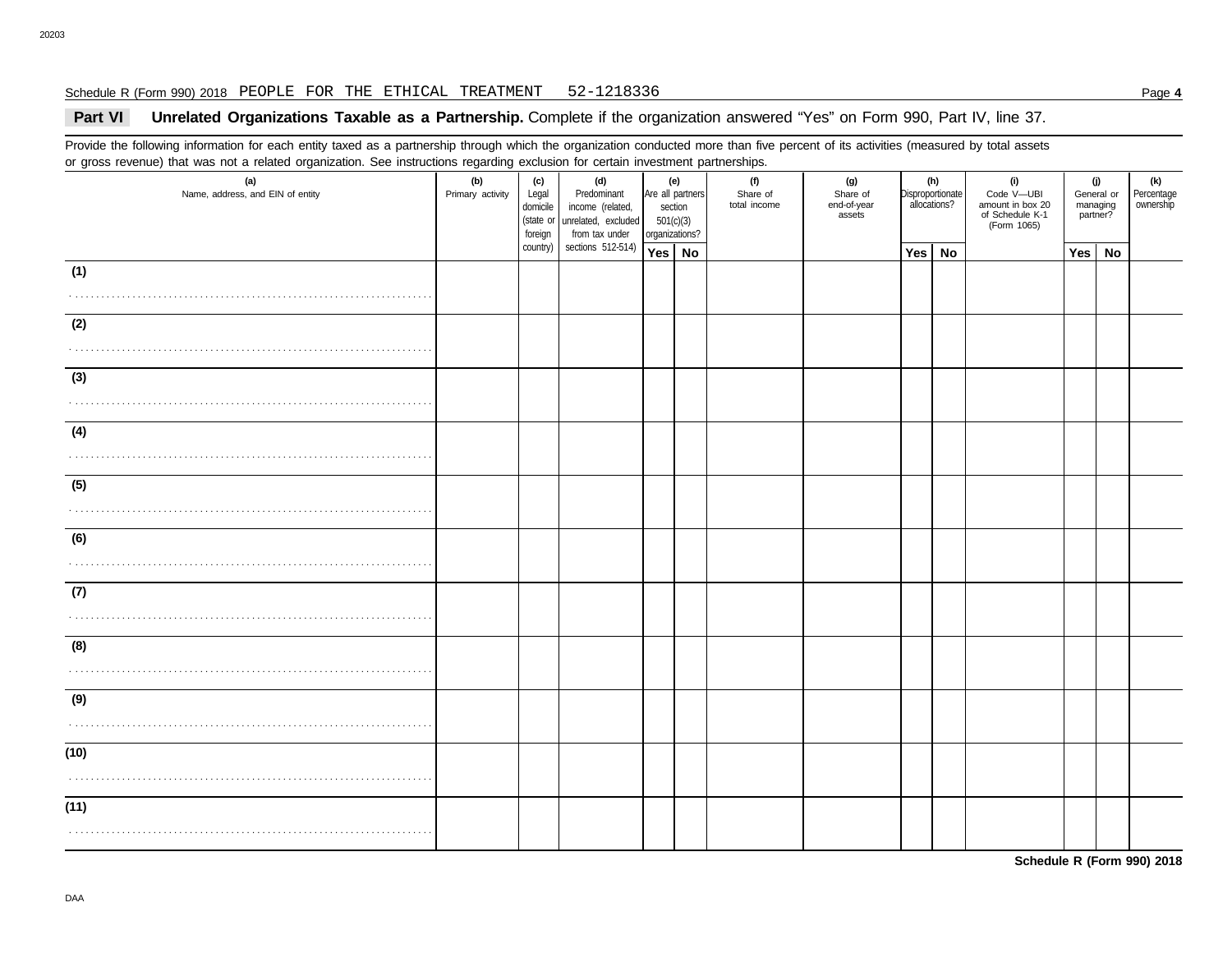Schedule R (Form 990) 2018 PEOPLE FOR THE ETHICAL TREATMENT 52-1218336 Page **4**

## Part VI Unrelated Organizations Taxable as a Partnership. Complete if the organization answered "Yes" on Form 990, Part IV, line 37.

Provide the following information for each entity taxed as a partnership through which the organization conducted more than five percent of its activities (measured by total assets or gross revenue) that was not a related organization. See instructions regarding exclusion for certain investment partnerships.

| (a) Name, address, and EIN of entity | (b) Primary activity | (c) Legal domicile (state or foreign country) | (d) Predominant income (related, unrelated, excluded from tax under sections 512-514) | (e) Are all partners section 501(c)(3) organizations? | | (f) Share of total income | (g) Share of end-of-year assets | (h) Disproportionate allocations? | | (i) Code V—UBI amount in box 20 of Schedule K-1 (Form 1065) | (j) General or managing partner? | | (k) Percentage ownership |
|---|---|---|---|---|---|---|---|---|---|---|---|---|---|
| | | | | Yes | No | | | Yes | No | | Yes | No | |
| (1) | | | | | | | | | | | | | |
| (2) | | | | | | | | | | | | | |
| (3) | | | | | | | | | | | | | |
| (4) | | | | | | | | | | | | | |
| (5) | | | | | | | | | | | | | |
| (6) | | | | | | | | | | | | | |
| (7) | | | | | | | | | | | | | |
| (8) | | | | | | | | | | | | | |
| (9) | | | | | | | | | | | | | |
| (10) | | | | | | | | | | | | | |
| (11) | | | | | | | | | | | | | |

**Schedule R (Form 990) 2018**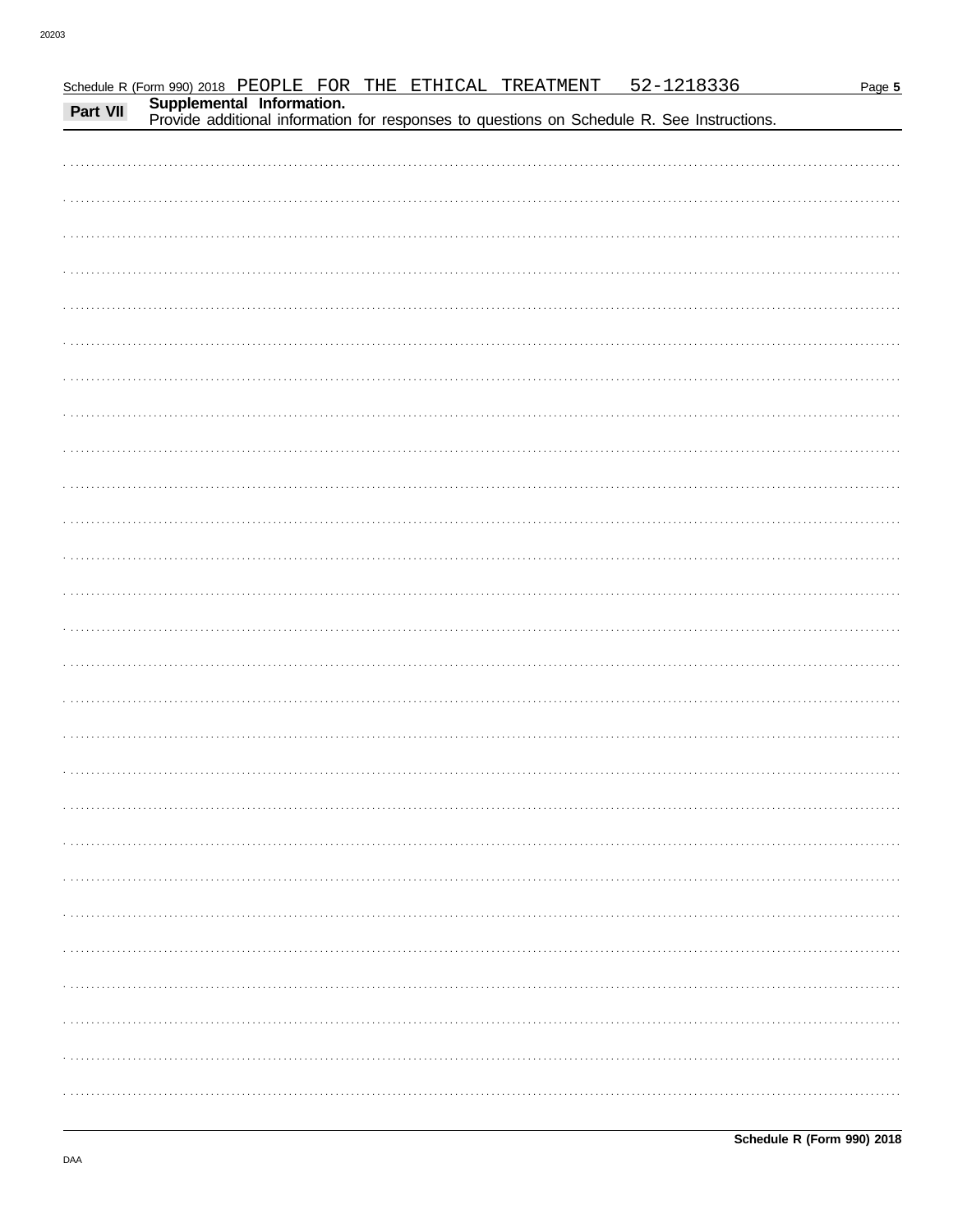Schedule R (Form 990) 2018 PEOPLE FOR THE ETHICAL TREATMENT 52-1218336

**Part VII** **Supplemental Information.**
Provide additional information for responses to questions on Schedule R. See Instructions.

**Schedule R (Form 990) 2018**

DAA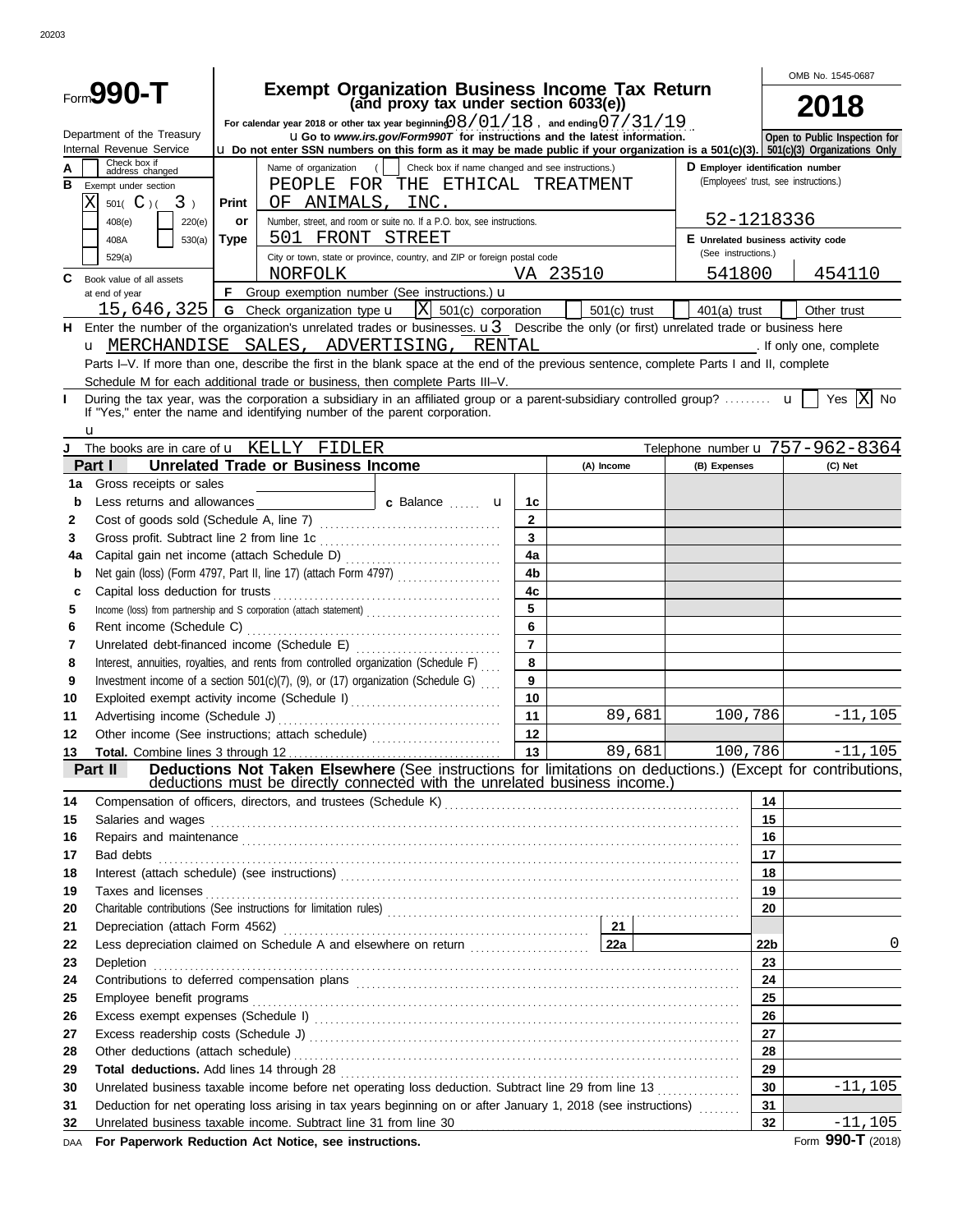Form **990-T** — Department of the Treasury, Internal Revenue Service

# Exempt Organization Business Income Tax Return
## (and proxy tax under section 6033(e))

For calendar year 2018 or other tax year beginning 08/01/18, and ending 07/31/19

u Go to *www.irs.gov/Form990T* for instructions and the latest information.

u Do not enter SSN numbers on this form as it may be made public if your organization is a 501(c)(3).

OMB No. 1545-0687

**2018**

**Open to Public Inspection for 501(c)(3) Organizations Only**

A [ ] Check box if address changed

B Exempt under section
[X] 501( C )( 3 )
[ ] 408(e) [ ] 220(e)
[ ] 408A [ ] 530(a)
[ ] 529(a)

Print or Type

Name of organization ( [ ] Check box if name changed and see instructions.)
PEOPLE FOR THE ETHICAL TREATMENT OF ANIMALS, INC.

Number, street, and room or suite no. If a P.O. box, see instructions.
501 FRONT STREET

City or town, state or province, country, and ZIP or foreign postal code
NORFOLK VA 23510

D Employer identification number (Employees' trust, see instructions.)
52-1218336

E Unrelated business activity code (See instructions.)
541800 | 454110

C Book value of all assets at end of year
15,646,325

F Group exemption number (See instructions.) u

G Check organization type u [X] 501(c) corporation [ ] 501(c) trust [ ] 401(a) trust [ ] Other trust

H Enter the number of the organization's unrelated trades or businesses. u 3 Describe the only (or first) unrelated trade or business here u MERCHANDISE SALES, ADVERTISING, RENTAL. If only one, complete Parts I–V. If more than one, describe the first in the blank space at the end of the previous sentence, complete Parts I and II, complete Schedule M for each additional trade or business, then complete Parts III–V.

I During the tax year, was the corporation a subsidiary in an affiliated group or a parent-subsidiary controlled group? u [ ] Yes [X] No
If "Yes," enter the name and identifying number of the parent corporation. u

J The books are in care of u KELLY FIDLER Telephone number u 757-962-8364

## Part I Unrelated Trade or Business Income

| | | | (A) Income | (B) Expenses | (C) Net |
|---|---|---|---|---|---|
| 1a | Gross receipts or sales | | | | |
| b | Less returns and allowances ___ c Balance u | 1c | | | |
| 2 | Cost of goods sold (Schedule A, line 7) | 2 | | | |
| 3 | Gross profit. Subtract line 2 from line 1c | 3 | | | |
| 4a | Capital gain net income (attach Schedule D) | 4a | | | |
| b | Net gain (loss) (Form 4797, Part II, line 17) (attach Form 4797) | 4b | | | |
| c | Capital loss deduction for trusts | 4c | | | |
| 5 | Income (loss) from partnership and S corporation (attach statement) | 5 | | | |
| 6 | Rent income (Schedule C) | 6 | | | |
| 7 | Unrelated debt-financed income (Schedule E) | 7 | | | |
| 8 | Interest, annuities, royalties, and rents from controlled organization (Schedule F) | 8 | | | |
| 9 | Investment income of a section 501(c)(7), (9), or (17) organization (Schedule G) | 9 | | | |
| 10 | Exploited exempt activity income (Schedule I) | 10 | | | |
| 11 | Advertising income (Schedule J) | 11 | 89,681 | 100,786 | -11,105 |
| 12 | Other income (See instructions; attach schedule) | 12 | | | |
| 13 | **Total.** Combine lines 3 through 12 | 13 | 89,681 | 100,786 | -11,105 |

## Part II Deductions Not Taken Elsewhere (See instructions for limitations on deductions.) (Except for contributions, deductions must be directly connected with the unrelated business income.)

| | | | |
|---|---|---|---|
| 14 | Compensation of officers, directors, and trustees (Schedule K) | 14 | |
| 15 | Salaries and wages | 15 | |
| 16 | Repairs and maintenance | 16 | |
| 17 | Bad debts | 17 | |
| 18 | Interest (attach schedule) (see instructions) | 18 | |
| 19 | Taxes and licenses | 19 | |
| 20 | Charitable contributions (See instructions for limitation rules) | 20 | |
| 21 | Depreciation (attach Form 4562) — 21 | | |
| 22 | Less depreciation claimed on Schedule A and elsewhere on return — 22a | 22b | 0 |
| 23 | Depletion | 23 | |
| 24 | Contributions to deferred compensation plans | 24 | |
| 25 | Employee benefit programs | 25 | |
| 26 | Excess exempt expenses (Schedule I) | 26 | |
| 27 | Excess readership costs (Schedule J) | 27 | |
| 28 | Other deductions (attach schedule) | 28 | |
| 29 | **Total deductions.** Add lines 14 through 28 | 29 | |
| 30 | Unrelated business taxable income before net operating loss deduction. Subtract line 29 from line 13 | 30 | -11,105 |
| 31 | Deduction for net operating loss arising in tax years beginning on or after January 1, 2018 (see instructions) | 31 | |
| 32 | Unrelated business taxable income. Subtract line 31 from line 30 | 32 | -11,105 |

DAA **For Paperwork Reduction Act Notice, see instructions.** Form **990-T** (2018)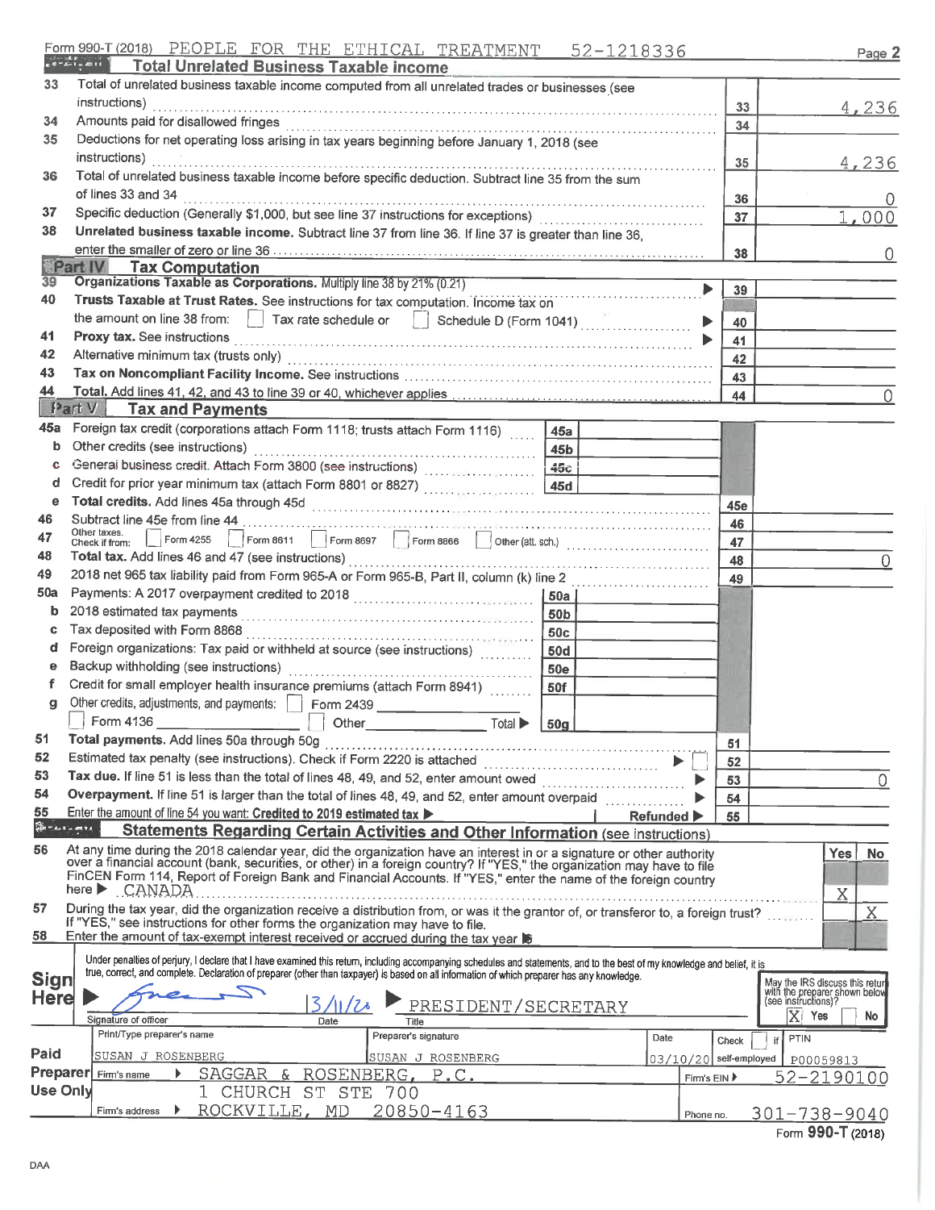Form 990-T (2018) PEOPLE FOR THE ETHICAL TREATMENT 52-1218336

## Part III Total Unrelated Business Taxable income

| | | | |
|---|---|---|---|
| 33 | Total of unrelated business taxable income computed from all unrelated trades or businesses (see instructions) | 33 | 4,236 |
| 34 | Amounts paid for disallowed fringes | 34 | |
| 35 | Deductions for net operating loss arising in tax years beginning before January 1, 2018 (see instructions) | 35 | 4,236 |
| 36 | Total of unrelated business taxable income before specific deduction. Subtract line 35 from the sum of lines 33 and 34 | 36 | 0 |
| 37 | Specific deduction (Generally $1,000, but see line 37 instructions for exceptions) | 37 | 1,000 |
| 38 | **Unrelated business taxable income.** Subtract line 37 from line 36. If line 37 is greater than line 36, enter the smaller of zero or line 36 | 38 | 0 |

## Part IV Tax Computation

| | | | |
|---|---|---|---|
| 39 | **Organizations Taxable as Corporations.** Multiply line 38 by 21% (0.21) | 39 | |
| 40 | **Trusts Taxable at Trust Rates.** See instructions for tax computation. Income tax on the amount on line 38 from: ☐ Tax rate schedule or ☐ Schedule D (Form 1041) | 40 | |
| 41 | **Proxy tax.** See instructions | 41 | |
| 42 | Alternative minimum tax (trusts only) | 42 | |
| 43 | **Tax on Noncompliant Facility Income.** See instructions | 43 | |
| 44 | **Total.** Add lines 41, 42, and 43 to line 39 or 40, whichever applies | 44 | 0 |

## Part V Tax and Payments

| | | | | | |
|---|---|---|---|---|---|
| 45a | Foreign tax credit (corporations attach Form 1118; trusts attach Form 1116) | 45a | | | |
| b | Other credits (see instructions) | 45b | | | |
| c | General business credit. Attach Form 3800 (see instructions) | 45c | | | |
| d | Credit for prior year minimum tax (attach Form 8801 or 8827) | 45d | | | |
| e | **Total credits.** Add lines 45a through 45d | | | 45e | |
| 46 | Subtract line 45e from line 44 | | | 46 | |
| 47 | Other taxes. Check if from: ☐ Form 4255 ☐ Form 8611 ☐ Form 8697 ☐ Form 8866 ☐ Other (att. sch.) | | | 47 | |
| 48 | **Total tax.** Add lines 46 and 47 (see instructions) | | | 48 | 0 |
| 49 | 2018 net 965 tax liability paid from Form 965-A or Form 965-B, Part II, column (k) line 2 | | | 49 | |
| 50a | Payments: A 2017 overpayment credited to 2018 | 50a | | | |
| b | 2018 estimated tax payments | 50b | | | |
| c | Tax deposited with Form 8868 | 50c | | | |
| d | Foreign organizations: Tax paid or withheld at source (see instructions) | 50d | | | |
| e | Backup withholding (see instructions) | 50e | | | |
| f | Credit for small employer health insurance premiums (attach Form 8941) | 50f | | | |
| g | Other credits, adjustments, and payments: ☐ Form 2439 ____ ☐ Form 4136 ☐ Other ____ Total ▶ | 50g | | | |
| 51 | **Total payments.** Add lines 50a through 50g | | | 51 | |
| 52 | Estimated tax penalty (see instructions). Check if Form 2220 is attached ▶ ☐ | | | 52 | |
| 53 | **Tax due.** If line 51 is less than the total of lines 48, 49, and 52, enter amount owed ▶ | | | 53 | 0 |
| 54 | **Overpayment.** If line 51 is larger than the total of lines 48, 49, and 52, enter amount overpaid ▶ | | | 54 | |
| 55 | Enter the amount of line 54 you want: **Credited to 2019 estimated tax** ▶ | | Refunded ▶ | 55 | |

## Part VI Statements Regarding Certain Activities and Other Information (see instructions)

| | | Yes | No |
|---|---|---|---|
| 56 | At any time during the 2018 calendar year, did the organization have an interest in or a signature or other authority over a financial account (bank, securities, or other) in a foreign country? If "YES," the organization may have to file FinCEN Form 114, Report of Foreign Bank and Financial Accounts. If "YES," enter the name of the foreign country here ▶ CANADA | X | |
| 57 | During the tax year, did the organization receive a distribution from, or was it the grantor of, or transferor to, a foreign trust? If "YES," see instructions for other forms the organization may have to file. | | X |
| 58 | Enter the amount of tax-exempt interest received or accrued during the tax year ▶ $ | | |

**Sign Here**

Under penalties of perjury, I declare that I have examined this return, including accompanying schedules and statements, and to the best of my knowledge and belief, it is true, correct, and complete. Declaration of preparer (other than taxpayer) is based on all information of which preparer has any knowledge.

Signature of officer: [signature] Date: 3/11/20 Title: PRESIDENT/SECRETARY

May the IRS discuss this return with the preparer shown below (see instructions)? ☒ Yes ☐ No

**Paid Preparer Use Only**

| Print/Type preparer's name | Preparer's signature | Date | Check ☐ if self-employed | PTIN |
|---|---|---|---|---|
| SUSAN J ROSENBERG | SUSAN J ROSENBERG | 03/10/20 | | P00059813 |

Firm's name ▶ SAGGAR & ROSENBERG, P.C. Firm's EIN ▶ 52-2190100

Firm's address ▶ 1 CHURCH ST STE 700 ROCKVILLE, MD 20850-4163 Phone no. 301-738-9040

Form **990-T** (2018)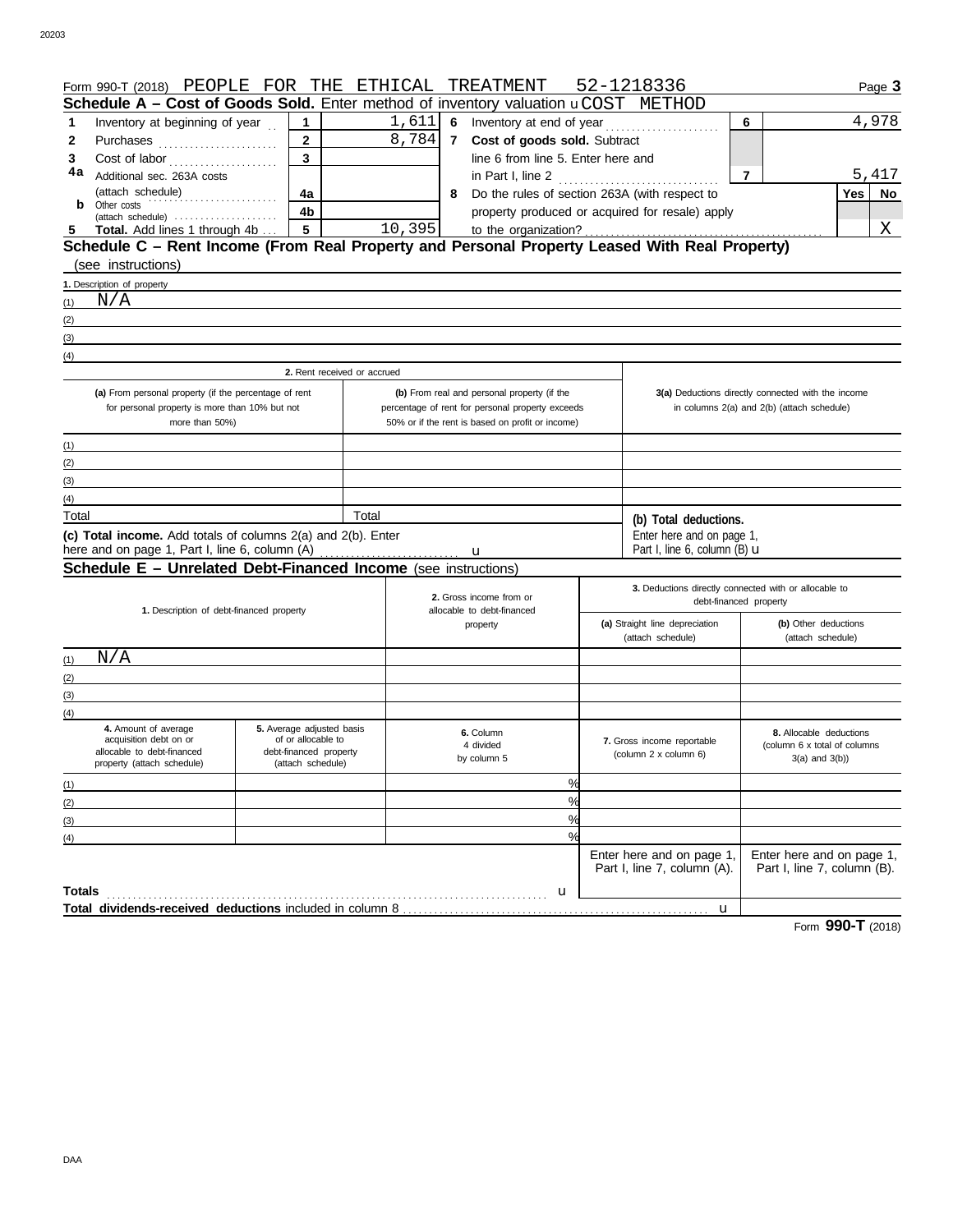Form 990-T (2018) PEOPLE FOR THE ETHICAL TREATMENT 52-1218336 Page **3**

## Schedule A – Cost of Goods Sold. Enter method of inventory valuation u COST METHOD

| | | | | | | | |
|---|---|---|---|---|---|---|---|
| **1** | Inventory at beginning of year | 1 | 1,611 | **6** | Inventory at end of year | 6 | 4,978 |
| **2** | Purchases | 2 | 8,784 | **7** | **Cost of goods sold.** Subtract line 6 from line 5. Enter here and in Part I, line 2 | 7 | 5,417 |
| **3** | Cost of labor | 3 | | | | | |
| **4a** | Additional sec. 263A costs (attach schedule) | 4a | | **8** | Do the rules of section 263A (with respect to property produced or acquired for resale) apply to the organization? | | Yes ☐ No X |
| **b** | Other costs (attach schedule) | 4b | | | | | |
| **5** | **Total.** Add lines 1 through 4b | 5 | 10,395 | | | | |

## Schedule C – Rent Income (From Real Property and Personal Property Leased With Real Property) (see instructions)

**1.** Description of property

(1) N/A

(2)

(3)

(4)

| | 2. Rent received or accrued | | |
|---|---|---|---|
| | **(a)** From personal property (if the percentage of rent for personal property is more than 10% but not more than 50%) | **(b)** From real and personal property (if the percentage of rent for personal property exceeds 50% or if the rent is based on profit or income) | **3(a)** Deductions directly connected with the income in columns 2(a) and 2(b) (attach schedule) |
| (1) | | | |
| (2) | | | |
| (3) | | | |
| (4) | | | |
| Total | | Total | **(b) Total deductions.** Enter here and on page 1, Part I, line 6, column (B) u |

**(c) Total income.** Add totals of columns 2(a) and 2(b). Enter here and on page 1, Part I, line 6, column (A) u

## Schedule E – Unrelated Debt-Financed Income (see instructions)

| | 1. Description of debt-financed property | 2. Gross income from or allocable to debt-financed property | 3. Deductions directly connected with or allocable to debt-financed property: (a) Straight line depreciation (attach schedule) | (b) Other deductions (attach schedule) |
|---|---|---|---|---|
| (1) | N/A | | | |
| (2) | | | | |
| (3) | | | | |
| (4) | | | | |

| | 4. Amount of average acquisition debt on or allocable to debt-financed property (attach schedule) | 5. Average adjusted basis of or allocable to debt-financed property (attach schedule) | 6. Column 4 divided by column 5 | 7. Gross income reportable (column 2 x column 6) | 8. Allocable deductions (column 6 x total of columns 3(a) and 3(b)) |
|---|---|---|---|---|---|
| (1) | | | % | | |
| (2) | | | % | | |
| (3) | | | % | | |
| (4) | | | % | | |
| | | | | Enter here and on page 1, Part I, line 7, column (A). | Enter here and on page 1, Part I, line 7, column (B). |
| **Totals** | | | u | | |
| **Total dividends-received deductions** included in column 8 | | | | u | |

Form **990-T** (2018)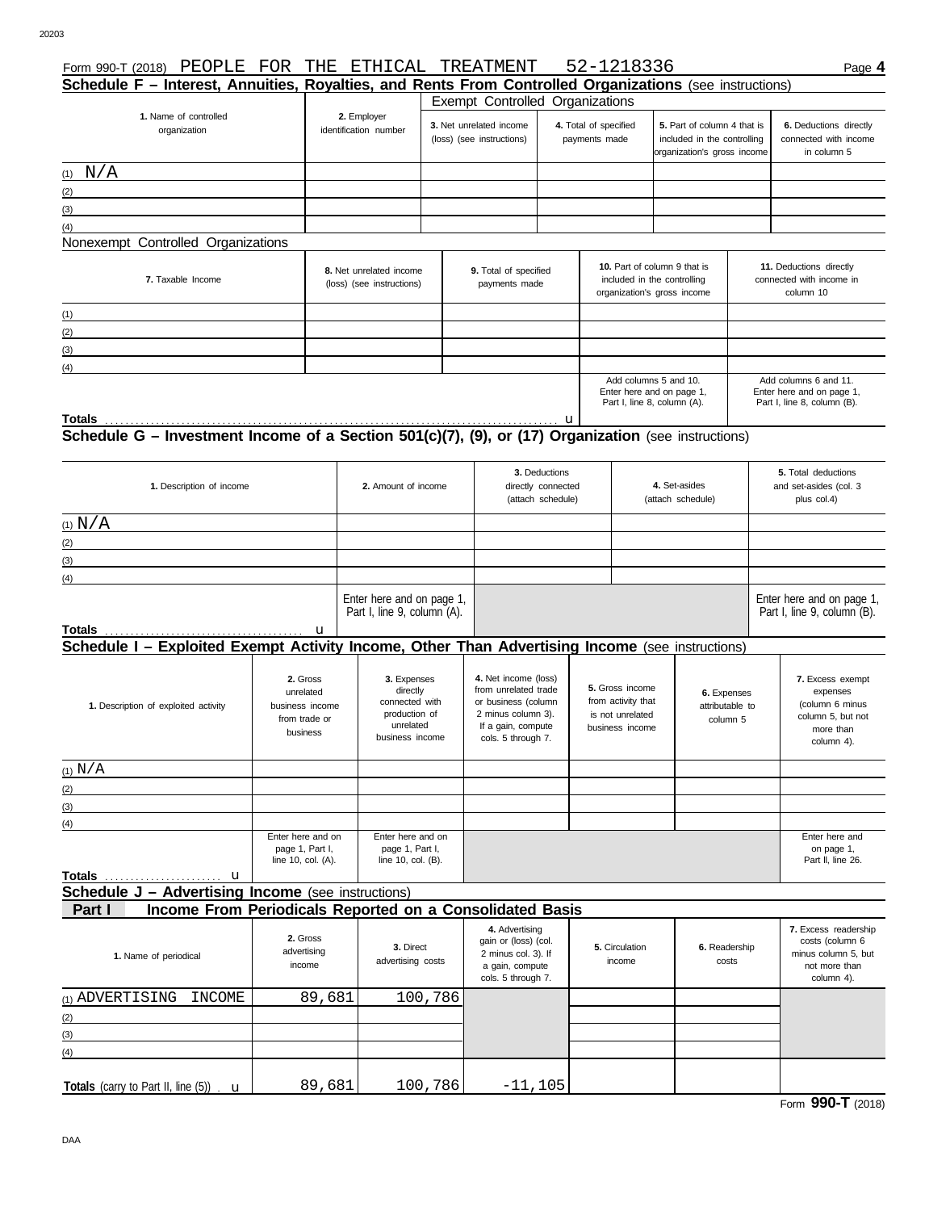Form 990-T (2018) PEOPLE FOR THE ETHICAL TREATMENT 52-1218336 Page **4**

## Schedule F – Interest, Annuities, Royalties, and Rents From Controlled Organizations (see instructions)

Exempt Controlled Organizations

| 1. Name of controlled organization | 2. Employer identification number | 3. Net unrelated income (loss) (see instructions) | 4. Total of specified payments made | 5. Part of column 4 that is included in the controlling organization's gross income | 6. Deductions directly connected with income in column 5 |
|---|---|---|---|---|---|
| (1) N/A | | | | | |
| (2) | | | | | |
| (3) | | | | | |
| (4) | | | | | |

Nonexempt Controlled Organizations

| 7. Taxable Income | 8. Net unrelated income (loss) (see instructions) | 9. Total of specified payments made | 10. Part of column 9 that is included in the controlling organization's gross income | 11. Deductions directly connected with income in column 10 |
|---|---|---|---|---|
| (1) | | | | |
| (2) | | | | |
| (3) | | | | |
| (4) | | | | |
| **Totals** u | | | Add columns 5 and 10. Enter here and on page 1, Part I, line 8, column (A). | Add columns 6 and 11. Enter here and on page 1, Part I, line 8, column (B). |

## Schedule G – Investment Income of a Section 501(c)(7), (9), or (17) Organization (see instructions)

| 1. Description of income | 2. Amount of income | 3. Deductions directly connected (attach schedule) | 4. Set-asides (attach schedule) | 5. Total deductions and set-asides (col. 3 plus col.4) |
|---|---|---|---|---|
| (1) N/A | | | | |
| (2) | | | | |
| (3) | | | | |
| (4) | | | | |
| **Totals** u | Enter here and on page 1, Part I, line 9, column (A). | | | Enter here and on page 1, Part I, line 9, column (B). |

## Schedule I – Exploited Exempt Activity Income, Other Than Advertising Income (see instructions)

| 1. Description of exploited activity | 2. Gross unrelated business income from trade or business | 3. Expenses directly connected with production of unrelated business income | 4. Net income (loss) from unrelated trade or business (column 2 minus column 3). If a gain, compute cols. 5 through 7. | 5. Gross income from activity that is not unrelated business income | 6. Expenses attributable to column 5 | 7. Excess exempt expenses (column 6 minus column 5, but not more than column 4). |
|---|---|---|---|---|---|---|
| (1) N/A | | | | | | |
| (2) | | | | | | |
| (3) | | | | | | |
| (4) | | | | | | |
| **Totals** u | Enter here and on page 1, Part I, line 10, col. (A). | Enter here and on page 1, Part I, line 10, col. (B). | | | | Enter here and on page 1, Part II, line 26. |

## Schedule J – Advertising Income (see instructions)

### Part I Income From Periodicals Reported on a Consolidated Basis

| 1. Name of periodical | 2. Gross advertising income | 3. Direct advertising costs | 4. Advertising gain or (loss) (col. 2 minus col. 3). If a gain, compute cols. 5 through 7. | 5. Circulation income | 6. Readership costs | 7. Excess readership costs (column 6 minus column 5, but not more than column 4). |
|---|---|---|---|---|---|---|
| (1) ADVERTISING INCOME | 89,681 | 100,786 | | | | |
| (2) | | | | | | |
| (3) | | | | | | |
| (4) | | | | | | |
| **Totals** (carry to Part II, line (5)) u | 89,681 | 100,786 | -11,105 | | | |

Form **990-T** (2018)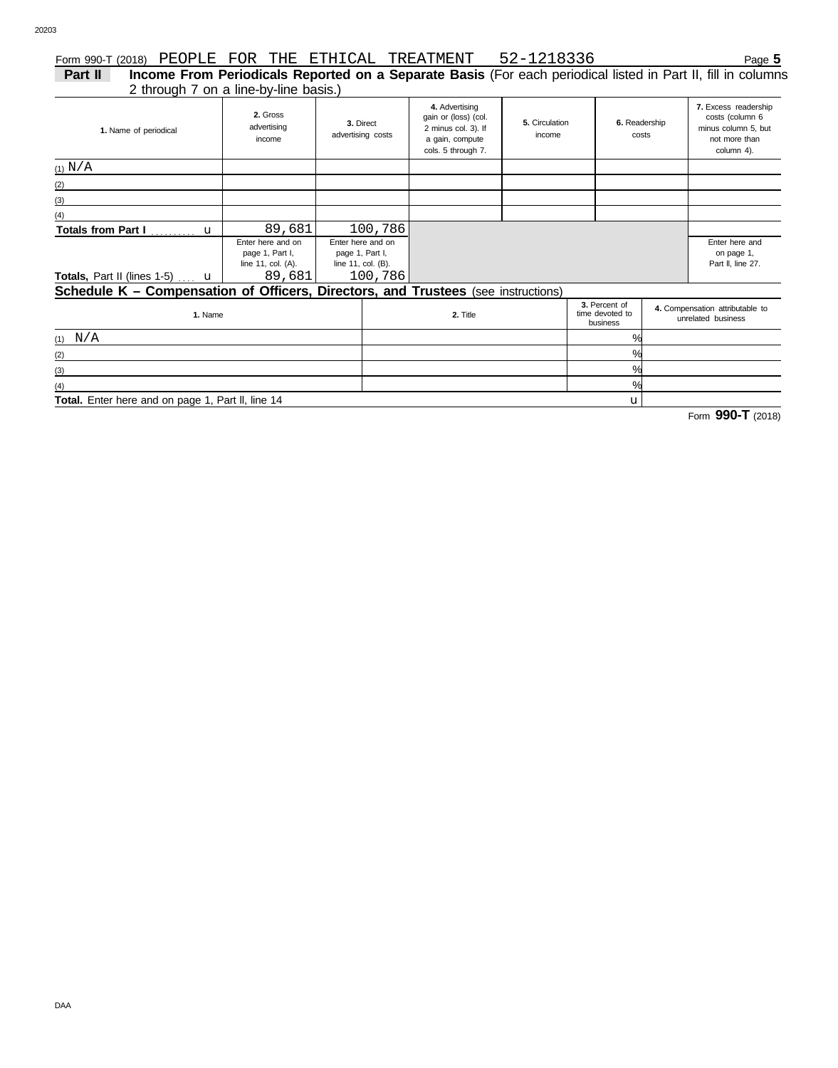Form 990-T (2018) PEOPLE FOR THE ETHICAL TREATMENT 52-1218336 Page **5**

**Part II Income From Periodicals Reported on a Separate Basis** (For each periodical listed in Part II, fill in columns 2 through 7 on a line-by-line basis.)

| 1. Name of periodical | 2. Gross advertising income | 3. Direct advertising costs | 4. Advertising gain or (loss) (col. 2 minus col. 3). If a gain, compute cols. 5 through 7. | 5. Circulation income | 6. Readership costs | 7. Excess readership costs (column 6 minus column 5, but not more than column 4). |
|---|---|---|---|---|---|---|
| (1) N/A | | | | | | |
| (2) | | | | | | |
| (3) | | | | | | |
| (4) | | | | | | |
| **Totals from Part I** | 89,681 | 100,786 | | | | |
| **Totals,** Part II (lines 1-5) | Enter here and on page 1, Part I, line 11, col. (A). 89,681 | Enter here and on page 1, Part I, line 11, col. (B). 100,786 | | | | Enter here and on page 1, Part II, line 27. |

**Schedule K – Compensation of Officers, Directors, and Trustees** (see instructions)

| 1. Name | 2. Title | 3. Percent of time devoted to business | 4. Compensation attributable to unrelated business |
|---|---|---|---|
| (1) N/A | | % | |
| (2) | | % | |
| (3) | | % | |
| (4) | | % | |
| **Total.** Enter here and on page 1, Part II, line 14 | | | |

Form **990-T** (2018)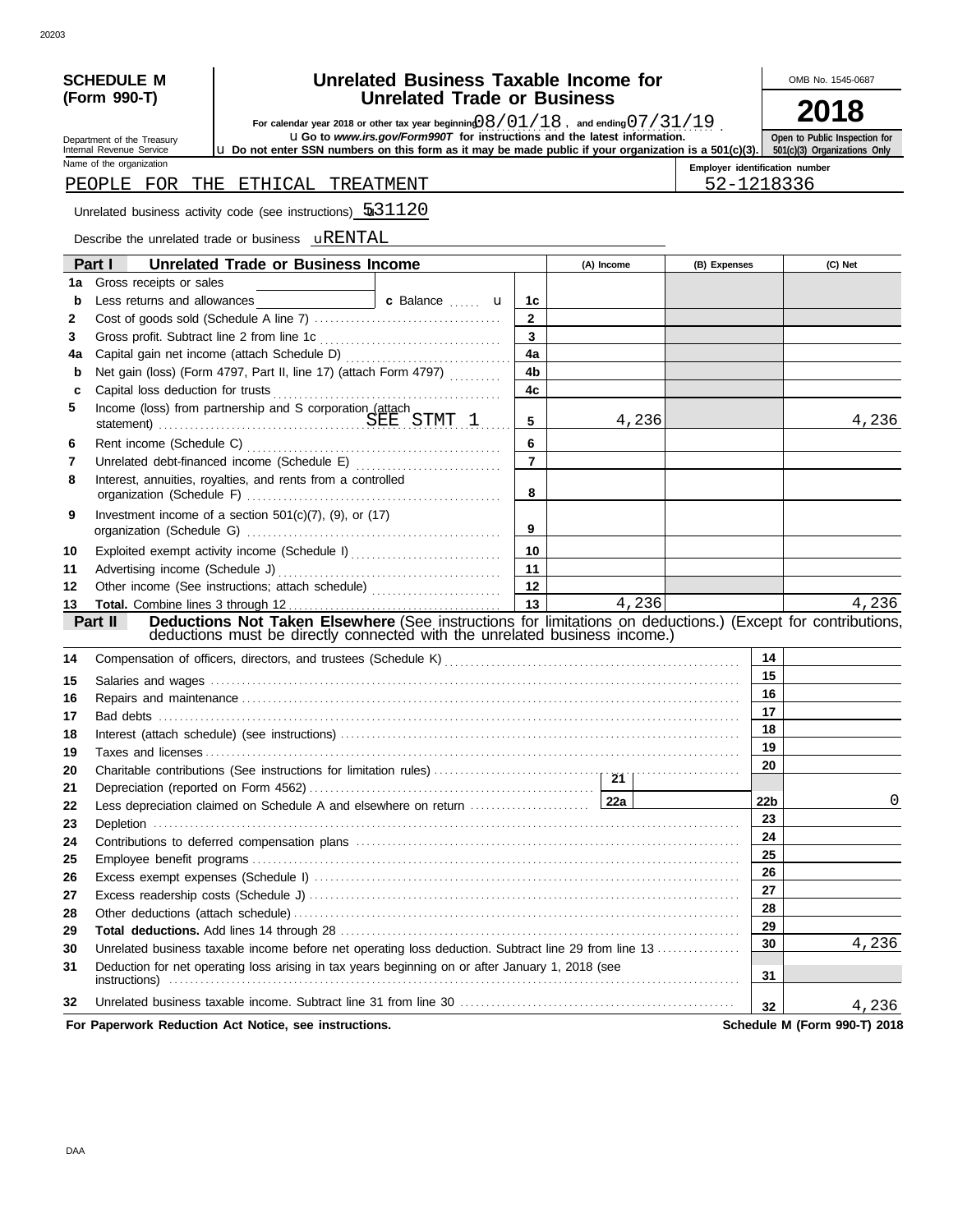20203

**SCHEDULE M (Form 990-T)**

Department of the Treasury
Internal Revenue Service

# Unrelated Business Taxable Income for Unrelated Trade or Business

For calendar year 2018 or other tax year beginning 08/01/18 , and ending 07/31/19 .

u Go to *www.irs.gov/Form990T* for instructions and the latest information.

u Do not enter SSN numbers on this form as it may be made public if your organization is a 501(c)(3).

OMB No. 1545-0687

**2018**

**Open to Public Inspection for 501(c)(3) Organizations Only**

Name of the organization: PEOPLE FOR THE ETHICAL TREATMENT

Employer identification number: 52-1218336

Unrelated business activity code (see instructions) u 531120

Describe the unrelated trade or business u RENTAL

| | **Part I — Unrelated Trade or Business Income** | | (A) Income | (B) Expenses | (C) Net |
|---|---|---|---|---|---|
| 1a | Gross receipts or sales | | | | |
| b | Less returns and allowances ... c Balance u | 1c | | | |
| 2 | Cost of goods sold (Schedule A line 7) | 2 | | | |
| 3 | Gross profit. Subtract line 2 from line 1c | 3 | | | |
| 4a | Capital gain net income (attach Schedule D) | 4a | | | |
| b | Net gain (loss) (Form 4797, Part II, line 17) (attach Form 4797) | 4b | | | |
| c | Capital loss deduction for trusts | 4c | | | |
| 5 | Income (loss) from partnership and S corporation (attach statement) SEE STMT 1 | 5 | 4,236 | | 4,236 |
| 6 | Rent income (Schedule C) | 6 | | | |
| 7 | Unrelated debt-financed income (Schedule E) | 7 | | | |
| 8 | Interest, annuities, royalties, and rents from a controlled organization (Schedule F) | 8 | | | |
| 9 | Investment income of a section 501(c)(7), (9), or (17) organization (Schedule G) | 9 | | | |
| 10 | Exploited exempt activity income (Schedule I) | 10 | | | |
| 11 | Advertising income (Schedule J) | 11 | | | |
| 12 | Other income (See instructions; attach schedule) | 12 | | | |
| 13 | **Total.** Combine lines 3 through 12 | 13 | 4,236 | | 4,236 |

**Part II — Deductions Not Taken Elsewhere** (See instructions for limitations on deductions.) (Except for contributions, deductions must be directly connected with the unrelated business income.)

| | | | |
|---|---|---|---|
| 14 | Compensation of officers, directors, and trustees (Schedule K) | 14 | |
| 15 | Salaries and wages | 15 | |
| 16 | Repairs and maintenance | 16 | |
| 17 | Bad debts | 17 | |
| 18 | Interest (attach schedule) (see instructions) | 18 | |
| 19 | Taxes and licenses | 19 | |
| 20 | Charitable contributions (See instructions for limitation rules) | 20 | |
| 21 | Depreciation (reported on Form 4562) ... 21 | | |
| 22 | Less depreciation claimed on Schedule A and elsewhere on return ... 22a | 22b | 0 |
| 23 | Depletion | 23 | |
| 24 | Contributions to deferred compensation plans | 24 | |
| 25 | Employee benefit programs | 25 | |
| 26 | Excess exempt expenses (Schedule I) | 26 | |
| 27 | Excess readership costs (Schedule J) | 27 | |
| 28 | Other deductions (attach schedule) | 28 | |
| 29 | **Total deductions.** Add lines 14 through 28 | 29 | |
| 30 | Unrelated business taxable income before net operating loss deduction. Subtract line 29 from line 13 | 30 | 4,236 |
| 31 | Deduction for net operating loss arising in tax years beginning on or after January 1, 2018 (see instructions) | 31 | |
| 32 | Unrelated business taxable income. Subtract line 31 from line 30 | 32 | 4,236 |

**For Paperwork Reduction Act Notice, see instructions.** **Schedule M (Form 990-T) 2018**

DAA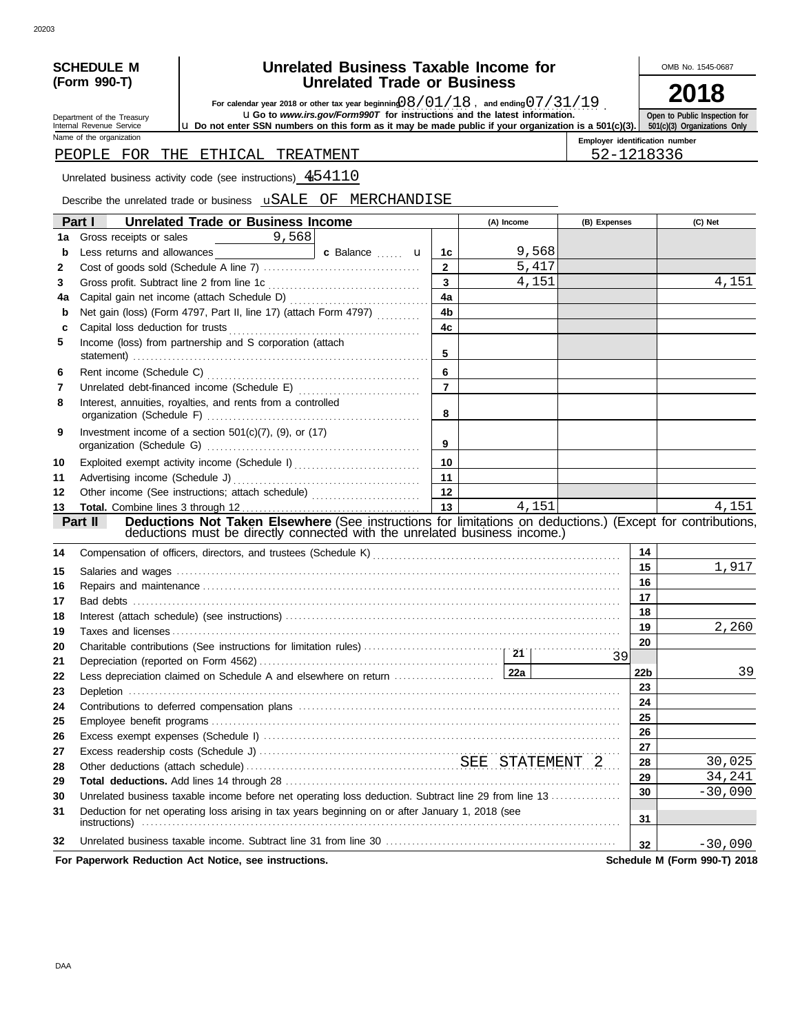20203

**SCHEDULE M (Form 990-T)**

Department of the Treasury
Internal Revenue Service

# Unrelated Business Taxable Income for Unrelated Trade or Business

For calendar year 2018 or other tax year beginning 08/01/18 , and ending 07/31/19 .

u Go to *www.irs.gov/Form990T* for instructions and the latest information.

u Do not enter SSN numbers on this form as it may be made public if your organization is a 501(c)(3).

OMB No. 1545-0687

**2018**

**Open to Public Inspection for 501(c)(3) Organizations Only**

Name of the organization: PEOPLE FOR THE ETHICAL TREATMENT

Employer identification number: 52-1218336

Unrelated business activity code (see instructions) u 454110

Describe the unrelated trade or business u SALE OF MERCHANDISE

## Part I — Unrelated Trade or Business Income

| | | | (A) Income | (B) Expenses | (C) Net |
|---|---|---|---|---|---|
| 1a | Gross receipts or sales 9,568 | | | | |
| b | Less returns and allowances ______ c Balance u | 1c | 9,568 | | |
| 2 | Cost of goods sold (Schedule A line 7) | 2 | 5,417 | | |
| 3 | Gross profit. Subtract line 2 from line 1c | 3 | 4,151 | | 4,151 |
| 4a | Capital gain net income (attach Schedule D) | 4a | | | |
| b | Net gain (loss) (Form 4797, Part II, line 17) (attach Form 4797) | 4b | | | |
| c | Capital loss deduction for trusts | 4c | | | |
| 5 | Income (loss) from partnership and S corporation (attach statement) | 5 | | | |
| 6 | Rent income (Schedule C) | 6 | | | |
| 7 | Unrelated debt-financed income (Schedule E) | 7 | | | |
| 8 | Interest, annuities, royalties, and rents from a controlled organization (Schedule F) | 8 | | | |
| 9 | Investment income of a section 501(c)(7), (9), or (17) organization (Schedule G) | 9 | | | |
| 10 | Exploited exempt activity income (Schedule I) | 10 | | | |
| 11 | Advertising income (Schedule J) | 11 | | | |
| 12 | Other income (See instructions; attach schedule) | 12 | | | |
| 13 | **Total.** Combine lines 3 through 12 | 13 | 4,151 | | 4,151 |

## Part II — Deductions Not Taken Elsewhere (See instructions for limitations on deductions.) (Except for contributions, deductions must be directly connected with the unrelated business income.)

| | | | |
|---|---|---|---|
| 14 | Compensation of officers, directors, and trustees (Schedule K) | 14 | |
| 15 | Salaries and wages | 15 | 1,917 |
| 16 | Repairs and maintenance | 16 | |
| 17 | Bad debts | 17 | |
| 18 | Interest (attach schedule) (see instructions) | 18 | |
| 19 | Taxes and licenses | 19 | 2,260 |
| 20 | Charitable contributions (See instructions for limitation rules) | 20 | |
| 21 | Depreciation (reported on Form 4562) — 21: 39 | | |
| 22 | Less depreciation claimed on Schedule A and elsewhere on return — 22a | 22b | 39 |
| 23 | Depletion | 23 | |
| 24 | Contributions to deferred compensation plans | 24 | |
| 25 | Employee benefit programs | 25 | |
| 26 | Excess exempt expenses (Schedule I) | 26 | |
| 27 | Excess readership costs (Schedule J) | 27 | |
| 28 | Other deductions (attach schedule) SEE STATEMENT 2 | 28 | 30,025 |
| 29 | **Total deductions.** Add lines 14 through 28 | 29 | 34,241 |
| 30 | Unrelated business taxable income before net operating loss deduction. Subtract line 29 from line 13 | 30 | -30,090 |
| 31 | Deduction for net operating loss arising in tax years beginning on or after January 1, 2018 (see instructions) | 31 | |
| 32 | Unrelated business taxable income. Subtract line 31 from line 30 | 32 | -30,090 |

**For Paperwork Reduction Act Notice, see instructions.** **Schedule M (Form 990-T) 2018**

DAA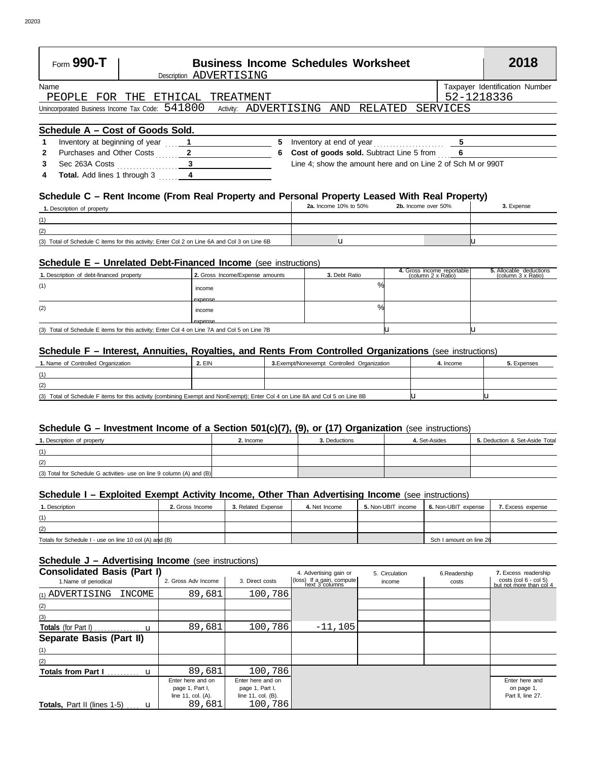# Form 990-T — Business Income Schedules Worksheet — 2018

Description ADVERTISING

Name: PEOPLE FOR THE ETHICAL TREATMENT

Taxpayer Identification Number: 52-1218336

Unincorporated Business Income Tax Code: 541800 Activity: ADVERTISING AND RELATED SERVICES

## Schedule A – Cost of Goods Sold.

| | | | | | | |
|---|---|---|---|---|---|---|
| 1 | Inventory at beginning of year | 1 | | 5 | Inventory at end of year | 5 |
| 2 | Purchases and Other Costs | 2 | | 6 | **Cost of goods sold.** Subtract Line 5 from Line 4; show the amount here and on Line 2 of Sch M or 990T | 6 |
| 3 | Sec 263A Costs | 3 | | | | |
| 4 | **Total.** Add lines 1 through 3 | 4 | | | | |

## Schedule C – Rent Income (From Real Property and Personal Property Leased With Real Property)

| 1. Description of property | 2a. Income 10% to 50% | 2b. Income over 50% | 3. Expense |
|---|---|---|---|
| (1) | | | |
| (2) | | | |
| (3) Total of Schedule C items for this activity; Enter Col 2 on Line 6A and Col 3 on Line 6B | u | | u |

## Schedule E – Unrelated Debt-Financed Income (see instructions)

| 1. Description of debt-financed property | 2. Gross Income/Expense amounts | 3. Debt Ratio | 4. Gross income reportable (column 2 x Ratio) | 5. Allocable deductions (column 3 x Ratio) |
|---|---|---|---|---|
| (1) | income | % | | |
| | expense | | | |
| (2) | income | % | | |
| | expense | | | |
| (3) Total of Schedule E items for this activity; Enter Col 4 on Line 7A and Col 5 on Line 7B | | | u | u |

## Schedule F – Interest, Annuities, Royalties, and Rents From Controlled Organizations (see instructions)

| 1. Name of Controlled Organization | 2. EIN | 3. Exempt/Nonexempt Controlled Organization | 4. Income | 5. Expenses |
|---|---|---|---|---|
| (1) | | | | |
| (2) | | | | |
| (3) Total of Schedule F items for this activity (combining Exempt and NonExempt); Enter Col 4 on Line 8A and Col 5 on Line 8B | | | u | u |

## Schedule G – Investment Income of a Section 501(c)(7), (9), or (17) Organization (see instructions)

| 1. Description of property | 2. Income | 3. Deductions | 4. Set-Asides | 5. Deduction & Set-Aside Total |
|---|---|---|---|---|
| (1) | | | | |
| (2) | | | | |
| (3) Total for Schedule G activities- use on line 9 column (A) and (B) | | | | |

## Schedule I – Exploited Exempt Activity Income, Other Than Advertising Income (see instructions)

| 1. Description | 2. Gross Income | 3. Related Expense | 4. Net Income | 5. Non-UBIT income | 6. Non-UBIT expense | 7. Excess expense |
|---|---|---|---|---|---|---|
| (1) | | | | | | |
| (2) | | | | | | |
| Totals for Schedule I - use on line 10 col (A) and (B) | | | | | Sch I amount on line 26 | |

## Schedule J – Advertising Income (see instructions)

| Consolidated Basis (Part I) 1. Name of periodical | 2. Gross Adv Income | 3. Direct costs | 4. Advertising gain or (loss) If a gain, compute next 3 columns | 5. Circulation income | 6. Readership costs | 7. Excess readership costs (col 6 - col 5) but not more than col 4 |
|---|---|---|---|---|---|---|
| (1) ADVERTISING INCOME | 89,681 | 100,786 | | | | |
| (2) | | | | | | |
| (3) | | | | | | |
| **Totals** (for Part I) u | 89,681 | 100,786 | -11,105 | | | |
| **Separate Basis (Part II)** | | | | | | |
| (1) | | | | | | |
| (2) | | | | | | |
| **Totals from Part I** u | 89,681 | 100,786 | | | | |
| **Totals,** Part II (lines 1-5) u | Enter here and on page 1, Part I, line 11, col. (A). 89,681 | Enter here and on page 1, Part I, line 11, col. (B). 100,786 | | | | Enter here and on page 1, Part II, line 27. |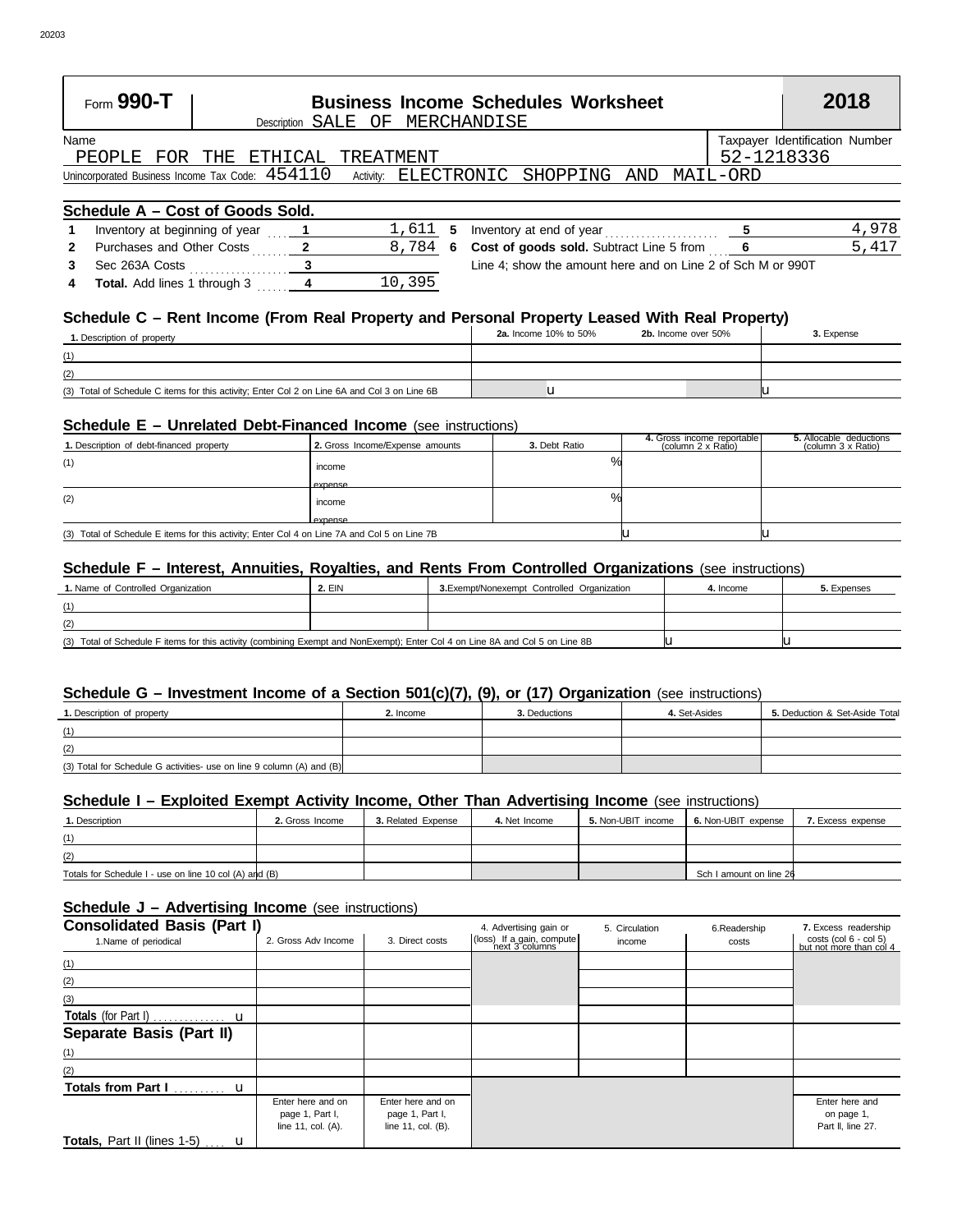# Form 990-T — Business Income Schedules Worksheet — 2018

Description SALE OF MERCHANDISE

Name: PEOPLE FOR THE ETHICAL TREATMENT

Taxpayer Identification Number: 52-1218336

Unincorporated Business Income Tax Code: 454110 Activity: ELECTRONIC SHOPPING AND MAIL-ORD

## Schedule A – Cost of Goods Sold.

| | | | | | | | |
|---|---|---|---|---|---|---|---|
| 1 | Inventory at beginning of year | 1 | 1,611 | 5 | Inventory at end of year | 5 | 4,978 |
| 2 | Purchases and Other Costs | 2 | 8,784 | 6 | **Cost of goods sold.** Subtract Line 5 from Line 4; show the amount here and on Line 2 of Sch M or 990T | 6 | 5,417 |
| 3 | Sec 263A Costs | 3 | | | | | |
| 4 | **Total.** Add lines 1 through 3 | 4 | 10,395 | | | | |

## Schedule C – Rent Income (From Real Property and Personal Property Leased With Real Property)

| 1. Description of property | 2a. Income 10% to 50% | 2b. Income over 50% | 3. Expense |
|---|---|---|---|
| (1) | | | |
| (2) | | | |
| (3) Total of Schedule C items for this activity; Enter Col 2 on Line 6A and Col 3 on Line 6B | u | | u |

## Schedule E – Unrelated Debt-Financed Income (see instructions)

| 1. Description of debt-financed property | 2. Gross Income/Expense amounts | 3. Debt Ratio | 4. Gross income reportable (column 2 x Ratio) | 5. Allocable deductions (column 3 x Ratio) |
|---|---|---|---|---|
| (1) | income | % | | |
| | expense | | | |
| (2) | income | % | | |
| | expense | | | |
| (3) Total of Schedule E items for this activity; Enter Col 4 on Line 7A and Col 5 on Line 7B | | | u | u |

## Schedule F – Interest, Annuities, Royalties, and Rents From Controlled Organizations (see instructions)

| 1. Name of Controlled Organization | 2. EIN | 3. Exempt/Nonexempt Controlled Organization | 4. Income | 5. Expenses |
|---|---|---|---|---|
| (1) | | | | |
| (2) | | | | |
| (3) Total of Schedule F items for this activity (combining Exempt and NonExempt); Enter Col 4 on Line 8A and Col 5 on Line 8B | | | u | u |

## Schedule G – Investment Income of a Section 501(c)(7), (9), or (17) Organization (see instructions)

| 1. Description of property | 2. Income | 3. Deductions | 4. Set-Asides | 5. Deduction & Set-Aside Total |
|---|---|---|---|---|
| (1) | | | | |
| (2) | | | | |
| (3) Total for Schedule G activities- use on line 9 column (A) and (B) | | | | |

## Schedule I – Exploited Exempt Activity Income, Other Than Advertising Income (see instructions)

| 1. Description | 2. Gross Income | 3. Related Expense | 4. Net Income | 5. Non-UBIT income | 6. Non-UBIT expense | 7. Excess expense |
|---|---|---|---|---|---|---|
| (1) | | | | | | |
| (2) | | | | | | |
| Totals for Schedule I - use on line 10 col (A) and (B) | | | | | Sch I amount on line 26 | |

## Schedule J – Advertising Income (see instructions)

| **Consolidated Basis (Part I)** 1. Name of periodical | 2. Gross Adv Income | 3. Direct costs | 4. Advertising gain or (loss) If a gain, compute next 3 columns | 5. Circulation income | 6. Readership costs | 7. Excess readership costs (col 6 - col 5) but not more than col 4 |
|---|---|---|---|---|---|---|
| (1) | | | | | | |
| (2) | | | | | | |
| (3) | | | | | | |
| **Totals** (for Part I) u | | | | | | |
| **Separate Basis (Part II)** | | | | | | |
| (1) | | | | | | |
| (2) | | | | | | |
| **Totals from Part I** u | | | | | | |
| **Totals,** Part II (lines 1-5) u | Enter here and on page 1, Part I, line 11, col. (A). | Enter here and on page 1, Part I, line 11, col. (B). | | | | Enter here and on page 1, Part II, line 27. |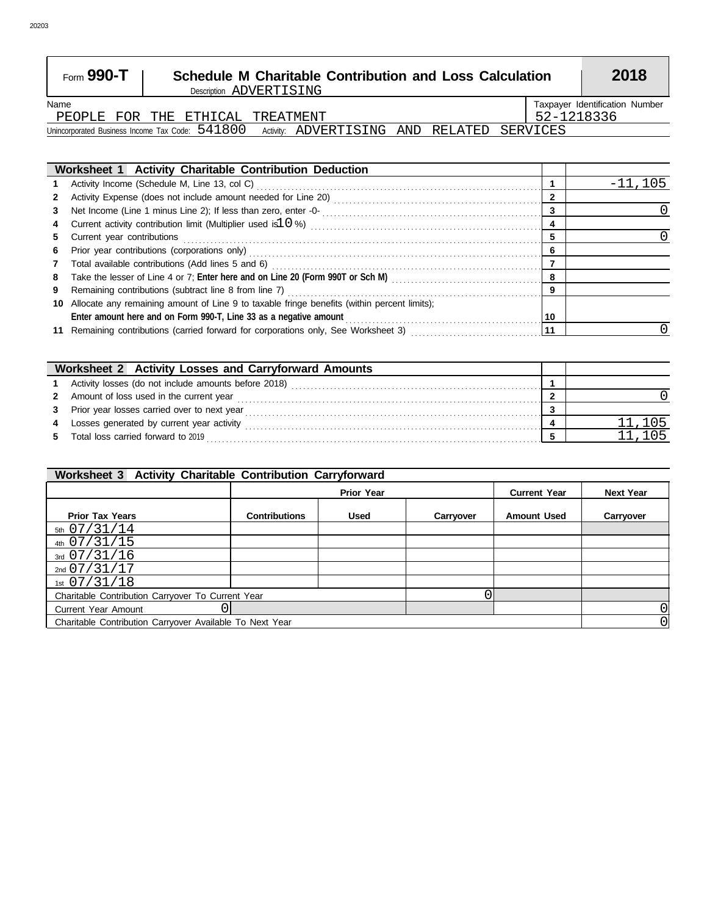20203

# Form 990-T — Schedule M Charitable Contribution and Loss Calculation — 2018

Description ADVERTISING

| Name | Taxpayer Identification Number |
|---|---|
| PEOPLE FOR THE ETHICAL TREATMENT | 52-1218336 |

Unincorporated Business Income Tax Code: 541800 Activity: ADVERTISING AND RELATED SERVICES

## Worksheet 1 Activity Charitable Contribution Deduction

| | | Line | Amount |
|---|---|---|---|
| 1 | Activity Income (Schedule M, Line 13, col C) | 1 | -11,105 |
| 2 | Activity Expense (does not include amount needed for Line 20) | 2 | |
| 3 | Net Income (Line 1 minus Line 2); If less than zero, enter -0- | 3 | 0 |
| 4 | Current activity contribution limit (Multiplier used is 10 %) | 4 | |
| 5 | Current year contributions | 5 | 0 |
| 6 | Prior year contributions (corporations only) | 6 | |
| 7 | Total available contributions (Add lines 5 and 6) | 7 | |
| 8 | Take the lesser of Line 4 or 7; **Enter here and on Line 20 (Form 990T or Sch M)** | 8 | |
| 9 | Remaining contributions (subtract line 8 from line 7) | 9 | |
| 10 | Allocate any remaining amount of Line 9 to taxable fringe benefits (within percent limits); **Enter amount here and on Form 990-T, Line 33 as a negative amount** | 10 | |
| 11 | Remaining contributions (carried forward for corporations only, See Worksheet 3) | 11 | 0 |

## Worksheet 2 Activity Losses and Carryforward Amounts

| | | Line | Amount |
|---|---|---|---|
| 1 | Activity losses (do not include amounts before 2018) | 1 | |
| 2 | Amount of loss used in the current year | 2 | 0 |
| 3 | Prior year losses carried over to next year | 3 | |
| 4 | Losses generated by current year activity | 4 | 11,105 |
| 5 | Total loss carried forward to 2019 | 5 | 11,105 |

## Worksheet 3 Activity Charitable Contribution Carryforward

| | Prior Year | | | Current Year | Next Year |
|---|---|---|---|---|---|
| **Prior Tax Years** | **Contributions** | **Used** | **Carryover** | **Amount Used** | **Carryover** |
| 5th 07/31/14 | | | | | |
| 4th 07/31/15 | | | | | |
| 3rd 07/31/16 | | | | | |
| 2nd 07/31/17 | | | | | |
| 1st 07/31/18 | | | | | |
| Charitable Contribution Carryover To Current Year | | | 0 | | |
| Current Year Amount | 0 | | | | 0 |
| Charitable Contribution Carryover Available To Next Year | | | | | 0 |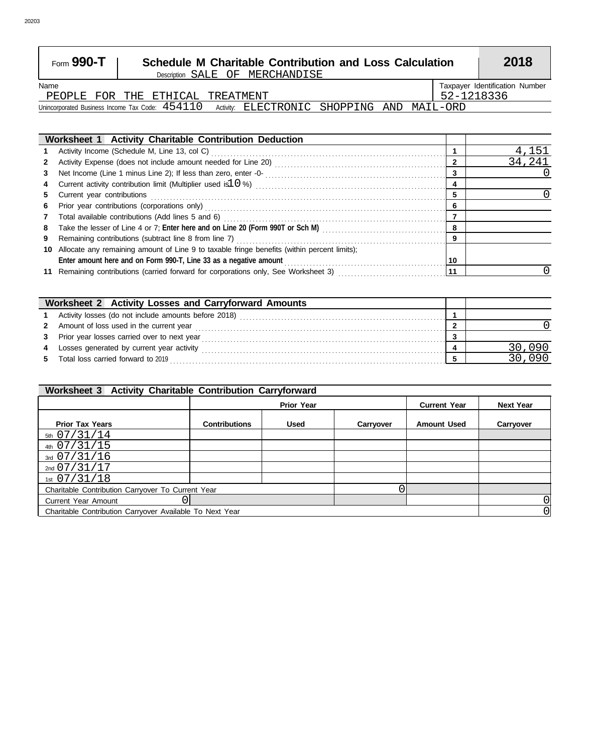Form **990-T**

# Schedule M Charitable Contribution and Loss Calculation

**2018**

Description SALE OF MERCHANDISE

| Name | Taxpayer Identification Number |
|---|---|
| PEOPLE FOR THE ETHICAL TREATMENT | 52-1218336 |

Unincorporated Business Income Tax Code: 454110 Activity: ELECTRONIC SHOPPING AND MAIL-ORD

| Worksheet 1 Activity Charitable Contribution Deduction | | |
|---|---|---|
| **1** Activity Income (Schedule M, Line 13, col C) | 1 | 4,151 |
| **2** Activity Expense (does not include amount needed for Line 20) | 2 | 34,241 |
| **3** Net Income (Line 1 minus Line 2); If less than zero, enter -0- | 3 | 0 |
| **4** Current activity contribution limit (Multiplier used is 10 %) | 4 | |
| **5** Current year contributions | 5 | 0 |
| **6** Prior year contributions (corporations only) | 6 | |
| **7** Total available contributions (Add lines 5 and 6) | 7 | |
| **8** Take the lesser of Line 4 or 7; **Enter here and on Line 20 (Form 990T or Sch M)** | 8 | |
| **9** Remaining contributions (subtract line 8 from line 7) | 9 | |
| **10** Allocate any remaining amount of Line 9 to taxable fringe benefits (within percent limits); **Enter amount here and on Form 990-T, Line 33 as a negative amount** | 10 | |
| **11** Remaining contributions (carried forward for corporations only, See Worksheet 3) | 11 | 0 |

| Worksheet 2 Activity Losses and Carryforward Amounts | | |
|---|---|---|
| **1** Activity losses (do not include amounts before 2018) | 1 | |
| **2** Amount of loss used in the current year | 2 | 0 |
| **3** Prior year losses carried over to next year | 3 | |
| **4** Losses generated by current year activity | 4 | 30,090 |
| **5** Total loss carried forward to 2019 | 5 | 30,090 |

**Worksheet 3 Activity Charitable Contribution Carryforward**

| | Prior Year | | | Current Year | Next Year |
|---|---|---|---|---|---|
| **Prior Tax Years** | **Contributions** | **Used** | **Carryover** | **Amount Used** | **Carryover** |
| 5th 07/31/14 | | | | | |
| 4th 07/31/15 | | | | | |
| 3rd 07/31/16 | | | | | |
| 2nd 07/31/17 | | | | | |
| 1st 07/31/18 | | | | | |
| Charitable Contribution Carryover To Current Year | | | 0 | | |
| Current Year Amount 0 | | | | | 0 |
| Charitable Contribution Carryover Available To Next Year | | | | | 0 |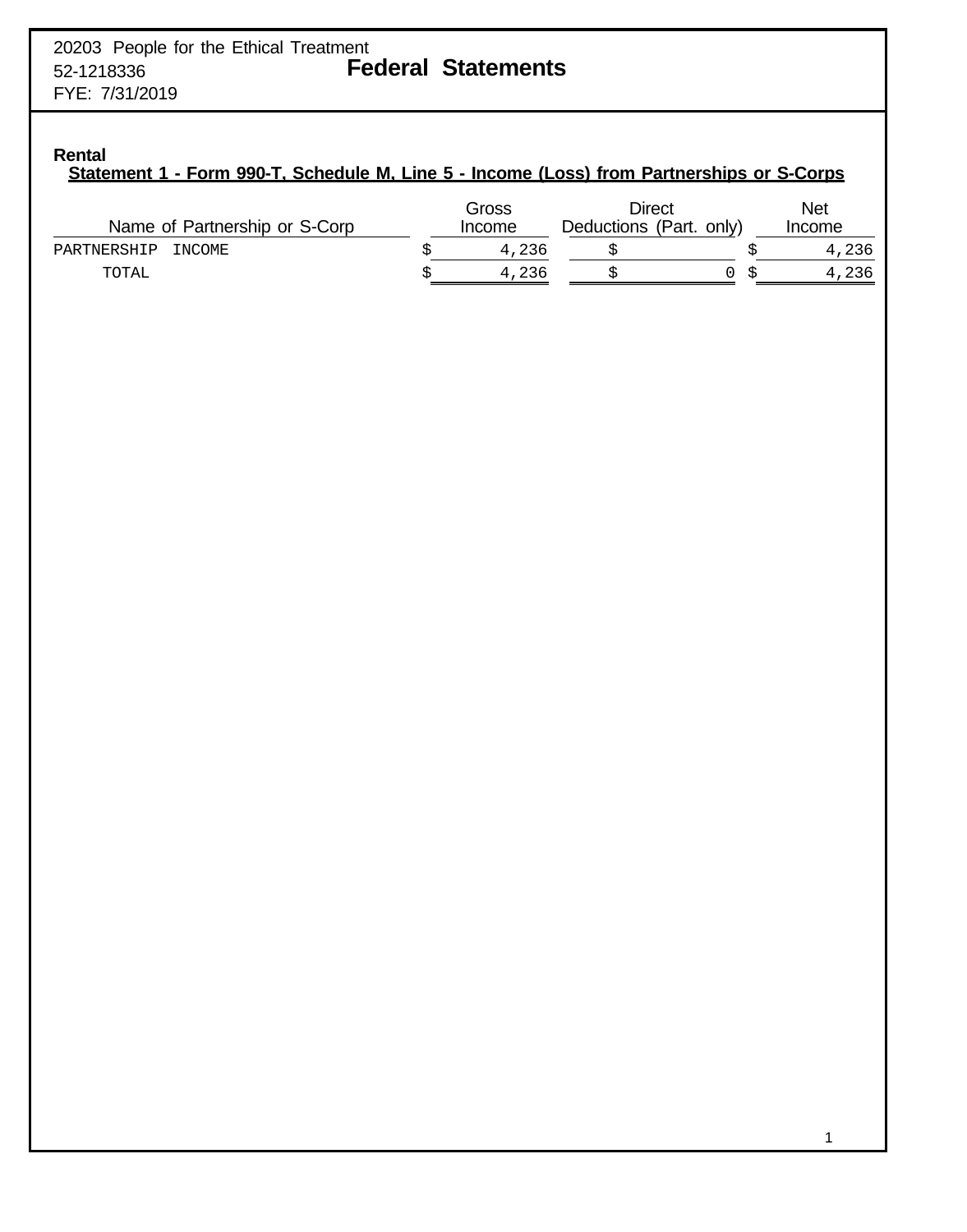20203 People for the Ethical Treatment
52-1218336
FYE: 7/31/2019

# Federal Statements

**Rental**

## Statement 1 - Form 990-T, Schedule M, Line 5 - Income (Loss) from Partnerships or S-Corps

| Name of Partnership or S-Corp | Gross Income | Direct Deductions (Part. only) | Net Income |
|---|---|---|---|
| PARTNERSHIP INCOME | $ 4,236 | $ | $ 4,236 |
| TOTAL | $ 4,236 | $ 0 | $ 4,236 |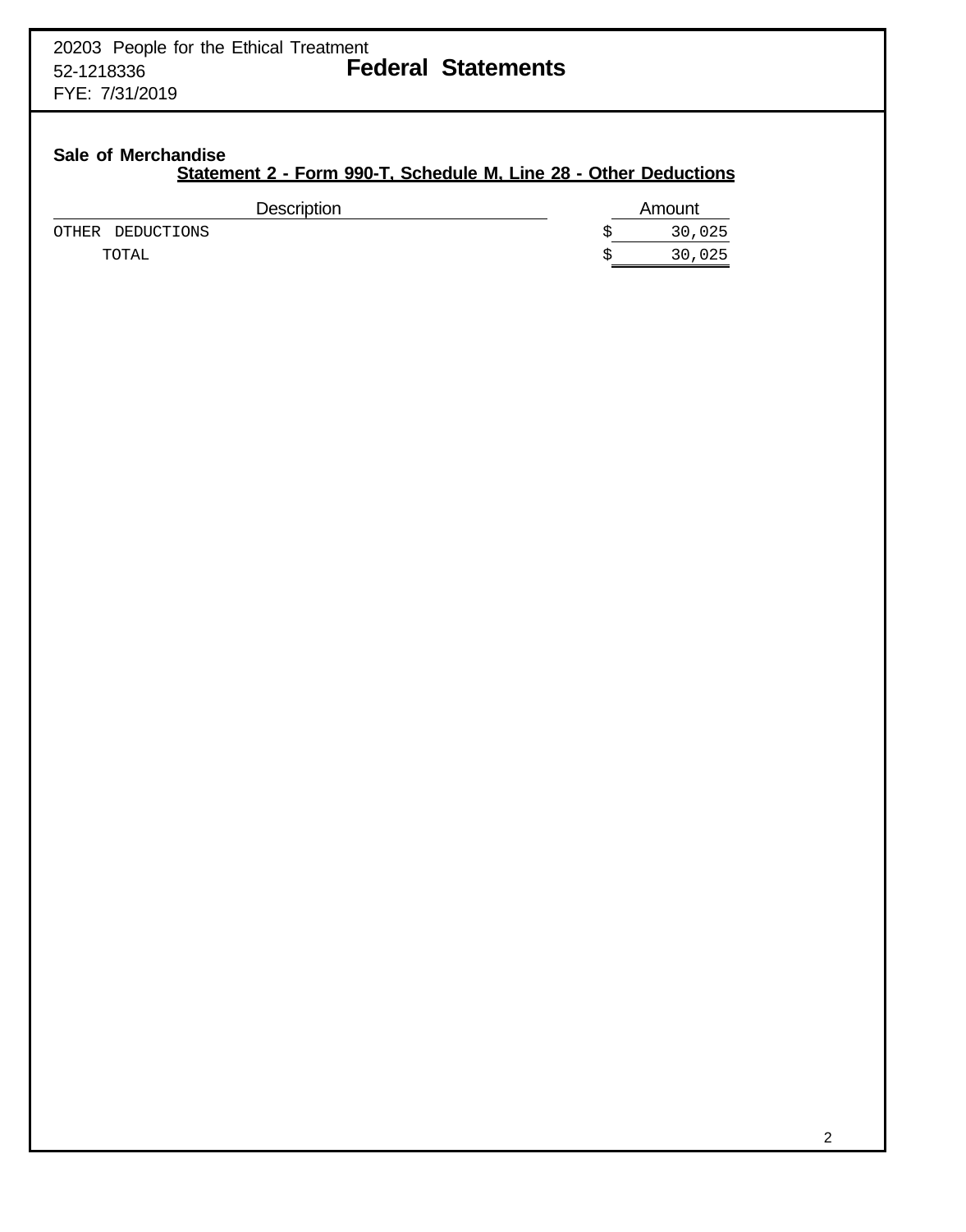20203 People for the Ethical Treatment
52-1218336
FYE: 7/31/2019

# Federal Statements

**Sale of Merchandise**

## Statement 2 - Form 990-T, Schedule M, Line 28 - Other Deductions

| Description | Amount |
|---|---|
| OTHER DEDUCTIONS | $ 30,025 |
| TOTAL | $ 30,025 |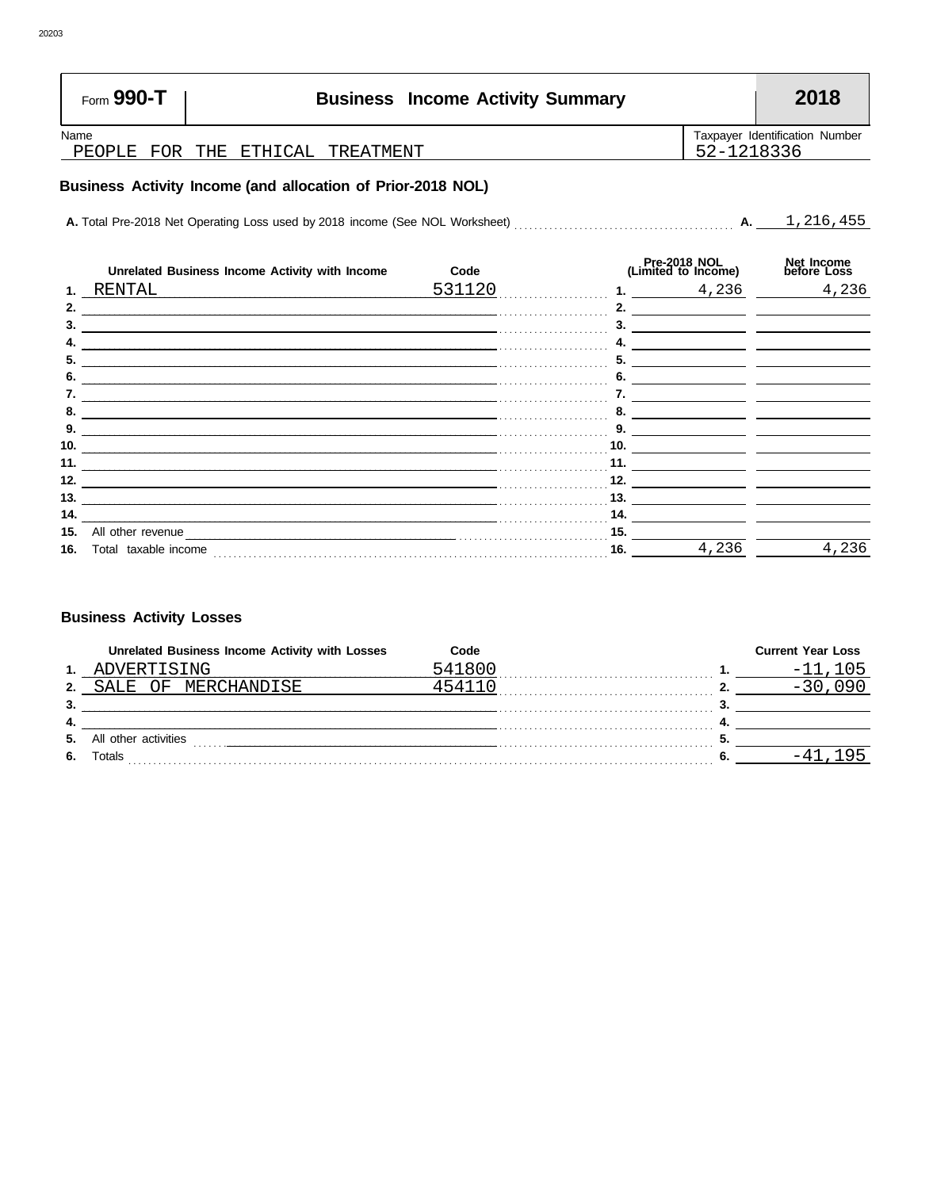20203

# Form 990-T — Business Income Activity Summary — 2018

Name: PEOPLE FOR THE ETHICAL TREATMENT

Taxpayer Identification Number: 52-1218336

## Business Activity Income (and allocation of Prior-2018 NOL)

**A.** Total Pre-2018 Net Operating Loss used by 2018 income (See NOL Worksheet) ..... **A.** 1,216,455

| | Unrelated Business Income Activity with Income | Code | | Pre-2018 NOL (Limited to Income) | Net Income before Loss |
|---|---|---|---|---|---|
| 1. | RENTAL | 531120 | 1. | 4,236 | 4,236 |
| 2. | | | 2. | | |
| 3. | | | 3. | | |
| 4. | | | 4. | | |
| 5. | | | 5. | | |
| 6. | | | 6. | | |
| 7. | | | 7. | | |
| 8. | | | 8. | | |
| 9. | | | 9. | | |
| 10. | | | 10. | | |
| 11. | | | 11. | | |
| 12. | | | 12. | | |
| 13. | | | 13. | | |
| 14. | | | 14. | | |
| 15. | All other revenue | | 15. | | |
| 16. | Total taxable income | | 16. | 4,236 | 4,236 |

## Business Activity Losses

| | Unrelated Business Income Activity with Losses | Code | | Current Year Loss |
|---|---|---|---|---|
| 1. | ADVERTISING | 541800 | 1. | -11,105 |
| 2. | SALE OF MERCHANDISE | 454110 | 2. | -30,090 |
| 3. | | | 3. | |
| 4. | | | 4. | |
| 5. | All other activities | | 5. | |
| 6. | Totals | | 6. | -41,195 |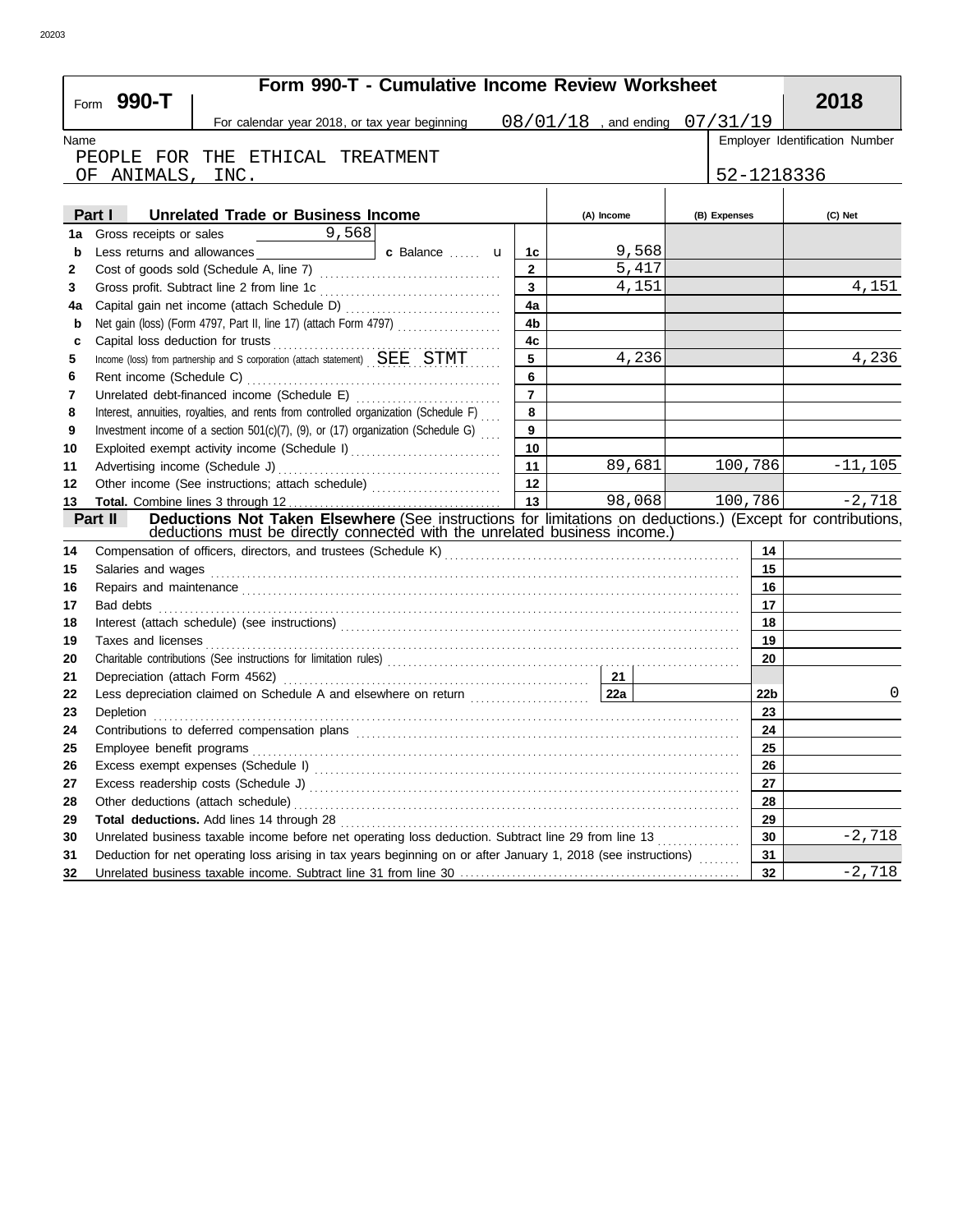# Form 990-T - Cumulative Income Review Worksheet

**Form 990-T** | **2018**

For calendar year 2018, or tax year beginning 08/01/18 , and ending 07/31/19

Name: PEOPLE FOR THE ETHICAL TREATMENT OF ANIMALS, INC.

Employer Identification Number: 52-1218336

| | **Part I Unrelated Trade or Business Income** | | (A) Income | (B) Expenses | (C) Net |
|---|---|---|---|---|---|
| 1a | Gross receipts or sales 9,568 | | | | |
| b | Less returns and allowances | c Balance u 1c | 9,568 | | |
| 2 | Cost of goods sold (Schedule A, line 7) | 2 | 5,417 | | |
| 3 | Gross profit. Subtract line 2 from line 1c | 3 | 4,151 | | 4,151 |
| 4a | Capital gain net income (attach Schedule D) | 4a | | | |
| b | Net gain (loss) (Form 4797, Part II, line 17) (attach Form 4797) | 4b | | | |
| c | Capital loss deduction for trusts | 4c | | | |
| 5 | Income (loss) from partnership and S corporation (attach statement) SEE STMT | 5 | 4,236 | | 4,236 |
| 6 | Rent income (Schedule C) | 6 | | | |
| 7 | Unrelated debt-financed income (Schedule E) | 7 | | | |
| 8 | Interest, annuities, royalties, and rents from controlled organization (Schedule F) | 8 | | | |
| 9 | Investment income of a section 501(c)(7), (9), or (17) organization (Schedule G) | 9 | | | |
| 10 | Exploited exempt activity income (Schedule I) | 10 | | | |
| 11 | Advertising income (Schedule J) | 11 | 89,681 | 100,786 | -11,105 |
| 12 | Other income (See instructions; attach schedule) | 12 | | | |
| 13 | **Total.** Combine lines 3 through 12 | 13 | 98,068 | 100,786 | -2,718 |

**Part II Deductions Not Taken Elsewhere** (See instructions for limitations on deductions.) (Except for contributions, deductions must be directly connected with the unrelated business income.)

| | | Line | Amount |
|---|---|---|---|
| 14 | Compensation of officers, directors, and trustees (Schedule K) | 14 | |
| 15 | Salaries and wages | 15 | |
| 16 | Repairs and maintenance | 16 | |
| 17 | Bad debts | 17 | |
| 18 | Interest (attach schedule) (see instructions) | 18 | |
| 19 | Taxes and licenses | 19 | |
| 20 | Charitable contributions (See instructions for limitation rules) | 20 | |
| 21 | Depreciation (attach Form 4562) 21 | | |
| 22 | Less depreciation claimed on Schedule A and elsewhere on return 22a | 22b | 0 |
| 23 | Depletion | 23 | |
| 24 | Contributions to deferred compensation plans | 24 | |
| 25 | Employee benefit programs | 25 | |
| 26 | Excess exempt expenses (Schedule I) | 26 | |
| 27 | Excess readership costs (Schedule J) | 27 | |
| 28 | Other deductions (attach schedule) | 28 | |
| 29 | **Total deductions.** Add lines 14 through 28 | 29 | |
| 30 | Unrelated business taxable income before net operating loss deduction. Subtract line 29 from line 13 | 30 | -2,718 |
| 31 | Deduction for net operating loss arising in tax years beginning on or after January 1, 2018 (see instructions) | 31 | |
| 32 | Unrelated business taxable income. Subtract line 31 from line 30 | 32 | -2,718 |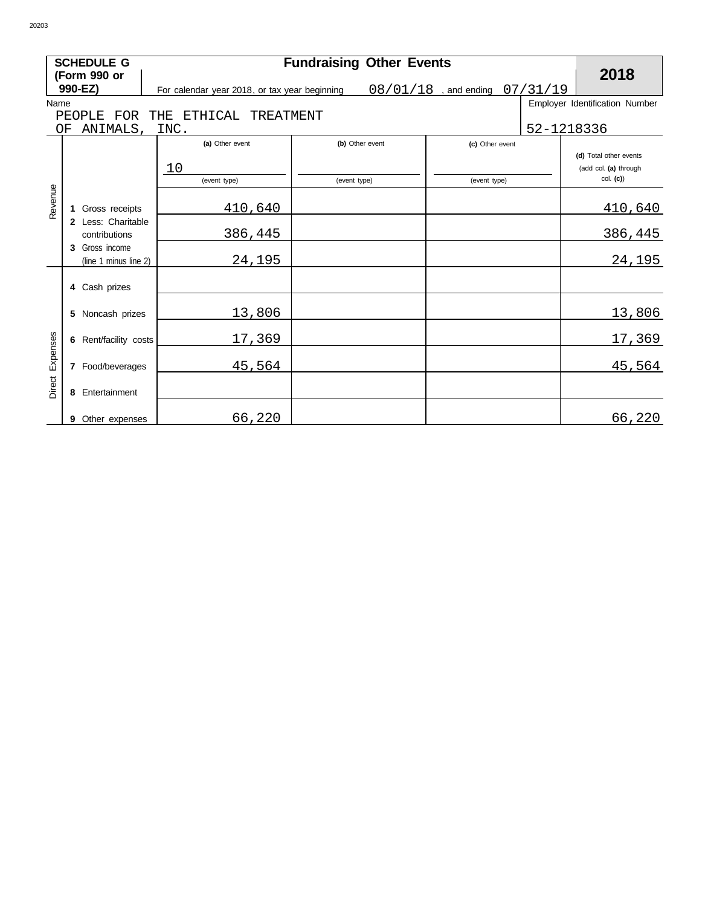20203

**SCHEDULE G (Form 990 or 990-EZ)** — **Fundraising Other Events** — **2018**

For calendar year 2018, or tax year beginning 08/01/18 , and ending 07/31/19

| Name | Employer Identification Number |
|---|---|
| PEOPLE FOR THE ETHICAL TREATMENT OF ANIMALS, INC. | 52-1218336 |

| | | (a) Other event<br>10<br>(event type) | (b) Other event<br><br>(event type) | (c) Other event<br><br>(event type) | (d) Total other events (add col. (a) through col. (c)) |
|---|---|---|---|---|---|
| Revenue | 1 Gross receipts | 410,640 | | | 410,640 |
| | 2 Less: Charitable contributions | 386,445 | | | 386,445 |
| | 3 Gross income (line 1 minus line 2) | 24,195 | | | 24,195 |
| Direct Expenses | 4 Cash prizes | | | | |
| | 5 Noncash prizes | 13,806 | | | 13,806 |
| | 6 Rent/facility costs | 17,369 | | | 17,369 |
| | 7 Food/beverages | 45,564 | | | 45,564 |
| | 8 Entertainment | | | | |
| | 9 Other expenses | 66,220 | | | 66,220 |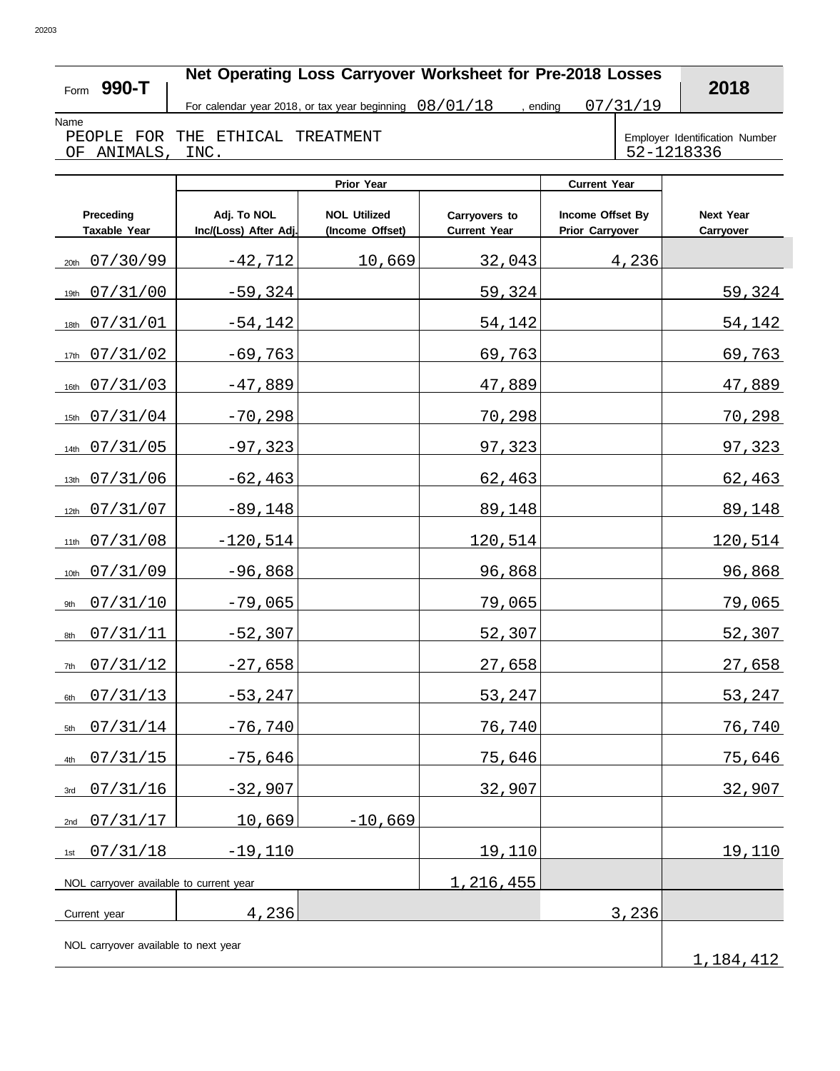20203

# Form 990-T — Net Operating Loss Carryover Worksheet for Pre-2018 Losses — 2018

For calendar year 2018, or tax year beginning 08/01/18 , ending 07/31/19

Name
PEOPLE FOR THE ETHICAL TREATMENT OF ANIMALS, INC.

Employer Identification Number
52-1218336

| Preceding Taxable Year | Prior Year: Adj. To NOL Inc/(Loss) After Adj. | Prior Year: NOL Utilized (Income Offset) | Prior Year: Carryovers to Current Year | Current Year: Income Offset By Prior Carryover | Next Year Carryover |
|---|---|---|---|---|---|
| 20th 07/30/99 | -42,712 | 10,669 | 32,043 | 4,236 | |
| 19th 07/31/00 | -59,324 | | 59,324 | | 59,324 |
| 18th 07/31/01 | -54,142 | | 54,142 | | 54,142 |
| 17th 07/31/02 | -69,763 | | 69,763 | | 69,763 |
| 16th 07/31/03 | -47,889 | | 47,889 | | 47,889 |
| 15th 07/31/04 | -70,298 | | 70,298 | | 70,298 |
| 14th 07/31/05 | -97,323 | | 97,323 | | 97,323 |
| 13th 07/31/06 | -62,463 | | 62,463 | | 62,463 |
| 12th 07/31/07 | -89,148 | | 89,148 | | 89,148 |
| 11th 07/31/08 | -120,514 | | 120,514 | | 120,514 |
| 10th 07/31/09 | -96,868 | | 96,868 | | 96,868 |
| 9th 07/31/10 | -79,065 | | 79,065 | | 79,065 |
| 8th 07/31/11 | -52,307 | | 52,307 | | 52,307 |
| 7th 07/31/12 | -27,658 | | 27,658 | | 27,658 |
| 6th 07/31/13 | -53,247 | | 53,247 | | 53,247 |
| 5th 07/31/14 | -76,740 | | 76,740 | | 76,740 |
| 4th 07/31/15 | -75,646 | | 75,646 | | 75,646 |
| 3rd 07/31/16 | -32,907 | | 32,907 | | 32,907 |
| 2nd 07/31/17 | 10,669 | -10,669 | | | |
| 1st 07/31/18 | -19,110 | | 19,110 | | 19,110 |
| NOL carryover available to current year | | | 1,216,455 | | |
| Current year | 4,236 | | | 3,236 | |
| NOL carryover available to next year | | | | | 1,184,412 |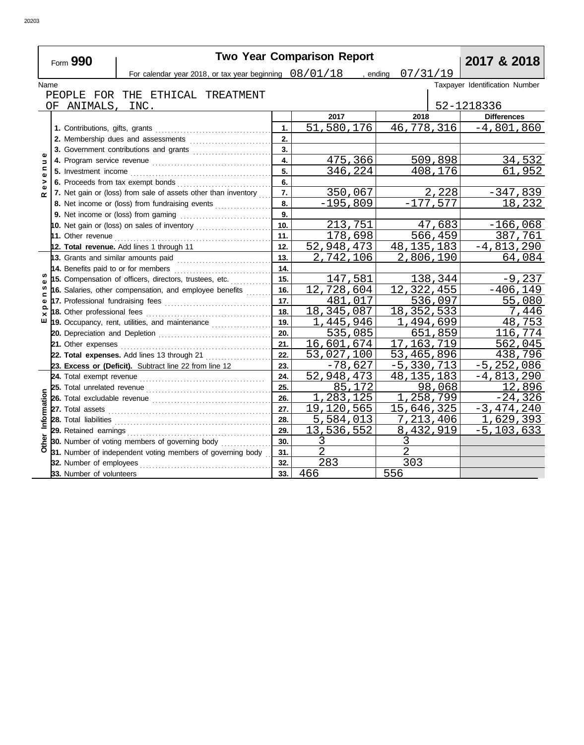20203

# Form 990 — Two Year Comparison Report — 2017 & 2018

For calendar year 2018, or tax year beginning 08/01/18 , ending 07/31/19

Name: PEOPLE FOR THE ETHICAL TREATMENT OF ANIMALS, INC.

Taxpayer Identification Number: 52-1218336

| Section | Item | Line | 2017 | 2018 | Differences |
|---|---|---|---|---|---|
| Revenue | 1. Contributions, gifts, grants | 1. | 51,580,176 | 46,778,316 | -4,801,860 |
| | 2. Membership dues and assessments | 2. | | | |
| | 3. Government contributions and grants | 3. | | | |
| | 4. Program service revenue | 4. | 475,366 | 509,898 | 34,532 |
| | 5. Investment income | 5. | 346,224 | 408,176 | 61,952 |
| | 6. Proceeds from tax exempt bonds | 6. | | | |
| | 7. Net gain or (loss) from sale of assets other than inventory | 7. | 350,067 | 2,228 | -347,839 |
| | 8. Net income or (loss) from fundraising events | 8. | -195,809 | -177,577 | 18,232 |
| | 9. Net income or (loss) from gaming | 9. | | | |
| | 10. Net gain or (loss) on sales of inventory | 10. | 213,751 | 47,683 | -166,068 |
| | 11. Other revenue | 11. | 178,698 | 566,459 | 387,761 |
| | **12. Total revenue.** Add lines 1 through 11 | 12. | 52,948,473 | 48,135,183 | -4,813,290 |
| Expenses | 13. Grants and similar amounts paid | 13. | 2,742,106 | 2,806,190 | 64,084 |
| | 14. Benefits paid to or for members | 14. | | | |
| | 15. Compensation of officers, directors, trustees, etc. | 15. | 147,581 | 138,344 | -9,237 |
| | 16. Salaries, other compensation, and employee benefits | 16. | 12,728,604 | 12,322,455 | -406,149 |
| | 17. Professional fundraising fees | 17. | 481,017 | 536,097 | 55,080 |
| | 18. Other professional fees | 18. | 18,345,087 | 18,352,533 | 7,446 |
| | 19. Occupancy, rent, utilities, and maintenance | 19. | 1,445,946 | 1,494,699 | 48,753 |
| | 20. Depreciation and Depletion | 20. | 535,085 | 651,859 | 116,774 |
| | 21. Other expenses | 21. | 16,601,674 | 17,163,719 | 562,045 |
| | **22. Total expenses.** Add lines 13 through 21 | 22. | 53,027,100 | 53,465,896 | 438,796 |
| | **23. Excess or (Deficit).** Subtract line 22 from line 12 | 23. | -78,627 | -5,330,713 | -5,252,086 |
| Other Information | 24. Total exempt revenue | 24. | 52,948,473 | 48,135,183 | -4,813,290 |
| | 25. Total unrelated revenue | 25. | 85,172 | 98,068 | 12,896 |
| | 26. Total excludable revenue | 26. | 1,283,125 | 1,258,799 | -24,326 |
| | 27. Total assets | 27. | 19,120,565 | 15,646,325 | -3,474,240 |
| | 28. Total liabilities | 28. | 5,584,013 | 7,213,406 | 1,629,393 |
| | 29. Retained earnings | 29. | 13,536,552 | 8,432,919 | -5,103,633 |
| | 30. Number of voting members of governing body | 30. | 3 | 3 | |
| | 31. Number of independent voting members of governing body | 31. | 2 | 2 | |
| | 32. Number of employees | 32. | 283 | 303 | |
| | 33. Number of volunteers | 33. | 466 | 556 | |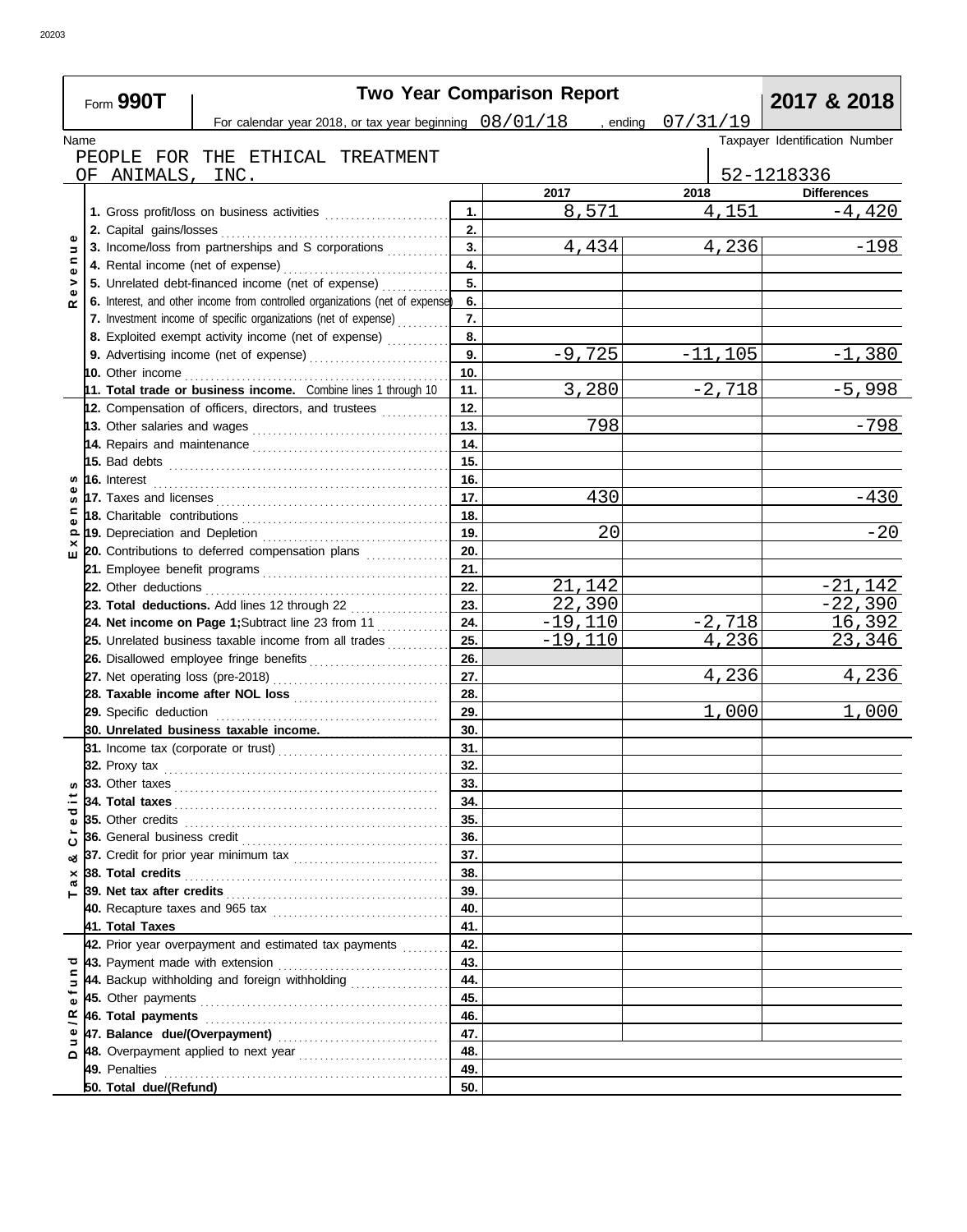20203

# Form 990T — Two Year Comparison Report — 2017 & 2018

For calendar year 2018, or tax year beginning 08/01/18 , ending 07/31/19

Name: PEOPLE FOR THE ETHICAL TREATMENT OF ANIMALS, INC.

Taxpayer Identification Number: 52-1218336

| Section | Line | No. | 2017 | 2018 | Differences |
|---|---|---|---|---|---|
| Revenue | 1. Gross profit/loss on business activities | 1. | 8,571 | 4,151 | -4,420 |
| | 2. Capital gains/losses | 2. | | | |
| | 3. Income/loss from partnerships and S corporations | 3. | 4,434 | 4,236 | -198 |
| | 4. Rental income (net of expense) | 4. | | | |
| | 5. Unrelated debt-financed income (net of expense) | 5. | | | |
| | 6. Interest, and other income from controlled organizations (net of expense) | 6. | | | |
| | 7. Investment income of specific organizations (net of expense) | 7. | | | |
| | 8. Exploited exempt activity income (net of expense) | 8. | | | |
| | 9. Advertising income (net of expense) | 9. | -9,725 | -11,105 | -1,380 |
| | 10. Other income | 10. | | | |
| | 11. **Total trade or business income.** Combine lines 1 through 10 | 11. | 3,280 | -2,718 | -5,998 |
| Expenses | 12. Compensation of officers, directors, and trustees | 12. | | | |
| | 13. Other salaries and wages | 13. | 798 | | -798 |
| | 14. Repairs and maintenance | 14. | | | |
| | 15. Bad debts | 15. | | | |
| | 16. Interest | 16. | | | |
| | 17. Taxes and licenses | 17. | 430 | | -430 |
| | 18. Charitable contributions | 18. | | | |
| | 19. Depreciation and Depletion | 19. | 20 | | -20 |
| | 20. Contributions to deferred compensation plans | 20. | | | |
| | 21. Employee benefit programs | 21. | | | |
| | 22. Other deductions | 22. | 21,142 | | -21,142 |
| | 23. **Total deductions.** Add lines 12 through 22 | 23. | 22,390 | | -22,390 |
| | 24. **Net income on Page 1;** Subtract line 23 from 11 | 24. | -19,110 | -2,718 | 16,392 |
| | 25. Unrelated business taxable income from all trades | 25. | -19,110 | 4,236 | 23,346 |
| | 26. Disallowed employee fringe benefits | 26. | | | |
| | 27. Net operating loss (pre-2018) | 27. | | 4,236 | 4,236 |
| | 28. **Taxable income after NOL loss** | 28. | | | |
| | 29. Specific deduction | 29. | | 1,000 | 1,000 |
| | 30. **Unrelated business taxable income.** | 30. | | | |
| Tax & Credits | 31. Income tax (corporate or trust) | 31. | | | |
| | 32. Proxy tax | 32. | | | |
| | 33. Other taxes | 33. | | | |
| | 34. **Total taxes** | 34. | | | |
| | 35. Other credits | 35. | | | |
| | 36. General business credit | 36. | | | |
| | 37. Credit for prior year minimum tax | 37. | | | |
| | 38. **Total credits** | 38. | | | |
| | 39. **Net tax after credits** | 39. | | | |
| | 40. Recapture taxes and 965 tax | 40. | | | |
| | 41. **Total Taxes** | 41. | | | |
| Due/Refund | 42. Prior year overpayment and estimated tax payments | 42. | | | |
| | 43. Payment made with extension | 43. | | | |
| | 44. Backup withholding and foreign withholding | 44. | | | |
| | 45. Other payments | 45. | | | |
| | 46. **Total payments** | 46. | | | |
| | 47. **Balance due/(Overpayment)** | 47. | | | |
| | 48. Overpayment applied to next year | 48. | | | |
| | 49. Penalties | 49. | | | |
| | 50. **Total due/(Refund)** | 50. | | | |